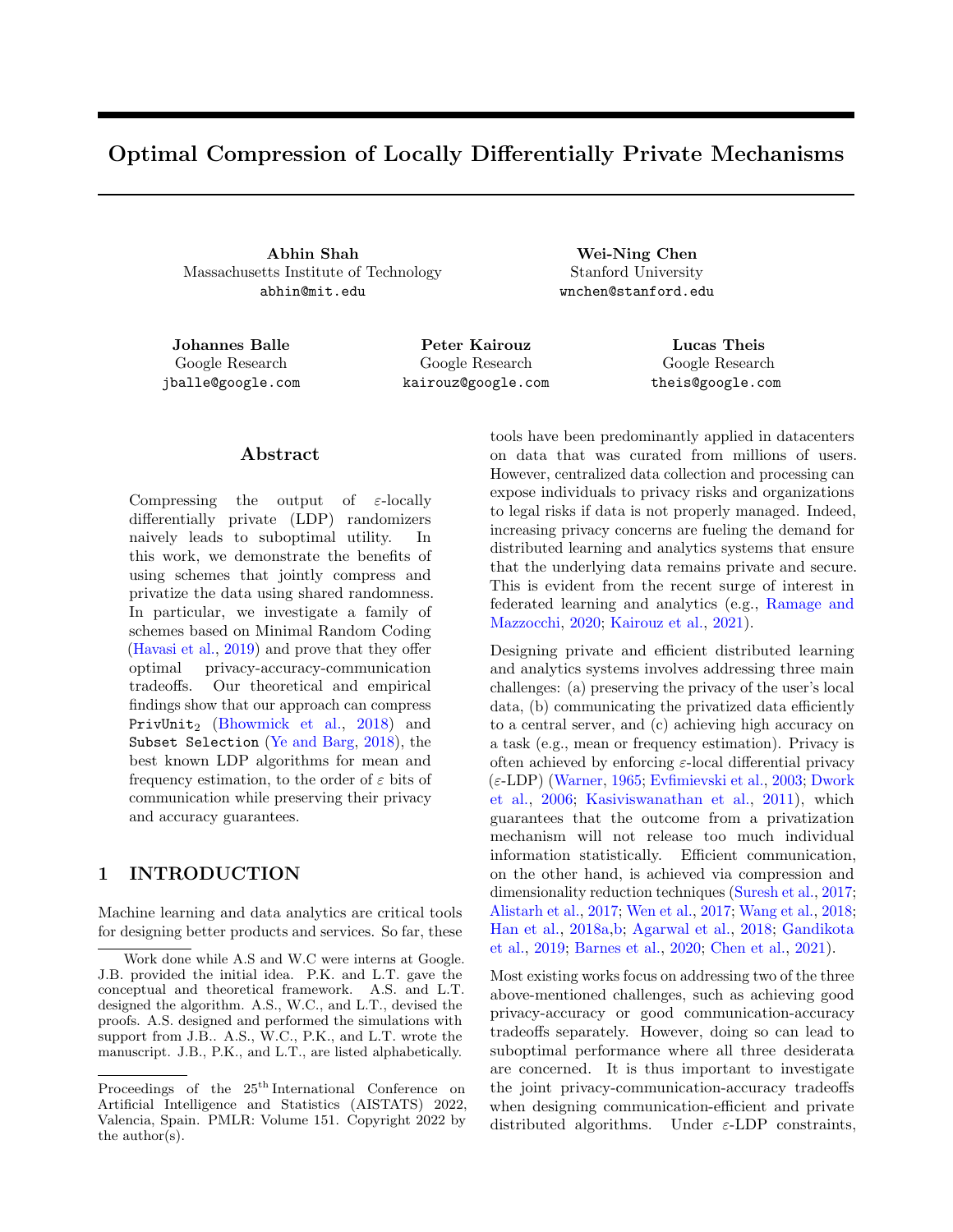# Optimal Compression of Locally Differentially Private Mechanisms

**Abhin Shah**
Massachusetts Institute of Technology
abhin@mit.edu

**Wei-Ning Chen**
Stanford University
wnchen@stanford.edu

**Johannes Balle**
Google Research
jballe@google.com

**Peter Kairouz**
Google Research
kairouz@google.com

**Lucas Theis**
Google Research
theis@google.com

## Abstract

Compressing the output of $\varepsilon$-locally differentially private (LDP) randomizers naively leads to suboptimal utility. In this work, we demonstrate the benefits of using schemes that jointly compress and privatize the data using shared randomness. In particular, we investigate a family of schemes based on Minimal Random Coding (Havasi et al., 2019) and prove that they offer optimal privacy-accuracy-communication tradeoffs. Our theoretical and empirical findings show that our approach can compress PrivUnit$_2$ (Bhowmick et al., 2018) and Subset Selection (Ye and Barg, 2018), the best known LDP algorithms for mean and frequency estimation, to the order of $\varepsilon$ bits of communication while preserving their privacy and accuracy guarantees.

## 1 INTRODUCTION

Machine learning and data analytics are critical tools for designing better products and services. So far, these tools have been predominantly applied in datacenters on data that was curated from millions of users. However, centralized data collection and processing can expose individuals to privacy risks and organizations to legal risks if data is not properly managed. Indeed, increasing privacy concerns are fueling the demand for distributed learning and analytics systems that ensure that the underlying data remains private and secure. This is evident from the recent surge of interest in federated learning and analytics (e.g., Ramage and Mazzocchi, 2020; Kairouz et al., 2021).

Designing private and efficient distributed learning and analytics systems involves addressing three main challenges: (a) preserving the privacy of the user's local data, (b) communicating the privatized data efficiently to a central server, and (c) achieving high accuracy on a task (e.g., mean or frequency estimation). Privacy is often achieved by enforcing $\varepsilon$-local differential privacy ($\varepsilon$-LDP) (Warner, 1965; Evfimievski et al., 2003; Dwork et al., 2006; Kasiviswanathan et al., 2011), which guarantees that the outcome from a privatization mechanism will not release too much individual information statistically. Efficient communication, on the other hand, is achieved via compression and dimensionality reduction techniques (Suresh et al., 2017; Alistarh et al., 2017; Wen et al., 2017; Wang et al., 2018; Han et al., 2018a,b; Agarwal et al., 2018; Gandikota et al., 2019; Barnes et al., 2020; Chen et al., 2021).

Most existing works focus on addressing two of the three above-mentioned challenges, such as achieving good privacy-accuracy or good communication-accuracy tradeoffs separately. However, doing so can lead to suboptimal performance where all three desiderata are concerned. It is thus important to investigate the joint privacy-communication-accuracy tradeoffs when designing communication-efficient and private distributed algorithms. Under $\varepsilon$-LDP constraints,

---

Work done while A.S and W.C were interns at Google. J.B. provided the initial idea. P.K. and L.T. gave the conceptual and theoretical framework. A.S. and L.T. designed the algorithm. A.S., W.C., and L.T., devised the proofs. A.S. designed and performed the simulations with support from J.B.. A.S., W.C., P.K., and L.T. wrote the manuscript. J.B., P.K., and L.T., are listed alphabetically.

Proceedings of the 25[th] International Conference on Artificial Intelligence and Statistics (AISTATS) 2022, Valencia, Spain. PMLR: Volume 151. Copyright 2022 by the author(s).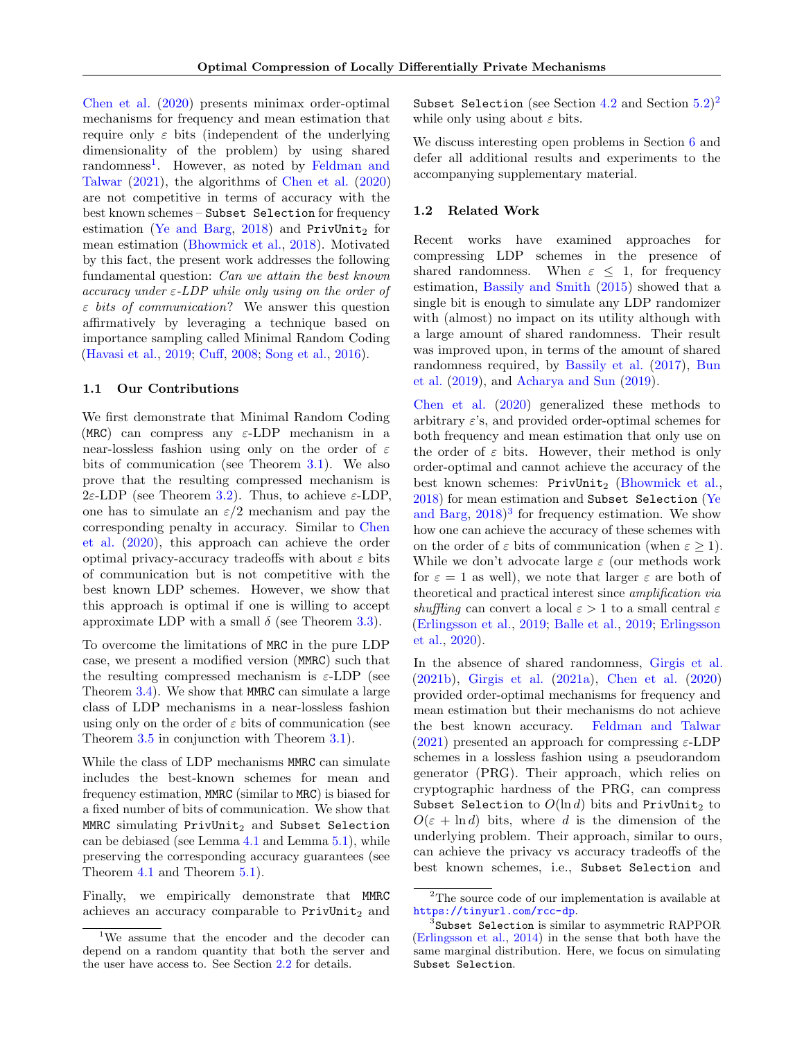Chen et al. (2020) presents minimax order-optimal mechanisms for frequency and mean estimation that require only $\varepsilon$ bits (independent of the underlying dimensionality of the problem) by using shared randomness[1]. However, as noted by Feldman and Talwar (2021), the algorithms of Chen et al. (2020) are not competitive in terms of accuracy with the best known schemes – Subset Selection for frequency estimation (Ye and Barg, 2018) and $\texttt{PrivUnit}_2$ for mean estimation (Bhowmick et al., 2018). Motivated by this fact, the present work addresses the following fundamental question: *Can we attain the best known accuracy under $\varepsilon$-LDP while only using on the order of $\varepsilon$ bits of communication*? We answer this question affirmatively by leveraging a technique based on importance sampling called Minimal Random Coding (Havasi et al., 2019; Cuff, 2008; Song et al., 2016).

### 1.1 Our Contributions

We first demonstrate that Minimal Random Coding (MRC) can compress any $\varepsilon$-LDP mechanism in a near-lossless fashion using only on the order of $\varepsilon$ bits of communication (see Theorem 3.1). We also prove that the resulting compressed mechanism is $2\varepsilon$-LDP (see Theorem 3.2). Thus, to achieve $\varepsilon$-LDP, one has to simulate an $\varepsilon/2$ mechanism and pay the corresponding penalty in accuracy. Similar to Chen et al. (2020), this approach can achieve the order optimal privacy-accuracy tradeoffs with about $\varepsilon$ bits of communication but is not competitive with the best known LDP schemes. However, we show that this approach is optimal if one is willing to accept approximate LDP with a small $\delta$ (see Theorem 3.3).

To overcome the limitations of MRC in the pure LDP case, we present a modified version (MMRC) such that the resulting compressed mechanism is $\varepsilon$-LDP (see Theorem 3.4). We show that MMRC can simulate a large class of LDP mechanisms in a near-lossless fashion using only on the order of $\varepsilon$ bits of communication (see Theorem 3.5 in conjunction with Theorem 3.1).

While the class of LDP mechanisms MMRC can simulate includes the best-known schemes for mean and frequency estimation, MMRC (similar to MRC) is biased for a fixed number of bits of communication. We show that MMRC simulating $\texttt{PrivUnit}_2$ and Subset Selection can be debiased (see Lemma 4.1 and Lemma 5.1), while preserving the corresponding accuracy guarantees (see Theorem 4.1 and Theorem 5.1).

Finally, we empirically demonstrate that MMRC achieves an accuracy comparable to $\texttt{PrivUnit}_2$ and Subset Selection (see Section 4.2 and Section 5.2)[2] while only using about $\varepsilon$ bits.

We discuss interesting open problems in Section 6 and defer all additional results and experiments to the accompanying supplementary material.

### 1.2 Related Work

Recent works have examined approaches for compressing LDP schemes in the presence of shared randomness. When $\varepsilon \leq 1$, for frequency estimation, Bassily and Smith (2015) showed that a single bit is enough to simulate any LDP randomizer with (almost) no impact on its utility although with a large amount of shared randomness. Their result was improved upon, in terms of the amount of shared randomness required, by Bassily et al. (2017), Bun et al. (2019), and Acharya and Sun (2019).

Chen et al. (2020) generalized these methods to arbitrary $\varepsilon$'s, and provided order-optimal schemes for both frequency and mean estimation that only use on the order of $\varepsilon$ bits. However, their method is only order-optimal and cannot achieve the accuracy of the best known schemes: $\texttt{PrivUnit}_2$ (Bhowmick et al., 2018) for mean estimation and Subset Selection (Ye and Barg, 2018)[3] for frequency estimation. We show how one can achieve the accuracy of these schemes with on the order of $\varepsilon$ bits of communication (when $\varepsilon \geq 1$). While we don't advocate large $\varepsilon$ (our methods work for $\varepsilon = 1$ as well), we note that larger $\varepsilon$ are both of theoretical and practical interest since *amplification via shuffling* can convert a local $\varepsilon > 1$ to a small central $\varepsilon$ (Erlingsson et al., 2019; Balle et al., 2019; Erlingsson et al., 2020).

In the absence of shared randomness, Girgis et al. (2021b), Girgis et al. (2021a), Chen et al. (2020) provided order-optimal mechanisms for frequency and mean estimation but their mechanisms do not achieve the best known accuracy. Feldman and Talwar (2021) presented an approach for compressing $\varepsilon$-LDP schemes in a lossless fashion using a pseudorandom generator (PRG). Their approach, which relies on cryptographic hardness of the PRG, can compress Subset Selection to $O(\ln d)$ bits and $\texttt{PrivUnit}_2$ to $O(\varepsilon + \ln d)$ bits, where $d$ is the dimension of the underlying problem. Their approach, similar to ours, can achieve the privacy vs accuracy tradeoffs of the best known schemes, i.e., Subset Selection and

[1] We assume that the encoder and the decoder can depend on a random quantity that both the server and the user have access to. See Section 2.2 for details.

[2] The source code of our implementation is available at https://tinyurl.com/rcc-dp.

[3] Subset Selection is similar to asymmetric RAPPOR (Erlingsson et al., 2014) in the sense that both have the same marginal distribution. Here, we focus on simulating Subset Selection.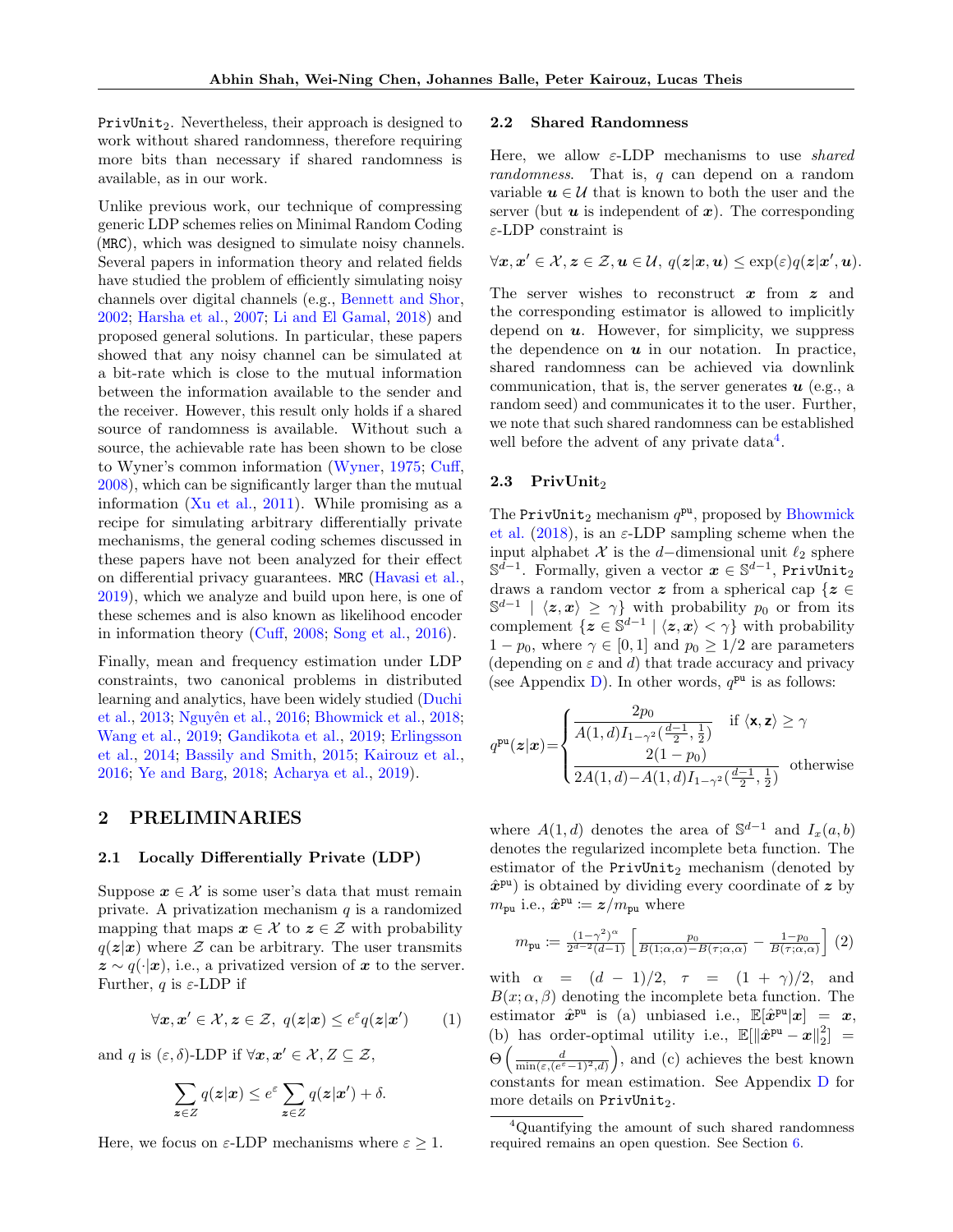PrivUnit$_2$. Nevertheless, their approach is designed to work without shared randomness, therefore requiring more bits than necessary if shared randomness is available, as in our work.

Unlike previous work, our technique of compressing generic LDP schemes relies on Minimal Random Coding (MRC), which was designed to simulate noisy channels. Several papers in information theory and related fields have studied the problem of efficiently simulating noisy channels over digital channels (e.g., Bennett and Shor, 2002; Harsha et al., 2007; Li and El Gamal, 2018) and proposed general solutions. In particular, these papers showed that any noisy channel can be simulated at a bit-rate which is close to the mutual information between the information available to the sender and the receiver. However, this result only holds if a shared source of randomness is available. Without such a source, the achievable rate has been shown to be close to Wyner's common information (Wyner, 1975; Cuff, 2008), which can be significantly larger than the mutual information (Xu et al., 2011). While promising as a recipe for simulating arbitrary differentially private mechanisms, the general coding schemes discussed in these papers have not been analyzed for their effect on differential privacy guarantees. MRC (Havasi et al., 2019), which we analyze and build upon here, is one of these schemes and is also known as likelihood encoder in information theory (Cuff, 2008; Song et al., 2016).

Finally, mean and frequency estimation under LDP constraints, two canonical problems in distributed learning and analytics, have been widely studied (Duchi et al., 2013; Nguyên et al., 2016; Bhowmick et al., 2018; Wang et al., 2019; Gandikota et al., 2019; Erlingsson et al., 2014; Bassily and Smith, 2015; Kairouz et al., 2016; Ye and Barg, 2018; Acharya et al., 2019).

# 2 PRELIMINARIES

## 2.1 Locally Differentially Private (LDP)

Suppose $\boldsymbol{x} \in \mathcal{X}$ is some user's data that must remain private. A privatization mechanism $q$ is a randomized mapping that maps $\boldsymbol{x} \in \mathcal{X}$ to $\boldsymbol{z} \in \mathcal{Z}$ with probability $q(\boldsymbol{z}|\boldsymbol{x})$ where $\mathcal{Z}$ can be arbitrary. The user transmits $\boldsymbol{z} \sim q(\cdot|\boldsymbol{x})$, i.e., a privatized version of $\boldsymbol{x}$ to the server. Further, $q$ is $\varepsilon$-LDP if

$$\forall \boldsymbol{x}, \boldsymbol{x}' \in \mathcal{X}, \boldsymbol{z} \in \mathcal{Z},\ q(\boldsymbol{z}|\boldsymbol{x}) \leq e^{\varepsilon} q(\boldsymbol{z}|\boldsymbol{x}') \tag{1}$$

and $q$ is $(\varepsilon, \delta)$-LDP if $\forall \boldsymbol{x}, \boldsymbol{x}' \in \mathcal{X}, Z \subseteq \mathcal{Z}$,

$$\sum_{\boldsymbol{z} \in Z} q(\boldsymbol{z}|\boldsymbol{x}) \leq e^{\varepsilon} \sum_{\boldsymbol{z} \in Z} q(\boldsymbol{z}|\boldsymbol{x}') + \delta.$$

Here, we focus on $\varepsilon$-LDP mechanisms where $\varepsilon \geq 1$.

## 2.2 Shared Randomness

Here, we allow $\varepsilon$-LDP mechanisms to use *shared randomness*. That is, $q$ can depend on a random variable $\boldsymbol{u} \in \mathcal{U}$ that is known to both the user and the server (but $\boldsymbol{u}$ is independent of $\boldsymbol{x}$). The corresponding $\varepsilon$-LDP constraint is

$$\forall \boldsymbol{x}, \boldsymbol{x}' \in \mathcal{X}, \boldsymbol{z} \in \mathcal{Z}, \boldsymbol{u} \in \mathcal{U},\ q(\boldsymbol{z}|\boldsymbol{x}, \boldsymbol{u}) \leq \exp(\varepsilon) q(\boldsymbol{z}|\boldsymbol{x}', \boldsymbol{u}).$$

The server wishes to reconstruct $\boldsymbol{x}$ from $\boldsymbol{z}$ and the corresponding estimator is allowed to implicitly depend on $\boldsymbol{u}$. However, for simplicity, we suppress the dependence on $\boldsymbol{u}$ in our notation. In practice, shared randomness can be achieved via downlink communication, that is, the server generates $\boldsymbol{u}$ (e.g., a random seed) and communicates it to the user. Further, we note that such shared randomness can be established well before the advent of any private data[4].

## 2.3 PrivUnit$_2$

The PrivUnit$_2$ mechanism $q^{\mathtt{pu}}$, proposed by Bhowmick et al. (2018), is an $\varepsilon$-LDP sampling scheme when the input alphabet $\mathcal{X}$ is the $d-$dimensional unit $\ell_2$ sphere $\mathbb{S}^{d-1}$. Formally, given a vector $\boldsymbol{x} \in \mathbb{S}^{d-1}$, PrivUnit$_2$ draws a random vector $\boldsymbol{z}$ from a spherical cap $\{\boldsymbol{z} \in \mathbb{S}^{d-1} \mid \langle \boldsymbol{z}, \boldsymbol{x} \rangle \geq \gamma\}$ with probability $p_0$ or from its complement $\{\boldsymbol{z} \in \mathbb{S}^{d-1} \mid \langle \boldsymbol{z}, \boldsymbol{x} \rangle < \gamma\}$ with probability $1 - p_0$, where $\gamma \in [0, 1]$ and $p_0 \geq 1/2$ are parameters (depending on $\varepsilon$ and $d$) that trade accuracy and privacy (see Appendix D). In other words, $q^{\mathtt{pu}}$ is as follows:

$$q^{\mathtt{pu}}(\boldsymbol{z}|\boldsymbol{x}) = \begin{cases} \dfrac{2p_0}{A(1,d) I_{1-\gamma^2}(\frac{d-1}{2}, \frac{1}{2})} & \text{if } \langle \mathsf{x}, \mathsf{z} \rangle \geq \gamma \\[2ex] \dfrac{2(1-p_0)}{2A(1,d) - A(1,d) I_{1-\gamma^2}(\frac{d-1}{2}, \frac{1}{2})} & \text{otherwise} \end{cases}$$

where $A(1, d)$ denotes the area of $\mathbb{S}^{d-1}$ and $I_x(a, b)$ denotes the regularized incomplete beta function. The estimator of the PrivUnit$_2$ mechanism (denoted by $\hat{\boldsymbol{x}}^{\mathtt{pu}}$) is obtained by dividing every coordinate of $\boldsymbol{z}$ by $m_{\mathtt{pu}}$ i.e., $\hat{\boldsymbol{x}}^{\mathtt{pu}} := \boldsymbol{z}/m_{\mathtt{pu}}$ where

$$m_{\mathtt{pu}} := \tfrac{(1-\gamma^2)^{\alpha}}{2^{d-2}(d-1)} \left[ \tfrac{p_0}{B(1;\alpha,\alpha) - B(\tau;\alpha,\alpha)} - \tfrac{1-p_0}{B(\tau;\alpha,\alpha)} \right] \tag{2}$$

with $\alpha = (d-1)/2$, $\tau = (1+\gamma)/2$, and $B(x; \alpha, \beta)$ denoting the incomplete beta function. The estimator $\hat{\boldsymbol{x}}^{\mathtt{pu}}$ is (a) unbiased i.e., $\mathbb{E}[\hat{\boldsymbol{x}}^{\mathtt{pu}}|\boldsymbol{x}] = \boldsymbol{x}$, (b) has order-optimal utility i.e., $\mathbb{E}[\|\hat{\boldsymbol{x}}^{\mathtt{pu}} - \boldsymbol{x}\|_2^2] = \Theta\left(\frac{d}{\min(\varepsilon, (e^{\varepsilon}-1)^2, d)}\right)$, and (c) achieves the best known constants for mean estimation. See Appendix D for more details on PrivUnit$_2$.

[4]Quantifying the amount of such shared randomness required remains an open question. See Section 6.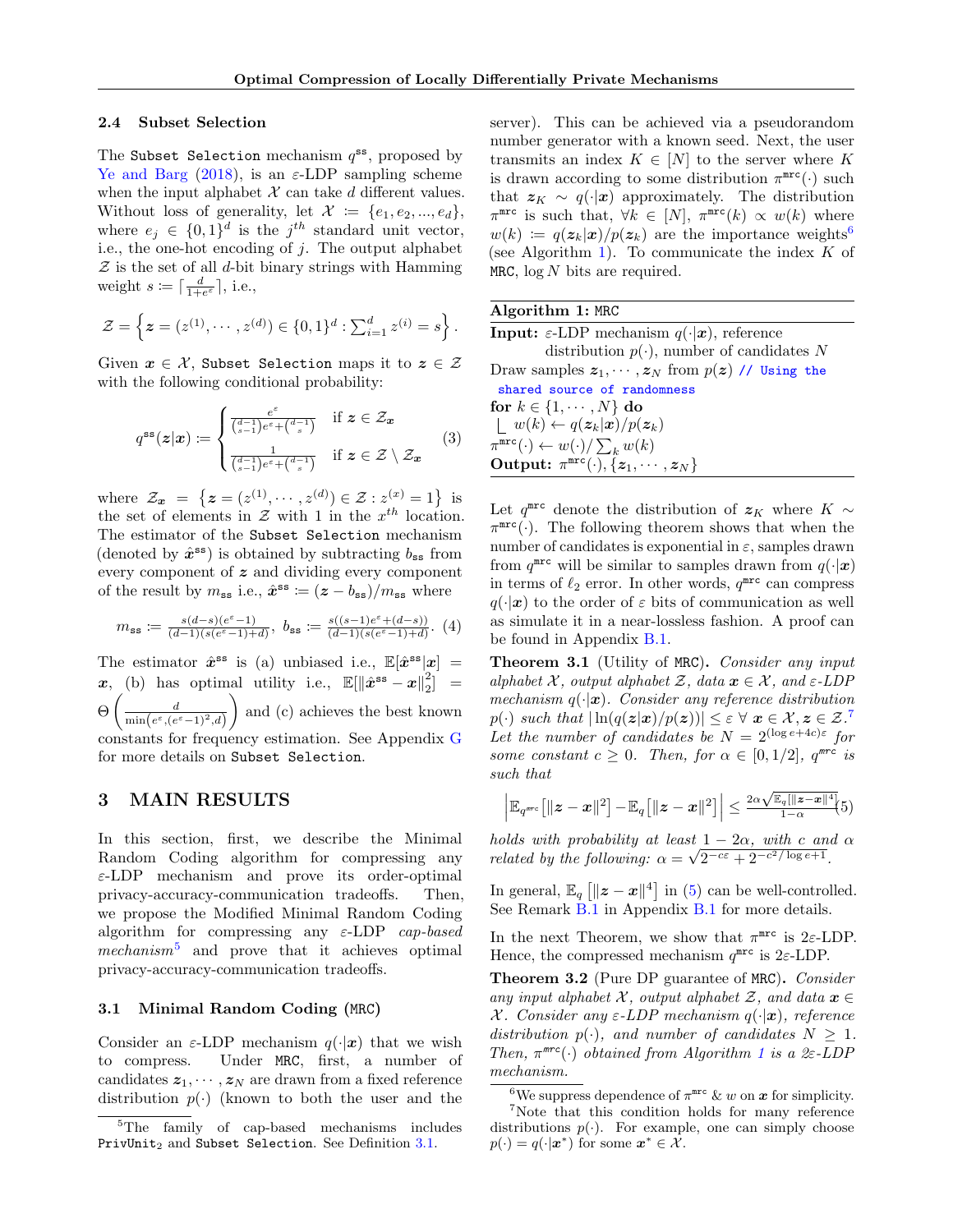### 2.4 Subset Selection

The `Subset Selection` mechanism $q^{\mathtt{ss}}$, proposed by Ye and Barg (2018), is an $\varepsilon$-LDP sampling scheme when the input alphabet $\mathcal{X}$ can take $d$ different values. Without loss of generality, let $\mathcal{X} := \{e_1, e_2, ..., e_d\}$, where $e_j \in \{0,1\}^d$ is the $j^{th}$ standard unit vector, i.e., the one-hot encoding of $j$. The output alphabet $\mathcal{Z}$ is the set of all $d$-bit binary strings with Hamming weight $s := \lceil \frac{d}{1+e^{\varepsilon}} \rceil$, i.e.,

$$\mathcal{Z} = \Big\{ \boldsymbol{z} = (z^{(1)}, \cdots, z^{(d)}) \in \{0,1\}^d : \textstyle\sum_{i=1}^d z^{(i)} = s \Big\}.$$

Given $\boldsymbol{x} \in \mathcal{X}$, `Subset Selection` maps it to $\boldsymbol{z} \in \mathcal{Z}$ with the following conditional probability:

$$q^{\mathtt{ss}}(\boldsymbol{z}|\boldsymbol{x}) := \begin{cases} \frac{e^{\varepsilon}}{\binom{d-1}{s-1}e^{\varepsilon} + \binom{d-1}{s}} & \text{if } \boldsymbol{z} \in \mathcal{Z}_{\boldsymbol{x}} \\ \frac{1}{\binom{d-1}{s-1}e^{\varepsilon} + \binom{d-1}{s}} & \text{if } \boldsymbol{z} \in \mathcal{Z} \setminus \mathcal{Z}_{\boldsymbol{x}} \end{cases} \tag{3}$$

where $\mathcal{Z}_{\boldsymbol{x}} = \big\{ \boldsymbol{z} = (z^{(1)}, \cdots, z^{(d)}) \in \mathcal{Z} : z^{(x)} = 1 \big\}$ is the set of elements in $\mathcal{Z}$ with 1 in the $x^{th}$ location. The estimator of the `Subset Selection` mechanism (denoted by $\hat{\boldsymbol{x}}^{\mathtt{ss}}$) is obtained by subtracting $b_{\mathtt{ss}}$ from every component of $\boldsymbol{z}$ and dividing every component of the result by $m_{\mathtt{ss}}$ i.e., $\hat{\boldsymbol{x}}^{\mathtt{ss}} := (\boldsymbol{z} - b_{\mathtt{ss}})/m_{\mathtt{ss}}$ where

$$m_{\mathtt{ss}} := \tfrac{s(d-s)(e^{\varepsilon}-1)}{(d-1)(s(e^{\varepsilon}-1)+d)}, \; b_{\mathtt{ss}} := \tfrac{s((s-1)e^{\varepsilon}+(d-s))}{(d-1)(s(e^{\varepsilon}-1)+d)}. \tag{4}$$

The estimator $\hat{\boldsymbol{x}}^{\mathtt{ss}}$ is (a) unbiased i.e., $\mathbb{E}[\hat{\boldsymbol{x}}^{\mathtt{ss}}|\boldsymbol{x}] = \boldsymbol{x}$, (b) has optimal utility i.e., $\mathbb{E}[\|\hat{\boldsymbol{x}}^{\mathtt{ss}} - \boldsymbol{x}\|_2^2] = \Theta\Big(\frac{d}{\min(e^{\varepsilon}, (e^{\varepsilon}-1)^2, d)}\Big)$ and (c) achieves the best known constants for frequency estimation. See Appendix G for more details on `Subset Selection`.

## 3 MAIN RESULTS

In this section, first, we describe the Minimal Random Coding algorithm for compressing any $\varepsilon$-LDP mechanism and prove its order-optimal privacy-accuracy-communication tradeoffs. Then, we propose the Modified Minimal Random Coding algorithm for compressing any $\varepsilon$-LDP *cap-based mechanism*[5] and prove that it achieves optimal privacy-accuracy-communication tradeoffs.

### 3.1 Minimal Random Coding (`MRC`)

Consider an $\varepsilon$-LDP mechanism $q(\cdot|\boldsymbol{x})$ that we wish to compress. Under `MRC`, first, a number of candidates $\boldsymbol{z}_1, \cdots, \boldsymbol{z}_N$ are drawn from a fixed reference distribution $p(\cdot)$ (known to both the user and the server). This can be achieved via a pseudorandom number generator with a known seed. Next, the user transmits an index $K \in [N]$ to the server where $K$ is drawn according to some distribution $\pi^{\mathtt{mrc}}(\cdot)$ such that $\boldsymbol{z}_K \sim q(\cdot|\boldsymbol{x})$ approximately. The distribution $\pi^{\mathtt{mrc}}$ is such that, $\forall k \in [N]$, $\pi^{\mathtt{mrc}}(k) \propto w(k)$ where $w(k) := q(\boldsymbol{z}_k|\boldsymbol{x})/p(\boldsymbol{z}_k)$ are the importance weights[6] (see Algorithm 1). To communicate the index $K$ of `MRC`, $\log N$ bits are required.

---

**Algorithm 1:** `MRC`

**Input:** $\varepsilon$-LDP mechanism $q(\cdot|\boldsymbol{x})$, reference distribution $p(\cdot)$, number of candidates $N$

Draw samples $\boldsymbol{z}_1, \cdots, \boldsymbol{z}_N$ from $p(\boldsymbol{z})$ `// Using the shared source of randomness`

**for** $k \in \{1, \cdots, N\}$ **do**

  $w(k) \leftarrow q(\boldsymbol{z}_k|\boldsymbol{x})/p(\boldsymbol{z}_k)$

$\pi^{\mathtt{mrc}}(\cdot) \leftarrow w(\cdot)/\sum_k w(k)$

**Output:** $\pi^{\mathtt{mrc}}(\cdot), \{\boldsymbol{z}_1, \cdots, \boldsymbol{z}_N\}$

---

Let $q^{\mathtt{mrc}}$ denote the distribution of $\boldsymbol{z}_K$ where $K \sim \pi^{\mathtt{mrc}}(\cdot)$. The following theorem shows that when the number of candidates is exponential in $\varepsilon$, samples drawn from $q^{\mathtt{mrc}}$ will be similar to samples drawn from $q(\cdot|\boldsymbol{x})$ in terms of $\ell_2$ error. In other words, $q^{\mathtt{mrc}}$ can compress $q(\cdot|\boldsymbol{x})$ to the order of $\varepsilon$ bits of communication as well as simulate it in a near-lossless fashion. A proof can be found in Appendix B.1.

**Theorem 3.1** (Utility of `MRC`). *Consider any input alphabet $\mathcal{X}$, output alphabet $\mathcal{Z}$, data $\boldsymbol{x} \in \mathcal{X}$, and $\varepsilon$-LDP mechanism $q(\cdot|\boldsymbol{x})$. Consider any reference distribution $p(\cdot)$ such that $|\ln(q(\boldsymbol{z}|\boldsymbol{x})/p(\boldsymbol{z}))| \leq \varepsilon \; \forall \; \boldsymbol{x} \in \mathcal{X}, \boldsymbol{z} \in \mathcal{Z}$.*[7] *Let the number of candidates be $N = 2^{(\log e + 4c)\varepsilon}$ for some constant $c \geq 0$. Then, for $\alpha \in [0, 1/2]$, $q^{\mathtt{mrc}}$ is such that*

$$\Big| \mathbb{E}_{q^{\mathtt{mrc}}}\big[\|\boldsymbol{z} - \boldsymbol{x}\|^2\big] - \mathbb{E}_q\big[\|\boldsymbol{z} - \boldsymbol{x}\|^2\big] \Big| \leq \frac{2\alpha\sqrt{\mathbb{E}_q[\|\boldsymbol{z}-\boldsymbol{x}\|^4]}}{1-\alpha} \tag{5}$$

*holds with probability at least $1 - 2\alpha$, with $c$ and $\alpha$ related by the following: $\alpha = \sqrt{2^{-c\varepsilon} + 2^{-c^2/\log e + 1}}$.*

In general, $\mathbb{E}_q\big[\|\boldsymbol{z} - \boldsymbol{x}\|^4\big]$ in (5) can be well-controlled. See Remark B.1 in Appendix B.1 for more details.

In the next Theorem, we show that $\pi^{\mathtt{mrc}}$ is $2\varepsilon$-LDP. Hence, the compressed mechanism $q^{\mathtt{mrc}}$ is $2\varepsilon$-LDP.

**Theorem 3.2** (Pure DP guarantee of `MRC`). *Consider any input alphabet $\mathcal{X}$, output alphabet $\mathcal{Z}$, and data $\boldsymbol{x} \in \mathcal{X}$. Consider any $\varepsilon$-LDP mechanism $q(\cdot|\boldsymbol{x})$, reference distribution $p(\cdot)$, and number of candidates $N \geq 1$. Then, $\pi^{\mathtt{mrc}}(\cdot)$ obtained from Algorithm 1 is a $2\varepsilon$-LDP mechanism.*

---

[5] The family of cap-based mechanisms includes `PrivUnit`$_2$ and `Subset Selection`. See Definition 3.1.

[6] We suppress dependence of $\pi^{\mathtt{mrc}}$ & $w$ on $\boldsymbol{x}$ for simplicity.

[7] Note that this condition holds for many reference distributions $p(\cdot)$. For example, one can simply choose $p(\cdot) = q(\cdot|\boldsymbol{x}^*)$ for some $\boldsymbol{x}^* \in \mathcal{X}$.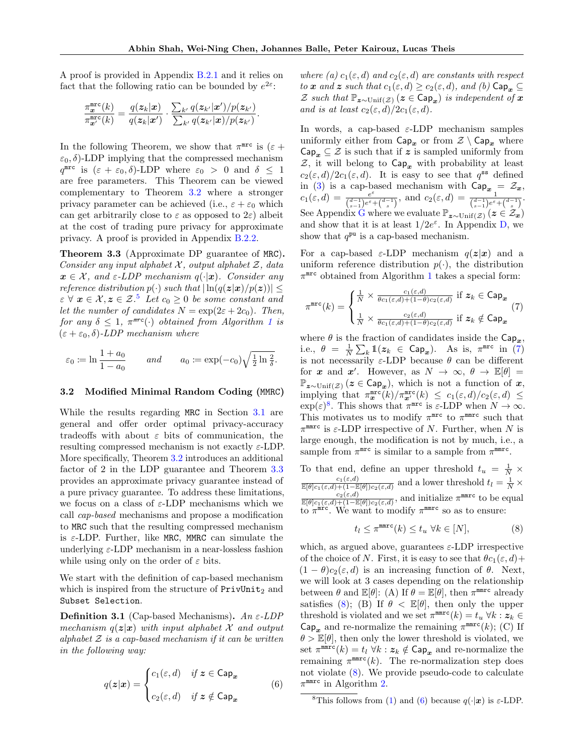A proof is provided in Appendix B.2.1 and it relies on fact that the following ratio can be bounded by $e^{2\varepsilon}$:

$$\frac{\pi^{\texttt{mrc}}_{\boldsymbol{x}}(k)}{\pi^{\texttt{mrc}}_{\boldsymbol{x}'}(k)} = \frac{q(\boldsymbol{z}_k|\boldsymbol{x})}{q(\boldsymbol{z}_k|\boldsymbol{x}')} \cdot \frac{\sum_{k'} q(\boldsymbol{z}_{k'}|\boldsymbol{x}')/p(\boldsymbol{z}_{k'})}{\sum_{k'} q(\boldsymbol{z}_{k'}|\boldsymbol{x})/p(\boldsymbol{z}_{k'})}.$$

In the following Theorem, we show that $\pi^{\texttt{mrc}}$ is $(\varepsilon + \varepsilon_0, \delta)$-LDP implying that the compressed mechanism $q^{\texttt{mrc}}$ is $(\varepsilon + \varepsilon_0, \delta)$-LDP where $\varepsilon_0 > 0$ and $\delta \leq 1$ are free parameters. This Theorem can be viewed complementary to Theorem 3.2 where a stronger privacy parameter can be achieved (i.e., $\varepsilon + \varepsilon_0$ which can get arbitrarily close to $\varepsilon$ as opposed to $2\varepsilon$) albeit at the cost of trading pure privacy for approximate privacy. A proof is provided in Appendix B.2.2.

**Theorem 3.3** (Approximate DP guarantee of MRC)**.** *Consider any input alphabet $\mathcal{X}$, output alphabet $\mathcal{Z}$, data $\boldsymbol{x} \in \mathcal{X}$, and $\varepsilon$-LDP mechanism $q(\cdot|\boldsymbol{x})$. Consider any reference distribution $p(\cdot)$ such that $|\ln(q(\boldsymbol{z}|\boldsymbol{x})/p(\boldsymbol{z}))| \leq \varepsilon \; \forall \; \boldsymbol{x} \in \mathcal{X}, \boldsymbol{z} \in \mathcal{Z}$.[5] Let $c_0 \geq 0$ be some constant and let the number of candidates $N = \exp(2\varepsilon + 2c_0)$. Then, for any $\delta \leq 1$, $\pi^{mrc}(\cdot)$ obtained from Algorithm 1 is $(\varepsilon + \varepsilon_0, \delta)$-LDP mechanism where*

$$\varepsilon_0 := \ln \frac{1 + a_0}{1 - a_0} \qquad \text{and} \qquad a_0 := \exp(-c_0)\sqrt{\tfrac{1}{2}\ln\tfrac{2}{\delta}}.$$

### 3.2 Modified Minimal Random Coding (MMRC)

While the results regarding MRC in Section 3.1 are general and offer order optimal privacy-accuracy tradeoffs with about $\varepsilon$ bits of communication, the resulting compressed mechanism is not exactly $\varepsilon$-LDP. More specifically, Theorem 3.2 introduces an additional factor of 2 in the LDP guarantee and Theorem 3.3 provides an approximate privacy guarantee instead of a pure privacy guarantee. To address these limitations, we focus on a class of $\varepsilon$-LDP mechanisms which we call *cap-based* mechanisms and propose a modification to MRC such that the resulting compressed mechanism is $\varepsilon$-LDP. Further, like MRC, MMRC can simulate the underlying $\varepsilon$-LDP mechanism in a near-lossless fashion while using only on the order of $\varepsilon$ bits.

We start with the definition of cap-based mechanism which is inspired from the structure of $\texttt{PrivUnit}_2$ and `Subset Selection`.

**Definition 3.1** (Cap-based Mechanisms)**.** *An $\varepsilon$-LDP mechanism $q(\boldsymbol{z}|\boldsymbol{x})$ with input alphabet $\mathcal{X}$ and output alphabet $\mathcal{Z}$ is a cap-based mechanism if it can be written in the following way:*

$$q(\boldsymbol{z}|\boldsymbol{x}) = \begin{cases} c_1(\varepsilon, d) & \text{if } \boldsymbol{z} \in \mathsf{Cap}_{\boldsymbol{x}} \\ c_2(\varepsilon, d) & \text{if } \boldsymbol{z} \notin \mathsf{Cap}_{\boldsymbol{x}} \end{cases} \tag{6}$$

*where (a) $c_1(\varepsilon, d)$ and $c_2(\varepsilon, d)$ are constants with respect to $\boldsymbol{x}$ and $\boldsymbol{z}$ such that $c_1(\varepsilon, d) \geq c_2(\varepsilon, d)$, and (b) $\mathsf{Cap}_{\boldsymbol{x}} \subseteq \mathcal{Z}$ such that $\mathbb{P}_{\boldsymbol{z}\sim\text{Unif}(\mathcal{Z})}(\boldsymbol{z} \in \mathsf{Cap}_{\boldsymbol{x}})$ is independent of $\boldsymbol{x}$ and is at least $c_2(\varepsilon, d)/2c_1(\varepsilon, d)$.*

In words, a cap-based $\varepsilon$-LDP mechanism samples uniformly either from $\mathsf{Cap}_{\boldsymbol{x}}$ or from $\mathcal{Z} \setminus \mathsf{Cap}_{\boldsymbol{x}}$ where $\mathsf{Cap}_{\boldsymbol{x}} \subseteq \mathcal{Z}$ is such that if $\boldsymbol{z}$ is sampled uniformly from $\mathcal{Z}$, it will belong to $\mathsf{Cap}_{\boldsymbol{x}}$ with probability at least $c_2(\varepsilon, d)/2c_1(\varepsilon, d)$. It is easy to see that $q^{\texttt{ss}}$ defined in (3) is a cap-based mechanism with $\mathsf{Cap}_{\boldsymbol{x}} = \mathcal{Z}_{\boldsymbol{x}}$, $c_1(\varepsilon, d) = \frac{e^\varepsilon}{\binom{d-1}{s-1}e^\varepsilon + \binom{d-1}{s}}$, and $c_2(\varepsilon, d) = \frac{1}{\binom{d-1}{s-1}e^\varepsilon + \binom{d-1}{s}}$. See Appendix G where we evaluate $\mathbb{P}_{\boldsymbol{z}\sim\text{Unif}(\mathcal{Z})}(\boldsymbol{z} \in \mathcal{Z}_{\boldsymbol{x}})$ and show that it is at least $1/2e^\varepsilon$. In Appendix D, we show that $q^{\texttt{pu}}$ is a cap-based mechanism.

For a cap-based $\varepsilon$-LDP mechanism $q(\boldsymbol{z}|\boldsymbol{x})$ and a uniform reference distribution $p(\cdot)$, the distribution $\pi^{\texttt{mrc}}$ obtained from Algorithm 1 takes a special form:

$$\pi^{\texttt{mrc}}(k) = \begin{cases} \frac{1}{N} \times \frac{c_1(\varepsilon,d)}{\theta c_1(\varepsilon,d) + (1-\theta)c_2(\varepsilon,d)} & \text{if } \boldsymbol{z}_k \in \mathsf{Cap}_{\boldsymbol{x}} \\ \frac{1}{N} \times \frac{c_2(\varepsilon,d)}{\theta c_1(\varepsilon,d) + (1-\theta)c_2(\varepsilon,d)} & \text{if } \boldsymbol{z}_k \notin \mathsf{Cap}_{\boldsymbol{x}} \end{cases} \tag{7}$$

where $\theta$ is the fraction of candidates inside the $\mathsf{Cap}_{\boldsymbol{x}}$, i.e., $\theta = \frac{1}{N}\sum_k \mathbb{1}(\boldsymbol{z}_k \in \mathsf{Cap}_{\boldsymbol{x}})$. As is, $\pi^{\texttt{mrc}}$ in (7) is not necessarily $\varepsilon$-LDP because $\theta$ can be different for $\boldsymbol{x}$ and $\boldsymbol{x}'$. However, as $N \to \infty$, $\theta \to \mathbb{E}[\theta] = \mathbb{P}_{\boldsymbol{z}\sim\text{Unif}(\mathcal{Z})}(\boldsymbol{z} \in \mathsf{Cap}_{\boldsymbol{x}})$, which is not a function of $\boldsymbol{x}$, implying that $\pi^{\texttt{mrc}}_{\boldsymbol{x}}(k)/\pi^{\texttt{mrc}}_{\boldsymbol{x}'}(k) \leq c_1(\varepsilon, d)/c_2(\varepsilon, d) \leq \exp(\varepsilon)$[8]. This shows that $\pi^{\texttt{mrc}}$ is $\varepsilon$-LDP when $N \to \infty$. This motivates us to modify $\pi^{\texttt{mrc}}$ to $\pi^{\texttt{mmrc}}$ such that $\pi^{\texttt{mmrc}}$ is $\varepsilon$-LDP irrespective of $N$. Further, when $N$ is large enough, the modification is not by much, i.e., a sample from $\pi^{\texttt{mrc}}$ is similar to a sample from $\pi^{\texttt{mmrc}}$.

To that end, define an upper threshold $t_u = \frac{1}{N} \times \frac{c_1(\varepsilon,d)}{\mathbb{E}[\theta]c_1(\varepsilon,d) + (1-\mathbb{E}[\theta])c_2(\varepsilon,d)}$ and a lower threshold $t_l = \frac{1}{N} \times \frac{c_2(\varepsilon,d)}{\mathbb{E}[\theta]c_1(\varepsilon,d) + (1-\mathbb{E}[\theta])c_2(\varepsilon,d)}$, and initialize $\pi^{\texttt{mmrc}}$ to be equal to $\pi^{\texttt{mrc}}$. We want to modify $\pi^{\texttt{mmrc}}$ so as to ensure:

$$t_l \leq \pi^{\texttt{mmrc}}(k) \leq t_u \; \forall k \in [N], \tag{8}$$

which, as argued above, guarantees $\varepsilon$-LDP irrespective of the choice of $N$. First, it is easy to see that $\theta c_1(\varepsilon, d) + (1 - \theta)c_2(\varepsilon, d)$ is an increasing function of $\theta$. Next, we will look at 3 cases depending on the relationship between $\theta$ and $\mathbb{E}[\theta]$: (A) If $\theta = \mathbb{E}[\theta]$, then $\pi^{\texttt{mmrc}}$ already satisfies (8); (B) If $\theta < \mathbb{E}[\theta]$, then only the upper threshold is violated and we set $\pi^{\texttt{mmrc}}(k) = t_u \; \forall k : \boldsymbol{z}_k \in \mathsf{Cap}_{\boldsymbol{x}}$ and re-normalize the remaining $\pi^{\texttt{mmrc}}(k)$; (C) If $\theta > \mathbb{E}[\theta]$, then only the lower threshold is violated, we set $\pi^{\texttt{mmrc}}(k) = t_l \; \forall k : \boldsymbol{z}_k \notin \mathsf{Cap}_{\boldsymbol{x}}$ and re-normalize the remaining $\pi^{\texttt{mmrc}}(k)$. The re-normalization step does not violate (8). We provide pseudo-code to calculate $\pi^{\texttt{mmrc}}$ in Algorithm 2.

[8] This follows from (1) and (6) because $q(\cdot|\boldsymbol{x})$ is $\varepsilon$-LDP.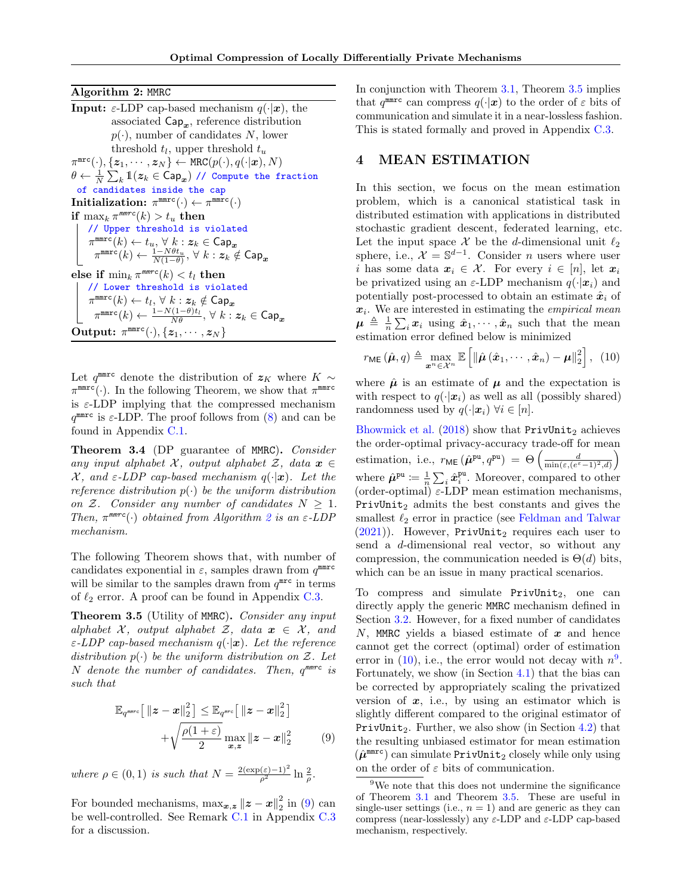**Algorithm 2:** MMRC

**Input:** $\varepsilon$-LDP cap-based mechanism $q(\cdot|\boldsymbol{x})$, the associated $\mathsf{Cap}_{\boldsymbol{x}}$, reference distribution $p(\cdot)$, number of candidates $N$, lower threshold $t_l$, upper threshold $t_u$

$\pi^{\texttt{mrc}}(\cdot), \{\boldsymbol{z}_1, \cdots, \boldsymbol{z}_N\} \leftarrow \texttt{MRC}(p(\cdot), q(\cdot|\boldsymbol{x}), N)$

$\theta \leftarrow \frac{1}{N}\sum_k \mathbb{1}(\boldsymbol{z}_k \in \mathsf{Cap}_{\boldsymbol{x}})$ // Compute the fraction of candidates inside the cap

**Initialization:** $\pi^{\texttt{mmrc}}(\cdot) \leftarrow \pi^{\texttt{mrc}}(\cdot)$

**if** $\max_k \pi^{\texttt{mmrc}}(k) > t_u$ **then**

  // Upper threshold is violated

  $\pi^{\texttt{mmrc}}(k) \leftarrow t_u, \forall\ k : \boldsymbol{z}_k \in \mathsf{Cap}_{\boldsymbol{x}}$

  $\pi^{\texttt{mmrc}}(k) \leftarrow \frac{1-N\theta t_u}{N(1-\theta)}, \forall\ k : \boldsymbol{z}_k \notin \mathsf{Cap}_{\boldsymbol{x}}$

**else if** $\min_k \pi^{\texttt{mmrc}}(k) < t_l$ **then**

  // Lower threshold is violated

  $\pi^{\texttt{mmrc}}(k) \leftarrow t_l, \forall\ k : \boldsymbol{z}_k \notin \mathsf{Cap}_{\boldsymbol{x}}$

  $\pi^{\texttt{mmrc}}(k) \leftarrow \frac{1-N(1-\theta)t_l}{N\theta}, \forall\ k : \boldsymbol{z}_k \in \mathsf{Cap}_{\boldsymbol{x}}$

**Output:** $\pi^{\texttt{mmrc}}(\cdot), \{\boldsymbol{z}_1, \cdots, \boldsymbol{z}_N\}$

Let $q^{\texttt{mmrc}}$ denote the distribution of $\boldsymbol{z}_K$ where $K \sim \pi^{\texttt{mmrc}}(\cdot)$. In the following Theorem, we show that $\pi^{\texttt{mmrc}}$ is $\varepsilon$-LDP implying that the compressed mechanism $q^{\texttt{mmrc}}$ is $\varepsilon$-LDP. The proof follows from (8) and can be found in Appendix C.1.

**Theorem 3.4** (DP guarantee of MMRC)**.** *Consider any input alphabet $\mathcal{X}$, output alphabet $\mathcal{Z}$, data $\boldsymbol{x} \in \mathcal{X}$, and $\varepsilon$-LDP cap-based mechanism $q(\cdot|\boldsymbol{x})$. Let the reference distribution $p(\cdot)$ be the uniform distribution on $\mathcal{Z}$. Consider any number of candidates $N \geq 1$. Then, $\pi^{\texttt{mmrc}}(\cdot)$ obtained from Algorithm 2 is an $\varepsilon$-LDP mechanism.*

The following Theorem shows that, with number of candidates exponential in $\varepsilon$, samples drawn from $q^{\texttt{mmrc}}$ will be similar to the samples drawn from $q^{\texttt{mrc}}$ in terms of $\ell_2$ error. A proof can be found in Appendix C.3.

**Theorem 3.5** (Utility of MMRC)**.** *Consider any input alphabet $\mathcal{X}$, output alphabet $\mathcal{Z}$, data $\boldsymbol{x} \in \mathcal{X}$, and $\varepsilon$-LDP cap-based mechanism $q(\cdot|\boldsymbol{x})$. Let the reference distribution $p(\cdot)$ be the uniform distribution on $\mathcal{Z}$. Let $N$ denote the number of candidates. Then, $q^{\texttt{mmrc}}$ is such that*

$$\mathbb{E}_{q^{\texttt{mmrc}}}\big[\, \|\boldsymbol{z}-\boldsymbol{x}\|_2^2 \big] \leq \mathbb{E}_{q^{\texttt{mrc}}}\big[\, \|\boldsymbol{z}-\boldsymbol{x}\|_2^2 \big] + \sqrt{\frac{\rho(1+\varepsilon)}{2}} \max_{\boldsymbol{x},\boldsymbol{z}} \|\boldsymbol{z}-\boldsymbol{x}\|_2^2 \qquad (9)$$

*where $\rho \in (0,1)$ is such that $N = \frac{2(\exp(\varepsilon)-1)^2}{\rho^2} \ln \frac{2}{\rho}$.*

For bounded mechanisms, $\max_{\boldsymbol{x},\boldsymbol{z}} \|\boldsymbol{z}-\boldsymbol{x}\|_2^2$ in (9) can be well-controlled. See Remark C.1 in Appendix C.3 for a discussion.

In conjunction with Theorem 3.1, Theorem 3.5 implies that $q^{\texttt{mmrc}}$ can compress $q(\cdot|\boldsymbol{x})$ to the order of $\varepsilon$ bits of communication and simulate it in a near-lossless fashion. This is stated formally and proved in Appendix C.3.

# 4 MEAN ESTIMATION

In this section, we focus on the mean estimation problem, which is a canonical statistical task in distributed estimation with applications in distributed stochastic gradient descent, federated learning, etc. Let the input space $\mathcal{X}$ be the $d$-dimensional unit $\ell_2$ sphere, i.e., $\mathcal{X} = \mathbb{S}^{d-1}$. Consider $n$ users where user $i$ has some data $\boldsymbol{x}_i \in \mathcal{X}$. For every $i \in [n]$, let $\boldsymbol{x}_i$ be privatized using an $\varepsilon$-LDP mechanism $q(\cdot|\boldsymbol{x}_i)$ and potentially post-processed to obtain an estimate $\hat{\boldsymbol{x}}_i$ of $\boldsymbol{x}_i$. We are interested in estimating the *empirical* mean $\boldsymbol{\mu} \triangleq \frac{1}{n}\sum_i \boldsymbol{x}_i$ using $\hat{\boldsymbol{x}}_1, \cdots, \hat{\boldsymbol{x}}_n$ such that the mean estimation error defined below is minimized

$$r_{\mathsf{ME}}\left(\hat{\boldsymbol{\mu}}, q\right) \triangleq \max_{\boldsymbol{x}^n \in \mathcal{X}^n} \mathbb{E}\left[\|\hat{\boldsymbol{\mu}}\left(\hat{\boldsymbol{x}}_1, \cdots, \hat{\boldsymbol{x}}_n\right) - \boldsymbol{\mu}\|_2^2\right], \quad (10)$$

where $\hat{\boldsymbol{\mu}}$ is an estimate of $\boldsymbol{\mu}$ and the expectation is with respect to $q(\cdot|\boldsymbol{x}_i)$ as well as all (possibly shared) randomness used by $q(\cdot|\boldsymbol{x}_i)\ \forall i \in [n]$.

Bhowmick et al. (2018) show that $\texttt{PrivUnit}_2$ achieves the order-optimal privacy-accuracy trade-off for mean estimation, i.e., $r_{\mathsf{ME}}\left(\hat{\boldsymbol{\mu}}^{\texttt{pu}}, q^{\texttt{pu}}\right) = \Theta\left(\frac{d}{\min(\varepsilon,(e^\varepsilon-1)^2,d)}\right)$ where $\hat{\boldsymbol{\mu}}^{\texttt{pu}} := \frac{1}{n}\sum_i \hat{\boldsymbol{x}}_i^{\texttt{pu}}$. Moreover, compared to other (order-optimal) $\varepsilon$-LDP mean estimation mechanisms, $\texttt{PrivUnit}_2$ admits the best constants and gives the smallest $\ell_2$ error in practice (see Feldman and Talwar (2021)). However, $\texttt{PrivUnit}_2$ requires each user to send a $d$-dimensional real vector, so without any compression, the communication needed is $\Theta(d)$ bits, which can be an issue in many practical scenarios.

To compress and simulate $\texttt{PrivUnit}_2$, one can directly apply the generic MMRC mechanism defined in Section 3.2. However, for a fixed number of candidates $N$, MMRC yields a biased estimate of $\boldsymbol{x}$ and hence cannot get the correct (optimal) order of estimation error in (10), i.e., the error would not decay with $n$[9]. Fortunately, we show (in Section 4.1) that the bias can be corrected by appropriately scaling the privatized version of $\boldsymbol{x}$, i.e., by using an estimator which is slightly different compared to the original estimator of $\texttt{PrivUnit}_2$. Further, we also show (in Section 4.2) that the resulting unbiased estimator for mean estimation ($\hat{\boldsymbol{\mu}}^{\texttt{mmrc}}$) can simulate $\texttt{PrivUnit}_2$ closely while only using on the order of $\varepsilon$ bits of communication.

[9] We note that this does not undermine the significance of Theorem 3.1 and Theorem 3.5. These are useful in single-user settings (i.e., $n = 1$) and are generic as they can compress (near-losslessly) any $\varepsilon$-LDP and $\varepsilon$-LDP cap-based mechanism, respectively.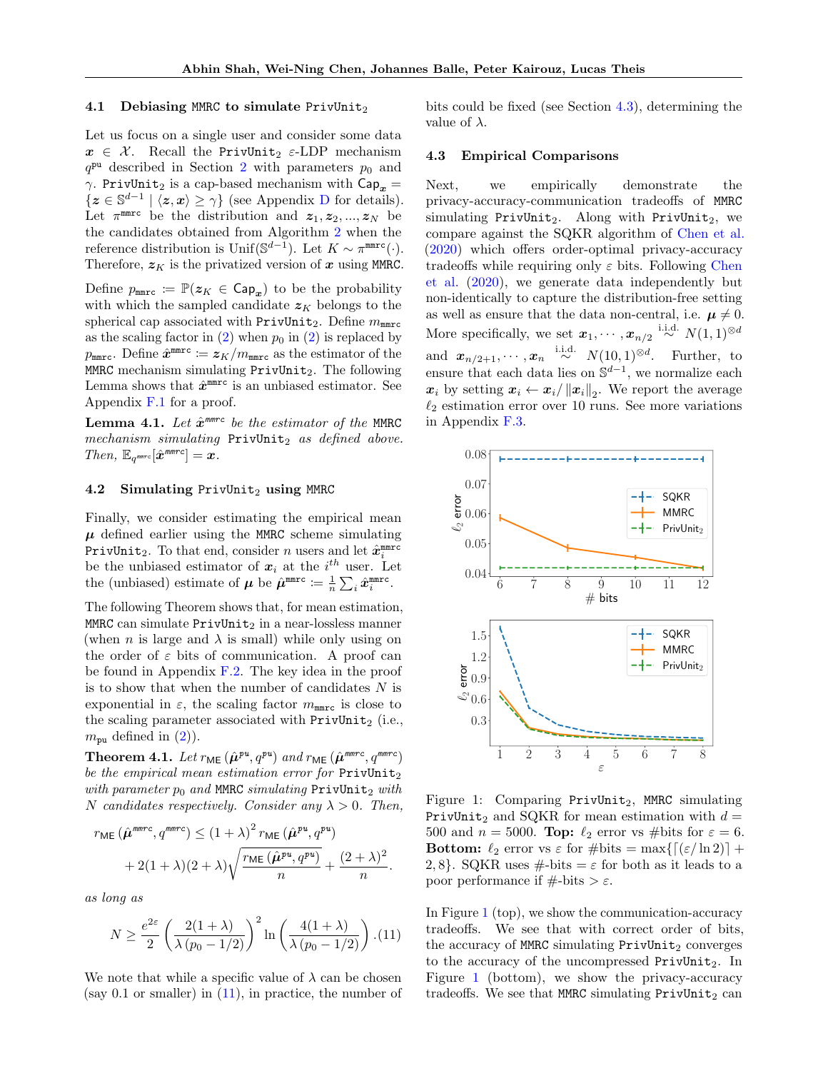### 4.1 Debiasing MMRC to simulate PrivUnit$_2$

Let us focus on a single user and consider some data $\boldsymbol{x} \in \mathcal{X}$. Recall the PrivUnit$_2$ $\varepsilon$-LDP mechanism $q^{\text{pu}}$ described in Section 2 with parameters $p_0$ and $\gamma$. PrivUnit$_2$ is a cap-based mechanism with $\mathsf{Cap}_{\boldsymbol{x}} = \{\boldsymbol{z} \in \mathbb{S}^{d-1} \mid \langle \boldsymbol{z}, \boldsymbol{x} \rangle \geq \gamma\}$ (see Appendix D for details). Let $\pi^{\text{mmrc}}$ be the distribution and $\boldsymbol{z}_1, \boldsymbol{z}_2, ..., \boldsymbol{z}_N$ be the candidates obtained from Algorithm 2 when the reference distribution is $\text{Unif}(\mathbb{S}^{d-1})$. Let $K \sim \pi^{\text{mmrc}}(\cdot)$. Therefore, $\boldsymbol{z}_K$ is the privatized version of $\boldsymbol{x}$ using MMRC.

Define $p_{\text{mmrc}} := \mathbb{P}(\boldsymbol{z}_K \in \mathsf{Cap}_{\boldsymbol{x}})$ to be the probability with which the sampled candidate $\boldsymbol{z}_K$ belongs to the spherical cap associated with PrivUnit$_2$. Define $m_{\text{mmrc}}$ as the scaling factor in (2) when $p_0$ in (2) is replaced by $p_{\text{mmrc}}$. Define $\hat{\boldsymbol{x}}^{\text{mmrc}} := \boldsymbol{z}_K / m_{\text{mmrc}}$ as the estimator of the MMRC mechanism simulating PrivUnit$_2$. The following Lemma shows that $\hat{\boldsymbol{x}}^{\text{mmrc}}$ is an unbiased estimator. See Appendix F.1 for a proof.

**Lemma 4.1.** *Let $\hat{\boldsymbol{x}}^{\text{mmrc}}$ be the estimator of the* MMRC *mechanism simulating* PrivUnit$_2$ *as defined above. Then, $\mathbb{E}_{q^{\text{mmrc}}}[\hat{\boldsymbol{x}}^{\text{mmrc}}] = \boldsymbol{x}$.*

### 4.2 Simulating PrivUnit$_2$ using MMRC

Finally, we consider estimating the empirical mean $\boldsymbol{\mu}$ defined earlier using the MMRC scheme simulating PrivUnit$_2$. To that end, consider $n$ users and let $\hat{\boldsymbol{x}}_i^{\text{mmrc}}$ be the unbiased estimator of $\boldsymbol{x}_i$ at the $i^{th}$ user. Let the (unbiased) estimate of $\boldsymbol{\mu}$ be $\hat{\boldsymbol{\mu}}^{\text{mmrc}} := \frac{1}{n}\sum_i \hat{\boldsymbol{x}}_i^{\text{mmrc}}$.

The following Theorem shows that, for mean estimation, MMRC can simulate PrivUnit$_2$ in a near-lossless manner (when $n$ is large and $\lambda$ is small) while only using on the order of $\varepsilon$ bits of communication. A proof can be found in Appendix F.2. The key idea in the proof is to show that when the number of candidates $N$ is exponential in $\varepsilon$, the scaling factor $m_{\text{mmrc}}$ is close to the scaling parameter associated with PrivUnit$_2$ (i.e., $m_{\text{pu}}$ defined in (2)).

**Theorem 4.1.** *Let $r_{\mathsf{ME}}(\hat{\boldsymbol{\mu}}^{pu}, q^{pu})$ and $r_{\mathsf{ME}}(\hat{\boldsymbol{\mu}}^{mmrc}, q^{mmrc})$ be the empirical mean estimation error for* PrivUnit$_2$ *with parameter $p_0$ and* MMRC *simulating* PrivUnit$_2$ *with $N$ candidates respectively. Consider any $\lambda > 0$. Then,*

$$r_{\mathsf{ME}}(\hat{\boldsymbol{\mu}}^{mmrc}, q^{mmrc}) \leq (1+\lambda)^2 r_{\mathsf{ME}}(\hat{\boldsymbol{\mu}}^{pu}, q^{pu}) + 2(1+\lambda)(2+\lambda)\sqrt{\frac{r_{\mathsf{ME}}(\hat{\boldsymbol{\mu}}^{pu}, q^{pu})}{n}} + \frac{(2+\lambda)^2}{n}.$$

*as long as*

$$N \geq \frac{e^{2\varepsilon}}{2}\left(\frac{2(1+\lambda)}{\lambda(p_0 - 1/2)}\right)^2 \ln\left(\frac{4(1+\lambda)}{\lambda(p_0 - 1/2)}\right). \quad (11)$$

We note that while a specific value of $\lambda$ can be chosen (say 0.1 or smaller) in (11), in practice, the number of bits could be fixed (see Section 4.3), determining the value of $\lambda$.

### 4.3 Empirical Comparisons

Next, we empirically demonstrate the privacy-accuracy-communication tradeoffs of MMRC simulating PrivUnit$_2$. Along with PrivUnit$_2$, we compare against the SQKR algorithm of Chen et al. (2020) which offers order-optimal privacy-accuracy tradeoffs while requiring only $\varepsilon$ bits. Following Chen et al. (2020), we generate data independently but non-identically to capture the distribution-free setting as well as ensure that the data non-central, i.e. $\boldsymbol{\mu} \neq 0$. More specifically, we set $\boldsymbol{x}_1, \cdots, \boldsymbol{x}_{n/2} \overset{\text{i.i.d.}}{\sim} N(1,1)^{\otimes d}$ and $\boldsymbol{x}_{n/2+1}, \cdots, \boldsymbol{x}_n \overset{\text{i.i.d.}}{\sim} N(10,1)^{\otimes d}$. Further, to ensure that each data lies on $\mathbb{S}^{d-1}$, we normalize each $\boldsymbol{x}_i$ by setting $\boldsymbol{x}_i \leftarrow \boldsymbol{x}_i / \|\boldsymbol{x}_i\|_2$. We report the average $\ell_2$ estimation error over 10 runs. See more variations in Appendix F.3.

$\ell_2$ error
0.08
0.07
0.06
0.05
0.04
6 7 8 9 10 11 12
\# bits
SQKR
MMRC
PrivUnit$_2$

$\ell_2$ error
1.5
1.2
0.9
0.6
0.3
1 2 3 4 5 6 7 8
$\varepsilon$
SQKR
MMRC
PrivUnit$_2$

Figure 1: Comparing PrivUnit$_2$, MMRC simulating PrivUnit$_2$ and SQKR for mean estimation with $d = 500$ and $n = 5000$. **Top:** $\ell_2$ error vs #bits for $\varepsilon = 6$. **Bottom:** $\ell_2$ error vs $\varepsilon$ for #bits = $\max\{\lceil(\varepsilon/\ln 2)\rceil + 2, 8\}$. SQKR uses #-bits = $\varepsilon$ for both as it leads to a poor performance if #-bits > $\varepsilon$.

In Figure 1 (top), we show the communication-accuracy tradeoffs. We see that with correct order of bits, the accuracy of MMRC simulating PrivUnit$_2$ converges to the accuracy of the uncompressed PrivUnit$_2$. In Figure 1 (bottom), we show the privacy-accuracy tradeoffs. We see that MMRC simulating PrivUnit$_2$ can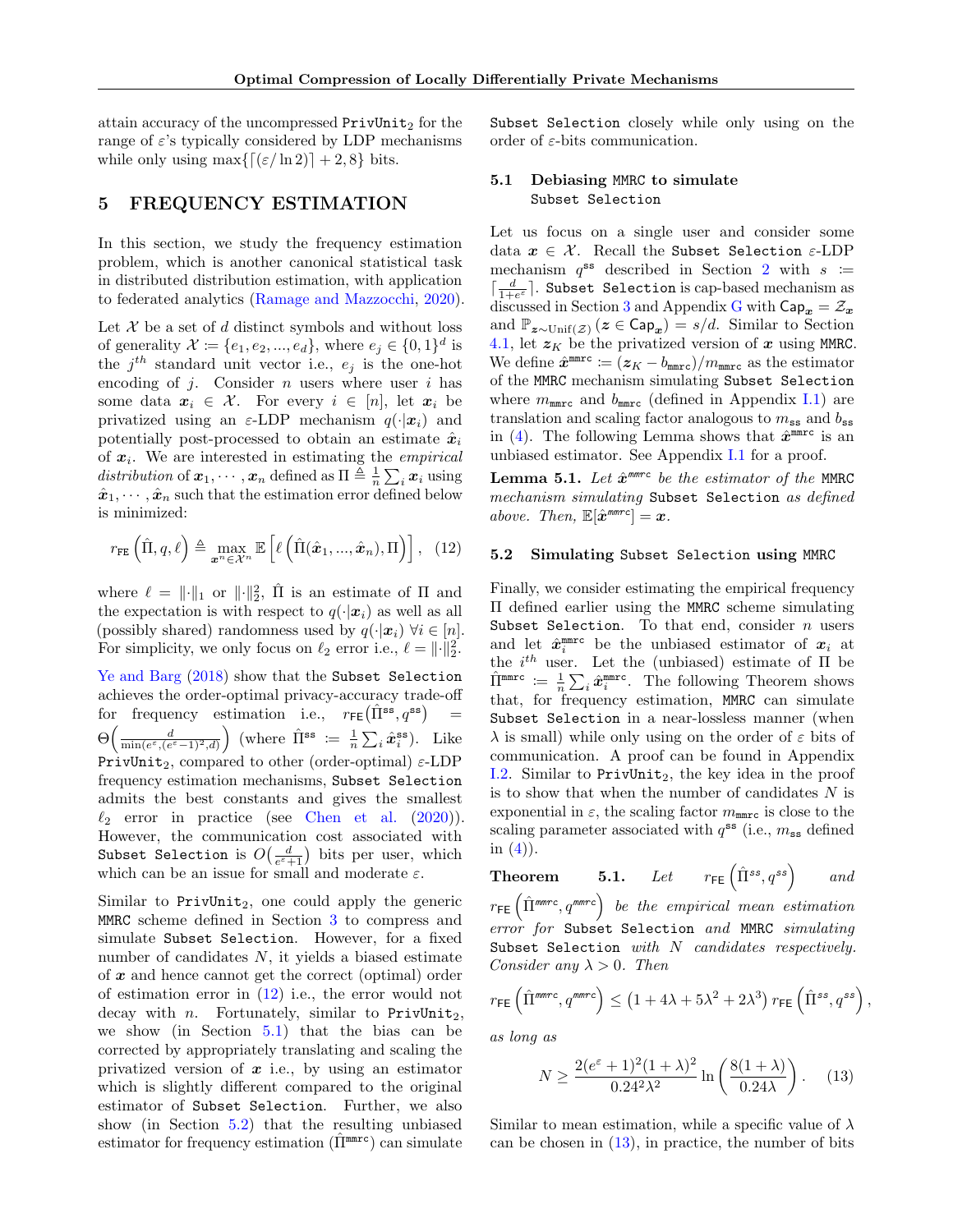attain accuracy of the uncompressed $\texttt{PrivUnit}_2$ for the range of $\varepsilon$'s typically considered by LDP mechanisms while only using $\max\{\lceil(\varepsilon/\ln 2)\rceil + 2, 8\}$ bits.

## 5 FREQUENCY ESTIMATION

In this section, we study the frequency estimation problem, which is another canonical statistical task in distributed distribution estimation, with application to federated analytics (Ramage and Mazzocchi, 2020).

Let $\mathcal{X}$ be a set of $d$ distinct symbols and without loss of generality $\mathcal{X} := \{e_1, e_2, ..., e_d\}$, where $e_j \in \{0,1\}^d$ is the $j^{th}$ standard unit vector i.e., $e_j$ is the one-hot encoding of $j$. Consider $n$ users where user $i$ has some data $\boldsymbol{x}_i \in \mathcal{X}$. For every $i \in [n]$, let $\boldsymbol{x}_i$ be privatized using an $\varepsilon$-LDP mechanism $q(\cdot|\boldsymbol{x}_i)$ and potentially post-processed to obtain an estimate $\hat{\boldsymbol{x}}_i$ of $\boldsymbol{x}_i$. We are interested in estimating the *empirical distribution* of $\boldsymbol{x}_1, \cdots, \boldsymbol{x}_n$ defined as $\Pi \triangleq \frac{1}{n}\sum_i \boldsymbol{x}_i$ using $\hat{\boldsymbol{x}}_1, \cdots, \hat{\boldsymbol{x}}_n$ such that the estimation error defined below is minimized:

$$r_{\texttt{FE}}\left(\hat{\Pi}, q, \ell\right) \triangleq \max_{\boldsymbol{x}^n \in \mathcal{X}^n} \mathbb{E}\left[\ell\left(\hat{\Pi}(\hat{\boldsymbol{x}}_1, ..., \hat{\boldsymbol{x}}_n), \Pi\right)\right], \quad (12)$$

where $\ell = \|\cdot\|_1$ or $\|\cdot\|_2^2$, $\hat{\Pi}$ is an estimate of $\Pi$ and the expectation is with respect to $q(\cdot|\boldsymbol{x}_i)$ as well as all (possibly shared) randomness used by $q(\cdot|\boldsymbol{x}_i)$ $\forall i \in [n]$. For simplicity, we only focus on $\ell_2$ error i.e., $\ell = \|\cdot\|_2^2$.

Ye and Barg (2018) show that the $\texttt{Subset Selection}$ achieves the order-optimal privacy-accuracy trade-off for frequency estimation i.e., $r_{\texttt{FE}}(\hat{\Pi}^{\texttt{ss}}, q^{\texttt{ss}}) = \Theta\Big(\frac{d}{\min(e^{\varepsilon}, (e^{\varepsilon}-1)^2, d)}\Big)$ (where $\hat{\Pi}^{\texttt{ss}} := \frac{1}{n}\sum_i \hat{\boldsymbol{x}}_i^{\texttt{ss}}$). Like $\texttt{PrivUnit}_2$, compared to other (order-optimal) $\varepsilon$-LDP frequency estimation mechanisms, $\texttt{Subset Selection}$ admits the best constants and gives the smallest $\ell_2$ error in practice (see Chen et al. (2020)). However, the communication cost associated with $\texttt{Subset Selection}$ is $O\big(\frac{d}{e^{\varepsilon}+1}\big)$ bits per user, which which can be an issue for small and moderate $\varepsilon$.

Similar to $\texttt{PrivUnit}_2$, one could apply the generic $\texttt{MMRC}$ scheme defined in Section 3 to compress and simulate $\texttt{Subset Selection}$. However, for a fixed number of candidates $N$, it yields a biased estimate of $\boldsymbol{x}$ and hence cannot get the correct (optimal) order of estimation error in (12) i.e., the error would not decay with $n$. Fortunately, similar to $\texttt{PrivUnit}_2$, we show (in Section 5.1) that the bias can be corrected by appropriately translating and scaling the privatized version of $\boldsymbol{x}$ i.e., by using an estimator which is slightly different compared to the original estimator of $\texttt{Subset Selection}$. Further, we also show (in Section 5.2) that the resulting unbiased estimator for frequency estimation ($\hat{\Pi}^{\texttt{mmrc}}$) can simulate $\texttt{Subset Selection}$ closely while only using on the order of $\varepsilon$-bits communication.

### 5.1 Debiasing $\texttt{MMRC}$ to simulate $\texttt{Subset Selection}$

Let us focus on a single user and consider some data $\boldsymbol{x} \in \mathcal{X}$. Recall the $\texttt{Subset Selection}$ $\varepsilon$-LDP mechanism $q^{\texttt{ss}}$ described in Section 2 with $s := \lceil\frac{d}{1+e^{\varepsilon}}\rceil$. $\texttt{Subset Selection}$ is cap-based mechanism as discussed in Section 3 and Appendix G with $\mathsf{Cap}_{\boldsymbol{x}} = \mathcal{Z}_{\boldsymbol{x}}$ and $\mathbb{P}_{\boldsymbol{z}\sim \text{Unif}(\mathcal{Z})}(\boldsymbol{z} \in \mathsf{Cap}_{\boldsymbol{x}}) = s/d$. Similar to Section 4.1, let $\boldsymbol{z}_K$ be the privatized version of $\boldsymbol{x}$ using $\texttt{MMRC}$. We define $\hat{\boldsymbol{x}}^{\texttt{mmrc}} := (\boldsymbol{z}_K - b_{\texttt{mmrc}})/m_{\texttt{mmrc}}$ as the estimator of the $\texttt{MMRC}$ mechanism simulating $\texttt{Subset Selection}$ where $m_{\texttt{mmrc}}$ and $b_{\texttt{mmrc}}$ (defined in Appendix I.1) are translation and scaling factor analogous to $m_{\texttt{ss}}$ and $b_{\texttt{ss}}$ in (4). The following Lemma shows that $\hat{\boldsymbol{x}}^{\texttt{mmrc}}$ is an unbiased estimator. See Appendix I.1 for a proof.

**Lemma 5.1.** *Let $\hat{\boldsymbol{x}}^{\texttt{mmrc}}$ be the estimator of the $\texttt{MMRC}$ mechanism simulating $\texttt{Subset Selection}$ as defined above. Then, $\mathbb{E}[\hat{\boldsymbol{x}}^{\texttt{mmrc}}] = \boldsymbol{x}$.*

### 5.2 Simulating $\texttt{Subset Selection}$ using $\texttt{MMRC}$

Finally, we consider estimating the empirical frequency $\Pi$ defined earlier using the $\texttt{MMRC}$ scheme simulating $\texttt{Subset Selection}$. To that end, consider $n$ users and let $\hat{\boldsymbol{x}}_i^{\texttt{mmrc}}$ be the unbiased estimator of $\boldsymbol{x}_i$ at the $i^{th}$ user. Let the (unbiased) estimate of $\Pi$ be $\hat{\Pi}^{\texttt{mmrc}} := \frac{1}{n}\sum_i \hat{\boldsymbol{x}}_i^{\texttt{mmrc}}$. The following Theorem shows that, for frequency estimation, $\texttt{MMRC}$ can simulate $\texttt{Subset Selection}$ in a near-lossless manner (when $\lambda$ is small) while only using on the order of $\varepsilon$ bits of communication. A proof can be found in Appendix I.2. Similar to $\texttt{PrivUnit}_2$, the key idea in the proof is to show that when the number of candidates $N$ is exponential in $\varepsilon$, the scaling factor $m_{\texttt{mmrc}}$ is close to the scaling parameter associated with $q^{\texttt{ss}}$ (i.e., $m_{\texttt{ss}}$ defined in (4)).

**Theorem 5.1.** *Let $r_{\texttt{FE}}\left(\hat{\Pi}^{ss}, q^{ss}\right)$ and $r_{\texttt{FE}}\left(\hat{\Pi}^{\texttt{mmrc}}, q^{\texttt{mmrc}}\right)$ be the empirical mean estimation error for $\texttt{Subset Selection}$ and $\texttt{MMRC}$ simulating $\texttt{Subset Selection}$ with $N$ candidates respectively. Consider any $\lambda > 0$. Then*

$$r_{\texttt{FE}}\left(\hat{\Pi}^{\texttt{mmrc}}, q^{\texttt{mmrc}}\right) \leq \left(1 + 4\lambda + 5\lambda^2 + 2\lambda^3\right) r_{\texttt{FE}}\left(\hat{\Pi}^{ss}, q^{ss}\right),$$

*as long as*

$$N \geq \frac{2(e^{\varepsilon}+1)^2(1+\lambda)^2}{0.24^2\lambda^2} \ln\left(\frac{8(1+\lambda)}{0.24\lambda}\right). \quad (13)$$

Similar to mean estimation, while a specific value of $\lambda$ can be chosen in (13), in practice, the number of bits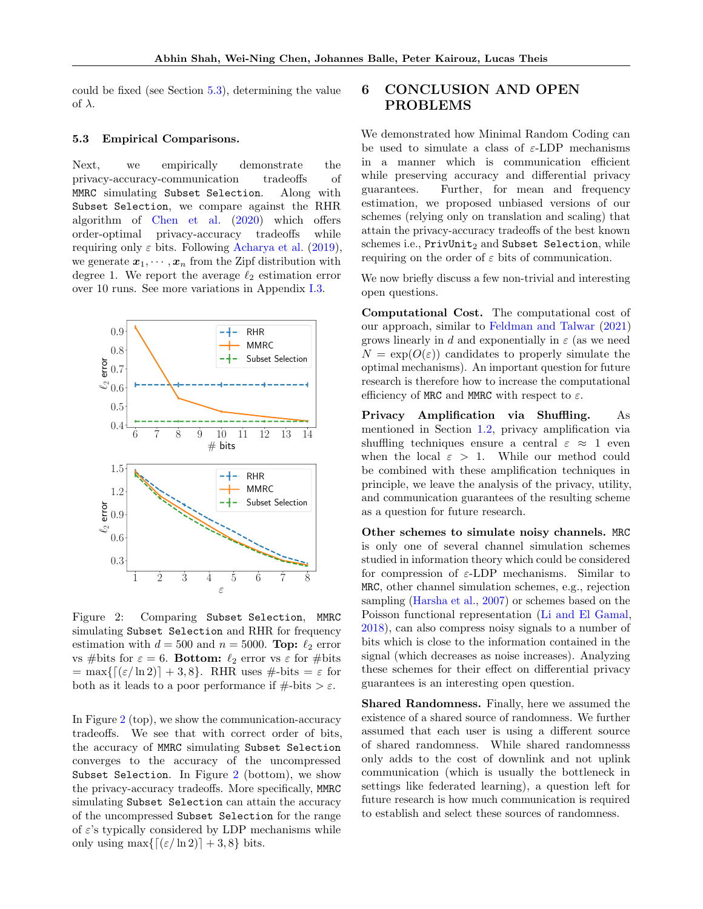could be fixed (see Section 5.3), determining the value of $\lambda$.

### 5.3 Empirical Comparisons.

Next, we empirically demonstrate the privacy-accuracy-communication tradeoffs of MMRC simulating Subset Selection. Along with Subset Selection, we compare against the RHR algorithm of Chen et al. (2020) which offers order-optimal privacy-accuracy tradeoffs while requiring only $\varepsilon$ bits. Following Acharya et al. (2019), we generate $\boldsymbol{x}_1, \cdots, \boldsymbol{x}_n$ from the Zipf distribution with degree 1. We report the average $\ell_2$ estimation error over 10 runs. See more variations in Appendix I.3.

0.9
0.8
0.7
0.6
0.5
0.4
$\ell_2$ error
6 7 8 9 10 11 12 13 14
# bits
RHR
MMRC
Subset Selection

1.5
1.2
0.9
0.6
0.3
$\ell_2$ error
1 2 3 4 5 6 7 8
$\varepsilon$
RHR
MMRC
Subset Selection

Figure 2: Comparing Subset Selection, MMRC simulating Subset Selection and RHR for frequency estimation with $d = 500$ and $n = 5000$. **Top:** $\ell_2$ error vs #bits for $\varepsilon = 6$. **Bottom:** $\ell_2$ error vs $\varepsilon$ for #bits $= \max\{\lceil(\varepsilon/\ln 2)\rceil + 3, 8\}$. RHR uses #-bits $= \varepsilon$ for both as it leads to a poor performance if #-bits $> \varepsilon$.

In Figure 2 (top), we show the communication-accuracy tradeoffs. We see that with correct order of bits, the accuracy of MMRC simulating Subset Selection converges to the accuracy of the uncompressed Subset Selection. In Figure 2 (bottom), we show the privacy-accuracy tradeoffs. More specifically, MMRC simulating Subset Selection can attain the accuracy of the uncompressed Subset Selection for the range of $\varepsilon$'s typically considered by LDP mechanisms while only using $\max\{\lceil(\varepsilon/\ln 2)\rceil + 3, 8\}$ bits.

## 6 CONCLUSION AND OPEN PROBLEMS

We demonstrated how Minimal Random Coding can be used to simulate a class of $\varepsilon$-LDP mechanisms in a manner which is communication efficient while preserving accuracy and differential privacy guarantees. Further, for mean and frequency estimation, we proposed unbiased versions of our schemes (relying only on translation and scaling) that attain the privacy-accuracy tradeoffs of the best known schemes i.e., PrivUnit$_2$ and Subset Selection, while requiring on the order of $\varepsilon$ bits of communication.

We now briefly discuss a few non-trivial and interesting open questions.

**Computational Cost.** The computational cost of our approach, similar to Feldman and Talwar (2021) grows linearly in $d$ and exponentially in $\varepsilon$ (as we need $N = \exp(O(\varepsilon))$ candidates to properly simulate the optimal mechanisms). An important question for future research is therefore how to increase the computational efficiency of MRC and MMRC with respect to $\varepsilon$.

**Privacy Amplification via Shuffling.** As mentioned in Section 1.2, privacy amplification via shuffling techniques ensure a central $\varepsilon \approx 1$ even when the local $\varepsilon > 1$. While our method could be combined with these amplification techniques in principle, we leave the analysis of the privacy, utility, and communication guarantees of the resulting scheme as a question for future research.

**Other schemes to simulate noisy channels.** MRC is only one of several channel simulation schemes studied in information theory which could be considered for compression of $\varepsilon$-LDP mechanisms. Similar to MRC, other channel simulation schemes, e.g., rejection sampling (Harsha et al., 2007) or schemes based on the Poisson functional representation (Li and El Gamal, 2018), can also compress noisy signals to a number of bits which is close to the information contained in the signal (which decreases as noise increases). Analyzing these schemes for their effect on differential privacy guarantees is an interesting open question.

**Shared Randomness.** Finally, here we assumed the existence of a shared source of randomness. We further assumed that each user is using a different source of shared randomness. While shared randomnesss only adds to the cost of downlink and not uplink communication (which is usually the bottleneck in settings like federated learning), a question left for future research is how much communication is required to establish and select these sources of randomness.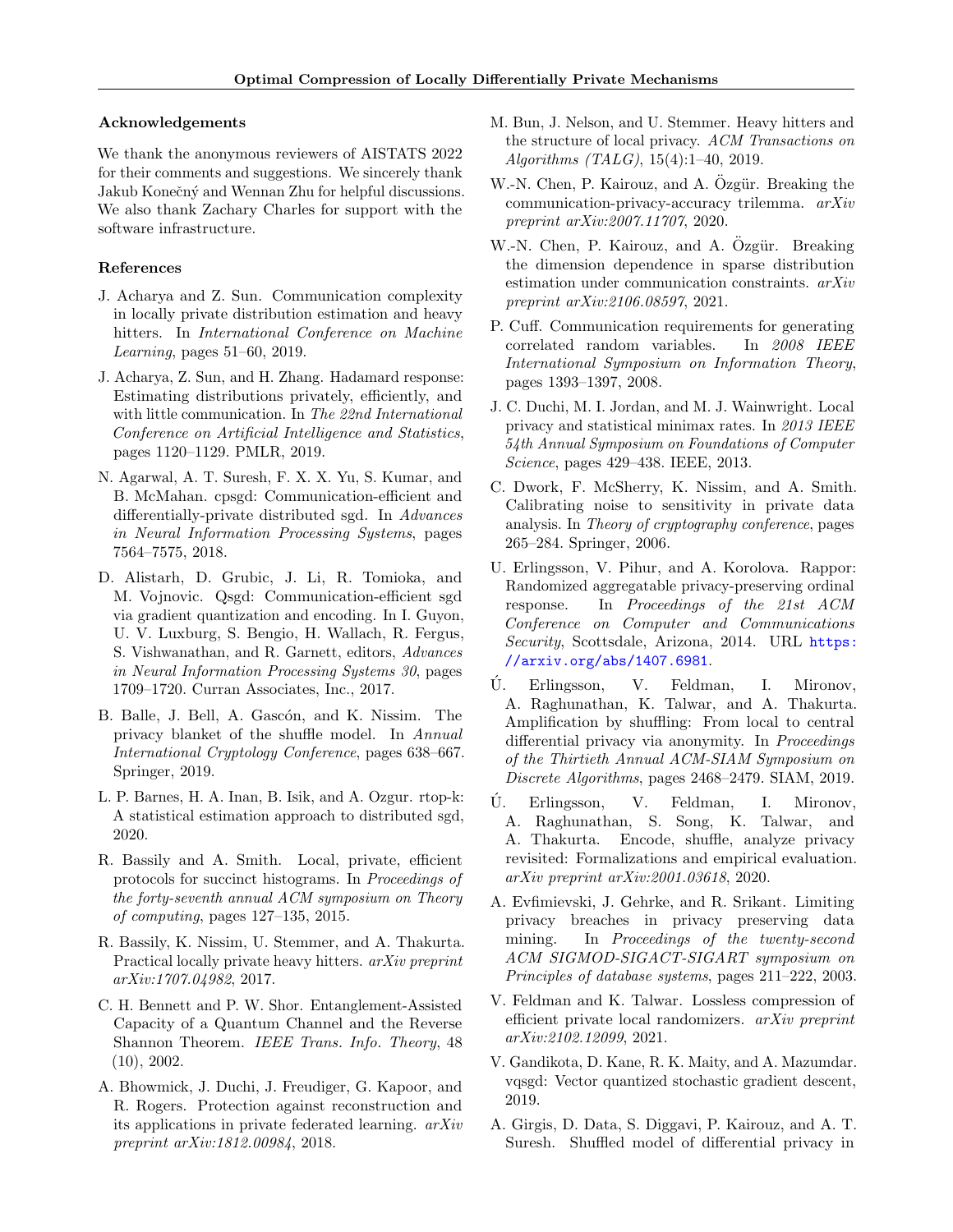### Acknowledgements

We thank the anonymous reviewers of AISTATS 2022 for their comments and suggestions. We sincerely thank Jakub Konečný and Wennan Zhu for helpful discussions. We also thank Zachary Charles for support with the software infrastructure.

### References

J. Acharya and Z. Sun. Communication complexity in locally private distribution estimation and heavy hitters. In *International Conference on Machine Learning*, pages 51–60, 2019.

J. Acharya, Z. Sun, and H. Zhang. Hadamard response: Estimating distributions privately, efficiently, and with little communication. In *The 22nd International Conference on Artificial Intelligence and Statistics*, pages 1120–1129. PMLR, 2019.

N. Agarwal, A. T. Suresh, F. X. X. Yu, S. Kumar, and B. McMahan. cpsgd: Communication-efficient and differentially-private distributed sgd. In *Advances in Neural Information Processing Systems*, pages 7564–7575, 2018.

D. Alistarh, D. Grubic, J. Li, R. Tomioka, and M. Vojnovic. Qsgd: Communication-efficient sgd via gradient quantization and encoding. In I. Guyon, U. V. Luxburg, S. Bengio, H. Wallach, R. Fergus, S. Vishwanathan, and R. Garnett, editors, *Advances in Neural Information Processing Systems 30*, pages 1709–1720. Curran Associates, Inc., 2017.

B. Balle, J. Bell, A. Gascón, and K. Nissim. The privacy blanket of the shuffle model. In *Annual International Cryptology Conference*, pages 638–667. Springer, 2019.

L. P. Barnes, H. A. Inan, B. Isik, and A. Ozgur. rtop-k: A statistical estimation approach to distributed sgd, 2020.

R. Bassily and A. Smith. Local, private, efficient protocols for succinct histograms. In *Proceedings of the forty-seventh annual ACM symposium on Theory of computing*, pages 127–135, 2015.

R. Bassily, K. Nissim, U. Stemmer, and A. Thakurta. Practical locally private heavy hitters. *arXiv preprint arXiv:1707.04982*, 2017.

C. H. Bennett and P. W. Shor. Entanglement-Assisted Capacity of a Quantum Channel and the Reverse Shannon Theorem. *IEEE Trans. Info. Theory*, 48 (10), 2002.

A. Bhowmick, J. Duchi, J. Freudiger, G. Kapoor, and R. Rogers. Protection against reconstruction and its applications in private federated learning. *arXiv preprint arXiv:1812.00984*, 2018.

M. Bun, J. Nelson, and U. Stemmer. Heavy hitters and the structure of local privacy. *ACM Transactions on Algorithms (TALG)*, 15(4):1–40, 2019.

W.-N. Chen, P. Kairouz, and A. Özgür. Breaking the communication-privacy-accuracy trilemma. *arXiv preprint arXiv:2007.11707*, 2020.

W.-N. Chen, P. Kairouz, and A. Özgür. Breaking the dimension dependence in sparse distribution estimation under communication constraints. *arXiv preprint arXiv:2106.08597*, 2021.

P. Cuff. Communication requirements for generating correlated random variables. In *2008 IEEE International Symposium on Information Theory*, pages 1393–1397, 2008.

J. C. Duchi, M. I. Jordan, and M. J. Wainwright. Local privacy and statistical minimax rates. In *2013 IEEE 54th Annual Symposium on Foundations of Computer Science*, pages 429–438. IEEE, 2013.

C. Dwork, F. McSherry, K. Nissim, and A. Smith. Calibrating noise to sensitivity in private data analysis. In *Theory of cryptography conference*, pages 265–284. Springer, 2006.

U. Erlingsson, V. Pihur, and A. Korolova. Rappor: Randomized aggregatable privacy-preserving ordinal response. In *Proceedings of the 21st ACM Conference on Computer and Communications Security*, Scottsdale, Arizona, 2014. URL https://arxiv.org/abs/1407.6981.

Ú. Erlingsson, V. Feldman, I. Mironov, A. Raghunathan, K. Talwar, and A. Thakurta. Amplification by shuffling: From local to central differential privacy via anonymity. In *Proceedings of the Thirtieth Annual ACM-SIAM Symposium on Discrete Algorithms*, pages 2468–2479. SIAM, 2019.

Ú. Erlingsson, V. Feldman, I. Mironov, A. Raghunathan, S. Song, K. Talwar, and A. Thakurta. Encode, shuffle, analyze privacy revisited: Formalizations and empirical evaluation. *arXiv preprint arXiv:2001.03618*, 2020.

A. Evfimievski, J. Gehrke, and R. Srikant. Limiting privacy breaches in privacy preserving data mining. In *Proceedings of the twenty-second ACM SIGMOD-SIGACT-SIGART symposium on Principles of database systems*, pages 211–222, 2003.

V. Feldman and K. Talwar. Lossless compression of efficient private local randomizers. *arXiv preprint arXiv:2102.12099*, 2021.

V. Gandikota, D. Kane, R. K. Maity, and A. Mazumdar. vqsgd: Vector quantized stochastic gradient descent, 2019.

A. Girgis, D. Data, S. Diggavi, P. Kairouz, and A. T. Suresh. Shuffled model of differential privacy in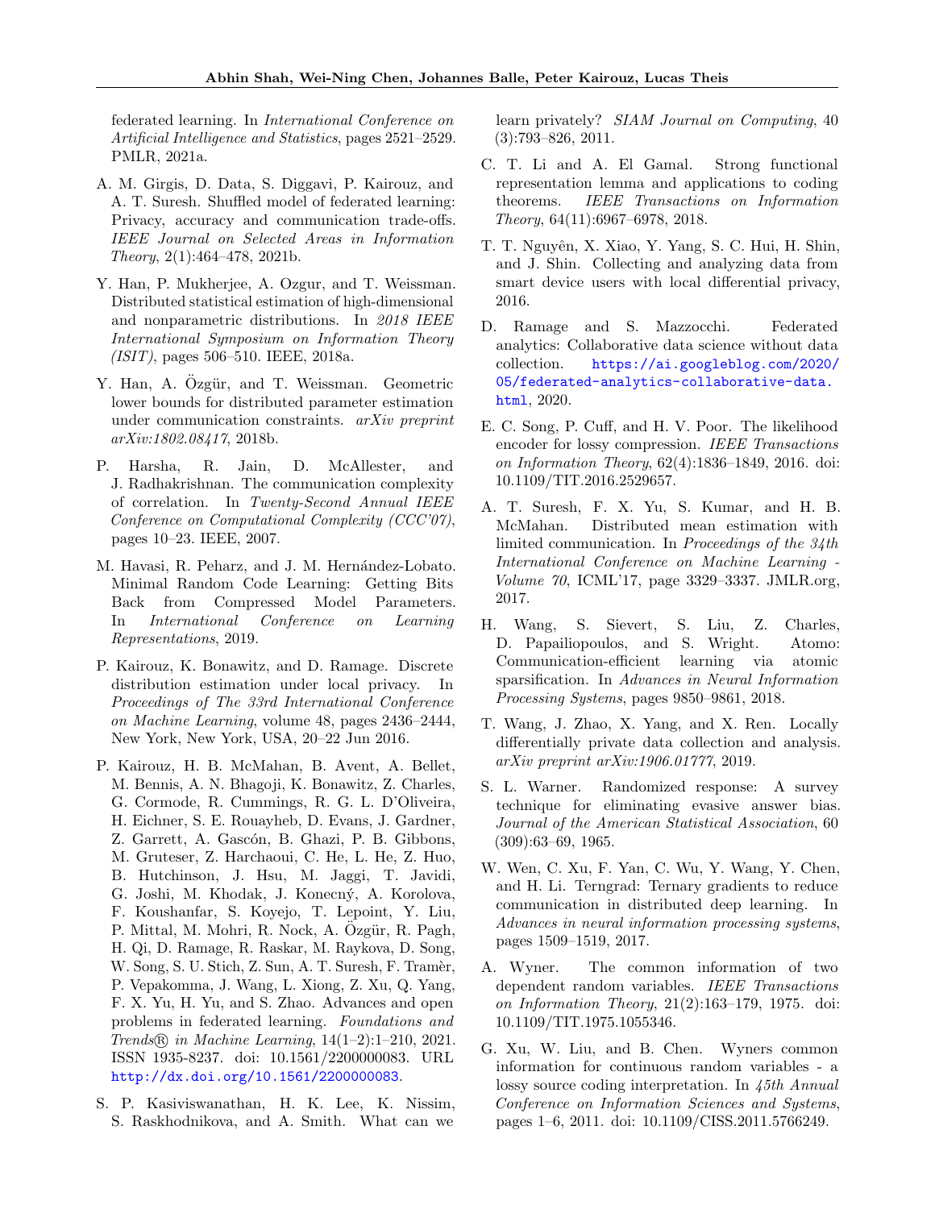federated learning. In *International Conference on Artificial Intelligence and Statistics*, pages 2521–2529. PMLR, 2021a.

A. M. Girgis, D. Data, S. Diggavi, P. Kairouz, and A. T. Suresh. Shuffled model of federated learning: Privacy, accuracy and communication trade-offs. *IEEE Journal on Selected Areas in Information Theory*, 2(1):464–478, 2021b.

Y. Han, P. Mukherjee, A. Ozgur, and T. Weissman. Distributed statistical estimation of high-dimensional and nonparametric distributions. In *2018 IEEE International Symposium on Information Theory (ISIT)*, pages 506–510. IEEE, 2018a.

Y. Han, A. Özgür, and T. Weissman. Geometric lower bounds for distributed parameter estimation under communication constraints. *arXiv preprint arXiv:1802.08417*, 2018b.

P. Harsha, R. Jain, D. McAllester, and J. Radhakrishnan. The communication complexity of correlation. In *Twenty-Second Annual IEEE Conference on Computational Complexity (CCC'07)*, pages 10–23. IEEE, 2007.

M. Havasi, R. Peharz, and J. M. Hernández-Lobato. Minimal Random Code Learning: Getting Bits Back from Compressed Model Parameters. In *International Conference on Learning Representations*, 2019.

P. Kairouz, K. Bonawitz, and D. Ramage. Discrete distribution estimation under local privacy. In *Proceedings of The 33rd International Conference on Machine Learning*, volume 48, pages 2436–2444, New York, New York, USA, 20–22 Jun 2016.

P. Kairouz, H. B. McMahan, B. Avent, A. Bellet, M. Bennis, A. N. Bhagoji, K. Bonawitz, Z. Charles, G. Cormode, R. Cummings, R. G. L. D'Oliveira, H. Eichner, S. E. Rouayheb, D. Evans, J. Gardner, Z. Garrett, A. Gascón, B. Ghazi, P. B. Gibbons, M. Gruteser, Z. Harchaoui, C. He, L. He, Z. Huo, B. Hutchinson, J. Hsu, M. Jaggi, T. Javidi, G. Joshi, M. Khodak, J. Konecný, A. Korolova, F. Koushanfar, S. Koyejo, T. Lepoint, Y. Liu, P. Mittal, M. Mohri, R. Nock, A. Özgür, R. Pagh, H. Qi, D. Ramage, R. Raskar, M. Raykova, D. Song, W. Song, S. U. Stich, Z. Sun, A. T. Suresh, F. Tramèr, P. Vepakomma, J. Wang, L. Xiong, Z. Xu, Q. Yang, F. X. Yu, H. Yu, and S. Zhao. Advances and open problems in federated learning. *Foundations and Trends® in Machine Learning*, 14(1–2):1–210, 2021. ISSN 1935-8237. doi: 10.1561/2200000083. URL http://dx.doi.org/10.1561/2200000083.

S. P. Kasiviswanathan, H. K. Lee, K. Nissim, S. Raskhodnikova, and A. Smith. What can we learn privately? *SIAM Journal on Computing*, 40 (3):793–826, 2011.

C. T. Li and A. El Gamal. Strong functional representation lemma and applications to coding theorems. *IEEE Transactions on Information Theory*, 64(11):6967–6978, 2018.

T. T. Nguyên, X. Xiao, Y. Yang, S. C. Hui, H. Shin, and J. Shin. Collecting and analyzing data from smart device users with local differential privacy, 2016.

D. Ramage and S. Mazzocchi. Federated analytics: Collaborative data science without data collection. https://ai.googleblog.com/2020/05/federated-analytics-collaborative-data.html, 2020.

E. C. Song, P. Cuff, and H. V. Poor. The likelihood encoder for lossy compression. *IEEE Transactions on Information Theory*, 62(4):1836–1849, 2016. doi: 10.1109/TIT.2016.2529657.

A. T. Suresh, F. X. Yu, S. Kumar, and H. B. McMahan. Distributed mean estimation with limited communication. In *Proceedings of the 34th International Conference on Machine Learning - Volume 70*, ICML'17, page 3329–3337. JMLR.org, 2017.

H. Wang, S. Sievert, S. Liu, Z. Charles, D. Papailiopoulos, and S. Wright. Atomo: Communication-efficient learning via atomic sparsification. In *Advances in Neural Information Processing Systems*, pages 9850–9861, 2018.

T. Wang, J. Zhao, X. Yang, and X. Ren. Locally differentially private data collection and analysis. *arXiv preprint arXiv:1906.01777*, 2019.

S. L. Warner. Randomized response: A survey technique for eliminating evasive answer bias. *Journal of the American Statistical Association*, 60 (309):63–69, 1965.

W. Wen, C. Xu, F. Yan, C. Wu, Y. Wang, Y. Chen, and H. Li. Terngrad: Ternary gradients to reduce communication in distributed deep learning. In *Advances in neural information processing systems*, pages 1509–1519, 2017.

A. Wyner. The common information of two dependent random variables. *IEEE Transactions on Information Theory*, 21(2):163–179, 1975. doi: 10.1109/TIT.1975.1055346.

G. Xu, W. Liu, and B. Chen. Wyners common information for continuous random variables - a lossy source coding interpretation. In *45th Annual Conference on Information Sciences and Systems*, pages 1–6, 2011. doi: 10.1109/CISS.2011.5766249.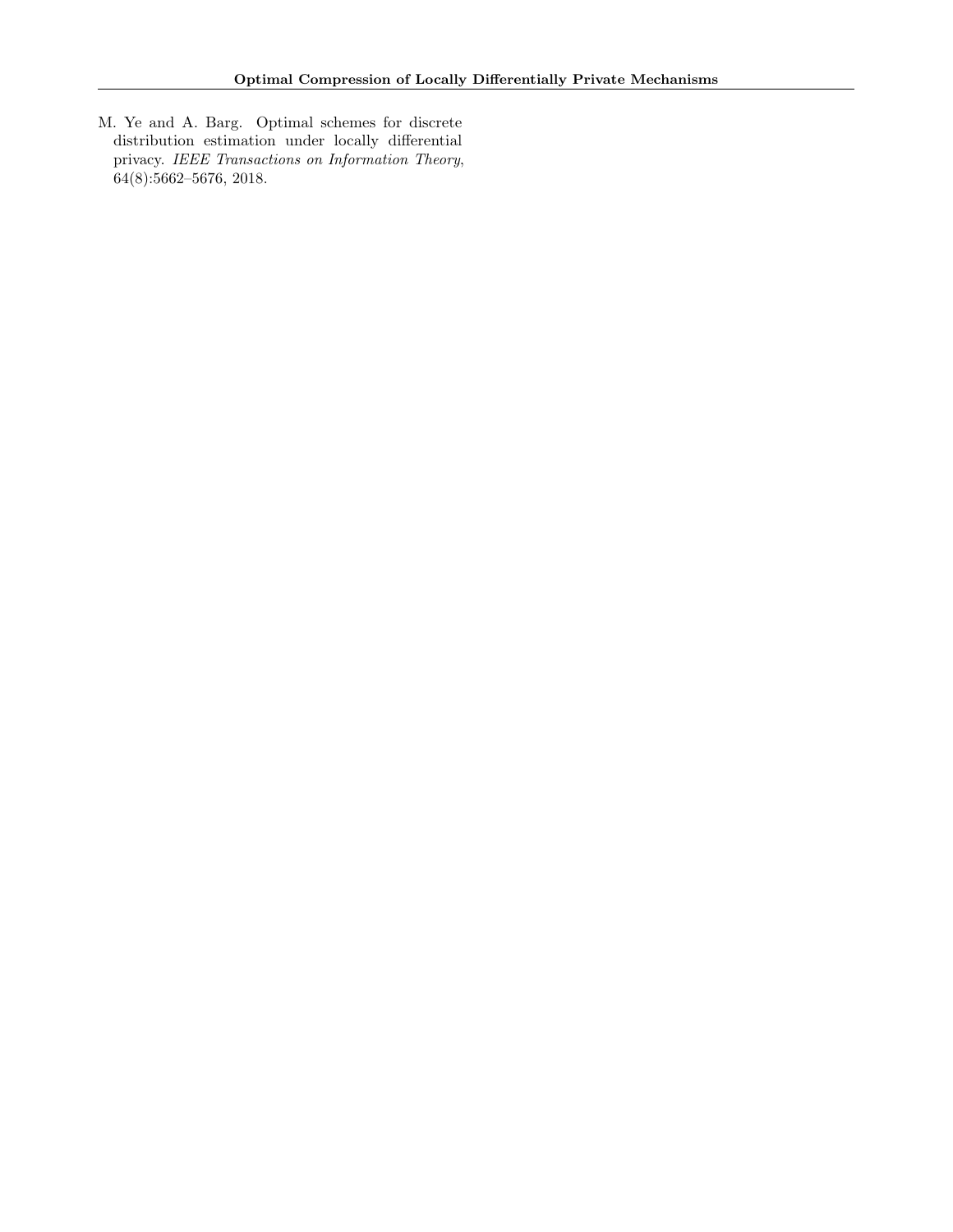M. Ye and A. Barg. Optimal schemes for discrete distribution estimation under locally differential privacy. *IEEE Transactions on Information Theory*, 64(8):5662–5676, 2018.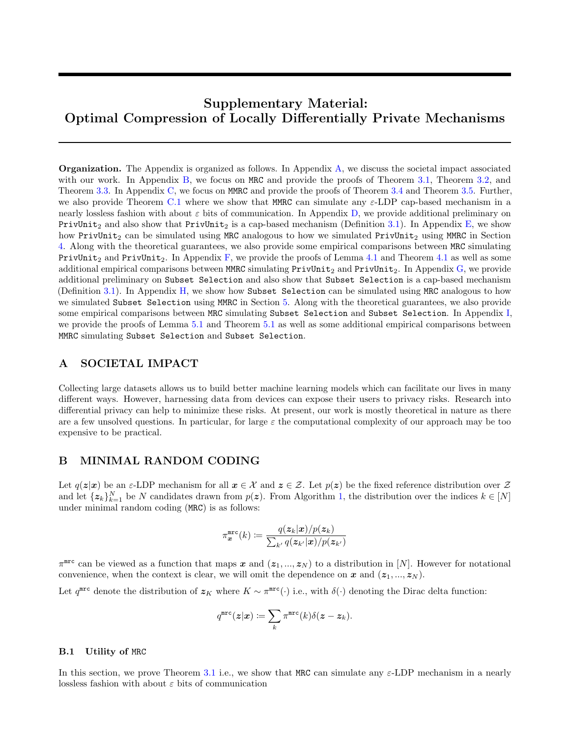# Supplementary Material: Optimal Compression of Locally Differentially Private Mechanisms

**Organization.** The Appendix is organized as follows. In Appendix A, we discuss the societal impact associated with our work. In Appendix B, we focus on MRC and provide the proofs of Theorem 3.1, Theorem 3.2, and Theorem 3.3. In Appendix C, we focus on MMRC and provide the proofs of Theorem 3.4 and Theorem 3.5. Further, we also provide Theorem C.1 where we show that MMRC can simulate any $\varepsilon$-LDP cap-based mechanism in a nearly lossless fashion with about $\varepsilon$ bits of communication. In Appendix D, we provide additional preliminary on $\texttt{PrivUnit}_2$ and also show that $\texttt{PrivUnit}_2$ is a cap-based mechanism (Definition 3.1). In Appendix E, we show how $\texttt{PrivUnit}_2$ can be simulated using MRC analogous to how we simulated $\texttt{PrivUnit}_2$ using MMRC in Section 4. Along with the theoretical guarantees, we also provide some empirical comparisons between MRC simulating $\texttt{PrivUnit}_2$ and $\texttt{PrivUnit}_2$. In Appendix F, we provide the proofs of Lemma 4.1 and Theorem 4.1 as well as some additional empirical comparisons between MMRC simulating $\texttt{PrivUnit}_2$ and $\texttt{PrivUnit}_2$. In Appendix G, we provide additional preliminary on Subset Selection and also show that Subset Selection is a cap-based mechanism (Definition 3.1). In Appendix H, we show how Subset Selection can be simulated using MRC analogous to how we simulated Subset Selection using MMRC in Section 5. Along with the theoretical guarantees, we also provide some empirical comparisons between MRC simulating Subset Selection and Subset Selection. In Appendix I, we provide the proofs of Lemma 5.1 and Theorem 5.1 as well as some additional empirical comparisons between MMRC simulating Subset Selection and Subset Selection.

## A SOCIETAL IMPACT

Collecting large datasets allows us to build better machine learning models which can facilitate our lives in many different ways. However, harnessing data from devices can expose their users to privacy risks. Research into differential privacy can help to minimize these risks. At present, our work is mostly theoretical in nature as there are a few unsolved questions. In particular, for large $\varepsilon$ the computational complexity of our approach may be too expensive to be practical.

## B MINIMAL RANDOM CODING

Let $q(\boldsymbol{z}|\boldsymbol{x})$ be an $\varepsilon$-LDP mechanism for all $\boldsymbol{x} \in \mathcal{X}$ and $\boldsymbol{z} \in \mathcal{Z}$. Let $p(\boldsymbol{z})$ be the fixed reference distribution over $\mathcal{Z}$ and let $\{\boldsymbol{z}_k\}_{k=1}^N$ be $N$ candidates drawn from $p(\boldsymbol{z})$. From Algorithm 1, the distribution over the indices $k \in [N]$ under minimal random coding (MRC) is as follows:

$$\pi_{\boldsymbol{x}}^{\texttt{mrc}}(k) \coloneqq \frac{q(\boldsymbol{z}_k|\boldsymbol{x})/p(\boldsymbol{z}_k)}{\sum_{k'} q(\boldsymbol{z}_{k'}|\boldsymbol{x})/p(\boldsymbol{z}_{k'})}$$

$\pi^{\texttt{mrc}}$ can be viewed as a function that maps $\boldsymbol{x}$ and $(\boldsymbol{z}_1, ..., \boldsymbol{z}_N)$ to a distribution in $[N]$. However for notational convenience, when the context is clear, we will omit the dependence on $\boldsymbol{x}$ and $(\boldsymbol{z}_1, ..., \boldsymbol{z}_N)$.

Let $q^{\texttt{mrc}}$ denote the distribution of $\boldsymbol{z}_K$ where $K \sim \pi^{\texttt{mrc}}(\cdot)$ i.e., with $\delta(\cdot)$ denoting the Dirac delta function:

$$q^{\texttt{mrc}}(\boldsymbol{z}|\boldsymbol{x}) \coloneqq \sum_k \pi^{\texttt{mrc}}(k)\delta(\boldsymbol{z} - \boldsymbol{z}_k).$$

### B.1 Utility of MRC

In this section, we prove Theorem 3.1 i.e., we show that MRC can simulate any $\varepsilon$-LDP mechanism in a nearly lossless fashion with about $\varepsilon$ bits of communication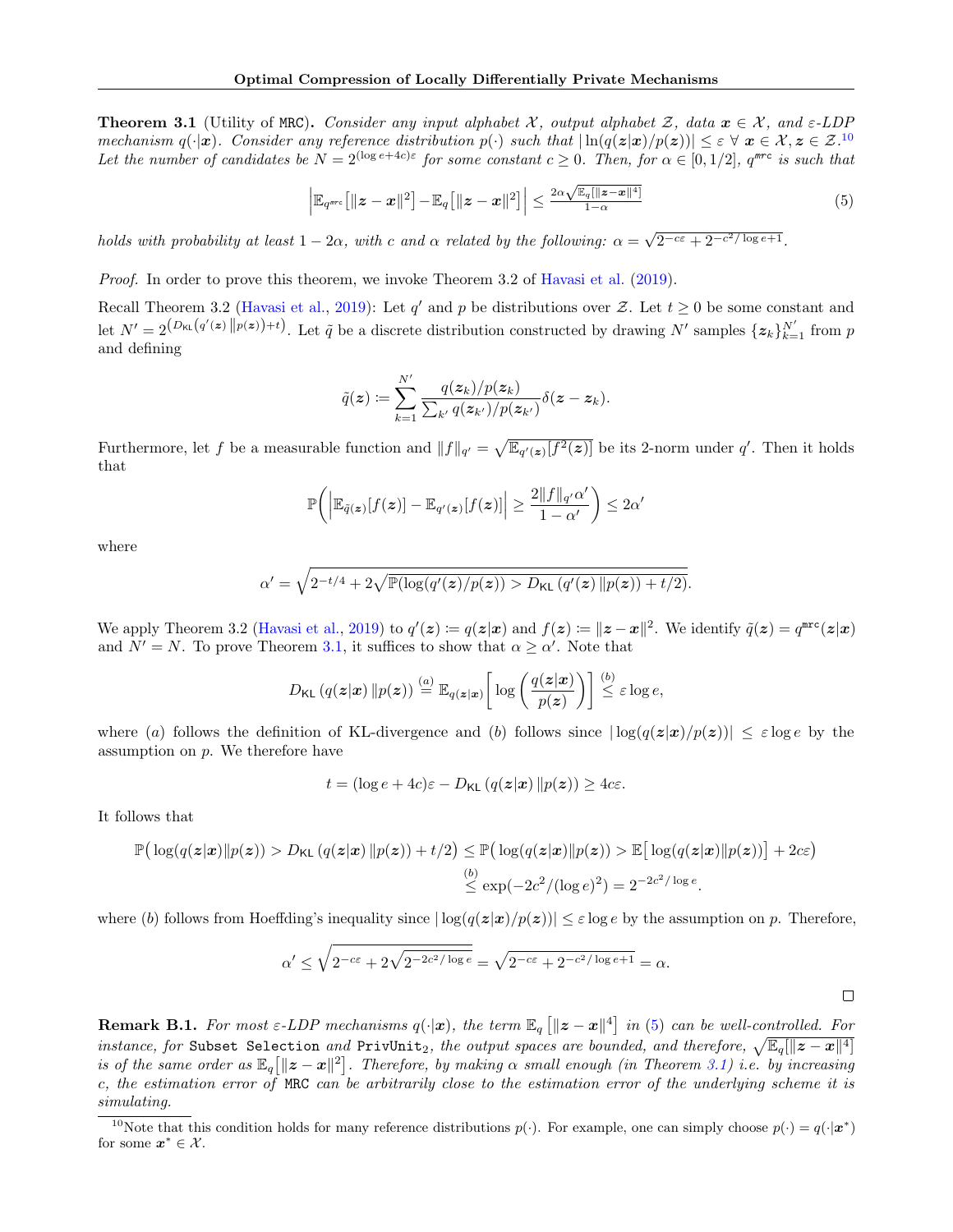**Theorem 3.1** (Utility of MRC). *Consider any input alphabet $\mathcal{X}$, output alphabet $\mathcal{Z}$, data $\boldsymbol{x} \in \mathcal{X}$, and $\varepsilon$-LDP mechanism $q(\cdot|\boldsymbol{x})$. Consider any reference distribution $p(\cdot)$ such that $|\ln(q(\boldsymbol{z}|\boldsymbol{x})/p(\boldsymbol{z}))| \leq \varepsilon \ \forall \ \boldsymbol{x} \in \mathcal{X}, \boldsymbol{z} \in \mathcal{Z}$.*[10] *Let the number of candidates be $N = 2^{(\log e + 4c)\varepsilon}$ for some constant $c \geq 0$. Then, for $\alpha \in [0, 1/2]$, $q^{\texttt{mrc}}$ is such that*

$$\left|\mathbb{E}_{q^{\texttt{mrc}}}\big[\|\boldsymbol{z}-\boldsymbol{x}\|^2\big] - \mathbb{E}_q\big[\|\boldsymbol{z}-\boldsymbol{x}\|^2\big]\right| \leq \frac{2\alpha\sqrt{\mathbb{E}_q[\|\boldsymbol{z}-\boldsymbol{x}\|^4]}}{1-\alpha} \tag{5}$$

*holds with probability at least $1 - 2\alpha$, with $c$ and $\alpha$ related by the following: $\alpha = \sqrt{2^{-c\varepsilon} + 2^{-c^2/\log e + 1}}$.*

*Proof.* In order to prove this theorem, we invoke Theorem 3.2 of Havasi et al. (2019).

Recall Theorem 3.2 (Havasi et al., 2019): Let $q'$ and $p$ be distributions over $\mathcal{Z}$. Let $t \geq 0$ be some constant and let $N' = 2^{\left(D_{\mathsf{KL}}(q'(\boldsymbol{z}) \,\|\, p(\boldsymbol{z})) + t\right)}$. Let $\tilde{q}$ be a discrete distribution constructed by drawing $N'$ samples $\{\boldsymbol{z}_k\}_{k=1}^{N'}$ from $p$ and defining

$$\tilde{q}(\boldsymbol{z}) \coloneqq \sum_{k=1}^{N'} \frac{q(\boldsymbol{z}_k)/p(\boldsymbol{z}_k)}{\sum_{k'} q(\boldsymbol{z}_{k'})/p(\boldsymbol{z}_{k'})} \delta(\boldsymbol{z} - \boldsymbol{z}_k).$$

Furthermore, let $f$ be a measurable function and $\|f\|_{q'} = \sqrt{\mathbb{E}_{q'(\boldsymbol{z})}[f^2(\boldsymbol{z})]}$ be its 2-norm under $q'$. Then it holds that

$$\mathbb{P}\left(\left|\mathbb{E}_{\tilde{q}(\boldsymbol{z})}[f(\boldsymbol{z})] - \mathbb{E}_{q'(\boldsymbol{z})}[f(\boldsymbol{z})]\right| \geq \frac{2\|f\|_{q'}\alpha'}{1-\alpha'}\right) \leq 2\alpha'$$

where

$$\alpha' = \sqrt{2^{-t/4} + 2\sqrt{\mathbb{P}(\log(q'(\boldsymbol{z})/p(\boldsymbol{z})) > D_{\mathsf{KL}}\left(q'(\boldsymbol{z}) \,\|\, p(\boldsymbol{z})\right) + t/2)}}.$$

We apply Theorem 3.2 (Havasi et al., 2019) to $q'(\boldsymbol{z}) \coloneqq q(\boldsymbol{z}|\boldsymbol{x})$ and $f(\boldsymbol{z}) \coloneqq \|\boldsymbol{z} - \boldsymbol{x}\|^2$. We identify $\tilde{q}(\boldsymbol{z}) = q^{\texttt{mrc}}(\boldsymbol{z}|\boldsymbol{x})$ and $N' = N$. To prove Theorem 3.1, it suffices to show that $\alpha \geq \alpha'$. Note that

$$D_{\mathsf{KL}}\left(q(\boldsymbol{z}|\boldsymbol{x}) \,\|\, p(\boldsymbol{z})\right) \overset{(a)}{=} \mathbb{E}_{q(\boldsymbol{z}|\boldsymbol{x})}\left[\log\left(\frac{q(\boldsymbol{z}|\boldsymbol{x})}{p(\boldsymbol{z})}\right)\right] \overset{(b)}{\leq} \varepsilon \log e,$$

where $(a)$ follows the definition of KL-divergence and $(b)$ follows since $|\log(q(\boldsymbol{z}|\boldsymbol{x})/p(\boldsymbol{z}))| \leq \varepsilon \log e$ by the assumption on $p$. We therefore have

$$t = (\log e + 4c)\varepsilon - D_{\mathsf{KL}}\left(q(\boldsymbol{z}|\boldsymbol{x}) \,\|\, p(\boldsymbol{z})\right) \geq 4c\varepsilon.$$

It follows that

$$\begin{aligned}
\mathbb{P}\big(\log(q(\boldsymbol{z}|\boldsymbol{x})\|p(\boldsymbol{z})) > D_{\mathsf{KL}}\left(q(\boldsymbol{z}|\boldsymbol{x}) \,\|\, p(\boldsymbol{z})\right) + t/2\big) &\leq \mathbb{P}\big(\log(q(\boldsymbol{z}|\boldsymbol{x})\|p(\boldsymbol{z})) > \mathbb{E}\big[\log(q(\boldsymbol{z}|\boldsymbol{x})\|p(\boldsymbol{z}))\big] + 2c\varepsilon\big) \\
&\overset{(b)}{\leq} \exp(-2c^2/(\log e)^2) = 2^{-2c^2/\log e}.
\end{aligned}$$

where $(b)$ follows from Hoeffding's inequality since $|\log(q(\boldsymbol{z}|\boldsymbol{x})/p(\boldsymbol{z}))| \leq \varepsilon \log e$ by the assumption on $p$. Therefore,

$$\alpha' \leq \sqrt{2^{-c\varepsilon} + 2\sqrt{2^{-2c^2/\log e}}} = \sqrt{2^{-c\varepsilon} + 2^{-c^2/\log e + 1}} = \alpha.$$

□

**Remark B.1.** *For most $\varepsilon$-LDP mechanisms $q(\cdot|\boldsymbol{x})$, the term $\mathbb{E}_q\left[\|\boldsymbol{z}-\boldsymbol{x}\|^4\right]$ in (5) can be well-controlled. For instance, for* Subset Selection *and* $\texttt{PrivUnit}_2$*, the output spaces are bounded, and therefore, $\sqrt{\mathbb{E}_q[\|\boldsymbol{z}-\boldsymbol{x}\|^4]}$ is of the same order as $\mathbb{E}_q\big[\|\boldsymbol{z}-\boldsymbol{x}\|^2\big]$. Therefore, by making $\alpha$ small enough (in Theorem 3.1) i.e. by increasing $c$, the estimation error of* MRC *can be arbitrarily close to the estimation error of the underlying scheme it is simulating.*

[10] Note that this condition holds for many reference distributions $p(\cdot)$. For example, one can simply choose $p(\cdot) = q(\cdot|\boldsymbol{x}^*)$ for some $\boldsymbol{x}^* \in \mathcal{X}$.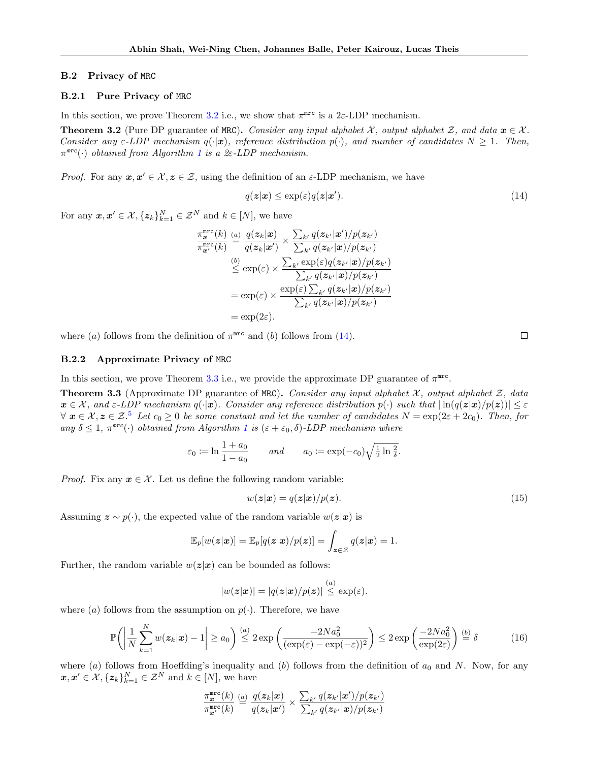### B.2 Privacy of MRC

#### B.2.1 Pure Privacy of MRC

In this section, we prove Theorem 3.2 i.e., we show that $\pi^{\texttt{mrc}}$ is a $2\varepsilon$-LDP mechanism.

**Theorem 3.2** (Pure DP guarantee of MRC)**.** *Consider any input alphabet $\mathcal{X}$, output alphabet $\mathcal{Z}$, and data $\boldsymbol{x} \in \mathcal{X}$. Consider any $\varepsilon$-LDP mechanism $q(\cdot|\boldsymbol{x})$, reference distribution $p(\cdot)$, and number of candidates $N \geq 1$. Then, $\pi^{\texttt{mrc}}(\cdot)$ obtained from Algorithm 1 is a $2\varepsilon$-LDP mechanism.*

*Proof.* For any $\boldsymbol{x}, \boldsymbol{x}' \in \mathcal{X}, \boldsymbol{z} \in \mathcal{Z}$, using the definition of an $\varepsilon$-LDP mechanism, we have

$$q(\boldsymbol{z}|\boldsymbol{x}) \leq \exp(\varepsilon) q(\boldsymbol{z}|\boldsymbol{x}'). \tag{14}$$

For any $\boldsymbol{x}, \boldsymbol{x}' \in \mathcal{X}, \{\boldsymbol{z}_k\}_{k=1}^N \in \mathcal{Z}^N$ and $k \in [N]$, we have

$$\begin{aligned}
\frac{\pi^{\texttt{mrc}}_{\boldsymbol{x}}(k)}{\pi^{\texttt{mrc}}_{\boldsymbol{x}'}(k)} &\overset{(a)}{=} \frac{q(\boldsymbol{z}_k|\boldsymbol{x})}{q(\boldsymbol{z}_k|\boldsymbol{x}')} \times \frac{\sum_{k'} q(\boldsymbol{z}_{k'}|\boldsymbol{x}')/p(\boldsymbol{z}_{k'})}{\sum_{k'} q(\boldsymbol{z}_{k'}|\boldsymbol{x})/p(\boldsymbol{z}_{k'})} \\
&\overset{(b)}{\leq} \exp(\varepsilon) \times \frac{\sum_{k'} \exp(\varepsilon) q(\boldsymbol{z}_{k'}|\boldsymbol{x})/p(\boldsymbol{z}_{k'})}{\sum_{k'} q(\boldsymbol{z}_{k'}|\boldsymbol{x})/p(\boldsymbol{z}_{k'})} \\
&= \exp(\varepsilon) \times \frac{\exp(\varepsilon) \sum_{k'} q(\boldsymbol{z}_{k'}|\boldsymbol{x})/p(\boldsymbol{z}_{k'})}{\sum_{k'} q(\boldsymbol{z}_{k'}|\boldsymbol{x})/p(\boldsymbol{z}_{k'})} \\
&= \exp(2\varepsilon).
\end{aligned}$$

where $(a)$ follows from the definition of $\pi^{\texttt{mrc}}$ and $(b)$ follows from (14). ∎

#### B.2.2 Approximate Privacy of MRC

In this section, we prove Theorem 3.3 i.e., we provide the approximate DP guarantee of $\pi^{\texttt{mrc}}$.

**Theorem 3.3** (Approximate DP guarantee of MRC)**.** *Consider any input alphabet $\mathcal{X}$, output alphabet $\mathcal{Z}$, data $\boldsymbol{x} \in \mathcal{X}$, and $\varepsilon$-LDP mechanism $q(\cdot|\boldsymbol{x})$. Consider any reference distribution $p(\cdot)$ such that $|\ln(q(\boldsymbol{z}|\boldsymbol{x})/p(\boldsymbol{z}))| \leq \varepsilon$ $\forall$ $\boldsymbol{x} \in \mathcal{X}, \boldsymbol{z} \in \mathcal{Z}$.[5] Let $c_0 \geq 0$ be some constant and let the number of candidates $N = \exp(2\varepsilon + 2c_0)$. Then, for any $\delta \leq 1$, $\pi^{\texttt{mrc}}(\cdot)$ obtained from Algorithm 1 is $(\varepsilon + \varepsilon_0, \delta)$-LDP mechanism where*

$$\varepsilon_0 := \ln \frac{1 + a_0}{1 - a_0} \qquad \textit{and} \qquad a_0 := \exp(-c_0)\sqrt{\tfrac{1}{2} \ln \tfrac{2}{\delta}}.$$

*Proof.* Fix any $\boldsymbol{x} \in \mathcal{X}$. Let us define the following random variable:

$$w(\boldsymbol{z}|\boldsymbol{x}) = q(\boldsymbol{z}|\boldsymbol{x})/p(\boldsymbol{z}). \tag{15}$$

Assuming $\boldsymbol{z} \sim p(\cdot)$, the expected value of the random variable $w(\boldsymbol{z}|\boldsymbol{x})$ is

$$\mathbb{E}_p[w(\boldsymbol{z}|\boldsymbol{x})] = \mathbb{E}_p[q(\boldsymbol{z}|\boldsymbol{x})/p(\boldsymbol{z})] = \int_{\boldsymbol{z} \in \mathcal{Z}} q(\boldsymbol{z}|\boldsymbol{x}) = 1.$$

Further, the random variable $w(\boldsymbol{z}|\boldsymbol{x})$ can be bounded as follows:

$$|w(\boldsymbol{z}|\boldsymbol{x})| = |q(\boldsymbol{z}|\boldsymbol{x})/p(\boldsymbol{z})| \overset{(a)}{\leq} \exp(\varepsilon).$$

where $(a)$ follows from the assumption on $p(\cdot)$. Therefore, we have

$$\mathbb{P}\left(\left|\frac{1}{N}\sum_{k=1}^{N} w(\boldsymbol{z}_k|\boldsymbol{x}) - 1\right| \geq a_0\right) \overset{(a)}{\leq} 2\exp\left(\frac{-2Na_0^2}{(\exp(\varepsilon) - \exp(-\varepsilon))^2}\right) \leq 2\exp\left(\frac{-2Na_0^2}{\exp(2\varepsilon)}\right) \overset{(b)}{=} \delta \tag{16}$$

where $(a)$ follows from Hoeffding's inequality and $(b)$ follows from the definition of $a_0$ and $N$. Now, for any $\boldsymbol{x}, \boldsymbol{x}' \in \mathcal{X}, \{\boldsymbol{z}_k\}_{k=1}^N \in \mathcal{Z}^N$ and $k \in [N]$, we have

$$\frac{\pi^{\texttt{mrc}}_{\boldsymbol{x}}(k)}{\pi^{\texttt{mrc}}_{\boldsymbol{x}'}(k)} \overset{(a)}{=} \frac{q(\boldsymbol{z}_k|\boldsymbol{x})}{q(\boldsymbol{z}_k|\boldsymbol{x}')} \times \frac{\sum_{k'} q(\boldsymbol{z}_{k'}|\boldsymbol{x}')/p(\boldsymbol{z}_{k'})}{\sum_{k'} q(\boldsymbol{z}_{k'}|\boldsymbol{x})/p(\boldsymbol{z}_{k'})}$$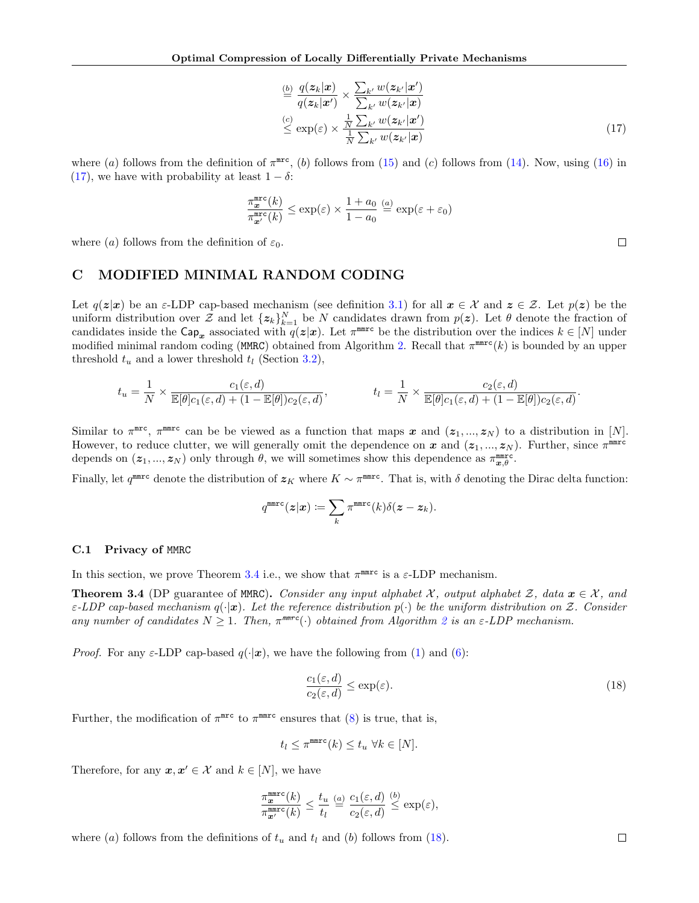$$\overset{(b)}{=} \frac{q(\boldsymbol{z}_k|\boldsymbol{x})}{q(\boldsymbol{z}_k|\boldsymbol{x}')} \times \frac{\sum_{k'} w(\boldsymbol{z}_{k'}|\boldsymbol{x}')}{\sum_{k'} w(\boldsymbol{z}_{k'}|\boldsymbol{x})}$$
$$\overset{(c)}{\leq} \exp(\varepsilon) \times \frac{\frac{1}{N}\sum_{k'} w(\boldsymbol{z}_{k'}|\boldsymbol{x}')}{\frac{1}{N}\sum_{k'} w(\boldsymbol{z}_{k'}|\boldsymbol{x})} \tag{17}$$

where $(a)$ follows from the definition of $\pi^{\texttt{mrc}}$, $(b)$ follows from (15) and $(c)$ follows from (14). Now, using (16) in (17), we have with probability at least $1 - \delta$:

$$\frac{\pi_{\boldsymbol{x}}^{\texttt{mrc}}(k)}{\pi_{\boldsymbol{x}'}^{\texttt{mrc}}(k)} \leq \exp(\varepsilon) \times \frac{1 + a_0}{1 - a_0} \overset{(a)}{=} \exp(\varepsilon + \varepsilon_0)$$

where $(a)$ follows from the definition of $\varepsilon_0$. □

## C MODIFIED MINIMAL RANDOM CODING

Let $q(\boldsymbol{z}|\boldsymbol{x})$ be an $\varepsilon$-LDP cap-based mechanism (see definition 3.1) for all $\boldsymbol{x} \in \mathcal{X}$ and $\boldsymbol{z} \in \mathcal{Z}$. Let $p(\boldsymbol{z})$ be the uniform distribution over $\mathcal{Z}$ and let $\{\boldsymbol{z}_k\}_{k=1}^N$ be $N$ candidates drawn from $p(\boldsymbol{z})$. Let $\theta$ denote the fraction of candidates inside the $\mathsf{Cap}_{\boldsymbol{x}}$ associated with $q(\boldsymbol{z}|\boldsymbol{x})$. Let $\pi^{\texttt{mmrc}}$ be the distribution over the indices $k \in [N]$ under modified minimal random coding (MMRC) obtained from Algorithm 2. Recall that $\pi^{\texttt{mmrc}}(k)$ is bounded by an upper threshold $t_u$ and a lower threshold $t_l$ (Section 3.2),

$$t_u = \frac{1}{N} \times \frac{c_1(\varepsilon, d)}{\mathbb{E}[\theta]c_1(\varepsilon, d) + (1 - \mathbb{E}[\theta])c_2(\varepsilon, d)}, \qquad t_l = \frac{1}{N} \times \frac{c_2(\varepsilon, d)}{\mathbb{E}[\theta]c_1(\varepsilon, d) + (1 - \mathbb{E}[\theta])c_2(\varepsilon, d)}.$$

Similar to $\pi^{\texttt{mrc}}$, $\pi^{\texttt{mmrc}}$ can be be viewed as a function that maps $\boldsymbol{x}$ and $(\boldsymbol{z}_1, ..., \boldsymbol{z}_N)$ to a distribution in $[N]$. However, to reduce clutter, we will generally omit the dependence on $\boldsymbol{x}$ and $(\boldsymbol{z}_1, ..., \boldsymbol{z}_N)$. Further, since $\pi^{\texttt{mmrc}}$ depends on $(\boldsymbol{z}_1, ..., \boldsymbol{z}_N)$ only through $\theta$, we will sometimes show this dependence as $\pi_{\boldsymbol{x},\theta}^{\texttt{mmrc}}$.

Finally, let $q^{\texttt{mmrc}}$ denote the distribution of $\boldsymbol{z}_K$ where $K \sim \pi^{\texttt{mmrc}}$. That is, with $\delta$ denoting the Dirac delta function:

$$q^{\texttt{mmrc}}(\boldsymbol{z}|\boldsymbol{x}) := \sum_k \pi^{\texttt{mmrc}}(k)\delta(\boldsymbol{z} - \boldsymbol{z}_k).$$

### C.1 Privacy of MMRC

In this section, we prove Theorem 3.4 i.e., we show that $\pi^{\texttt{mmrc}}$ is a $\varepsilon$-LDP mechanism.

**Theorem 3.4** (DP guarantee of MMRC). *Consider any input alphabet $\mathcal{X}$, output alphabet $\mathcal{Z}$, data $\boldsymbol{x} \in \mathcal{X}$, and $\varepsilon$-LDP cap-based mechanism $q(\cdot|\boldsymbol{x})$. Let the reference distribution $p(\cdot)$ be the uniform distribution on $\mathcal{Z}$. Consider any number of candidates $N \geq 1$. Then, $\pi^{\texttt{mmrc}}(\cdot)$ obtained from Algorithm 2 is an $\varepsilon$-LDP mechanism.*

*Proof.* For any $\varepsilon$-LDP cap-based $q(\cdot|\boldsymbol{x})$, we have the following from (1) and (6):

$$\frac{c_1(\varepsilon, d)}{c_2(\varepsilon, d)} \leq \exp(\varepsilon). \tag{18}$$

Further, the modification of $\pi^{\texttt{mrc}}$ to $\pi^{\texttt{mmrc}}$ ensures that (8) is true, that is,

$$t_l \leq \pi^{\texttt{mmrc}}(k) \leq t_u \ \forall k \in [N].$$

Therefore, for any $\boldsymbol{x}, \boldsymbol{x}' \in \mathcal{X}$ and $k \in [N]$, we have

$$\frac{\pi_{\boldsymbol{x}}^{\texttt{mmrc}}(k)}{\pi_{\boldsymbol{x}'}^{\texttt{mmrc}}(k)} \leq \frac{t_u}{t_l} \overset{(a)}{=} \frac{c_1(\varepsilon, d)}{c_2(\varepsilon, d)} \overset{(b)}{\leq} \exp(\varepsilon),$$

where $(a)$ follows from the definitions of $t_u$ and $t_l$ and $(b)$ follows from (18). □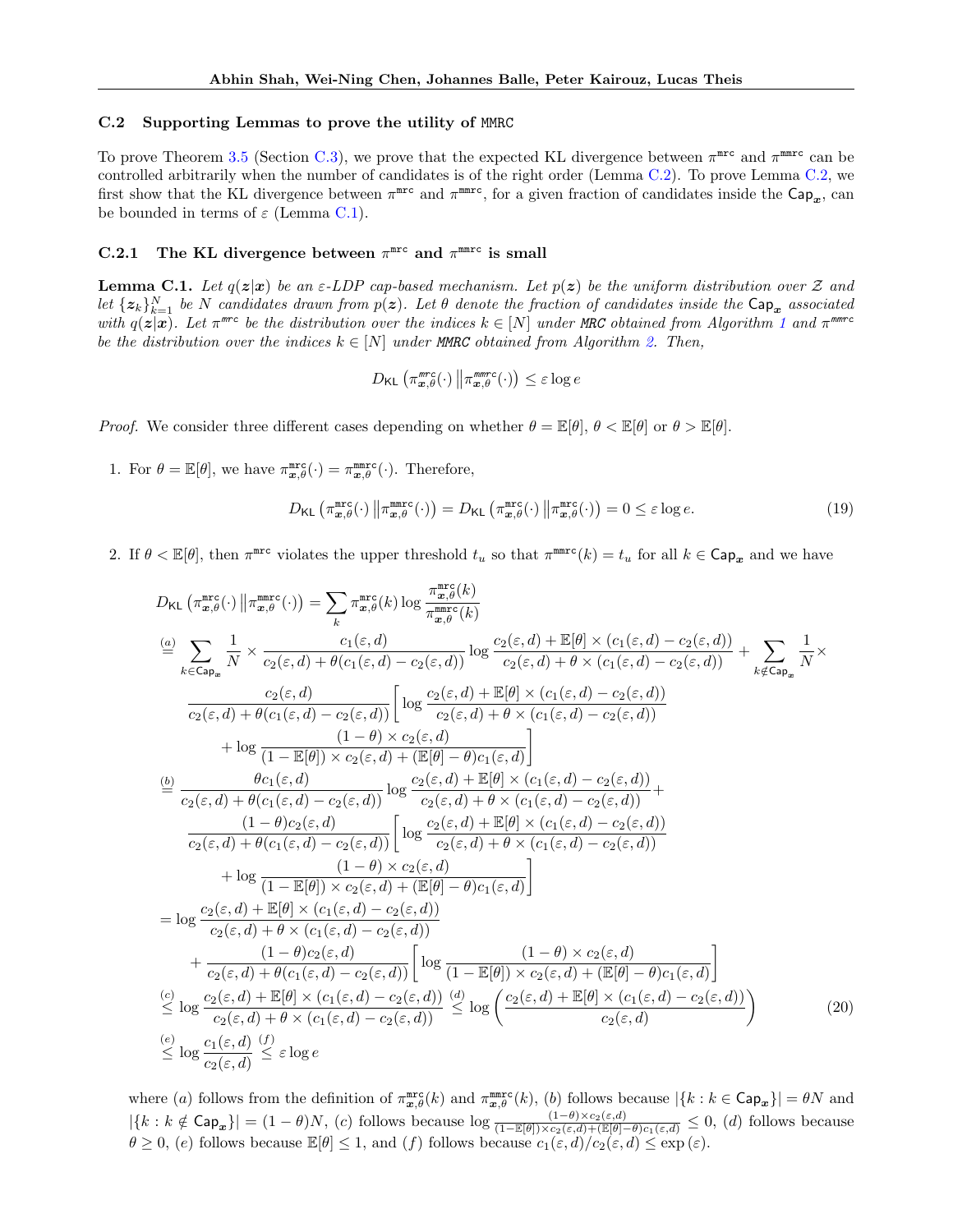### C.2 Supporting Lemmas to prove the utility of MMRC

To prove Theorem 3.5 (Section C.3), we prove that the expected KL divergence between $\pi^{\texttt{mrc}}$ and $\pi^{\texttt{mmrc}}$ can be controlled arbitrarily when the number of candidates is of the right order (Lemma C.2). To prove Lemma C.2, we first show that the KL divergence between $\pi^{\texttt{mrc}}$ and $\pi^{\texttt{mmrc}}$, for a given fraction of candidates inside the $\mathsf{Cap}_{\boldsymbol{x}}$, can be bounded in terms of $\varepsilon$ (Lemma C.1).

#### C.2.1 The KL divergence between $\pi^{\texttt{mrc}}$ and $\pi^{\texttt{mmrc}}$ is small

**Lemma C.1.** *Let $q(\boldsymbol{z}|\boldsymbol{x})$ be an $\varepsilon$-LDP cap-based mechanism. Let $p(\boldsymbol{z})$ be the uniform distribution over $\mathcal{Z}$ and let $\{\boldsymbol{z}_k\}_{k=1}^N$ be $N$ candidates drawn from $p(\boldsymbol{z})$. Let $\theta$ denote the fraction of candidates inside the $\mathsf{Cap}_{\boldsymbol{x}}$ associated with $q(\boldsymbol{z}|\boldsymbol{x})$. Let $\pi^{\texttt{mrc}}$ be the distribution over the indices $k \in [N]$ under MRC obtained from Algorithm 1 and $\pi^{\texttt{mmrc}}$ be the distribution over the indices $k \in [N]$ under MMRC obtained from Algorithm 2. Then,*

$$
D_{\mathsf{KL}}\left(\pi^{\texttt{mrc}}_{\boldsymbol{x},\theta}(\cdot)\,\middle\|\,\pi^{\texttt{mmrc}}_{\boldsymbol{x},\theta}(\cdot)\right) \leq \varepsilon \log e
$$

*Proof.* We consider three different cases depending on whether $\theta = \mathbb{E}[\theta]$, $\theta < \mathbb{E}[\theta]$ or $\theta > \mathbb{E}[\theta]$.

1. For $\theta = \mathbb{E}[\theta]$, we have $\pi^{\texttt{mrc}}_{\boldsymbol{x},\theta}(\cdot) = \pi^{\texttt{mmrc}}_{\boldsymbol{x},\theta}(\cdot)$. Therefore,

$$
D_{\mathsf{KL}}\left(\pi^{\texttt{mrc}}_{\boldsymbol{x},\theta}(\cdot)\,\middle\|\,\pi^{\texttt{mmrc}}_{\boldsymbol{x},\theta}(\cdot)\right) = D_{\mathsf{KL}}\left(\pi^{\texttt{mrc}}_{\boldsymbol{x},\theta}(\cdot)\,\middle\|\,\pi^{\texttt{mrc}}_{\boldsymbol{x},\theta}(\cdot)\right) = 0 \leq \varepsilon \log e. \tag{19}
$$

2. If $\theta < \mathbb{E}[\theta]$, then $\pi^{\texttt{mrc}}$ violates the upper threshold $t_u$ so that $\pi^{\texttt{mmrc}}(k) = t_u$ for all $k \in \mathsf{Cap}_{\boldsymbol{x}}$ and we have

$$
\begin{aligned}
&D_{\mathsf{KL}}\left(\pi^{\texttt{mrc}}_{\boldsymbol{x},\theta}(\cdot)\,\middle\|\,\pi^{\texttt{mmrc}}_{\boldsymbol{x},\theta}(\cdot)\right) = \sum_k \pi^{\texttt{mrc}}_{\boldsymbol{x},\theta}(k) \log \frac{\pi^{\texttt{mrc}}_{\boldsymbol{x},\theta}(k)}{\pi^{\texttt{mmrc}}_{\boldsymbol{x},\theta}(k)} \\
&\overset{(a)}{=} \sum_{k \in \mathsf{Cap}_{\boldsymbol{x}}} \frac{1}{N} \times \frac{c_1(\varepsilon,d)}{c_2(\varepsilon,d) + \theta(c_1(\varepsilon,d) - c_2(\varepsilon,d))} \log \frac{c_2(\varepsilon,d) + \mathbb{E}[\theta] \times (c_1(\varepsilon,d) - c_2(\varepsilon,d))}{c_2(\varepsilon,d) + \theta \times (c_1(\varepsilon,d) - c_2(\varepsilon,d))} + \sum_{k \notin \mathsf{Cap}_{\boldsymbol{x}}} \frac{1}{N} \times \\
&\qquad \frac{c_2(\varepsilon,d)}{c_2(\varepsilon,d) + \theta(c_1(\varepsilon,d) - c_2(\varepsilon,d))} \left[ \log \frac{c_2(\varepsilon,d) + \mathbb{E}[\theta] \times (c_1(\varepsilon,d) - c_2(\varepsilon,d))}{c_2(\varepsilon,d) + \theta \times (c_1(\varepsilon,d) - c_2(\varepsilon,d))} \right. \\
&\qquad\quad \left. + \log \frac{(1-\theta) \times c_2(\varepsilon,d)}{(1-\mathbb{E}[\theta]) \times c_2(\varepsilon,d) + (\mathbb{E}[\theta] - \theta) c_1(\varepsilon,d)} \right] \\
&\overset{(b)}{=} \frac{\theta c_1(\varepsilon,d)}{c_2(\varepsilon,d) + \theta(c_1(\varepsilon,d) - c_2(\varepsilon,d))} \log \frac{c_2(\varepsilon,d) + \mathbb{E}[\theta] \times (c_1(\varepsilon,d) - c_2(\varepsilon,d))}{c_2(\varepsilon,d) + \theta \times (c_1(\varepsilon,d) - c_2(\varepsilon,d))} + \\
&\qquad \frac{(1-\theta) c_2(\varepsilon,d)}{c_2(\varepsilon,d) + \theta(c_1(\varepsilon,d) - c_2(\varepsilon,d))} \left[ \log \frac{c_2(\varepsilon,d) + \mathbb{E}[\theta] \times (c_1(\varepsilon,d) - c_2(\varepsilon,d))}{c_2(\varepsilon,d) + \theta \times (c_1(\varepsilon,d) - c_2(\varepsilon,d))} \right. \\
&\qquad\quad \left. + \log \frac{(1-\theta) \times c_2(\varepsilon,d)}{(1-\mathbb{E}[\theta]) \times c_2(\varepsilon,d) + (\mathbb{E}[\theta] - \theta) c_1(\varepsilon,d)} \right] \\
&= \log \frac{c_2(\varepsilon,d) + \mathbb{E}[\theta] \times (c_1(\varepsilon,d) - c_2(\varepsilon,d))}{c_2(\varepsilon,d) + \theta \times (c_1(\varepsilon,d) - c_2(\varepsilon,d))} \\
&\qquad + \frac{(1-\theta) c_2(\varepsilon,d)}{c_2(\varepsilon,d) + \theta(c_1(\varepsilon,d) - c_2(\varepsilon,d))} \left[ \log \frac{(1-\theta) \times c_2(\varepsilon,d)}{(1-\mathbb{E}[\theta]) \times c_2(\varepsilon,d) + (\mathbb{E}[\theta] - \theta) c_1(\varepsilon,d)} \right] \\
&\overset{(c)}{\leq} \log \frac{c_2(\varepsilon,d) + \mathbb{E}[\theta] \times (c_1(\varepsilon,d) - c_2(\varepsilon,d))}{c_2(\varepsilon,d) + \theta \times (c_1(\varepsilon,d) - c_2(\varepsilon,d))} \overset{(d)}{\leq} \log \left( \frac{c_2(\varepsilon,d) + \mathbb{E}[\theta] \times (c_1(\varepsilon,d) - c_2(\varepsilon,d))}{c_2(\varepsilon,d)} \right) \\
&\overset{(e)}{\leq} \log \frac{c_1(\varepsilon,d)}{c_2(\varepsilon,d)} \overset{(f)}{\leq} \varepsilon \log e
\end{aligned} \tag{20}
$$

where $(a)$ follows from the definition of $\pi^{\texttt{mrc}}_{\boldsymbol{x},\theta}(k)$ and $\pi^{\texttt{mmrc}}_{\boldsymbol{x},\theta}(k)$, $(b)$ follows because $|\{k : k \in \mathsf{Cap}_{\boldsymbol{x}}\}| = \theta N$ and $|\{k : k \notin \mathsf{Cap}_{\boldsymbol{x}}\}| = (1-\theta)N$, $(c)$ follows because $\log \frac{(1-\theta) \times c_2(\varepsilon,d)}{(1-\mathbb{E}[\theta]) \times c_2(\varepsilon,d) + (\mathbb{E}[\theta] - \theta) c_1(\varepsilon,d)} \leq 0$, $(d)$ follows because $\theta \geq 0$, $(e)$ follows because $\mathbb{E}[\theta] \leq 1$, and $(f)$ follows because $c_1(\varepsilon,d)/c_2(\varepsilon,d) \leq \exp(\varepsilon)$.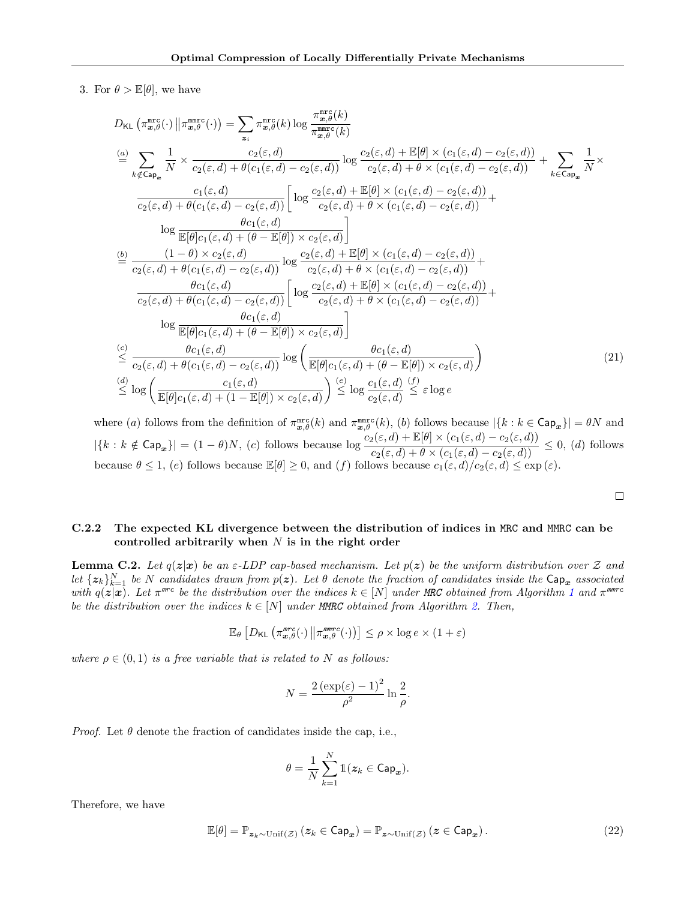3. For $\theta > \mathbb{E}[\theta]$, we have

$$
\begin{aligned}
D_{\mathsf{KL}}\left(\pi^{\texttt{mrc}}_{\boldsymbol{x},\theta}(\cdot)\,\middle\|\,\pi^{\texttt{mmrc}}_{\boldsymbol{x},\theta}(\cdot)\right) &= \sum_{\boldsymbol{z}_i} \pi^{\texttt{mrc}}_{\boldsymbol{x},\theta}(k) \log \frac{\pi^{\texttt{mrc}}_{\boldsymbol{x},\theta}(k)}{\pi^{\texttt{mmrc}}_{\boldsymbol{x},\theta}(k)} \\
&\overset{(a)}{=} \sum_{k \notin \mathsf{Cap}_{\boldsymbol{x}}} \frac{1}{N} \times \frac{c_2(\varepsilon,d)}{c_2(\varepsilon,d)+\theta(c_1(\varepsilon,d)-c_2(\varepsilon,d))} \log \frac{c_2(\varepsilon,d)+\mathbb{E}[\theta]\times(c_1(\varepsilon,d)-c_2(\varepsilon,d))}{c_2(\varepsilon,d)+\theta\times(c_1(\varepsilon,d)-c_2(\varepsilon,d))} + \sum_{k \in \mathsf{Cap}_{\boldsymbol{x}}} \frac{1}{N} \times \\
&\quad \frac{c_1(\varepsilon,d)}{c_2(\varepsilon,d)+\theta(c_1(\varepsilon,d)-c_2(\varepsilon,d))}\Bigg[\log \frac{c_2(\varepsilon,d)+\mathbb{E}[\theta]\times(c_1(\varepsilon,d)-c_2(\varepsilon,d))}{c_2(\varepsilon,d)+\theta\times(c_1(\varepsilon,d)-c_2(\varepsilon,d))} + \\
&\qquad \log \frac{\theta c_1(\varepsilon,d)}{\mathbb{E}[\theta]c_1(\varepsilon,d)+(\theta-\mathbb{E}[\theta])\times c_2(\varepsilon,d)}\Bigg] \\
&\overset{(b)}{=} \frac{(1-\theta)\times c_2(\varepsilon,d)}{c_2(\varepsilon,d)+\theta(c_1(\varepsilon,d)-c_2(\varepsilon,d))} \log \frac{c_2(\varepsilon,d)+\mathbb{E}[\theta]\times(c_1(\varepsilon,d)-c_2(\varepsilon,d))}{c_2(\varepsilon,d)+\theta\times(c_1(\varepsilon,d)-c_2(\varepsilon,d))} + \\
&\quad \frac{\theta c_1(\varepsilon,d)}{c_2(\varepsilon,d)+\theta(c_1(\varepsilon,d)-c_2(\varepsilon,d))}\Bigg[\log \frac{c_2(\varepsilon,d)+\mathbb{E}[\theta]\times(c_1(\varepsilon,d)-c_2(\varepsilon,d))}{c_2(\varepsilon,d)+\theta\times(c_1(\varepsilon,d)-c_2(\varepsilon,d))} + \\
&\qquad \log \frac{\theta c_1(\varepsilon,d)}{\mathbb{E}[\theta]c_1(\varepsilon,d)+(\theta-\mathbb{E}[\theta])\times c_2(\varepsilon,d)}\Bigg] \\
&\overset{(c)}{\leq} \frac{\theta c_1(\varepsilon,d)}{c_2(\varepsilon,d)+\theta(c_1(\varepsilon,d)-c_2(\varepsilon,d))} \log\left(\frac{\theta c_1(\varepsilon,d)}{\mathbb{E}[\theta]c_1(\varepsilon,d)+(\theta-\mathbb{E}[\theta])\times c_2(\varepsilon,d)}\right) \\
&\overset{(d)}{\leq} \log\left(\frac{c_1(\varepsilon,d)}{\mathbb{E}[\theta]c_1(\varepsilon,d)+(1-\mathbb{E}[\theta])\times c_2(\varepsilon,d)}\right) \overset{(e)}{\leq} \log \frac{c_1(\varepsilon,d)}{c_2(\varepsilon,d)} \overset{(f)}{\leq} \varepsilon \log e
\end{aligned}
\tag{21}
$$

where (a) follows from the definition of $\pi^{\texttt{mrc}}_{\boldsymbol{x},\theta}(k)$ and $\pi^{\texttt{mmrc}}_{\boldsymbol{x},\theta}(k)$, (b) follows because $|\{k : k \in \mathsf{Cap}_{\boldsymbol{x}}\}| = \theta N$ and $|\{k : k \notin \mathsf{Cap}_{\boldsymbol{x}}\}| = (1-\theta)N$, (c) follows because $\log \frac{c_2(\varepsilon,d)+\mathbb{E}[\theta]\times(c_1(\varepsilon,d)-c_2(\varepsilon,d))}{c_2(\varepsilon,d)+\theta\times(c_1(\varepsilon,d)-c_2(\varepsilon,d))} \leq 0$, (d) follows because $\theta \leq 1$, (e) follows because $\mathbb{E}[\theta] \geq 0$, and (f) follows because $c_1(\varepsilon,d)/c_2(\varepsilon,d) \leq \exp(\varepsilon)$.

□

### C.2.2 The expected KL divergence between the distribution of indices in MRC and MMRC can be controlled arbitrarily when $N$ is in the right order

**Lemma C.2.** *Let $q(\boldsymbol{z}|\boldsymbol{x})$ be an $\varepsilon$-LDP cap-based mechanism. Let $p(\boldsymbol{z})$ be the uniform distribution over $\mathcal{Z}$ and let $\{\boldsymbol{z}_k\}_{k=1}^N$ be $N$ candidates drawn from $p(\boldsymbol{z})$. Let $\theta$ denote the fraction of candidates inside the $\mathsf{Cap}_{\boldsymbol{x}}$ associated with $q(\boldsymbol{z}|\boldsymbol{x})$. Let $\pi^{\texttt{mrc}}$ be the distribution over the indices $k \in [N]$ under MRC obtained from Algorithm 1 and $\pi^{\texttt{mmrc}}$ be the distribution over the indices $k \in [N]$ under MMRC obtained from Algorithm 2. Then,*

$$
\mathbb{E}_\theta\left[D_{\mathsf{KL}}\left(\pi^{\texttt{mrc}}_{\boldsymbol{x},\theta}(\cdot)\,\middle\|\,\pi^{\texttt{mmrc}}_{\boldsymbol{x},\theta}(\cdot)\right)\right] \leq \rho \times \log e \times (1+\varepsilon)
$$

*where $\rho \in (0,1)$ is a free variable that is related to $N$ as follows:*

$$
N = \frac{2\left(\exp(\varepsilon)-1\right)^2}{\rho^2} \ln \frac{2}{\rho}.
$$

*Proof.* Let $\theta$ denote the fraction of candidates inside the cap, i.e.,

$$
\theta = \frac{1}{N}\sum_{k=1}^N \mathbb{1}(\boldsymbol{z}_k \in \mathsf{Cap}_{\boldsymbol{x}}).
$$

Therefore, we have

$$
\mathbb{E}[\theta] = \mathbb{P}_{\boldsymbol{z}_k \sim \mathrm{Unif}(\mathcal{Z})}\left(\boldsymbol{z}_k \in \mathsf{Cap}_{\boldsymbol{x}}\right) = \mathbb{P}_{\boldsymbol{z} \sim \mathrm{Unif}(\mathcal{Z})}\left(\boldsymbol{z} \in \mathsf{Cap}_{\boldsymbol{x}}\right). \tag{22}
$$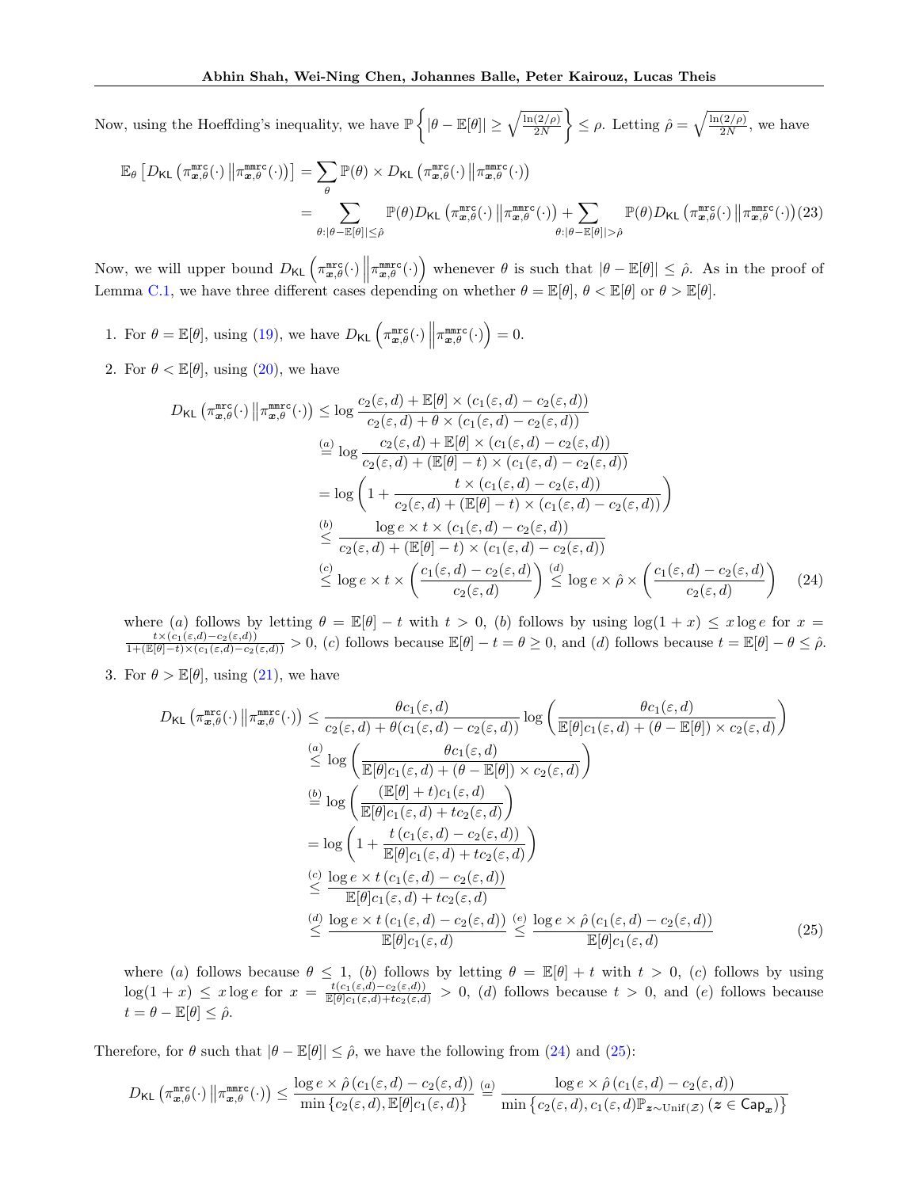Now, using the Hoeffding's inequality, we have $\mathbb{P}\left\{|\theta - \mathbb{E}[\theta]| \geq \sqrt{\frac{\ln(2/\rho)}{2N}}\right\} \leq \rho$. Letting $\hat{\rho} = \sqrt{\frac{\ln(2/\rho)}{2N}}$, we have

$$
\begin{aligned}
\mathbb{E}_\theta\left[D_{\mathsf{KL}}\left(\pi^{\mathtt{mrc}}_{\boldsymbol{x},\theta}(\cdot)\,\middle\|\,\pi^{\mathtt{mmrc}}_{\boldsymbol{x},\theta}(\cdot)\right)\right] &= \sum_\theta \mathbb{P}(\theta) \times D_{\mathsf{KL}}\left(\pi^{\mathtt{mrc}}_{\boldsymbol{x},\theta}(\cdot)\,\middle\|\,\pi^{\mathtt{mmrc}}_{\boldsymbol{x},\theta}(\cdot)\right) \\
&= \sum_{\theta:|\theta-\mathbb{E}[\theta]|\leq\hat{\rho}} \mathbb{P}(\theta) D_{\mathsf{KL}}\left(\pi^{\mathtt{mrc}}_{\boldsymbol{x},\theta}(\cdot)\,\middle\|\,\pi^{\mathtt{mmrc}}_{\boldsymbol{x},\theta}(\cdot)\right) + \sum_{\theta:|\theta-\mathbb{E}[\theta]|>\hat{\rho}} \mathbb{P}(\theta) D_{\mathsf{KL}}\left(\pi^{\mathtt{mrc}}_{\boldsymbol{x},\theta}(\cdot)\,\middle\|\,\pi^{\mathtt{mmrc}}_{\boldsymbol{x},\theta}(\cdot)\right) \quad (23)
\end{aligned}
$$

Now, we will upper bound $D_{\mathsf{KL}}\left(\pi^{\mathtt{mrc}}_{\boldsymbol{x},\theta}(\cdot)\,\middle\|\,\pi^{\mathtt{mmrc}}_{\boldsymbol{x},\theta}(\cdot)\right)$ whenever $\theta$ is such that $|\theta - \mathbb{E}[\theta]| \leq \hat{\rho}$. As in the proof of Lemma C.1, we have three different cases depending on whether $\theta = \mathbb{E}[\theta]$, $\theta < \mathbb{E}[\theta]$ or $\theta > \mathbb{E}[\theta]$.

1. For $\theta = \mathbb{E}[\theta]$, using (19), we have $D_{\mathsf{KL}}\left(\pi^{\mathtt{mrc}}_{\boldsymbol{x},\theta}(\cdot)\,\middle\|\,\pi^{\mathtt{mmrc}}_{\boldsymbol{x},\theta}(\cdot)\right) = 0$.

2. For $\theta < \mathbb{E}[\theta]$, using (20), we have

$$
\begin{aligned}
D_{\mathsf{KL}}\left(\pi^{\mathtt{mrc}}_{\boldsymbol{x},\theta}(\cdot)\,\middle\|\,\pi^{\mathtt{mmrc}}_{\boldsymbol{x},\theta}(\cdot)\right) &\leq \log \frac{c_2(\varepsilon,d) + \mathbb{E}[\theta] \times (c_1(\varepsilon,d) - c_2(\varepsilon,d))}{c_2(\varepsilon,d) + \theta \times (c_1(\varepsilon,d) - c_2(\varepsilon,d))} \\
&\overset{(a)}{=} \log \frac{c_2(\varepsilon,d) + \mathbb{E}[\theta] \times (c_1(\varepsilon,d) - c_2(\varepsilon,d))}{c_2(\varepsilon,d) + (\mathbb{E}[\theta] - t) \times (c_1(\varepsilon,d) - c_2(\varepsilon,d))} \\
&= \log\left(1 + \frac{t \times (c_1(\varepsilon,d) - c_2(\varepsilon,d))}{c_2(\varepsilon,d) + (\mathbb{E}[\theta] - t) \times (c_1(\varepsilon,d) - c_2(\varepsilon,d))}\right) \\
&\overset{(b)}{\leq} \frac{\log e \times t \times (c_1(\varepsilon,d) - c_2(\varepsilon,d))}{c_2(\varepsilon,d) + (\mathbb{E}[\theta] - t) \times (c_1(\varepsilon,d) - c_2(\varepsilon,d))} \\
&\overset{(c)}{\leq} \log e \times t \times \left(\frac{c_1(\varepsilon,d) - c_2(\varepsilon,d)}{c_2(\varepsilon,d)}\right) \overset{(d)}{\leq} \log e \times \hat{\rho} \times \left(\frac{c_1(\varepsilon,d) - c_2(\varepsilon,d)}{c_2(\varepsilon,d)}\right) \quad (24)
\end{aligned}
$$

where $(a)$ follows by letting $\theta = \mathbb{E}[\theta] - t$ with $t > 0$, $(b)$ follows by using $\log(1+x) \leq x \log e$ for $x = \frac{t \times (c_1(\varepsilon,d) - c_2(\varepsilon,d))}{1 + (\mathbb{E}[\theta]-t) \times (c_1(\varepsilon,d) - c_2(\varepsilon,d))} > 0$, $(c)$ follows because $\mathbb{E}[\theta] - t = \theta \geq 0$, and $(d)$ follows because $t = \mathbb{E}[\theta] - \theta \leq \hat{\rho}$.

3. For $\theta > \mathbb{E}[\theta]$, using (21), we have

$$
\begin{aligned}
D_{\mathsf{KL}}\left(\pi^{\mathtt{mrc}}_{\boldsymbol{x},\theta}(\cdot)\,\middle\|\,\pi^{\mathtt{mmrc}}_{\boldsymbol{x},\theta}(\cdot)\right) &\leq \frac{\theta c_1(\varepsilon,d)}{c_2(\varepsilon,d) + \theta(c_1(\varepsilon,d) - c_2(\varepsilon,d))} \log\left(\frac{\theta c_1(\varepsilon,d)}{\mathbb{E}[\theta] c_1(\varepsilon,d) + (\theta - \mathbb{E}[\theta]) \times c_2(\varepsilon,d)}\right) \\
&\overset{(a)}{\leq} \log\left(\frac{\theta c_1(\varepsilon,d)}{\mathbb{E}[\theta] c_1(\varepsilon,d) + (\theta - \mathbb{E}[\theta]) \times c_2(\varepsilon,d)}\right) \\
&\overset{(b)}{=} \log\left(\frac{(\mathbb{E}[\theta] + t) c_1(\varepsilon,d)}{\mathbb{E}[\theta] c_1(\varepsilon,d) + t c_2(\varepsilon,d)}\right) \\
&= \log\left(1 + \frac{t\,(c_1(\varepsilon,d) - c_2(\varepsilon,d))}{\mathbb{E}[\theta] c_1(\varepsilon,d) + t c_2(\varepsilon,d)}\right) \\
&\overset{(c)}{\leq} \frac{\log e \times t\,(c_1(\varepsilon,d) - c_2(\varepsilon,d))}{\mathbb{E}[\theta] c_1(\varepsilon,d) + t c_2(\varepsilon,d)} \\
&\overset{(d)}{\leq} \frac{\log e \times t\,(c_1(\varepsilon,d) - c_2(\varepsilon,d))}{\mathbb{E}[\theta] c_1(\varepsilon,d)} \overset{(e)}{\leq} \frac{\log e \times \hat{\rho}\,(c_1(\varepsilon,d) - c_2(\varepsilon,d))}{\mathbb{E}[\theta] c_1(\varepsilon,d)} \quad (25)
\end{aligned}
$$

where $(a)$ follows because $\theta \leq 1$, $(b)$ follows by letting $\theta = \mathbb{E}[\theta] + t$ with $t > 0$, $(c)$ follows by using $\log(1+x) \leq x \log e$ for $x = \frac{t(c_1(\varepsilon,d) - c_2(\varepsilon,d))}{\mathbb{E}[\theta] c_1(\varepsilon,d) + t c_2(\varepsilon,d)} > 0$, $(d)$ follows because $t > 0$, and $(e)$ follows because $t = \theta - \mathbb{E}[\theta] \leq \hat{\rho}$.

Therefore, for $\theta$ such that $|\theta - \mathbb{E}[\theta]| \leq \hat{\rho}$, we have the following from (24) and (25):

$$
D_{\mathsf{KL}}\left(\pi^{\mathtt{mrc}}_{\boldsymbol{x},\theta}(\cdot)\,\middle\|\,\pi^{\mathtt{mmrc}}_{\boldsymbol{x},\theta}(\cdot)\right) \leq \frac{\log e \times \hat{\rho}\,(c_1(\varepsilon,d) - c_2(\varepsilon,d))}{\min\left\{c_2(\varepsilon,d), \mathbb{E}[\theta] c_1(\varepsilon,d)\right\}} \overset{(a)}{=} \frac{\log e \times \hat{\rho}\,(c_1(\varepsilon,d) - c_2(\varepsilon,d))}{\min\left\{c_2(\varepsilon,d), c_1(\varepsilon,d) \mathbb{P}_{\boldsymbol{z}\sim\mathrm{Unif}(\mathcal{Z})}\left(\boldsymbol{z} \in \mathsf{Cap}_{\boldsymbol{x}}\right)\right\}}
$$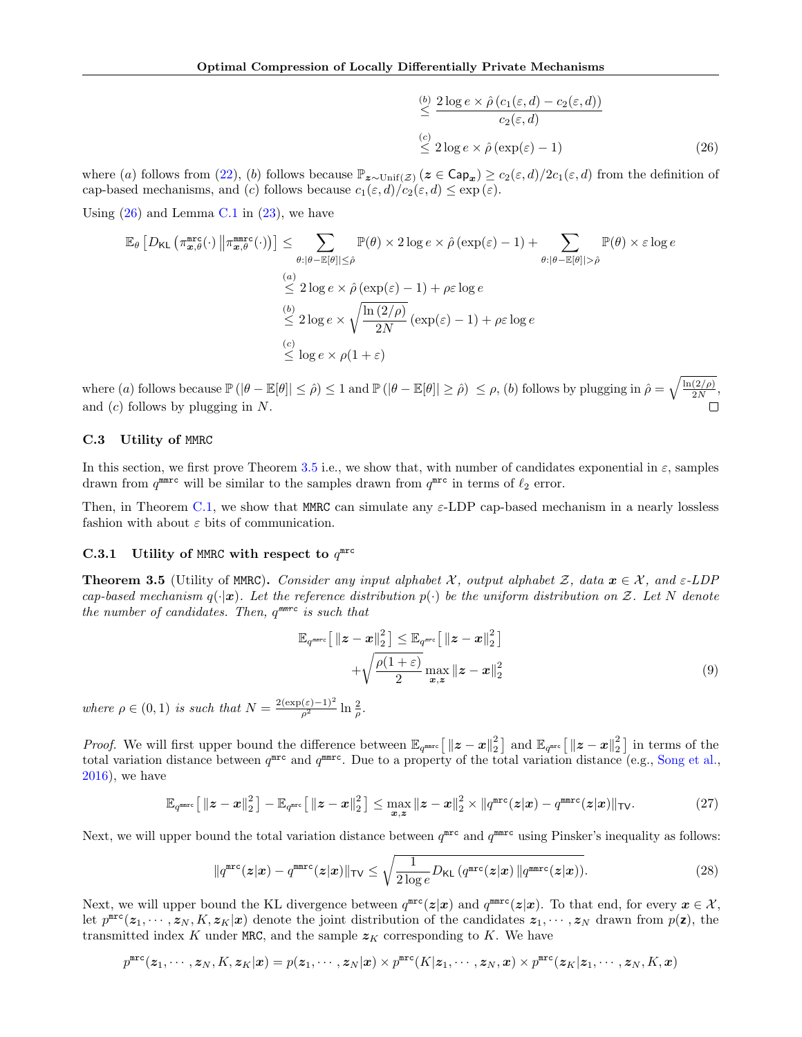$$\overset{(b)}{\leq} \frac{2\log e \times \hat{\rho}\left(c_1(\varepsilon,d) - c_2(\varepsilon,d)\right)}{c_2(\varepsilon,d)}$$

$$\overset{(c)}{\leq} 2\log e \times \hat{\rho}\left(\exp(\varepsilon) - 1\right) \tag{26}$$

where $(a)$ follows from (22), $(b)$ follows because $\mathbb{P}_{\boldsymbol{z}\sim\text{Unif}(\mathcal{Z})}\left(\boldsymbol{z} \in \mathsf{Cap}_{\boldsymbol{x}}\right) \geq c_2(\varepsilon,d)/2c_1(\varepsilon,d)$ from the definition of cap-based mechanisms, and $(c)$ follows because $c_1(\varepsilon,d)/c_2(\varepsilon,d) \leq \exp(\varepsilon)$.

Using (26) and Lemma C.1 in (23), we have

$$\begin{aligned}
\mathbb{E}_\theta\left[D_{\mathsf{KL}}\left(\pi^{\texttt{mrc}}_{\boldsymbol{x},\theta}(\cdot)\,\middle\|\,\pi^{\texttt{mmrc}}_{\boldsymbol{x},\theta}(\cdot)\right)\right] &\leq \sum_{\theta:|\theta-\mathbb{E}[\theta]|\leq\hat{\rho}} \mathbb{P}(\theta)\times 2\log e \times \hat{\rho}\left(\exp(\varepsilon)-1\right) + \sum_{\theta:|\theta-\mathbb{E}[\theta]|>\hat{\rho}} \mathbb{P}(\theta)\times\varepsilon\log e \\
&\overset{(a)}{\leq} 2\log e \times \hat{\rho}\left(\exp(\varepsilon)-1\right) + \rho\varepsilon\log e \\
&\overset{(b)}{\leq} 2\log e \times \sqrt{\frac{\ln(2/\rho)}{2N}}\left(\exp(\varepsilon)-1\right) + \rho\varepsilon\log e \\
&\overset{(c)}{\leq} \log e \times \rho(1+\varepsilon)
\end{aligned}$$

where $(a)$ follows because $\mathbb{P}\left(|\theta-\mathbb{E}[\theta]|\leq\hat{\rho}\right)\leq 1$ and $\mathbb{P}\left(|\theta-\mathbb{E}[\theta]|\geq\hat{\rho}\right)\leq\rho$, $(b)$ follows by plugging in $\hat{\rho} = \sqrt{\frac{\ln(2/\rho)}{2N}}$, and $(c)$ follows by plugging in $N$. ∎

### C.3 Utility of MMRC

In this section, we first prove Theorem 3.5 i.e., we show that, with number of candidates exponential in $\varepsilon$, samples drawn from $q^{\texttt{mmrc}}$ will be similar to the samples drawn from $q^{\texttt{mrc}}$ in terms of $\ell_2$ error.

Then, in Theorem C.1, we show that MMRC can simulate any $\varepsilon$-LDP cap-based mechanism in a nearly lossless fashion with about $\varepsilon$ bits of communication.

#### C.3.1 Utility of MMRC with respect to $q^{\texttt{mrc}}$

**Theorem 3.5** (Utility of MMRC)**.** *Consider any input alphabet $\mathcal{X}$, output alphabet $\mathcal{Z}$, data $\boldsymbol{x}\in\mathcal{X}$, and $\varepsilon$-LDP cap-based mechanism $q(\cdot|\boldsymbol{x})$. Let the reference distribution $p(\cdot)$ be the uniform distribution on $\mathcal{Z}$. Let $N$ denote the number of candidates. Then, $q^{\texttt{mmrc}}$ is such that*

$$\mathbb{E}_{q^{\texttt{mmrc}}}\left[\,\|\boldsymbol{z}-\boldsymbol{x}\|_2^2\,\right] \leq \mathbb{E}_{q^{\texttt{mrc}}}\left[\,\|\boldsymbol{z}-\boldsymbol{x}\|_2^2\,\right] + \sqrt{\frac{\rho(1+\varepsilon)}{2}}\max_{\boldsymbol{x},\boldsymbol{z}}\|\boldsymbol{z}-\boldsymbol{x}\|_2^2 \tag{9}$$

*where $\rho\in(0,1)$ is such that $N = \frac{2(\exp(\varepsilon)-1)^2}{\rho^2}\ln\frac{2}{\rho}$.*

*Proof.* We will first upper bound the difference between $\mathbb{E}_{q^{\texttt{mmrc}}}\left[\,\|\boldsymbol{z}-\boldsymbol{x}\|_2^2\,\right]$ and $\mathbb{E}_{q^{\texttt{mrc}}}\left[\,\|\boldsymbol{z}-\boldsymbol{x}\|_2^2\,\right]$ in terms of the total variation distance between $q^{\texttt{mrc}}$ and $q^{\texttt{mmrc}}$. Due to a property of the total variation distance (e.g., Song et al., 2016), we have

$$\mathbb{E}_{q^{\texttt{mmrc}}}\left[\,\|\boldsymbol{z}-\boldsymbol{x}\|_2^2\,\right] - \mathbb{E}_{q^{\texttt{mrc}}}\left[\,\|\boldsymbol{z}-\boldsymbol{x}\|_2^2\,\right] \leq \max_{\boldsymbol{x},\boldsymbol{z}}\|\boldsymbol{z}-\boldsymbol{x}\|_2^2 \times \|q^{\texttt{mrc}}(\boldsymbol{z}|\boldsymbol{x}) - q^{\texttt{mmrc}}(\boldsymbol{z}|\boldsymbol{x})\|_{\mathsf{TV}}. \tag{27}$$

Next, we will upper bound the total variation distance between $q^{\texttt{mrc}}$ and $q^{\texttt{mmrc}}$ using Pinsker's inequality as follows:

$$\|q^{\texttt{mrc}}(\boldsymbol{z}|\boldsymbol{x}) - q^{\texttt{mmrc}}(\boldsymbol{z}|\boldsymbol{x})\|_{\mathsf{TV}} \leq \sqrt{\frac{1}{2\log e}D_{\mathsf{KL}}\left(q^{\texttt{mrc}}(\boldsymbol{z}|\boldsymbol{x})\,\|\,q^{\texttt{mmrc}}(\boldsymbol{z}|\boldsymbol{x})\right)}. \tag{28}$$

Next, we will upper bound the KL divergence between $q^{\texttt{mrc}}(\boldsymbol{z}|\boldsymbol{x})$ and $q^{\texttt{mmrc}}(\boldsymbol{z}|\boldsymbol{x})$. To that end, for every $\boldsymbol{x}\in\mathcal{X}$, let $p^{\texttt{mrc}}(\boldsymbol{z}_1,\cdots,\boldsymbol{z}_N,K,\boldsymbol{z}_K|\boldsymbol{x})$ denote the joint distribution of the candidates $\boldsymbol{z}_1,\cdots,\boldsymbol{z}_N$ drawn from $p(\mathbf{z})$, the transmitted index $K$ under MRC, and the sample $\boldsymbol{z}_K$ corresponding to $K$. We have

$$p^{\texttt{mrc}}(\boldsymbol{z}_1,\cdots,\boldsymbol{z}_N,K,\boldsymbol{z}_K|\boldsymbol{x}) = p(\boldsymbol{z}_1,\cdots,\boldsymbol{z}_N|\boldsymbol{x})\times p^{\texttt{mrc}}(K|\boldsymbol{z}_1,\cdots,\boldsymbol{z}_N,\boldsymbol{x})\times p^{\texttt{mrc}}(\boldsymbol{z}_K|\boldsymbol{z}_1,\cdots,\boldsymbol{z}_N,K,\boldsymbol{x})$$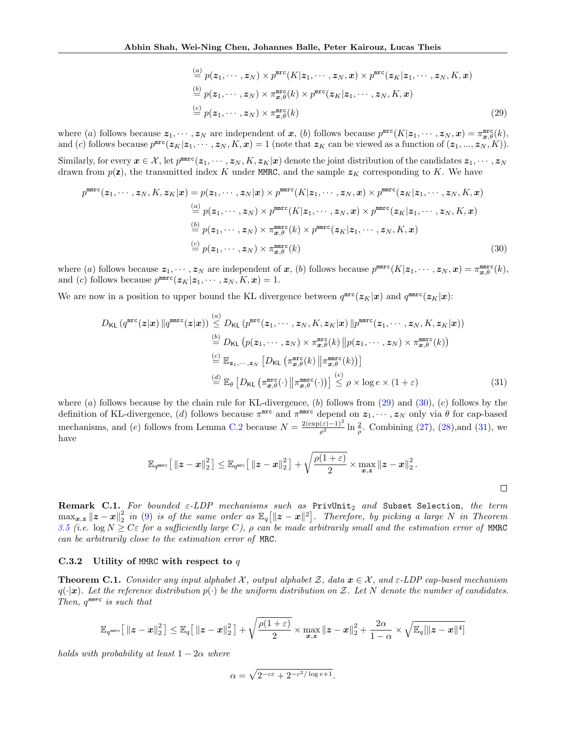$$
\begin{aligned}
&\stackrel{(a)}{=} p(\boldsymbol{z}_1, \cdots, \boldsymbol{z}_N) \times p^{\texttt{mrc}}(K|\boldsymbol{z}_1, \cdots, \boldsymbol{z}_N, \boldsymbol{x}) \times p^{\texttt{mrc}}(\boldsymbol{z}_K|\boldsymbol{z}_1, \cdots, \boldsymbol{z}_N, K, \boldsymbol{x}) \\
&\stackrel{(b)}{=} p(\boldsymbol{z}_1, \cdots, \boldsymbol{z}_N) \times \pi^{\texttt{mrc}}_{\boldsymbol{x},\theta}(k) \times p^{\texttt{mrc}}(\boldsymbol{z}_K|\boldsymbol{z}_1, \cdots, \boldsymbol{z}_N, K, \boldsymbol{x}) \\
&\stackrel{(c)}{=} p(\boldsymbol{z}_1, \cdots, \boldsymbol{z}_N) \times \pi^{\texttt{mrc}}_{\boldsymbol{x},\theta}(k)
\end{aligned} \tag{29}
$$

where $(a)$ follows because $\boldsymbol{z}_1, \cdots, \boldsymbol{z}_N$ are independent of $\boldsymbol{x}$, $(b)$ follows because $p^{\texttt{mrc}}(K|\boldsymbol{z}_1, \cdots, \boldsymbol{z}_N, \boldsymbol{x}) = \pi^{\texttt{mrc}}_{\boldsymbol{x},\theta}(k)$, and $(c)$ follows because $p^{\texttt{mrc}}(\boldsymbol{z}_K|\boldsymbol{z}_1, \cdots, \boldsymbol{z}_N, K, \boldsymbol{x}) = 1$ (note that $\boldsymbol{z}_K$ can be viewed as a function of $(\boldsymbol{z}_1, ..., \boldsymbol{z}_N, K)$).

Similarly, for every $\boldsymbol{x} \in \mathcal{X}$, let $p^{\texttt{mmrc}}(\boldsymbol{z}_1, \cdots, \boldsymbol{z}_N, K, \boldsymbol{z}_K|\boldsymbol{x})$ denote the joint distribution of the candidates $\boldsymbol{z}_1, \cdots, \boldsymbol{z}_N$ drawn from $p(\mathbf{z})$, the transmitted index $K$ under MMRC, and the sample $\boldsymbol{z}_K$ corresponding to $K$. We have

$$
\begin{aligned}
p^{\texttt{mmrc}}(\boldsymbol{z}_1, \cdots, \boldsymbol{z}_N, K, \boldsymbol{z}_K|\boldsymbol{x}) &= p(\boldsymbol{z}_1, \cdots, \boldsymbol{z}_N|\boldsymbol{x}) \times p^{\texttt{mmrc}}(K|\boldsymbol{z}_1, \cdots, \boldsymbol{z}_N, \boldsymbol{x}) \times p^{\texttt{mmrc}}(\boldsymbol{z}_K|\boldsymbol{z}_1, \cdots, \boldsymbol{z}_N, K, \boldsymbol{x}) \\
&\stackrel{(a)}{=} p(\boldsymbol{z}_1, \cdots, \boldsymbol{z}_N) \times p^{\texttt{mmrc}}(K|\boldsymbol{z}_1, \cdots, \boldsymbol{z}_N, \boldsymbol{x}) \times p^{\texttt{mmrc}}(\boldsymbol{z}_K|\boldsymbol{z}_1, \cdots, \boldsymbol{z}_N, K, \boldsymbol{x}) \\
&\stackrel{(b)}{=} p(\boldsymbol{z}_1, \cdots, \boldsymbol{z}_N) \times \pi^{\texttt{mmrc}}_{\boldsymbol{x},\theta}(k) \times p^{\texttt{mmrc}}(\boldsymbol{z}_K|\boldsymbol{z}_1, \cdots, \boldsymbol{z}_N, K, \boldsymbol{x}) \\
&\stackrel{(c)}{=} p(\boldsymbol{z}_1, \cdots, \boldsymbol{z}_N) \times \pi^{\texttt{mmrc}}_{\boldsymbol{x},\theta}(k)
\end{aligned} \tag{30}
$$

where $(a)$ follows because $\boldsymbol{z}_1, \cdots, \boldsymbol{z}_N$ are independent of $\boldsymbol{x}$, $(b)$ follows because $p^{\texttt{mmrc}}(K|\boldsymbol{z}_1, \cdots, \boldsymbol{z}_N, \boldsymbol{x}) = \pi^{\texttt{mmrc}}_{\boldsymbol{x},\theta}(k)$, and $(c)$ follows because $p^{\texttt{mmrc}}(\boldsymbol{z}_K|\boldsymbol{z}_1, \cdots, \boldsymbol{z}_N, K, \boldsymbol{x}) = 1$.

We are now in a position to upper bound the KL divergence between $q^{\texttt{mrc}}(\boldsymbol{z}_K|\boldsymbol{x})$ and $q^{\texttt{mmrc}}(\boldsymbol{z}_K|\boldsymbol{x})$:

$$
\begin{aligned}
D_{\mathsf{KL}}\left(q^{\texttt{mrc}}(\boldsymbol{z}|\boldsymbol{x}) \,\|q^{\texttt{mmrc}}(\boldsymbol{z}|\boldsymbol{x})\right) &\stackrel{(a)}{\leq} D_{\mathsf{KL}}\left(p^{\texttt{mrc}}(\boldsymbol{z}_1, \cdots, \boldsymbol{z}_N, K, \boldsymbol{z}_K|\boldsymbol{x}) \,\|p^{\texttt{mmrc}}(\boldsymbol{z}_1, \cdots, \boldsymbol{z}_N, K, \boldsymbol{z}_K|\boldsymbol{x})\right) \\
&\stackrel{(b)}{=} D_{\mathsf{KL}}\left(p(\boldsymbol{z}_1, \cdots, \boldsymbol{z}_N) \times \pi^{\texttt{mrc}}_{\boldsymbol{x},\theta}(k) \,\big\|p(\boldsymbol{z}_1, \cdots, \boldsymbol{z}_N) \times \pi^{\texttt{mmrc}}_{\boldsymbol{x},\theta}(k)\right) \\
&\stackrel{(c)}{=} \mathbb{E}_{\boldsymbol{z}_1, \cdots, \boldsymbol{z}_N}\left[D_{\mathsf{KL}}\left(\pi^{\texttt{mrc}}_{\boldsymbol{x},\theta}(k) \,\big\|\pi^{\texttt{mmrc}}_{\boldsymbol{x},\theta}(k)\right)\right] \\
&\stackrel{(d)}{=} \mathbb{E}_{\theta}\left[D_{\mathsf{KL}}\left(\pi^{\texttt{mrc}}_{\boldsymbol{x},\theta}(\cdot) \,\big\|\pi^{\texttt{mmrc}}_{\boldsymbol{x},\theta}(\cdot)\right)\right] \stackrel{(e)}{\leq} \rho \times \log e \times (1+\varepsilon)
\end{aligned} \tag{31}
$$

where $(a)$ follows because by the chain rule for KL-divergence, $(b)$ follows from (29) and (30), $(c)$ follows by the definition of KL-divergence, $(d)$ follows because $\pi^{\texttt{mrc}}$ and $\pi^{\texttt{mmrc}}$ depend on $\boldsymbol{z}_1, \cdots, \boldsymbol{z}_N$ only via $\theta$ for cap-based mechanisms, and $(e)$ follows from Lemma C.2 because $N = \frac{2(\exp(\varepsilon)-1)^2}{\rho^2} \ln \frac{2}{\rho}$. Combining (27), (28),and (31), we have

$$
\mathbb{E}_{q^{\texttt{mmrc}}}\big[\,\|\boldsymbol{z}-\boldsymbol{x}\|_2^2\,\big] \leq \mathbb{E}_{q^{\texttt{mrc}}}\big[\,\|\boldsymbol{z}-\boldsymbol{x}\|_2^2\,\big] + \sqrt{\frac{\rho(1+\varepsilon)}{2}} \times \max_{\boldsymbol{x},\boldsymbol{z}} \|\boldsymbol{z}-\boldsymbol{x}\|_2^2.
$$

□

**Remark C.1.** *For bounded $\varepsilon$-LDP mechanisms such as* PrivUnit$_2$ *and* Subset Selection*, the term $\max_{\boldsymbol{x},\boldsymbol{z}} \|\boldsymbol{z}-\boldsymbol{x}\|_2^2$ in (9) is of the same order as $\mathbb{E}_q\big[\|\boldsymbol{z}-\boldsymbol{x}\|^2\big]$. Therefore, by picking a large $N$ in Theorem 3.5 (i.e. $\log N \geq C\varepsilon$ for a sufficiently large $C$), $\rho$ can be made arbitrarily small and the estimation error of* MMRC *can be arbitrarily close to the estimation error of* MRC.

#### C.3.2 Utility of MMRC with respect to $q$

**Theorem C.1.** *Consider any input alphabet $\mathcal{X}$, output alphabet $\mathcal{Z}$, data $\boldsymbol{x} \in \mathcal{X}$, and $\varepsilon$-LDP cap-based mechanism $q(\cdot|\boldsymbol{x})$. Let the reference distribution $p(\cdot)$ be the uniform distribution on $\mathcal{Z}$. Let $N$ denote the number of candidates. Then, $q^{mmrc}$ is such that*

$$
\mathbb{E}_{q^{\texttt{mmrc}}}\big[\,\|\boldsymbol{z}-\boldsymbol{x}\|_2^2\,\big] \leq \mathbb{E}_{q}\big[\,\|\boldsymbol{z}-\boldsymbol{x}\|_2^2\,\big] + \sqrt{\frac{\rho(1+\varepsilon)}{2}} \times \max_{\boldsymbol{x},\boldsymbol{z}} \|\boldsymbol{z}-\boldsymbol{x}\|_2^2 + \frac{2\alpha}{1-\alpha} \times \sqrt{\mathbb{E}_q[\|\boldsymbol{z}-\boldsymbol{x}\|^4]}
$$

*holds with probability at least $1-2\alpha$ where*

$$
\alpha = \sqrt{2^{-c\varepsilon} + 2^{-c^2/\log e+1}}.
$$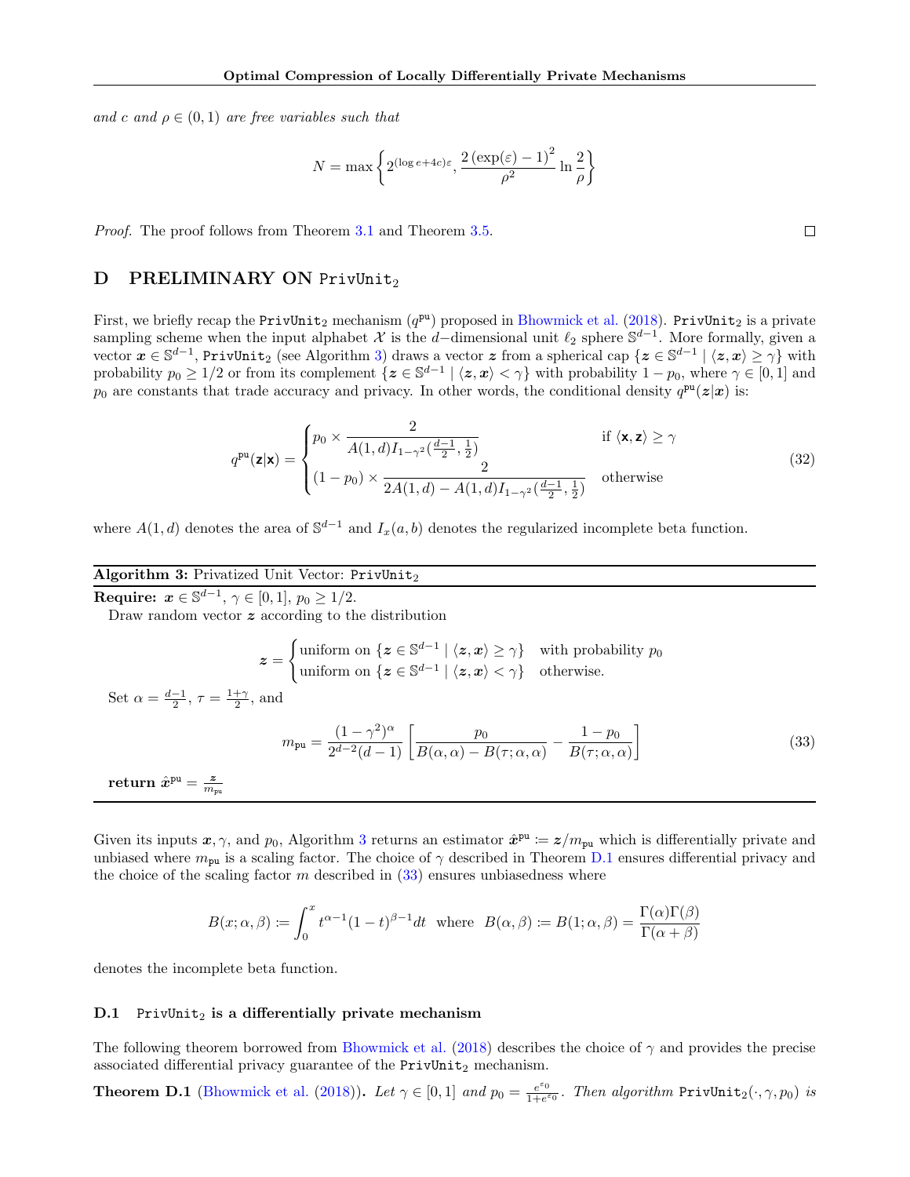*and* $c$ *and* $\rho \in (0,1)$ *are free variables such that*

$$N = \max\left\{2^{(\log e + 4c)\varepsilon}, \frac{2\left(\exp(\varepsilon)-1\right)^2}{\rho^2}\ln\frac{2}{\rho}\right\}$$

*Proof.* The proof follows from Theorem 3.1 and Theorem 3.5. □

# D PRELIMINARY ON $\texttt{PrivUnit}_2$

First, we briefly recap the $\texttt{PrivUnit}_2$ mechanism ($q^{\texttt{pu}}$) proposed in Bhowmick et al. (2018). $\texttt{PrivUnit}_2$ is a private sampling scheme when the input alphabet $\mathcal{X}$ is the $d-$dimensional unit $\ell_2$ sphere $\mathbb{S}^{d-1}$. More formally, given a vector $\boldsymbol{x} \in \mathbb{S}^{d-1}$, $\texttt{PrivUnit}_2$ (see Algorithm 3) draws a vector $\boldsymbol{z}$ from a spherical cap $\{\boldsymbol{z} \in \mathbb{S}^{d-1} \mid \langle \boldsymbol{z}, \boldsymbol{x}\rangle \geq \gamma\}$ with probability $p_0 \geq 1/2$ or from its complement $\{\boldsymbol{z} \in \mathbb{S}^{d-1} \mid \langle \boldsymbol{z}, \boldsymbol{x}\rangle < \gamma\}$ with probability $1-p_0$, where $\gamma \in [0,1]$ and $p_0$ are constants that trade accuracy and privacy. In other words, the conditional density $q^{\texttt{pu}}(\boldsymbol{z}|\boldsymbol{x})$ is:

$$q^{\texttt{pu}}(\mathbf{z}|\mathbf{x}) = \begin{cases} p_0 \times \dfrac{2}{A(1,d) I_{1-\gamma^2}(\frac{d-1}{2}, \frac{1}{2})} & \text{if } \langle \mathbf{x}, \mathbf{z}\rangle \geq \gamma \\ (1-p_0) \times \dfrac{2}{2A(1,d) - A(1,d) I_{1-\gamma^2}(\frac{d-1}{2}, \frac{1}{2})} & \text{otherwise} \end{cases} \tag{32}$$

where $A(1,d)$ denotes the area of $\mathbb{S}^{d-1}$ and $I_x(a,b)$ denotes the regularized incomplete beta function.

---

**Algorithm 3:** Privatized Unit Vector: $\texttt{PrivUnit}_2$

**Require:** $\boldsymbol{x} \in \mathbb{S}^{d-1}$, $\gamma \in [0,1]$, $p_0 \geq 1/2$.

Draw random vector $\boldsymbol{z}$ according to the distribution

$$\boldsymbol{z} = \begin{cases} \text{uniform on } \{\boldsymbol{z} \in \mathbb{S}^{d-1} \mid \langle \boldsymbol{z}, \boldsymbol{x}\rangle \geq \gamma\} & \text{with probability } p_0 \\ \text{uniform on } \{\boldsymbol{z} \in \mathbb{S}^{d-1} \mid \langle \boldsymbol{z}, \boldsymbol{x}\rangle < \gamma\} & \text{otherwise.} \end{cases}$$

Set $\alpha = \frac{d-1}{2}$, $\tau = \frac{1+\gamma}{2}$, and

$$m_{\texttt{pu}} = \frac{(1-\gamma^2)^{\alpha}}{2^{d-2}(d-1)}\left[\frac{p_0}{B(\alpha,\alpha) - B(\tau;\alpha,\alpha)} - \frac{1-p_0}{B(\tau;\alpha,\alpha)}\right] \tag{33}$$

**return** $\hat{\boldsymbol{x}}^{\texttt{pu}} = \frac{\boldsymbol{z}}{m_{\texttt{pu}}}$

---

Given its inputs $\boldsymbol{x}, \gamma$, and $p_0$, Algorithm 3 returns an estimator $\hat{\boldsymbol{x}}^{\texttt{pu}} := \boldsymbol{z}/m_{\texttt{pu}}$ which is differentially private and unbiased where $m_{\texttt{pu}}$ is a scaling factor. The choice of $\gamma$ described in Theorem D.1 ensures differential privacy and the choice of the scaling factor $m$ described in (33) ensures unbiasedness where

$$B(x;\alpha,\beta) := \int_0^x t^{\alpha-1}(1-t)^{\beta-1}dt \quad \text{where} \quad B(\alpha,\beta) := B(1;\alpha,\beta) = \frac{\Gamma(\alpha)\Gamma(\beta)}{\Gamma(\alpha+\beta)}$$

denotes the incomplete beta function.

## D.1 $\texttt{PrivUnit}_2$ is a differentially private mechanism

The following theorem borrowed from Bhowmick et al. (2018) describes the choice of $\gamma$ and provides the precise associated differential privacy guarantee of the $\texttt{PrivUnit}_2$ mechanism.

**Theorem D.1** (Bhowmick et al. (2018))**.** *Let* $\gamma \in [0,1]$ *and* $p_0 = \frac{e^{\varepsilon_0}}{1+e^{\varepsilon_0}}$*. Then algorithm* $\texttt{PrivUnit}_2(\cdot, \gamma, p_0)$ *is*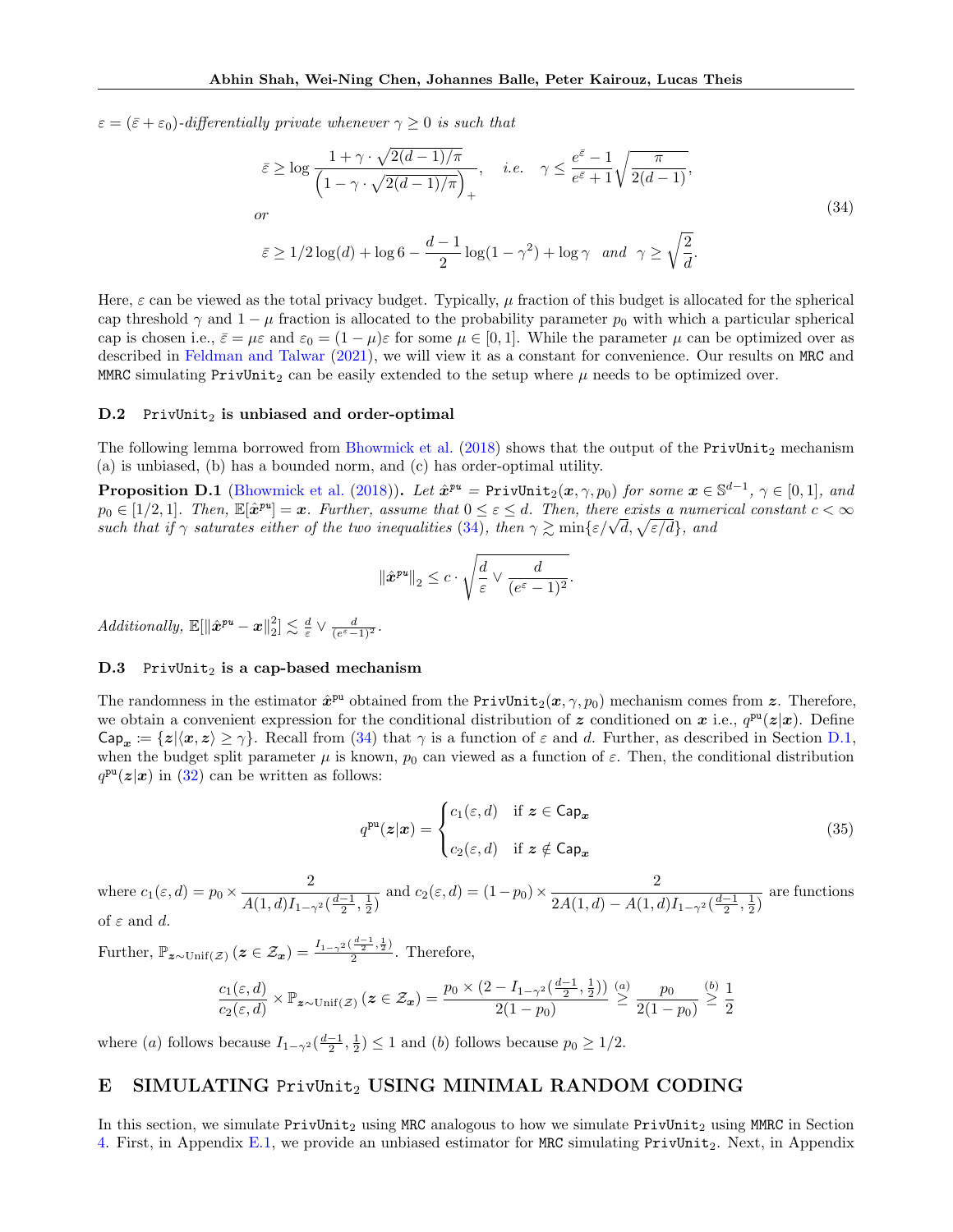$\varepsilon = (\bar{\varepsilon} + \varepsilon_0)$*-differentially private whenever* $\gamma \geq 0$ *is such that*

$$
\bar{\varepsilon} \geq \log \frac{1 + \gamma \cdot \sqrt{2(d-1)/\pi}}{\left(1 - \gamma \cdot \sqrt{2(d-1)/\pi}\right)_+}, \quad \textit{i.e.} \quad \gamma \leq \frac{e^{\bar{\varepsilon}} - 1}{e^{\bar{\varepsilon}} + 1} \sqrt{\frac{\pi}{2(d-1)}},
$$

*or*

$$
\bar{\varepsilon} \geq 1/2 \log(d) + \log 6 - \frac{d-1}{2} \log(1 - \gamma^2) + \log \gamma \quad \textit{and} \quad \gamma \geq \sqrt{\frac{2}{d}}. \tag{34}
$$

Here, $\varepsilon$ can be viewed as the total privacy budget. Typically, $\mu$ fraction of this budget is allocated for the spherical cap threshold $\gamma$ and $1 - \mu$ fraction is allocated to the probability parameter $p_0$ with which a particular spherical cap is chosen i.e., $\bar{\varepsilon} = \mu\varepsilon$ and $\varepsilon_0 = (1 - \mu)\varepsilon$ for some $\mu \in [0, 1]$. While the parameter $\mu$ can be optimized over as described in Feldman and Talwar (2021), we will view it as a constant for convenience. Our results on `MRC` and `MMRC` simulating `PrivUnit`$_2$ can be easily extended to the setup where $\mu$ needs to be optimized over.

### D.2 `PrivUnit`$_2$ is unbiased and order-optimal

The following lemma borrowed from Bhowmick et al. (2018) shows that the output of the `PrivUnit`$_2$ mechanism (a) is unbiased, (b) has a bounded norm, and (c) has order-optimal utility.

**Proposition D.1** (Bhowmick et al. (2018))**.** *Let* $\hat{\boldsymbol{x}}^{pu} = \texttt{PrivUnit}_2(\boldsymbol{x}, \gamma, p_0)$ *for some* $\boldsymbol{x} \in \mathbb{S}^{d-1}$, $\gamma \in [0, 1]$, *and* $p_0 \in [1/2, 1]$. *Then,* $\mathbb{E}[\hat{\boldsymbol{x}}^{pu}] = \boldsymbol{x}$. *Further, assume that* $0 \leq \varepsilon \leq d$. *Then, there exists a numerical constant* $c < \infty$ *such that if* $\gamma$ *saturates either of the two inequalities* (34)*, then* $\gamma \gtrsim \min\{\varepsilon/\sqrt{d}, \sqrt{\varepsilon/d}\}$*, and*

$$
\|\hat{\boldsymbol{x}}^{pu}\|_2 \leq c \cdot \sqrt{\frac{d}{\varepsilon} \vee \frac{d}{(e^{\varepsilon} - 1)^2}}.
$$

*Additionally,* $\mathbb{E}[\|\hat{\boldsymbol{x}}^{pu} - \boldsymbol{x}\|_2^2] \lesssim \frac{d}{\varepsilon} \vee \frac{d}{(e^{\varepsilon}-1)^2}$.

### D.3 `PrivUnit`$_2$ is a cap-based mechanism

The randomness in the estimator $\hat{\boldsymbol{x}}^{\text{pu}}$ obtained from the `PrivUnit`$_2(\boldsymbol{x}, \gamma, p_0)$ mechanism comes from $\boldsymbol{z}$. Therefore, we obtain a convenient expression for the conditional distribution of $\boldsymbol{z}$ conditioned on $\boldsymbol{x}$ i.e., $q^{\text{pu}}(\boldsymbol{z}|\boldsymbol{x})$. Define $\mathsf{Cap}_{\boldsymbol{x}} := \{\boldsymbol{z} | \langle \boldsymbol{x}, \boldsymbol{z} \rangle \geq \gamma\}$. Recall from (34) that $\gamma$ is a function of $\varepsilon$ and $d$. Further, as described in Section D.1, when the budget split parameter $\mu$ is known, $p_0$ can viewed as a function of $\varepsilon$. Then, the conditional distribution $q^{\text{pu}}(\boldsymbol{z}|\boldsymbol{x})$ in (32) can be written as follows:

$$
q^{\text{pu}}(\boldsymbol{z}|\boldsymbol{x}) = \begin{cases} c_1(\varepsilon, d) & \text{if } \boldsymbol{z} \in \mathsf{Cap}_{\boldsymbol{x}} \\ c_2(\varepsilon, d) & \text{if } \boldsymbol{z} \notin \mathsf{Cap}_{\boldsymbol{x}} \end{cases} \tag{35}
$$

where $c_1(\varepsilon, d) = p_0 \times \dfrac{2}{A(1,d) I_{1-\gamma^2}(\frac{d-1}{2}, \frac{1}{2})}$ and $c_2(\varepsilon, d) = (1 - p_0) \times \dfrac{2}{2A(1,d) - A(1,d) I_{1-\gamma^2}(\frac{d-1}{2}, \frac{1}{2})}$ are functions of $\varepsilon$ and $d$.

Further, $\mathbb{P}_{\boldsymbol{z} \sim \text{Unif}(\mathcal{Z})}(\boldsymbol{z} \in \mathcal{Z}_{\boldsymbol{x}}) = \frac{I_{1-\gamma^2}(\frac{d-1}{2}, \frac{1}{2})}{2}$. Therefore,

$$
\frac{c_1(\varepsilon, d)}{c_2(\varepsilon, d)} \times \mathbb{P}_{\boldsymbol{z} \sim \text{Unif}(\mathcal{Z})}(\boldsymbol{z} \in \mathcal{Z}_{\boldsymbol{x}}) = \frac{p_0 \times (2 - I_{1-\gamma^2}(\frac{d-1}{2}, \frac{1}{2}))}{2(1 - p_0)} \overset{(a)}{\geq} \frac{p_0}{2(1 - p_0)} \overset{(b)}{\geq} \frac{1}{2}
$$

where (a) follows because $I_{1-\gamma^2}(\frac{d-1}{2}, \frac{1}{2}) \leq 1$ and (b) follows because $p_0 \geq 1/2$.

## E SIMULATING `PrivUnit`$_2$ USING MINIMAL RANDOM CODING

In this section, we simulate `PrivUnit`$_2$ using `MRC` analogous to how we simulate `PrivUnit`$_2$ using `MMRC` in Section 4. First, in Appendix E.1, we provide an unbiased estimator for `MRC` simulating `PrivUnit`$_2$. Next, in Appendix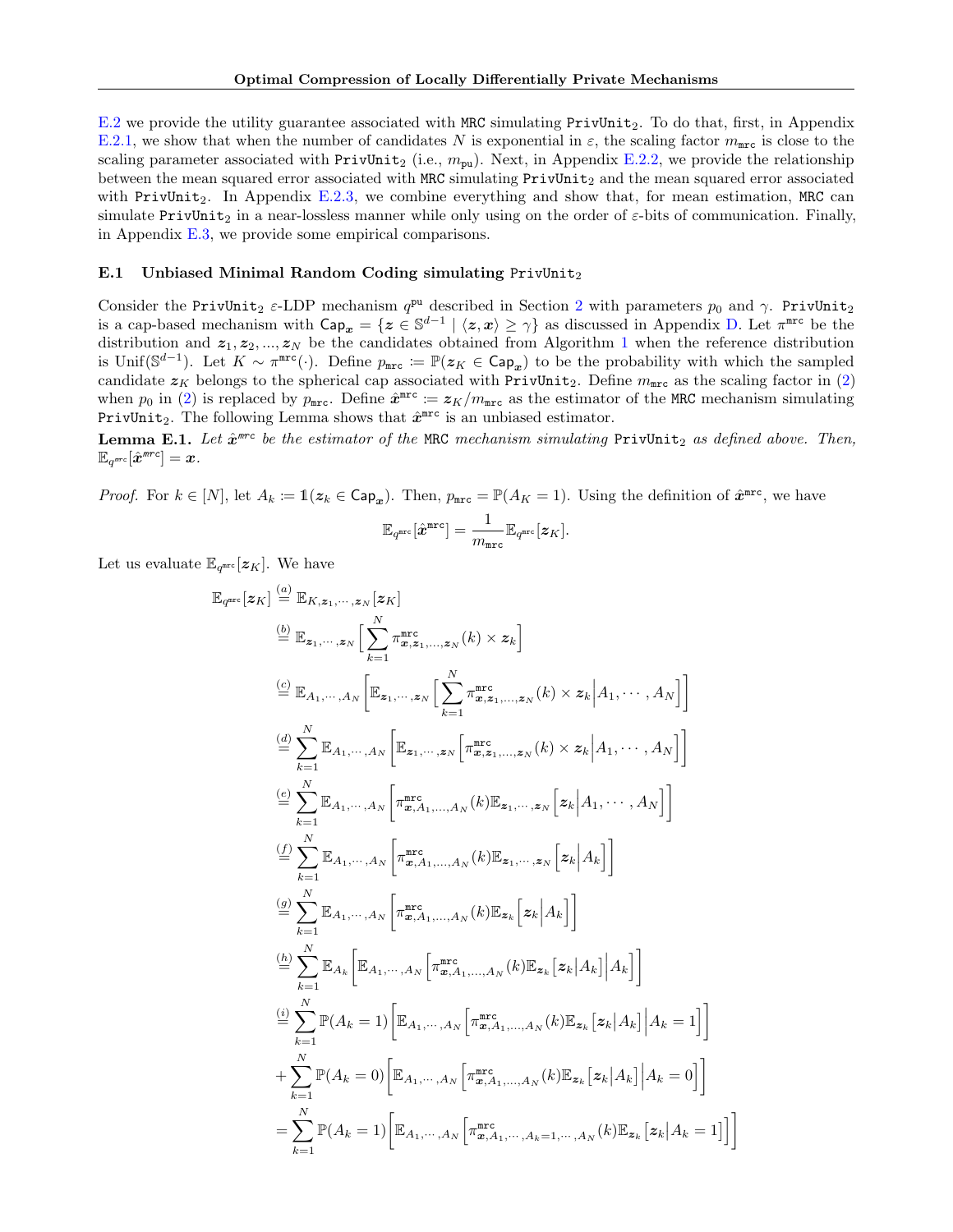E.2 we provide the utility guarantee associated with MRC simulating PrivUnit$_2$. To do that, first, in Appendix E.2.1, we show that when the number of candidates $N$ is exponential in $\varepsilon$, the scaling factor $m_{\texttt{mrc}}$ is close to the scaling parameter associated with PrivUnit$_2$ (i.e., $m_{\texttt{pu}}$). Next, in Appendix E.2.2, we provide the relationship between the mean squared error associated with MRC simulating PrivUnit$_2$ and the mean squared error associated with PrivUnit$_2$. In Appendix E.2.3, we combine everything and show that, for mean estimation, MRC can simulate PrivUnit$_2$ in a near-lossless manner while only using on the order of $\varepsilon$-bits of communication. Finally, in Appendix E.3, we provide some empirical comparisons.

### E.1 Unbiased Minimal Random Coding simulating PrivUnit$_2$

Consider the PrivUnit$_2$ $\varepsilon$-LDP mechanism $q^{\texttt{pu}}$ described in Section 2 with parameters $p_0$ and $\gamma$. PrivUnit$_2$ is a cap-based mechanism with $\mathsf{Cap}_{\boldsymbol{x}} = \{\boldsymbol{z} \in \mathbb{S}^{d-1} \mid \langle \boldsymbol{z}, \boldsymbol{x} \rangle \geq \gamma\}$ as discussed in Appendix D. Let $\pi^{\texttt{mrc}}$ be the distribution and $\boldsymbol{z}_1, \boldsymbol{z}_2, ..., \boldsymbol{z}_N$ be the candidates obtained from Algorithm 1 when the reference distribution is $\text{Unif}(\mathbb{S}^{d-1})$. Let $K \sim \pi^{\texttt{mrc}}(\cdot)$. Define $p_{\texttt{mrc}} := \mathbb{P}(\boldsymbol{z}_K \in \mathsf{Cap}_{\boldsymbol{x}})$ to be the probability with which the sampled candidate $\boldsymbol{z}_K$ belongs to the spherical cap associated with PrivUnit$_2$. Define $m_{\texttt{mrc}}$ as the scaling factor in (2) when $p_0$ in (2) is replaced by $p_{\texttt{mrc}}$. Define $\hat{\boldsymbol{x}}^{\texttt{mrc}} := \boldsymbol{z}_K / m_{\texttt{mrc}}$ as the estimator of the MRC mechanism simulating PrivUnit$_2$. The following Lemma shows that $\hat{\boldsymbol{x}}^{\texttt{mrc}}$ is an unbiased estimator.

**Lemma E.1.** *Let $\hat{\boldsymbol{x}}^{mrc}$ be the estimator of the* MRC *mechanism simulating* PrivUnit$_2$ *as defined above. Then,* $\mathbb{E}_{q^{mrc}}[\hat{\boldsymbol{x}}^{mrc}] = \boldsymbol{x}$.

*Proof.* For $k \in [N]$, let $A_k := \mathbb{1}(\boldsymbol{z}_k \in \mathsf{Cap}_{\boldsymbol{x}})$. Then, $p_{\texttt{mrc}} = \mathbb{P}(A_K = 1)$. Using the definition of $\hat{\boldsymbol{x}}^{\texttt{mrc}}$, we have

$$\mathbb{E}_{q^{\texttt{mrc}}}[\hat{\boldsymbol{x}}^{\texttt{mrc}}] = \frac{1}{m_{\texttt{mrc}}} \mathbb{E}_{q^{\texttt{mrc}}}[\boldsymbol{z}_K].$$

Let us evaluate $\mathbb{E}_{q^{\texttt{mrc}}}[\boldsymbol{z}_K]$. We have

$$\begin{aligned}
\mathbb{E}_{q^{\texttt{mrc}}}[\boldsymbol{z}_K] &\overset{(a)}{=} \mathbb{E}_{K, \boldsymbol{z}_1, \cdots, \boldsymbol{z}_N}[\boldsymbol{z}_K] \\
&\overset{(b)}{=} \mathbb{E}_{\boldsymbol{z}_1, \cdots, \boldsymbol{z}_N}\Big[\sum_{k=1}^{N} \pi^{\texttt{mrc}}_{\boldsymbol{x}, \boldsymbol{z}_1, ..., \boldsymbol{z}_N}(k) \times \boldsymbol{z}_k\Big] \\
&\overset{(c)}{=} \mathbb{E}_{A_1, \cdots, A_N}\bigg[\mathbb{E}_{\boldsymbol{z}_1, \cdots, \boldsymbol{z}_N}\Big[\sum_{k=1}^{N} \pi^{\texttt{mrc}}_{\boldsymbol{x}, \boldsymbol{z}_1, ..., \boldsymbol{z}_N}(k) \times \boldsymbol{z}_k \Big| A_1, \cdots, A_N\Big]\bigg] \\
&\overset{(d)}{=} \sum_{k=1}^{N} \mathbb{E}_{A_1, \cdots, A_N}\bigg[\mathbb{E}_{\boldsymbol{z}_1, \cdots, \boldsymbol{z}_N}\Big[\pi^{\texttt{mrc}}_{\boldsymbol{x}, \boldsymbol{z}_1, ..., \boldsymbol{z}_N}(k) \times \boldsymbol{z}_k \Big| A_1, \cdots, A_N\Big]\bigg] \\
&\overset{(e)}{=} \sum_{k=1}^{N} \mathbb{E}_{A_1, \cdots, A_N}\bigg[\pi^{\texttt{mrc}}_{\boldsymbol{x}, A_1, ..., A_N}(k) \mathbb{E}_{\boldsymbol{z}_1, \cdots, \boldsymbol{z}_N}\Big[\boldsymbol{z}_k \Big| A_1, \cdots, A_N\Big]\bigg] \\
&\overset{(f)}{=} \sum_{k=1}^{N} \mathbb{E}_{A_1, \cdots, A_N}\bigg[\pi^{\texttt{mrc}}_{\boldsymbol{x}, A_1, ..., A_N}(k) \mathbb{E}_{\boldsymbol{z}_1, \cdots, \boldsymbol{z}_N}\Big[\boldsymbol{z}_k \Big| A_k\Big]\bigg] \\
&\overset{(g)}{=} \sum_{k=1}^{N} \mathbb{E}_{A_1, \cdots, A_N}\bigg[\pi^{\texttt{mrc}}_{\boldsymbol{x}, A_1, ..., A_N}(k) \mathbb{E}_{\boldsymbol{z}_k}\Big[\boldsymbol{z}_k \Big| A_k\Big]\bigg] \\
&\overset{(h)}{=} \sum_{k=1}^{N} \mathbb{E}_{A_k}\bigg[\mathbb{E}_{A_1, \cdots, A_N}\Big[\pi^{\texttt{mrc}}_{\boldsymbol{x}, A_1, ..., A_N}(k) \mathbb{E}_{\boldsymbol{z}_k}\big[\boldsymbol{z}_k \big| A_k\big] \Big| A_k\Big]\bigg] \\
&\overset{(i)}{=} \sum_{k=1}^{N} \mathbb{P}(A_k = 1)\bigg[\mathbb{E}_{A_1, \cdots, A_N}\Big[\pi^{\texttt{mrc}}_{\boldsymbol{x}, A_1, ..., A_N}(k) \mathbb{E}_{\boldsymbol{z}_k}\big[\boldsymbol{z}_k \big| A_k\big] \Big| A_k = 1\Big]\bigg] \\
&+ \sum_{k=1}^{N} \mathbb{P}(A_k = 0)\bigg[\mathbb{E}_{A_1, \cdots, A_N}\Big[\pi^{\texttt{mrc}}_{\boldsymbol{x}, A_1, ..., A_N}(k) \mathbb{E}_{\boldsymbol{z}_k}\big[\boldsymbol{z}_k \big| A_k\big] \Big| A_k = 0\Big]\bigg] \\
&= \sum_{k=1}^{N} \mathbb{P}(A_k = 1)\bigg[\mathbb{E}_{A_1, \cdots, A_N}\Big[\pi^{\texttt{mrc}}_{\boldsymbol{x}, A_1, \cdots, A_k = 1, \cdots, A_N}(k) \mathbb{E}_{\boldsymbol{z}_k}\big[\boldsymbol{z}_k \big| A_k = 1\big]\Big]\bigg]
\end{aligned}$$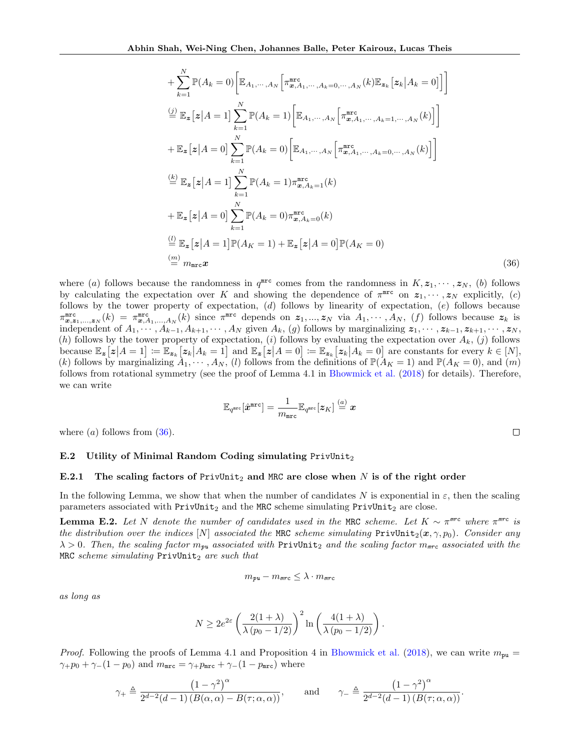$$
\begin{aligned}
&+ \sum_{k=1}^{N} \mathbb{P}(A_k = 0) \Big[ \mathbb{E}_{A_1, \cdots, A_N} \Big[ \pi^{\texttt{mrc}}_{\boldsymbol{x}, A_1, \cdots, A_k = 0, \cdots, A_N}(k) \mathbb{E}_{\boldsymbol{z}_k} \big[ \boldsymbol{z}_k \big| A_k = 0 \big] \Big] \Big] \\
&\overset{(j)}{=} \mathbb{E}_{\boldsymbol{z}} \big[ \boldsymbol{z} \big| A = 1 \big] \sum_{k=1}^{N} \mathbb{P}(A_k = 1) \Big[ \mathbb{E}_{A_1, \cdots, A_N} \Big[ \pi^{\texttt{mrc}}_{\boldsymbol{x}, A_1, \cdots, A_k = 1, \cdots, A_N}(k) \Big] \Big] \\
&+ \mathbb{E}_{\boldsymbol{z}} \big[ \boldsymbol{z} \big| A = 0 \big] \sum_{k=1}^{N} \mathbb{P}(A_k = 0) \Big[ \mathbb{E}_{A_1, \cdots, A_N} \Big[ \pi^{\texttt{mrc}}_{\boldsymbol{x}, A_1, \cdots, A_k = 0, \cdots, A_N}(k) \Big] \Big] \\
&\overset{(k)}{=} \mathbb{E}_{\boldsymbol{z}} \big[ \boldsymbol{z} \big| A = 1 \big] \sum_{k=1}^{N} \mathbb{P}(A_k = 1) \pi^{\texttt{mrc}}_{\boldsymbol{x}, A_k = 1}(k) \\
&+ \mathbb{E}_{\boldsymbol{z}} \big[ \boldsymbol{z} \big| A = 0 \big] \sum_{k=1}^{N} \mathbb{P}(A_k = 0) \pi^{\texttt{mrc}}_{\boldsymbol{x}, A_k = 0}(k) \\
&\overset{(l)}{=} \mathbb{E}_{\boldsymbol{z}} \big[ \boldsymbol{z} \big| A = 1 \big] \mathbb{P}(A_K = 1) + \mathbb{E}_{\boldsymbol{z}} \big[ \boldsymbol{z} \big| A = 0 \big] \mathbb{P}(A_K = 0) \\
&\overset{(m)}{=} m_{\texttt{mrc}} \boldsymbol{x} \qquad (36)
\end{aligned}
$$

where $(a)$ follows because the randomness in $q^{\texttt{mrc}}$ comes from the randomness in $K, \boldsymbol{z}_1, \cdots, \boldsymbol{z}_N$, $(b)$ follows by calculating the expectation over $K$ and showing the dependence of $\pi^{\texttt{mrc}}$ on $\boldsymbol{z}_1, \cdots, \boldsymbol{z}_N$ explicitly, $(c)$ follows by the tower property of expectation, $(d)$ follows by linearity of expectation, $(e)$ follows because $\pi^{\texttt{mrc}}_{\boldsymbol{x}, \boldsymbol{z}_1, \ldots, \boldsymbol{z}_N}(k) = \pi^{\texttt{mrc}}_{\boldsymbol{x}, A_1, \ldots, A_N}(k)$ since $\pi^{\texttt{mrc}}$ depends on $\boldsymbol{z}_1, \ldots, \boldsymbol{z}_N$ via $A_1, \cdots, A_N$, $(f)$ follows because $\boldsymbol{z}_k$ is independent of $A_1, \cdots, A_{k-1}, A_{k+1}, \cdots, A_N$ given $A_k$, $(g)$ follows by marginalizing $\boldsymbol{z}_1, \cdots, \boldsymbol{z}_{k-1}, \boldsymbol{z}_{k+1}, \cdots, \boldsymbol{z}_N$, $(h)$ follows by the tower property of expectation, $(i)$ follows by evaluating the expectation over $A_k$, $(j)$ follows because $\mathbb{E}_{\boldsymbol{z}}\big[\boldsymbol{z} \big| A = 1\big] \coloneqq \mathbb{E}_{\boldsymbol{z}_k}\big[\boldsymbol{z}_k \big| A_k = 1\big]$ and $\mathbb{E}_{\boldsymbol{z}}\big[\boldsymbol{z} \big| A = 0\big] \coloneqq \mathbb{E}_{\boldsymbol{z}_k}\big[\boldsymbol{z}_k \big| A_k = 0\big]$ are constants for every $k \in [N]$, $(k)$ follows by marginalizing $A_1, \cdots, A_N$, $(l)$ follows from the definitions of $\mathbb{P}(A_K = 1)$ and $\mathbb{P}(A_K = 0)$, and $(m)$ follows from rotational symmetry (see the proof of Lemma 4.1 in Bhowmick et al. (2018) for details). Therefore, we can write

$$
\mathbb{E}_{q^{\texttt{mrc}}}[\hat{\boldsymbol{x}}^{\texttt{mrc}}] = \frac{1}{m_{\texttt{mrc}}} \mathbb{E}_{q^{\texttt{mrc}}}[\boldsymbol{z}_K] \overset{(a)}{=} \boldsymbol{x}
$$

where $(a)$ follows from (36). ◻

### E.2 Utility of Minimal Random Coding simulating $\texttt{PrivUnit}_2$

#### E.2.1 The scaling factors of $\texttt{PrivUnit}_2$ and MRC are close when $N$ is of the right order

In the following Lemma, we show that when the number of candidates $N$ is exponential in $\varepsilon$, then the scaling parameters associated with $\texttt{PrivUnit}_2$ and the MRC scheme simulating $\texttt{PrivUnit}_2$ are close.

**Lemma E.2.** *Let $N$ denote the number of candidates used in the* MRC *scheme. Let $K \sim \pi^{\texttt{mrc}}$ where $\pi^{\texttt{mrc}}$ is the distribution over the indices $[N]$ associated the* MRC *scheme simulating $\texttt{PrivUnit}_2(\boldsymbol{x}, \gamma, p_0)$. Consider any $\lambda > 0$. Then, the scaling factor $m_{pu}$ associated with $\texttt{PrivUnit}_2$ and the scaling factor $m_{mrc}$ associated with the* MRC *scheme simulating $\texttt{PrivUnit}_2$ are such that*

$$
m_{pu} - m_{mrc} \leq \lambda \cdot m_{mrc}
$$

*as long as*

$$
N \geq 2e^{2\varepsilon} \left( \frac{2(1+\lambda)}{\lambda \left(p_0 - 1/2\right)} \right)^2 \ln \left( \frac{4(1+\lambda)}{\lambda \left(p_0 - 1/2\right)} \right).
$$

*Proof.* Following the proofs of Lemma 4.1 and Proposition 4 in Bhowmick et al. (2018), we can write $m_{\texttt{pu}} = \gamma_+ p_0 + \gamma_-(1 - p_0)$ and $m_{\texttt{mrc}} = \gamma_+ p_{\texttt{mrc}} + \gamma_-(1 - p_{\texttt{mrc}})$ where

$$
\gamma_+ \triangleq \frac{\left(1 - \gamma^2\right)^\alpha}{2^{d-2}(d-1)\left(B(\alpha, \alpha) - B(\tau; \alpha, \alpha)\right)}, \qquad \text{and} \qquad \gamma_- \triangleq \frac{\left(1 - \gamma^2\right)^\alpha}{2^{d-2}(d-1)\left(B(\tau; \alpha, \alpha)\right)}.
$$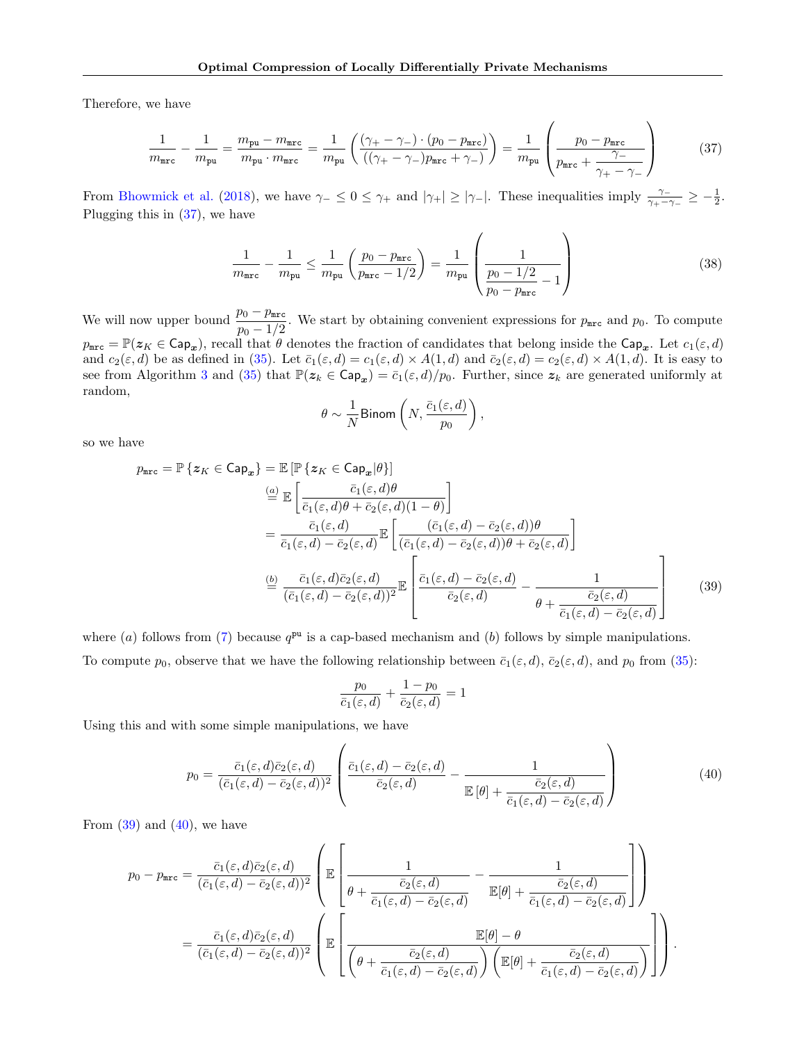Therefore, we have

$$\frac{1}{m_{\mathtt{mrc}}} - \frac{1}{m_{\mathtt{pu}}} = \frac{m_{\mathtt{pu}} - m_{\mathtt{mrc}}}{m_{\mathtt{pu}} \cdot m_{\mathtt{mrc}}} = \frac{1}{m_{\mathtt{pu}}} \left( \frac{(\gamma_+ - \gamma_-) \cdot (p_0 - p_{\mathtt{mrc}})}{((\gamma_+ - \gamma_-) p_{\mathtt{mrc}} + \gamma_-)} \right) = \frac{1}{m_{\mathtt{pu}}} \left( \frac{p_0 - p_{\mathtt{mrc}}}{p_{\mathtt{mrc}} + \dfrac{\gamma_-}{\gamma_+ - \gamma_-}} \right) \tag{37}$$

From Bhowmick et al. (2018), we have $\gamma_- \leq 0 \leq \gamma_+$ and $|\gamma_+| \geq |\gamma_-|$. These inequalities imply $\frac{\gamma_-}{\gamma_+ - \gamma_-} \geq -\frac{1}{2}$. Plugging this in (37), we have

$$\frac{1}{m_{\mathtt{mrc}}} - \frac{1}{m_{\mathtt{pu}}} \leq \frac{1}{m_{\mathtt{pu}}} \left( \frac{p_0 - p_{\mathtt{mrc}}}{p_{\mathtt{mrc}} - 1/2} \right) = \frac{1}{m_{\mathtt{pu}}} \left( \frac{1}{\dfrac{p_0 - 1/2}{p_0 - p_{\mathtt{mrc}}} - 1} \right) \tag{38}$$

We will now upper bound $\dfrac{p_0 - p_{\mathtt{mrc}}}{p_0 - 1/2}$. We start by obtaining convenient expressions for $p_{\mathtt{mrc}}$ and $p_0$. To compute $p_{\mathtt{mrc}} = \mathbb{P}(\boldsymbol{z}_K \in \mathsf{Cap}_{\boldsymbol{x}})$, recall that $\theta$ denotes the fraction of candidates that belong inside the $\mathsf{Cap}_{\boldsymbol{x}}$. Let $c_1(\varepsilon, d)$ and $c_2(\varepsilon, d)$ be as defined in (35). Let $\bar{c}_1(\varepsilon, d) = c_1(\varepsilon, d) \times A(1, d)$ and $\bar{c}_2(\varepsilon, d) = c_2(\varepsilon, d) \times A(1, d)$. It is easy to see from Algorithm 3 and (35) that $\mathbb{P}(\boldsymbol{z}_k \in \mathsf{Cap}_{\boldsymbol{x}}) = \bar{c}_1(\varepsilon, d)/p_0$. Further, since $\boldsymbol{z}_k$ are generated uniformly at random,

$$\theta \sim \frac{1}{N} \mathsf{Binom}\left(N, \frac{\bar{c}_1(\varepsilon, d)}{p_0}\right),$$

so we have

$$\begin{aligned}
p_{\mathtt{mrc}} = \mathbb{P}\left\{\boldsymbol{z}_K \in \mathsf{Cap}_{\boldsymbol{x}}\right\} &= \mathbb{E}\left[\mathbb{P}\left\{\boldsymbol{z}_K \in \mathsf{Cap}_{\boldsymbol{x}} | \theta\right\}\right] \\
&\overset{(a)}{=} \mathbb{E}\left[\frac{\bar{c}_1(\varepsilon, d)\theta}{\bar{c}_1(\varepsilon, d)\theta + \bar{c}_2(\varepsilon, d)(1 - \theta)}\right] \\
&= \frac{\bar{c}_1(\varepsilon, d)}{\bar{c}_1(\varepsilon, d) - \bar{c}_2(\varepsilon, d)} \mathbb{E}\left[\frac{(\bar{c}_1(\varepsilon, d) - \bar{c}_2(\varepsilon, d))\theta}{(\bar{c}_1(\varepsilon, d) - \bar{c}_2(\varepsilon, d))\theta + \bar{c}_2(\varepsilon, d)}\right] \\
&\overset{(b)}{=} \frac{\bar{c}_1(\varepsilon, d)\bar{c}_2(\varepsilon, d)}{(\bar{c}_1(\varepsilon, d) - \bar{c}_2(\varepsilon, d))^2} \mathbb{E}\left[\frac{\bar{c}_1(\varepsilon, d) - \bar{c}_2(\varepsilon, d)}{\bar{c}_2(\varepsilon, d)} - \frac{1}{\theta + \dfrac{\bar{c}_2(\varepsilon, d)}{\bar{c}_1(\varepsilon, d) - \bar{c}_2(\varepsilon, d)}}\right]
\end{aligned} \tag{39}$$

where $(a)$ follows from (7) because $q^{\mathtt{pu}}$ is a cap-based mechanism and $(b)$ follows by simple manipulations.

To compute $p_0$, observe that we have the following relationship between $\bar{c}_1(\varepsilon, d)$, $\bar{c}_2(\varepsilon, d)$, and $p_0$ from (35):

$$\frac{p_0}{\bar{c}_1(\varepsilon, d)} + \frac{1 - p_0}{\bar{c}_2(\varepsilon, d)} = 1$$

Using this and with some simple manipulations, we have

$$p_0 = \frac{\bar{c}_1(\varepsilon, d)\bar{c}_2(\varepsilon, d)}{(\bar{c}_1(\varepsilon, d) - \bar{c}_2(\varepsilon, d))^2} \left( \frac{\bar{c}_1(\varepsilon, d) - \bar{c}_2(\varepsilon, d)}{\bar{c}_2(\varepsilon, d)} - \frac{1}{\mathbb{E}\left[\theta\right] + \dfrac{\bar{c}_2(\varepsilon, d)}{\bar{c}_1(\varepsilon, d) - \bar{c}_2(\varepsilon, d)}} \right) \tag{40}$$

From (39) and (40), we have

$$\begin{aligned}
p_0 - p_{\mathtt{mrc}} &= \frac{\bar{c}_1(\varepsilon, d)\bar{c}_2(\varepsilon, d)}{(\bar{c}_1(\varepsilon, d) - \bar{c}_2(\varepsilon, d))^2} \left( \mathbb{E}\left[ \frac{1}{\theta + \dfrac{\bar{c}_2(\varepsilon, d)}{\bar{c}_1(\varepsilon, d) - \bar{c}_2(\varepsilon, d)}} - \frac{1}{\mathbb{E}[\theta] + \dfrac{\bar{c}_2(\varepsilon, d)}{\bar{c}_1(\varepsilon, d) - \bar{c}_2(\varepsilon, d)}} \right] \right) \\
&= \frac{\bar{c}_1(\varepsilon, d)\bar{c}_2(\varepsilon, d)}{(\bar{c}_1(\varepsilon, d) - \bar{c}_2(\varepsilon, d))^2} \left( \mathbb{E}\left[ \frac{\mathbb{E}[\theta] - \theta}{\left(\theta + \dfrac{\bar{c}_2(\varepsilon, d)}{\bar{c}_1(\varepsilon, d) - \bar{c}_2(\varepsilon, d)}\right)\left(\mathbb{E}[\theta] + \dfrac{\bar{c}_2(\varepsilon, d)}{\bar{c}_1(\varepsilon, d) - \bar{c}_2(\varepsilon, d)}\right)} \right] \right).
\end{aligned}$$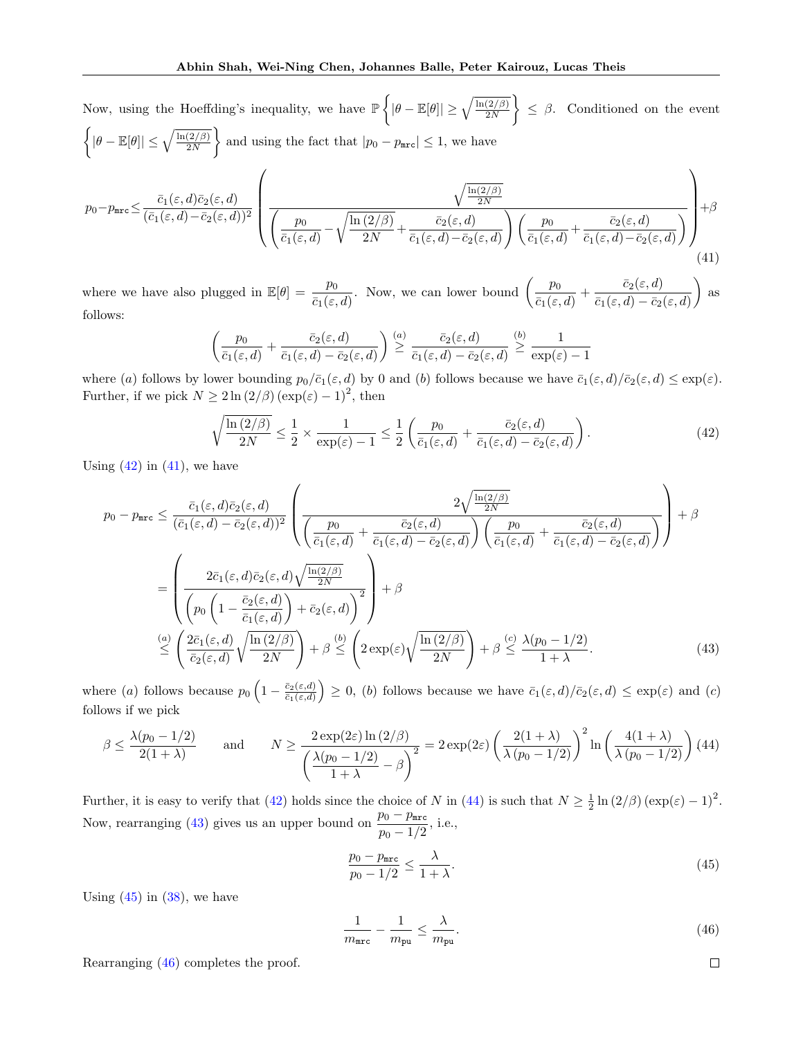Now, using the Hoeffding's inequality, we have $\mathbb{P}\left\{|\theta - \mathbb{E}[\theta]| \geq \sqrt{\frac{\ln(2/\beta)}{2N}}\right\} \leq \beta$. Conditioned on the event $\left\{|\theta - \mathbb{E}[\theta]| \leq \sqrt{\frac{\ln(2/\beta)}{2N}}\right\}$ and using the fact that $|p_0 - p_{\texttt{mrc}}| \leq 1$, we have

$$p_0 - p_{\texttt{mrc}} \leq \frac{\bar{c}_1(\varepsilon,d)\bar{c}_2(\varepsilon,d)}{(\bar{c}_1(\varepsilon,d) - \bar{c}_2(\varepsilon,d))^2}\left(\frac{\sqrt{\frac{\ln(2/\beta)}{2N}}}{\left(\frac{p_0}{\bar{c}_1(\varepsilon,d)} - \sqrt{\frac{\ln(2/\beta)}{2N}} + \frac{\bar{c}_2(\varepsilon,d)}{\bar{c}_1(\varepsilon,d) - \bar{c}_2(\varepsilon,d)}\right)\left(\frac{p_0}{\bar{c}_1(\varepsilon,d)} + \frac{\bar{c}_2(\varepsilon,d)}{\bar{c}_1(\varepsilon,d) - \bar{c}_2(\varepsilon,d)}\right)}\right) + \beta \tag{41}$$

where we have also plugged in $\mathbb{E}[\theta] = \frac{p_0}{\bar{c}_1(\varepsilon,d)}$. Now, we can lower bound $\left(\frac{p_0}{\bar{c}_1(\varepsilon,d)} + \frac{\bar{c}_2(\varepsilon,d)}{\bar{c}_1(\varepsilon,d) - \bar{c}_2(\varepsilon,d)}\right)$ as follows:

$$\left(\frac{p_0}{\bar{c}_1(\varepsilon,d)} + \frac{\bar{c}_2(\varepsilon,d)}{\bar{c}_1(\varepsilon,d) - \bar{c}_2(\varepsilon,d)}\right) \overset{(a)}{\geq} \frac{\bar{c}_2(\varepsilon,d)}{\bar{c}_1(\varepsilon,d) - \bar{c}_2(\varepsilon,d)} \overset{(b)}{\geq} \frac{1}{\exp(\varepsilon) - 1}$$

where $(a)$ follows by lower bounding $p_0/\bar{c}_1(\varepsilon,d)$ by 0 and $(b)$ follows because we have $\bar{c}_1(\varepsilon,d)/\bar{c}_2(\varepsilon,d) \leq \exp(\varepsilon)$. Further, if we pick $N \geq 2\ln(2/\beta)(\exp(\varepsilon) - 1)^2$, then

$$\sqrt{\frac{\ln(2/\beta)}{2N}} \leq \frac{1}{2} \times \frac{1}{\exp(\varepsilon) - 1} \leq \frac{1}{2}\left(\frac{p_0}{\bar{c}_1(\varepsilon,d)} + \frac{\bar{c}_2(\varepsilon,d)}{\bar{c}_1(\varepsilon,d) - \bar{c}_2(\varepsilon,d)}\right). \tag{42}$$

Using (42) in (41), we have

$$\begin{aligned}
p_0 - p_{\texttt{mrc}} &\leq \frac{\bar{c}_1(\varepsilon,d)\bar{c}_2(\varepsilon,d)}{(\bar{c}_1(\varepsilon,d) - \bar{c}_2(\varepsilon,d))^2}\left(\frac{2\sqrt{\frac{\ln(2/\beta)}{2N}}}{\left(\frac{p_0}{\bar{c}_1(\varepsilon,d)} + \frac{\bar{c}_2(\varepsilon,d)}{\bar{c}_1(\varepsilon,d) - \bar{c}_2(\varepsilon,d)}\right)\left(\frac{p_0}{\bar{c}_1(\varepsilon,d)} + \frac{\bar{c}_2(\varepsilon,d)}{\bar{c}_1(\varepsilon,d) - \bar{c}_2(\varepsilon,d)}\right)}\right) + \beta \\
&= \left(\frac{2\bar{c}_1(\varepsilon,d)\bar{c}_2(\varepsilon,d)\sqrt{\frac{\ln(2/\beta)}{2N}}}{\left(p_0\left(1 - \frac{\bar{c}_2(\varepsilon,d)}{\bar{c}_1(\varepsilon,d)}\right) + \bar{c}_2(\varepsilon,d)\right)^2}\right) + \beta \\
&\overset{(a)}{\leq} \left(\frac{2\bar{c}_1(\varepsilon,d)}{\bar{c}_2(\varepsilon,d)}\sqrt{\frac{\ln(2/\beta)}{2N}}\right) + \beta \overset{(b)}{\leq} \left(2\exp(\varepsilon)\sqrt{\frac{\ln(2/\beta)}{2N}}\right) + \beta \overset{(c)}{\leq} \frac{\lambda(p_0 - 1/2)}{1+\lambda}.
\end{aligned} \tag{43}$$

where $(a)$ follows because $p_0\left(1 - \frac{\bar{c}_2(\varepsilon,d)}{\bar{c}_1(\varepsilon,d)}\right) \geq 0$, $(b)$ follows because we have $\bar{c}_1(\varepsilon,d)/\bar{c}_2(\varepsilon,d) \leq \exp(\varepsilon)$ and $(c)$ follows if we pick

$$\beta \leq \frac{\lambda(p_0 - 1/2)}{2(1+\lambda)} \qquad \text{and} \qquad N \geq \frac{2\exp(2\varepsilon)\ln(2/\beta)}{\left(\frac{\lambda(p_0 - 1/2)}{1+\lambda} - \beta\right)^2} = 2\exp(2\varepsilon)\left(\frac{2(1+\lambda)}{\lambda(p_0 - 1/2)}\right)^2 \ln\left(\frac{4(1+\lambda)}{\lambda(p_0 - 1/2)}\right) \tag{44}$$

Further, it is easy to verify that (42) holds since the choice of $N$ in (44) is such that $N \geq \frac{1}{2}\ln(2/\beta)(\exp(\varepsilon) - 1)^2$. Now, rearranging (43) gives us an upper bound on $\frac{p_0 - p_{\texttt{mrc}}}{p_0 - 1/2}$, i.e.,

$$\frac{p_0 - p_{\texttt{mrc}}}{p_0 - 1/2} \leq \frac{\lambda}{1+\lambda}. \tag{45}$$

Using (45) in (38), we have

$$\frac{1}{m_{\texttt{mrc}}} - \frac{1}{m_{\texttt{pu}}} \leq \frac{\lambda}{m_{\texttt{pu}}}. \tag{46}$$

Rearranging (46) completes the proof. $\square$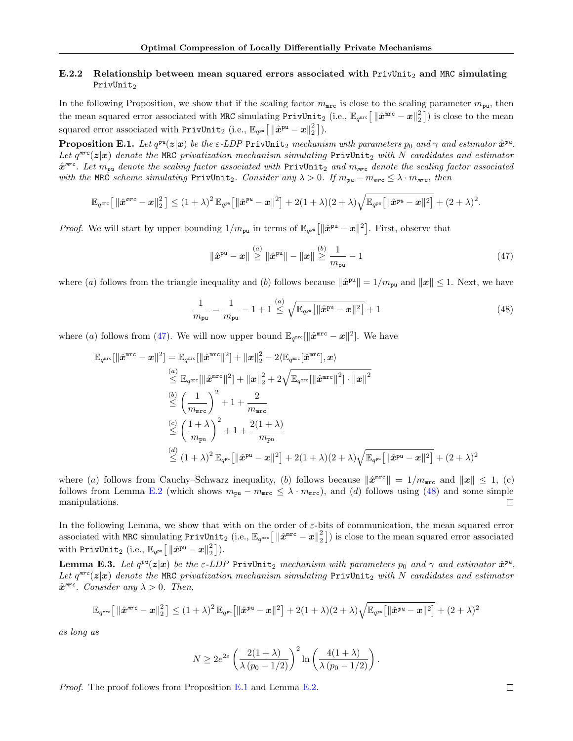#### E.2.2 Relationship between mean squared errors associated with $\texttt{PrivUnit}_2$ and $\texttt{MRC}$ simulating $\texttt{PrivUnit}_2$

In the following Proposition, we show that if the scaling factor $m_{\texttt{mrc}}$ is close to the scaling parameter $m_{\texttt{pu}}$, then the mean squared error associated with $\texttt{MRC}$ simulating $\texttt{PrivUnit}_2$ (i.e., $\mathbb{E}_{q^{\texttt{mrc}}}\big[\|\hat{\boldsymbol{x}}^{\texttt{mrc}} - \boldsymbol{x}\|_2^2\big]$) is close to the mean squared error associated with $\texttt{PrivUnit}_2$ (i.e., $\mathbb{E}_{q^{\texttt{pu}}}\big[\|\hat{\boldsymbol{x}}^{\texttt{pu}} - \boldsymbol{x}\|_2^2\big]$).

**Proposition E.1.** *Let $q^{pu}(\boldsymbol{z}|\boldsymbol{x})$ be the $\varepsilon$-LDP $\texttt{PrivUnit}_2$ mechanism with parameters $p_0$ and $\gamma$ and estimator $\hat{\boldsymbol{x}}^{pu}$. Let $q^{mrc}(\boldsymbol{z}|\boldsymbol{x})$ denote the $\texttt{MRC}$ privatization mechanism simulating $\texttt{PrivUnit}_2$ with $N$ candidates and estimator $\hat{\boldsymbol{x}}^{mrc}$. Let $m_{pu}$ denote the scaling factor associated with $\texttt{PrivUnit}_2$ and $m_{mrc}$ denote the scaling factor associated with the $\texttt{MRC}$ scheme simulating $\texttt{PrivUnit}_2$. Consider any $\lambda > 0$. If $m_{pu} - m_{mrc} \leq \lambda \cdot m_{mrc}$, then*

$$\mathbb{E}_{q^{mrc}}\big[\|\hat{\boldsymbol{x}}^{mrc} - \boldsymbol{x}\|_2^2\big] \leq (1+\lambda)^2\, \mathbb{E}_{q^{pu}}\big[\|\hat{\boldsymbol{x}}^{pu} - \boldsymbol{x}\|^2\big] + 2(1+\lambda)(2+\lambda)\sqrt{\mathbb{E}_{q^{pu}}\big[\|\hat{\boldsymbol{x}}^{pu} - \boldsymbol{x}\|^2\big]} + (2+\lambda)^2.$$

*Proof.* We will start by upper bounding $1/m_{\texttt{pu}}$ in terms of $\mathbb{E}_{q^{\texttt{pu}}}\big[\|\hat{\boldsymbol{x}}^{\texttt{pu}} - \boldsymbol{x}\|^2\big]$. First, observe that

$$\|\hat{\boldsymbol{x}}^{\texttt{pu}} - \boldsymbol{x}\| \overset{(a)}{\geq} \|\hat{\boldsymbol{x}}^{\texttt{pu}}\| - \|\boldsymbol{x}\| \overset{(b)}{\geq} \frac{1}{m_{\texttt{pu}}} - 1 \tag{47}$$

where $(a)$ follows from the triangle inequality and $(b)$ follows because $\|\hat{\boldsymbol{x}}^{\texttt{pu}}\| = 1/m_{\texttt{pu}}$ and $\|\boldsymbol{x}\| \leq 1$. Next, we have

$$\frac{1}{m_{\texttt{pu}}} = \frac{1}{m_{\texttt{pu}}} - 1 + 1 \overset{(a)}{\leq} \sqrt{\mathbb{E}_{q^{\texttt{pu}}}\big[\|\hat{\boldsymbol{x}}^{\texttt{pu}} - \boldsymbol{x}\|^2\big]} + 1 \tag{48}$$

where $(a)$ follows from (47). We will now upper bound $\mathbb{E}_{q^{\texttt{mrc}}}[\|\hat{\boldsymbol{x}}^{\texttt{mrc}} - \boldsymbol{x}\|^2]$. We have

$$\begin{aligned}
\mathbb{E}_{q^{\texttt{mrc}}}[\|\hat{\boldsymbol{x}}^{\texttt{mrc}} - \boldsymbol{x}\|^2] &= \mathbb{E}_{q^{\texttt{mrc}}}[\|\hat{\boldsymbol{x}}^{\texttt{mrc}}\|^2] + \|\boldsymbol{x}\|_2^2 - 2\langle \mathbb{E}_{q^{\texttt{mrc}}}[\hat{\boldsymbol{x}}^{\texttt{mrc}}], \boldsymbol{x}\rangle \\
&\overset{(a)}{\leq} \mathbb{E}_{q^{\texttt{mrc}}}[\|\hat{\boldsymbol{x}}^{\texttt{mrc}}\|^2] + \|\boldsymbol{x}\|_2^2 + 2\sqrt{\mathbb{E}_{q^{\texttt{mrc}}}[\|\hat{\boldsymbol{x}}^{\texttt{mrc}}\|^2] \cdot \|\boldsymbol{x}\|^2} \\
&\overset{(b)}{\leq} \left(\frac{1}{m_{\texttt{mrc}}}\right)^2 + 1 + \frac{2}{m_{\texttt{mrc}}} \\
&\overset{(c)}{\leq} \left(\frac{1+\lambda}{m_{\texttt{pu}}}\right)^2 + 1 + \frac{2(1+\lambda)}{m_{\texttt{pu}}} \\
&\overset{(d)}{\leq} (1+\lambda)^2\, \mathbb{E}_{q^{\texttt{pu}}}\big[\|\hat{\boldsymbol{x}}^{\texttt{pu}} - \boldsymbol{x}\|^2\big] + 2(1+\lambda)(2+\lambda)\sqrt{\mathbb{E}_{q^{\texttt{pu}}}\big[\|\hat{\boldsymbol{x}}^{\texttt{pu}} - \boldsymbol{x}\|^2\big]} + (2+\lambda)^2
\end{aligned}$$

where $(a)$ follows from Cauchy–Schwarz inequality, $(b)$ follows because $\|\hat{\boldsymbol{x}}^{\texttt{mrc}}\| = 1/m_{\texttt{mrc}}$ and $\|\boldsymbol{x}\| \leq 1$, (c) follows from Lemma E.2 (which shows $m_{\texttt{pu}} - m_{\texttt{mrc}} \leq \lambda \cdot m_{\texttt{mrc}}$), and $(d)$ follows using (48) and some simple manipulations. ◻

In the following Lemma, we show that with on the order of $\varepsilon$-bits of communication, the mean squared error associated with $\texttt{MRC}$ simulating $\texttt{PrivUnit}_2$ (i.e., $\mathbb{E}_{q^{\texttt{mrc}}}\big[\|\hat{\boldsymbol{x}}^{\texttt{mrc}} - \boldsymbol{x}\|_2^2\big]$) is close to the mean squared error associated with $\texttt{PrivUnit}_2$ (i.e., $\mathbb{E}_{q^{\texttt{pu}}}\big[\|\hat{\boldsymbol{x}}^{\texttt{pu}} - \boldsymbol{x}\|_2^2\big]$).

**Lemma E.3.** *Let $q^{pu}(\boldsymbol{z}|\boldsymbol{x})$ be the $\varepsilon$-LDP $\texttt{PrivUnit}_2$ mechanism with parameters $p_0$ and $\gamma$ and estimator $\hat{\boldsymbol{x}}^{pu}$. Let $q^{mrc}(\boldsymbol{z}|\boldsymbol{x})$ denote the $\texttt{MRC}$ privatization mechanism simulating $\texttt{PrivUnit}_2$ with $N$ candidates and estimator $\hat{\boldsymbol{x}}^{mrc}$. Consider any $\lambda > 0$. Then,*

$$\mathbb{E}_{q^{mrc}}\big[\|\hat{\boldsymbol{x}}^{mrc} - \boldsymbol{x}\|_2^2\big] \leq (1+\lambda)^2\, \mathbb{E}_{q^{pu}}\big[\|\hat{\boldsymbol{x}}^{pu} - \boldsymbol{x}\|^2\big] + 2(1+\lambda)(2+\lambda)\sqrt{\mathbb{E}_{q^{pu}}\big[\|\hat{\boldsymbol{x}}^{pu} - \boldsymbol{x}\|^2\big]} + (2+\lambda)^2$$

*as long as*

$$N \geq 2e^{2\varepsilon}\left(\frac{2(1+\lambda)}{\lambda\,(p_0 - 1/2)}\right)^2 \ln\left(\frac{4(1+\lambda)}{\lambda\,(p_0 - 1/2)}\right).$$

*Proof.* The proof follows from Proposition E.1 and Lemma E.2. ◻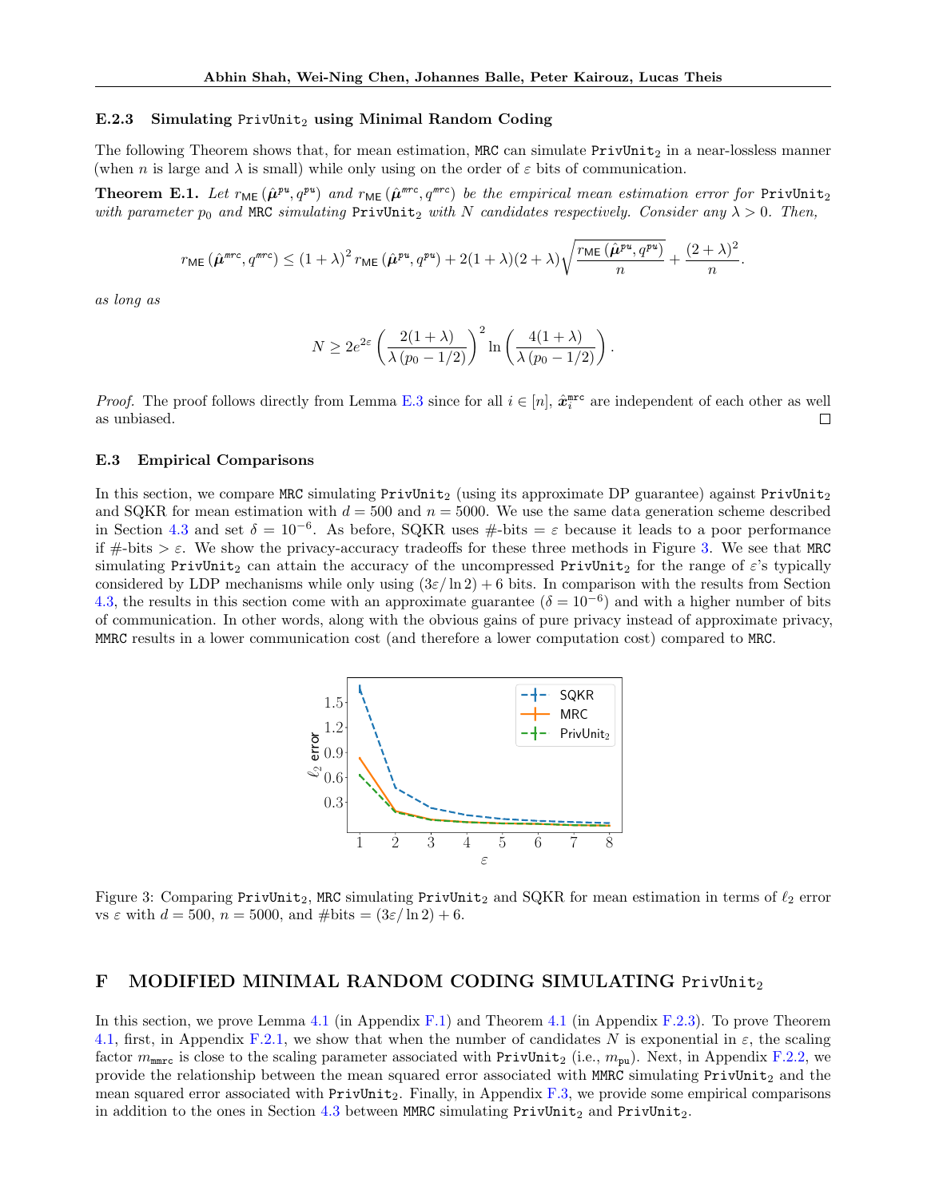### E.2.3 Simulating PrivUnit$_2$ using Minimal Random Coding

The following Theorem shows that, for mean estimation, MRC can simulate PrivUnit$_2$ in a near-lossless manner (when $n$ is large and $\lambda$ is small) while only using on the order of $\varepsilon$ bits of communication.

**Theorem E.1.** *Let $r_{\mathsf{ME}}(\hat{\boldsymbol{\mu}}^{pu}, q^{pu})$ and $r_{\mathsf{ME}}(\hat{\boldsymbol{\mu}}^{mrc}, q^{mrc})$ be the empirical mean estimation error for PrivUnit$_2$ with parameter $p_0$ and MRC simulating PrivUnit$_2$ with $N$ candidates respectively. Consider any $\lambda > 0$. Then,*

$$r_{\mathsf{ME}}(\hat{\boldsymbol{\mu}}^{mrc}, q^{mrc}) \leq (1+\lambda)^2 r_{\mathsf{ME}}(\hat{\boldsymbol{\mu}}^{pu}, q^{pu}) + 2(1+\lambda)(2+\lambda)\sqrt{\frac{r_{\mathsf{ME}}(\hat{\boldsymbol{\mu}}^{pu}, q^{pu})}{n}} + \frac{(2+\lambda)^2}{n}.$$

*as long as*

$$N \geq 2e^{2\varepsilon}\left(\frac{2(1+\lambda)}{\lambda(p_0 - 1/2)}\right)^2 \ln\left(\frac{4(1+\lambda)}{\lambda(p_0 - 1/2)}\right).$$

*Proof.* The proof follows directly from Lemma E.3 since for all $i \in [n]$, $\hat{\boldsymbol{x}}_i^{\mathtt{mrc}}$ are independent of each other as well as unbiased. □

### E.3 Empirical Comparisons

In this section, we compare MRC simulating PrivUnit$_2$ (using its approximate DP guarantee) against PrivUnit$_2$ and SQKR for mean estimation with $d = 500$ and $n = 5000$. We use the same data generation scheme described in Section 4.3 and set $\delta = 10^{-6}$. As before, SQKR uses #-bits $= \varepsilon$ because it leads to a poor performance if #-bits $> \varepsilon$. We show the privacy-accuracy tradeoffs for these three methods in Figure 3. We see that MRC simulating PrivUnit$_2$ can attain the accuracy of the uncompressed PrivUnit$_2$ for the range of $\varepsilon$'s typically considered by LDP mechanisms while only using $(3\varepsilon/\ln 2) + 6$ bits. In comparison with the results from Section 4.3, the results in this section come with an approximate guarantee ($\delta = 10^{-6}$) and with a higher number of bits of communication. In other words, along with the obvious gains of pure privacy instead of approximate privacy, MMRC results in a lower communication cost (and therefore a lower computation cost) compared to MRC.

Figure 3: Comparing PrivUnit$_2$, MRC simulating PrivUnit$_2$ and SQKR for mean estimation in terms of $\ell_2$ error vs $\varepsilon$ with $d = 500$, $n = 5000$, and #bits $= (3\varepsilon/\ln 2) + 6$.

## F MODIFIED MINIMAL RANDOM CODING SIMULATING PrivUnit$_2$

In this section, we prove Lemma 4.1 (in Appendix F.1) and Theorem 4.1 (in Appendix F.2.3). To prove Theorem 4.1, first, in Appendix F.2.1, we show that when the number of candidates $N$ is exponential in $\varepsilon$, the scaling factor $m_{\mathtt{mmrc}}$ is close to the scaling parameter associated with PrivUnit$_2$ (i.e., $m_{\mathtt{pu}}$). Next, in Appendix F.2.2, we provide the relationship between the mean squared error associated with MMRC simulating PrivUnit$_2$ and the mean squared error associated with PrivUnit$_2$. Finally, in Appendix F.3, we provide some empirical comparisons in addition to the ones in Section 4.3 between MMRC simulating PrivUnit$_2$ and PrivUnit$_2$.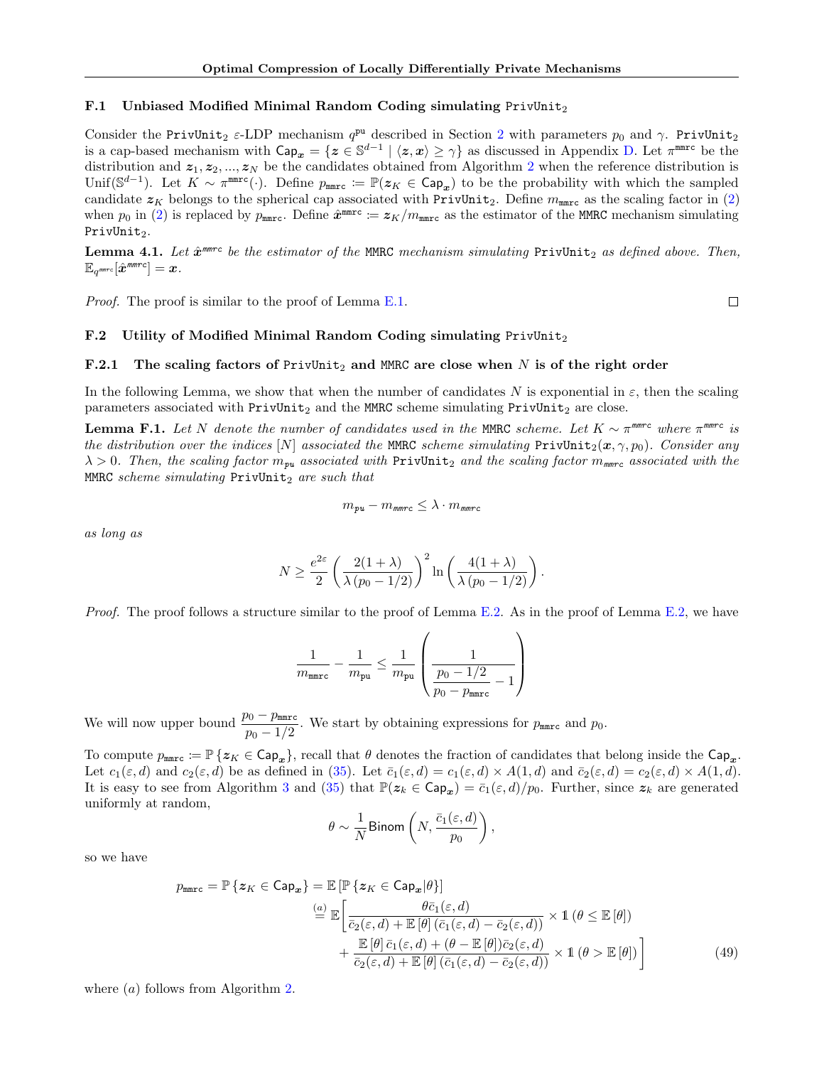### F.1 Unbiased Modified Minimal Random Coding simulating $\texttt{PrivUnit}_2$

Consider the $\texttt{PrivUnit}_2$ $\varepsilon$-LDP mechanism $q^{\texttt{pu}}$ described in Section 2 with parameters $p_0$ and $\gamma$. $\texttt{PrivUnit}_2$ is a cap-based mechanism with $\mathsf{Cap}_{\boldsymbol{x}} = \{\boldsymbol{z} \in \mathbb{S}^{d-1} \mid \langle \boldsymbol{z}, \boldsymbol{x} \rangle \geq \gamma\}$ as discussed in Appendix D. Let $\pi^{\texttt{mmrc}}$ be the distribution and $\boldsymbol{z}_1, \boldsymbol{z}_2, ..., \boldsymbol{z}_N$ be the candidates obtained from Algorithm 2 when the reference distribution is $\text{Unif}(\mathbb{S}^{d-1})$. Let $K \sim \pi^{\texttt{mmrc}}(\cdot)$. Define $p_{\texttt{mmrc}} \coloneqq \mathbb{P}(\boldsymbol{z}_K \in \mathsf{Cap}_{\boldsymbol{x}})$ to be the probability with which the sampled candidate $\boldsymbol{z}_K$ belongs to the spherical cap associated with $\texttt{PrivUnit}_2$. Define $m_{\texttt{mmrc}}$ as the scaling factor in (2) when $p_0$ in (2) is replaced by $p_{\texttt{mmrc}}$. Define $\hat{\boldsymbol{x}}^{\texttt{mmrc}} \coloneqq \boldsymbol{z}_K / m_{\texttt{mmrc}}$ as the estimator of the $\texttt{MMRC}$ mechanism simulating $\texttt{PrivUnit}_2$.

**Lemma 4.1.** *Let $\hat{\boldsymbol{x}}^{\texttt{mmrc}}$ be the estimator of the* $\texttt{MMRC}$ *mechanism simulating* $\texttt{PrivUnit}_2$ *as defined above. Then,* $\mathbb{E}_{q^{\texttt{mmrc}}}[\hat{\boldsymbol{x}}^{\texttt{mmrc}}] = \boldsymbol{x}$.

*Proof.* The proof is similar to the proof of Lemma E.1. □

### F.2 Utility of Modified Minimal Random Coding simulating $\texttt{PrivUnit}_2$

#### F.2.1 The scaling factors of $\texttt{PrivUnit}_2$ and $\texttt{MMRC}$ are close when $N$ is of the right order

In the following Lemma, we show that when the number of candidates $N$ is exponential in $\varepsilon$, then the scaling parameters associated with $\texttt{PrivUnit}_2$ and the $\texttt{MMRC}$ scheme simulating $\texttt{PrivUnit}_2$ are close.

**Lemma F.1.** *Let $N$ denote the number of candidates used in the* $\texttt{MMRC}$ *scheme. Let $K \sim \pi^{\texttt{mmrc}}$ where $\pi^{\texttt{mmrc}}$ is the distribution over the indices $[N]$ associated the* $\texttt{MMRC}$ *scheme simulating* $\texttt{PrivUnit}_2(\boldsymbol{x}, \gamma, p_0)$. *Consider any $\lambda > 0$. Then, the scaling factor $m_{\texttt{pu}}$ associated with* $\texttt{PrivUnit}_2$ *and the scaling factor $m_{\texttt{mmrc}}$ associated with the* $\texttt{MMRC}$ *scheme simulating* $\texttt{PrivUnit}_2$ *are such that*

$$m_{\texttt{pu}} - m_{\texttt{mmrc}} \leq \lambda \cdot m_{\texttt{mmrc}}$$

*as long as*

$$N \geq \frac{e^{2\varepsilon}}{2} \left( \frac{2(1+\lambda)}{\lambda\,(p_0 - 1/2)} \right)^2 \ln\left( \frac{4(1+\lambda)}{\lambda\,(p_0 - 1/2)} \right).$$

*Proof.* The proof follows a structure similar to the proof of Lemma E.2. As in the proof of Lemma E.2, we have

$$\frac{1}{m_{\texttt{mmrc}}} - \frac{1}{m_{\texttt{pu}}} \leq \frac{1}{m_{\texttt{pu}}} \left( \frac{1}{\dfrac{p_0 - 1/2}{p_0 - p_{\texttt{mmrc}}} - 1} \right)$$

We will now upper bound $\dfrac{p_0 - p_{\texttt{mmrc}}}{p_0 - 1/2}$. We start by obtaining expressions for $p_{\texttt{mmrc}}$ and $p_0$.

To compute $p_{\texttt{mmrc}} \coloneqq \mathbb{P}\left\{\boldsymbol{z}_K \in \mathsf{Cap}_{\boldsymbol{x}}\right\}$, recall that $\theta$ denotes the fraction of candidates that belong inside the $\mathsf{Cap}_{\boldsymbol{x}}$. Let $c_1(\varepsilon, d)$ and $c_2(\varepsilon, d)$ be as defined in (35). Let $\bar{c}_1(\varepsilon, d) = c_1(\varepsilon, d) \times A(1, d)$ and $\bar{c}_2(\varepsilon, d) = c_2(\varepsilon, d) \times A(1, d)$. It is easy to see from Algorithm 3 and (35) that $\mathbb{P}(\boldsymbol{z}_k \in \mathsf{Cap}_{\boldsymbol{x}}) = \bar{c}_1(\varepsilon, d)/p_0$. Further, since $\boldsymbol{z}_k$ are generated uniformly at random,

$$\theta \sim \frac{1}{N} \mathsf{Binom}\left(N, \frac{\bar{c}_1(\varepsilon, d)}{p_0}\right),$$

so we have

$$\begin{aligned}
p_{\texttt{mmrc}} = \mathbb{P}\left\{\boldsymbol{z}_K \in \mathsf{Cap}_{\boldsymbol{x}}\right\} &= \mathbb{E}\left[\mathbb{P}\left\{\boldsymbol{z}_K \in \mathsf{Cap}_{\boldsymbol{x}} | \theta\right\}\right] \\
&\overset{(a)}{=} \mathbb{E}\bigg[ \frac{\theta \bar{c}_1(\varepsilon, d)}{\bar{c}_2(\varepsilon, d) + \mathbb{E}\left[\theta\right](\bar{c}_1(\varepsilon, d) - \bar{c}_2(\varepsilon, d))} \times \mathbb{1}\left(\theta \leq \mathbb{E}\left[\theta\right]\right) \\
&\quad + \frac{\mathbb{E}\left[\theta\right]\bar{c}_1(\varepsilon, d) + (\theta - \mathbb{E}\left[\theta\right])\bar{c}_2(\varepsilon, d)}{\bar{c}_2(\varepsilon, d) + \mathbb{E}\left[\theta\right](\bar{c}_1(\varepsilon, d) - \bar{c}_2(\varepsilon, d))} \times \mathbb{1}\left(\theta > \mathbb{E}\left[\theta\right]\right) \bigg] \qquad (49)
\end{aligned}$$

where $(a)$ follows from Algorithm 2.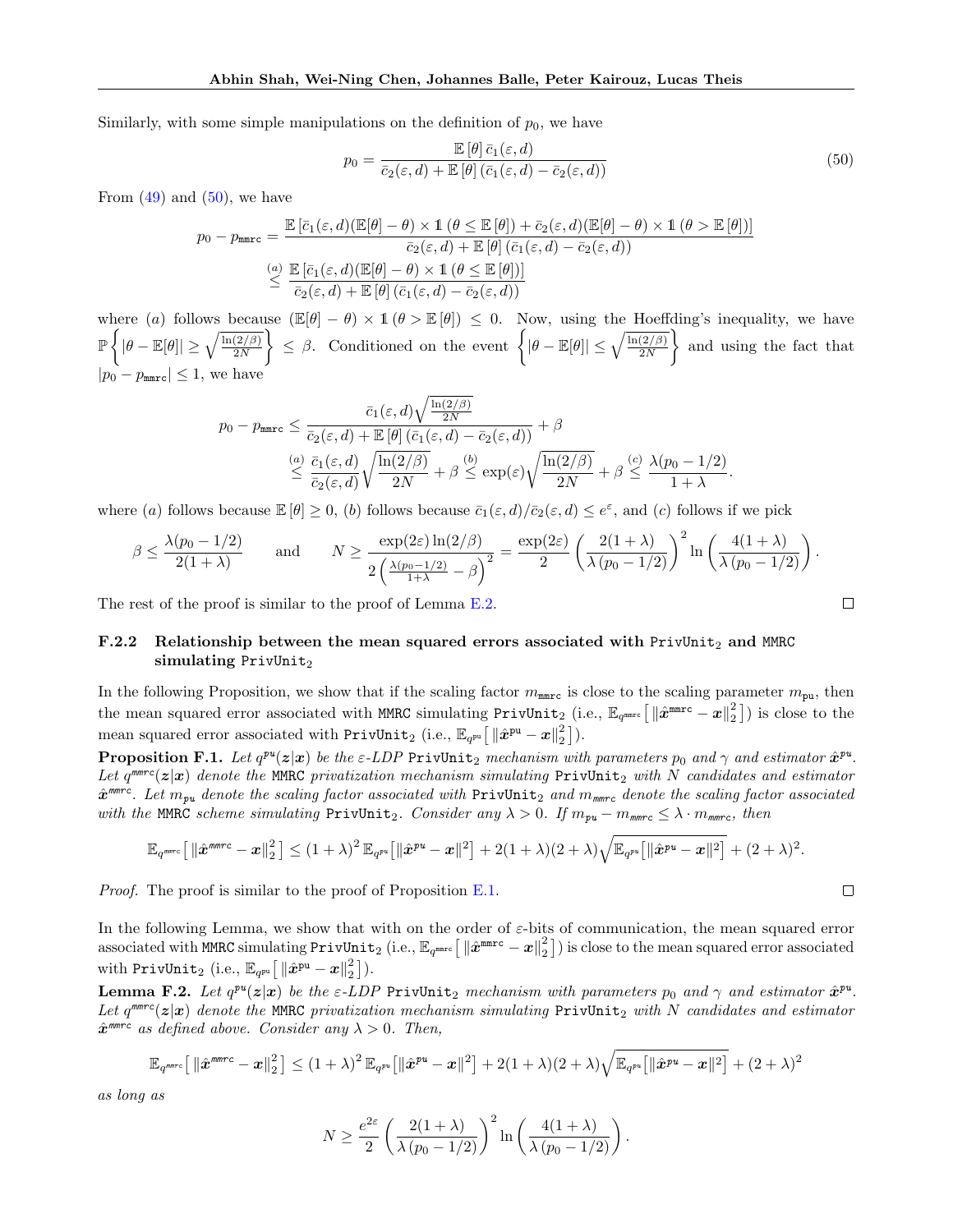Similarly, with some simple manipulations on the definition of $p_0$, we have

$$p_0 = \frac{\mathbb{E}[\theta]\,\bar{c}_1(\varepsilon, d)}{\bar{c}_2(\varepsilon, d) + \mathbb{E}[\theta]\,(\bar{c}_1(\varepsilon, d) - \bar{c}_2(\varepsilon, d))} \tag{50}$$

From (49) and (50), we have

$$\begin{aligned}
p_0 - p_{\texttt{mmrc}} &= \frac{\mathbb{E}\left[\bar{c}_1(\varepsilon, d)(\mathbb{E}[\theta] - \theta) \times \mathbb{1}\left(\theta \leq \mathbb{E}[\theta]\right) + \bar{c}_2(\varepsilon, d)(\mathbb{E}[\theta] - \theta) \times \mathbb{1}\left(\theta > \mathbb{E}[\theta]\right)\right]}{\bar{c}_2(\varepsilon, d) + \mathbb{E}[\theta]\,(\bar{c}_1(\varepsilon, d) - \bar{c}_2(\varepsilon, d))} \\
&\overset{(a)}{\leq} \frac{\mathbb{E}\left[\bar{c}_1(\varepsilon, d)(\mathbb{E}[\theta] - \theta) \times \mathbb{1}\left(\theta \leq \mathbb{E}[\theta]\right)\right]}{\bar{c}_2(\varepsilon, d) + \mathbb{E}[\theta]\,(\bar{c}_1(\varepsilon, d) - \bar{c}_2(\varepsilon, d))}
\end{aligned}$$

where $(a)$ follows because $(\mathbb{E}[\theta] - \theta) \times \mathbb{1}\left(\theta > \mathbb{E}[\theta]\right) \leq 0$. Now, using the Hoeffding's inequality, we have $\mathbb{P}\left\{|\theta - \mathbb{E}[\theta]| \geq \sqrt{\frac{\ln(2/\beta)}{2N}}\right\} \leq \beta$. Conditioned on the event $\left\{|\theta - \mathbb{E}[\theta]| \leq \sqrt{\frac{\ln(2/\beta)}{2N}}\right\}$ and using the fact that $|p_0 - p_{\texttt{mmrc}}| \leq 1$, we have

$$\begin{aligned}
p_0 - p_{\texttt{mmrc}} &\leq \frac{\bar{c}_1(\varepsilon, d)\sqrt{\frac{\ln(2/\beta)}{2N}}}{\bar{c}_2(\varepsilon, d) + \mathbb{E}[\theta]\,(\bar{c}_1(\varepsilon, d) - \bar{c}_2(\varepsilon, d))} + \beta \\
&\overset{(a)}{\leq} \frac{\bar{c}_1(\varepsilon, d)}{\bar{c}_2(\varepsilon, d)}\sqrt{\frac{\ln(2/\beta)}{2N}} + \beta \overset{(b)}{\leq} \exp(\varepsilon)\sqrt{\frac{\ln(2/\beta)}{2N}} + \beta \overset{(c)}{\leq} \frac{\lambda(p_0 - 1/2)}{1 + \lambda}.
\end{aligned}$$

where $(a)$ follows because $\mathbb{E}[\theta] \geq 0$, $(b)$ follows because $\bar{c}_1(\varepsilon, d)/\bar{c}_2(\varepsilon, d) \leq e^{\varepsilon}$, and $(c)$ follows if we pick

$$\beta \leq \frac{\lambda(p_0 - 1/2)}{2(1+\lambda)} \qquad \text{and} \qquad N \geq \frac{\exp(2\varepsilon)\ln(2/\beta)}{2\left(\frac{\lambda(p_0 - 1/2)}{1+\lambda} - \beta\right)^2} = \frac{\exp(2\varepsilon)}{2}\left(\frac{2(1+\lambda)}{\lambda\,(p_0 - 1/2)}\right)^2 \ln\left(\frac{4(1+\lambda)}{\lambda\,(p_0 - 1/2)}\right).$$

The rest of the proof is similar to the proof of Lemma E.2. $\square$

### F.2.2 Relationship between the mean squared errors associated with $\texttt{PrivUnit}_2$ and $\texttt{MMRC}$ simulating $\texttt{PrivUnit}_2$

In the following Proposition, we show that if the scaling factor $m_{\texttt{mmrc}}$ is close to the scaling parameter $m_{\texttt{pu}}$, then the mean squared error associated with $\texttt{MMRC}$ simulating $\texttt{PrivUnit}_2$ (i.e., $\mathbb{E}_{q^{\texttt{mmrc}}}\left[\|\hat{\boldsymbol{x}}^{\texttt{mmrc}} - \boldsymbol{x}\|_2^2\right]$) is close to the mean squared error associated with $\texttt{PrivUnit}_2$ (i.e., $\mathbb{E}_{q^{\texttt{pu}}}\left[\|\hat{\boldsymbol{x}}^{\texttt{pu}} - \boldsymbol{x}\|_2^2\right]$).

**Proposition F.1.** *Let $q^{pu}(\boldsymbol{z}|\boldsymbol{x})$ be the $\varepsilon$-LDP $\texttt{PrivUnit}_2$ mechanism with parameters $p_0$ and $\gamma$ and estimator $\hat{\boldsymbol{x}}^{pu}$. Let $q^{mmrc}(\boldsymbol{z}|\boldsymbol{x})$ denote the $\texttt{MMRC}$ privatization mechanism simulating $\texttt{PrivUnit}_2$ with $N$ candidates and estimator $\hat{\boldsymbol{x}}^{mmrc}$. Let $m_{pu}$ denote the scaling factor associated with $\texttt{PrivUnit}_2$ and $m_{mmrc}$ denote the scaling factor associated with the $\texttt{MMRC}$ scheme simulating $\texttt{PrivUnit}_2$. Consider any $\lambda > 0$. If $m_{pu} - m_{mmrc} \leq \lambda \cdot m_{mmrc}$, then*

$$\mathbb{E}_{q^{mmrc}}\left[\|\hat{\boldsymbol{x}}^{mmrc} - \boldsymbol{x}\|_2^2\right] \leq (1+\lambda)^2\,\mathbb{E}_{q^{pu}}\left[\|\hat{\boldsymbol{x}}^{pu} - \boldsymbol{x}\|^2\right] + 2(1+\lambda)(2+\lambda)\sqrt{\mathbb{E}_{q^{pu}}\left[\|\hat{\boldsymbol{x}}^{pu} - \boldsymbol{x}\|^2\right]} + (2+\lambda)^2.$$

*Proof.* The proof is similar to the proof of Proposition E.1. $\square$

In the following Lemma, we show that with on the order of $\varepsilon$-bits of communication, the mean squared error associated with $\texttt{MMRC}$ simulating $\texttt{PrivUnit}_2$ (i.e., $\mathbb{E}_{q^{\texttt{mmrc}}}\left[\|\hat{\boldsymbol{x}}^{\texttt{mmrc}} - \boldsymbol{x}\|_2^2\right]$) is close to the mean squared error associated with $\texttt{PrivUnit}_2$ (i.e., $\mathbb{E}_{q^{\texttt{pu}}}\left[\|\hat{\boldsymbol{x}}^{\texttt{pu}} - \boldsymbol{x}\|_2^2\right]$).

**Lemma F.2.** *Let $q^{pu}(\boldsymbol{z}|\boldsymbol{x})$ be the $\varepsilon$-LDP $\texttt{PrivUnit}_2$ mechanism with parameters $p_0$ and $\gamma$ and estimator $\hat{\boldsymbol{x}}^{pu}$. Let $q^{mmrc}(\boldsymbol{z}|\boldsymbol{x})$ denote the $\texttt{MMRC}$ privatization mechanism simulating $\texttt{PrivUnit}_2$ with $N$ candidates and estimator $\hat{\boldsymbol{x}}^{mmrc}$ as defined above. Consider any $\lambda > 0$. Then,*

$$\mathbb{E}_{q^{mmrc}}\left[\|\hat{\boldsymbol{x}}^{mmrc} - \boldsymbol{x}\|_2^2\right] \leq (1+\lambda)^2\,\mathbb{E}_{q^{pu}}\left[\|\hat{\boldsymbol{x}}^{pu} - \boldsymbol{x}\|^2\right] + 2(1+\lambda)(2+\lambda)\sqrt{\mathbb{E}_{q^{pu}}\left[\|\hat{\boldsymbol{x}}^{pu} - \boldsymbol{x}\|^2\right]} + (2+\lambda)^2$$

*as long as*

$$N \geq \frac{e^{2\varepsilon}}{2}\left(\frac{2(1+\lambda)}{\lambda\,(p_0 - 1/2)}\right)^2 \ln\left(\frac{4(1+\lambda)}{\lambda\,(p_0 - 1/2)}\right).$$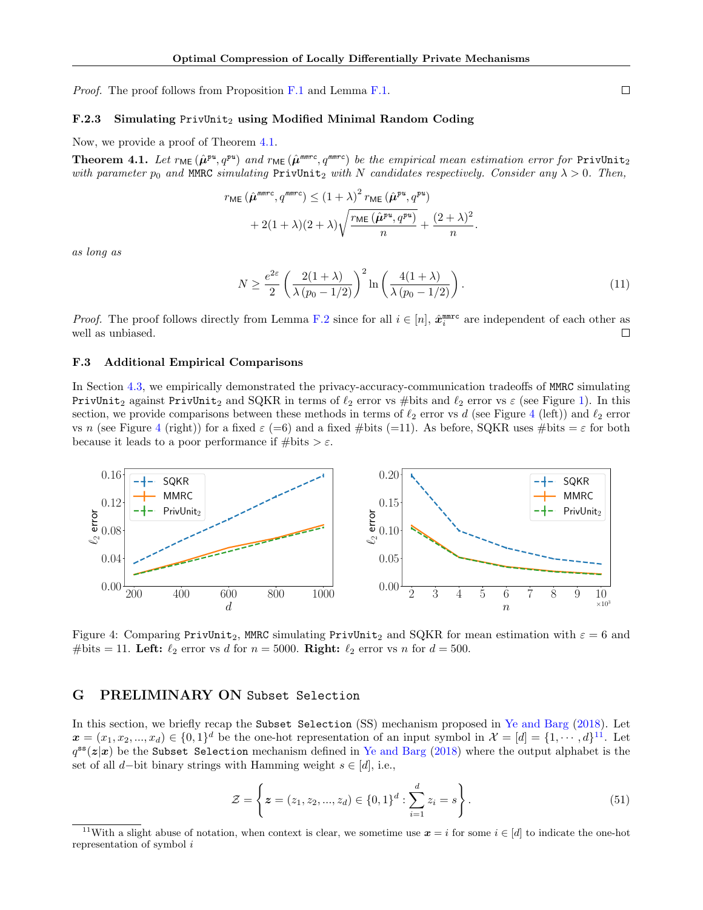*Proof.* The proof follows from Proposition F.1 and Lemma F.1. ◻

### F.2.3 Simulating $\texttt{PrivUnit}_2$ using Modified Minimal Random Coding

Now, we provide a proof of Theorem 4.1.

**Theorem 4.1.** *Let $r_{\mathsf{ME}}(\hat{\boldsymbol{\mu}}^{pu}, q^{pu})$ and $r_{\mathsf{ME}}(\hat{\boldsymbol{\mu}}^{mmrc}, q^{mmrc})$ be the empirical mean estimation error for $\texttt{PrivUnit}_2$ with parameter $p_0$ and $\texttt{MMRC}$ simulating $\texttt{PrivUnit}_2$ with $N$ candidates respectively. Consider any $\lambda > 0$. Then,*

$$r_{\mathsf{ME}}(\hat{\boldsymbol{\mu}}^{mmrc}, q^{mmrc}) \leq (1+\lambda)^2 r_{\mathsf{ME}}(\hat{\boldsymbol{\mu}}^{pu}, q^{pu}) + 2(1+\lambda)(2+\lambda)\sqrt{\frac{r_{\mathsf{ME}}(\hat{\boldsymbol{\mu}}^{pu}, q^{pu})}{n}} + \frac{(2+\lambda)^2}{n}.$$

*as long as*

$$N \geq \frac{e^{2\varepsilon}}{2}\left(\frac{2(1+\lambda)}{\lambda\,(p_0 - 1/2)}\right)^2 \ln\left(\frac{4(1+\lambda)}{\lambda\,(p_0 - 1/2)}\right). \tag{11}$$

*Proof.* The proof follows directly from Lemma F.2 since for all $i \in [n]$, $\hat{\boldsymbol{x}}_i^{\texttt{mmrc}}$ are independent of each other as well as unbiased. ◻

## F.3 Additional Empirical Comparisons

In Section 4.3, we empirically demonstrated the privacy-accuracy-communication tradeoffs of $\texttt{MMRC}$ simulating $\texttt{PrivUnit}_2$ against $\texttt{PrivUnit}_2$ and SQKR in terms of $\ell_2$ error vs #bits and $\ell_2$ error vs $\varepsilon$ (see Figure 1). In this section, we provide comparisons between these methods in terms of $\ell_2$ error vs $d$ (see Figure 4 (left)) and $\ell_2$ error vs $n$ (see Figure 4 (right)) for a fixed $\varepsilon$ (=6) and a fixed #bits (=11). As before, SQKR uses #bits = $\varepsilon$ for both because it leads to a poor performance if #bits > $\varepsilon$.

SQKR
MMRC
PrivUnit$_2$
$\ell_2$ error
0.16
0.12
0.08
0.04
0.00
200 400 600 800 1000
$d$

SQKR
MMRC
PrivUnit$_2$
$\ell_2$ error
0.20
0.15
0.10
0.05
0.00
2 3 4 5 6 7 8 9 10
$n$
$\times 10^3$

Figure 4: Comparing $\texttt{PrivUnit}_2$, $\texttt{MMRC}$ simulating $\texttt{PrivUnit}_2$ and SQKR for mean estimation with $\varepsilon = 6$ and #bits = 11. **Left:** $\ell_2$ error vs $d$ for $n = 5000$. **Right:** $\ell_2$ error vs $n$ for $d = 500$.

# G PRELIMINARY ON $\texttt{Subset Selection}$

In this section, we briefly recap the $\texttt{Subset Selection}$ (SS) mechanism proposed in Ye and Barg (2018). Let $\boldsymbol{x} = (x_1, x_2, ..., x_d) \in \{0,1\}^d$ be the one-hot representation of an input symbol in $\mathcal{X} = [d] = \{1, \cdots, d\}$[11]. Let $q^{\text{ss}}(\boldsymbol{z}|\boldsymbol{x})$ be the $\texttt{Subset Selection}$ mechanism defined in Ye and Barg (2018) where the output alphabet is the set of all $d-$bit binary strings with Hamming weight $s \in [d]$, i.e.,

$$\mathcal{Z} = \left\{ \boldsymbol{z} = (z_1, z_2, ..., z_d) \in \{0,1\}^d : \sum_{i=1}^{d} z_i = s \right\}. \tag{51}$$

[11] With a slight abuse of notation, when context is clear, we sometime use $\boldsymbol{x} = i$ for some $i \in [d]$ to indicate the one-hot representation of symbol $i$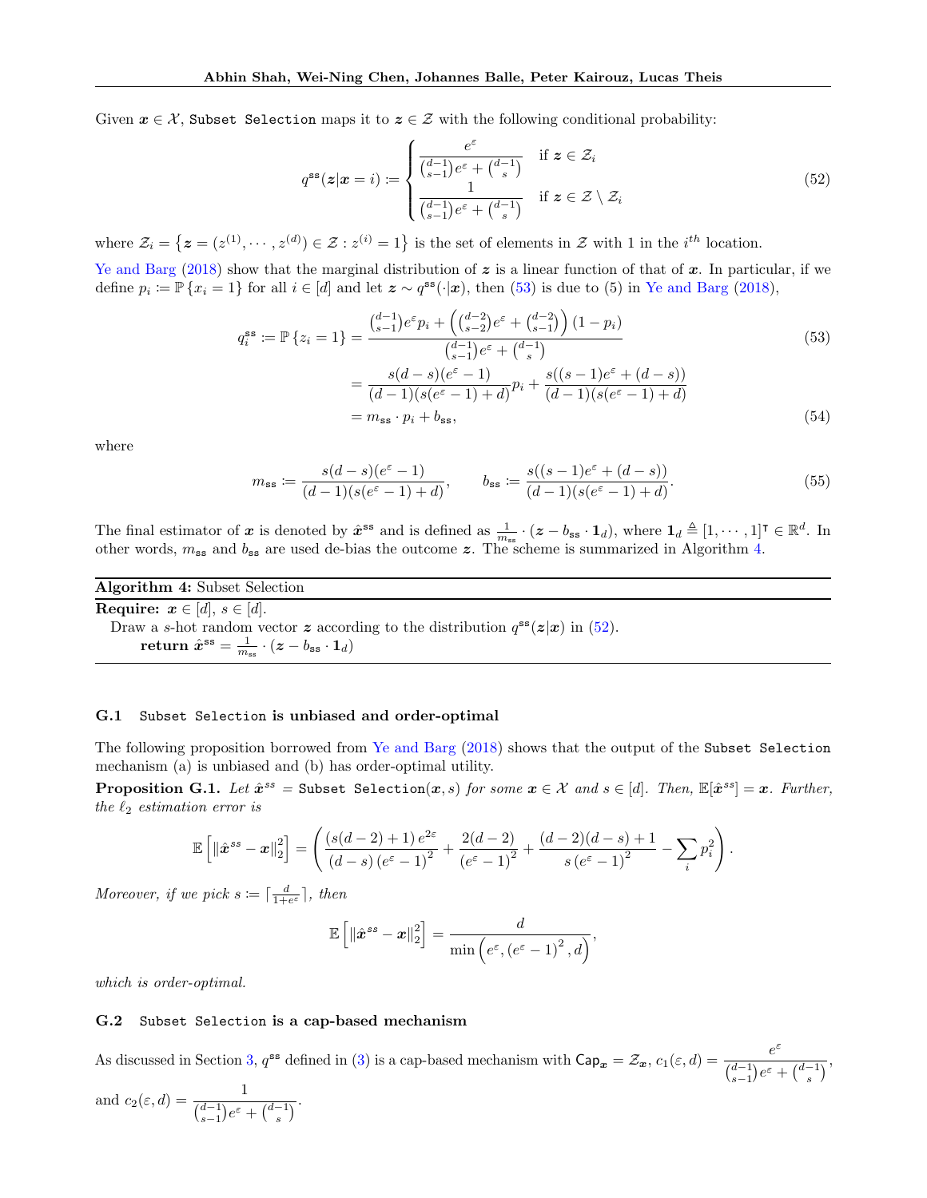Given $\boldsymbol{x} \in \mathcal{X}$, `Subset Selection` maps it to $\boldsymbol{z} \in \mathcal{Z}$ with the following conditional probability:

$$
q^{\mathsf{ss}}(\boldsymbol{z}|\boldsymbol{x}=i) := \begin{cases} \dfrac{e^{\varepsilon}}{\binom{d-1}{s-1}e^{\varepsilon} + \binom{d-1}{s}} & \text{if } \boldsymbol{z} \in \mathcal{Z}_i \\ \dfrac{1}{\binom{d-1}{s-1}e^{\varepsilon} + \binom{d-1}{s}} & \text{if } \boldsymbol{z} \in \mathcal{Z} \setminus \mathcal{Z}_i \end{cases} \tag{52}
$$

where $\mathcal{Z}_i = \left\{ \boldsymbol{z} = (z^{(1)}, \cdots, z^{(d)}) \in \mathcal{Z} : z^{(i)} = 1 \right\}$ is the set of elements in $\mathcal{Z}$ with 1 in the $i^{th}$ location.

Ye and Barg (2018) show that the marginal distribution of $\boldsymbol{z}$ is a linear function of that of $\boldsymbol{x}$. In particular, if we define $p_i := \mathbb{P}\{x_i = 1\}$ for all $i \in [d]$ and let $\boldsymbol{z} \sim q^{\mathsf{ss}}(\cdot|\boldsymbol{x})$, then (53) is due to (5) in Ye and Barg (2018),

$$
\begin{aligned}
q_i^{\mathsf{ss}} := \mathbb{P}\{z_i = 1\} &= \frac{\binom{d-1}{s-1}e^{\varepsilon}p_i + \left(\binom{d-2}{s-2}e^{\varepsilon} + \binom{d-2}{s-1}\right)(1-p_i)}{\binom{d-1}{s-1}e^{\varepsilon} + \binom{d-1}{s}} && (53)\\
&= \frac{s(d-s)(e^{\varepsilon}-1)}{(d-1)(s(e^{\varepsilon}-1)+d)}p_i + \frac{s((s-1)e^{\varepsilon} + (d-s))}{(d-1)(s(e^{\varepsilon}-1)+d)} \\
&= m_{\mathsf{ss}} \cdot p_i + b_{\mathsf{ss}}, && (54)
\end{aligned}
$$

where

$$
m_{\mathsf{ss}} := \frac{s(d-s)(e^{\varepsilon}-1)}{(d-1)(s(e^{\varepsilon}-1)+d)}, \qquad b_{\mathsf{ss}} := \frac{s((s-1)e^{\varepsilon} + (d-s))}{(d-1)(s(e^{\varepsilon}-1)+d)}. \tag{55}
$$

The final estimator of $\boldsymbol{x}$ is denoted by $\hat{\boldsymbol{x}}^{\mathsf{ss}}$ and is defined as $\frac{1}{m_{\mathsf{ss}}} \cdot (\boldsymbol{z} - b_{\mathsf{ss}} \cdot \mathbf{1}_d)$, where $\mathbf{1}_d \triangleq [1, \cdots, 1]^{\intercal} \in \mathbb{R}^d$. In other words, $m_{\mathsf{ss}}$ and $b_{\mathsf{ss}}$ are used de-bias the outcome $\boldsymbol{z}$. The scheme is summarized in Algorithm 4.

---

**Algorithm 4:** Subset Selection

---

**Require:** $\boldsymbol{x} \in [d]$, $s \in [d]$.

Draw a $s$-hot random vector $\boldsymbol{z}$ according to the distribution $q^{\mathsf{ss}}(\boldsymbol{z}|\boldsymbol{x})$ in (52).

**return** $\hat{\boldsymbol{x}}^{\mathsf{ss}} = \frac{1}{m_{\mathsf{ss}}} \cdot (\boldsymbol{z} - b_{\mathsf{ss}} \cdot \mathbf{1}_d)$

---

### G.1 `Subset Selection` is unbiased and order-optimal

The following proposition borrowed from Ye and Barg (2018) shows that the output of the `Subset Selection` mechanism (a) is unbiased and (b) has order-optimal utility.

**Proposition G.1.** *Let $\hat{\boldsymbol{x}}^{ss}$ = `Subset Selection`$(\boldsymbol{x}, s)$ for some $\boldsymbol{x} \in \mathcal{X}$ and $s \in [d]$. Then, $\mathbb{E}[\hat{\boldsymbol{x}}^{ss}] = \boldsymbol{x}$. Further, the $\ell_2$ estimation error is*

$$
\mathbb{E}\left[\|\hat{\boldsymbol{x}}^{ss} - \boldsymbol{x}\|_2^2\right] = \left( \frac{(s(d-2)+1)\, e^{2\varepsilon}}{(d-s)\left(e^{\varepsilon}-1\right)^2} + \frac{2(d-2)}{\left(e^{\varepsilon}-1\right)^2} + \frac{(d-2)(d-s)+1}{s\left(e^{\varepsilon}-1\right)^2} - \sum_i p_i^2 \right).
$$

*Moreover, if we pick $s := \lceil \frac{d}{1+e^{\varepsilon}} \rceil$, then*

$$
\mathbb{E}\left[\|\hat{\boldsymbol{x}}^{ss} - \boldsymbol{x}\|_2^2\right] = \frac{d}{\min\left(e^{\varepsilon}, \left(e^{\varepsilon}-1\right)^2, d\right)},
$$

*which is order-optimal.*

### G.2 `Subset Selection` is a cap-based mechanism

As discussed in Section 3, $q^{\mathsf{ss}}$ defined in (3) is a cap-based mechanism with $\mathsf{Cap}_{\boldsymbol{x}} = \mathcal{Z}_{\boldsymbol{x}}$, $c_1(\varepsilon, d) = \dfrac{e^{\varepsilon}}{\binom{d-1}{s-1}e^{\varepsilon} + \binom{d-1}{s}}$, and $c_2(\varepsilon, d) = \dfrac{1}{\binom{d-1}{s-1}e^{\varepsilon} + \binom{d-1}{s}}$.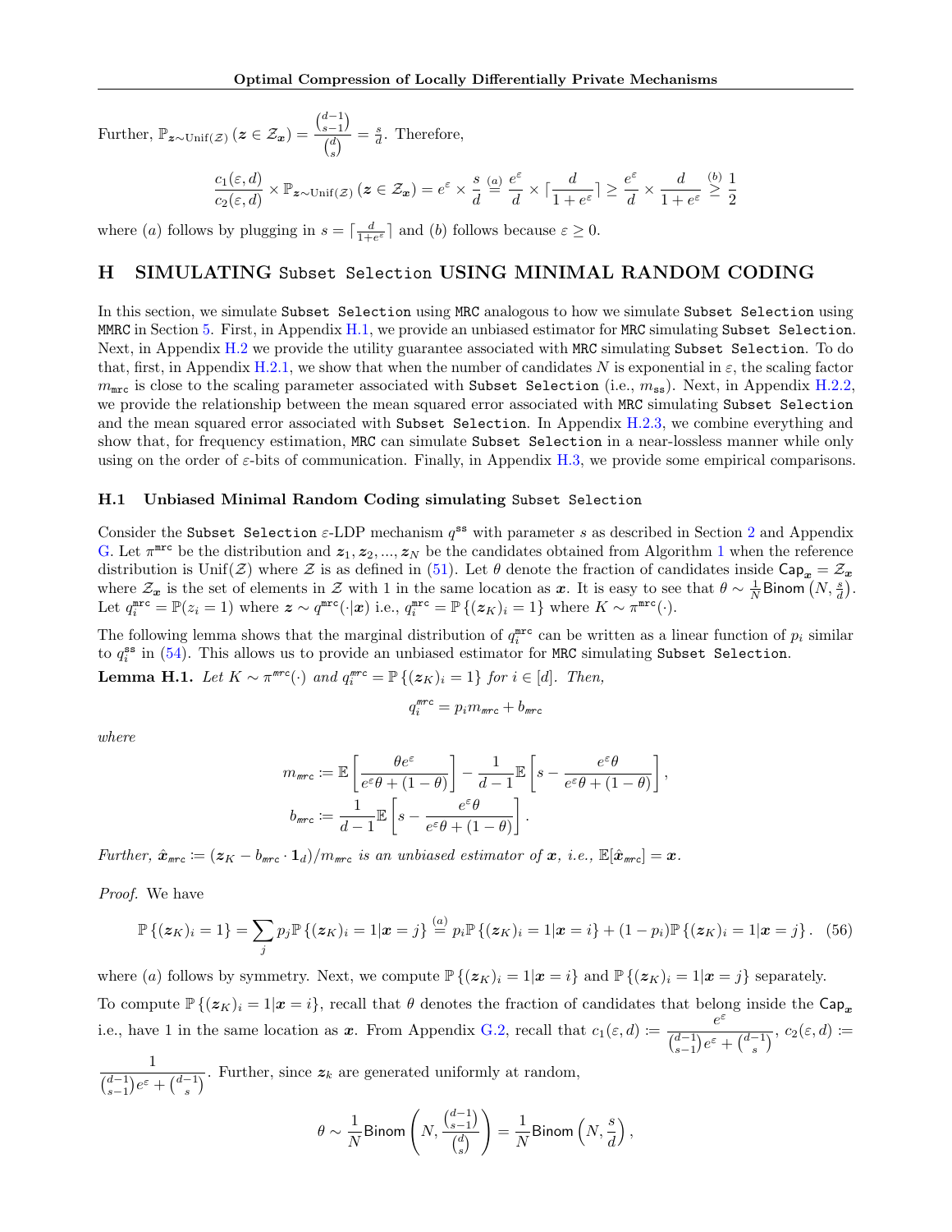Further, $\mathbb{P}_{\boldsymbol{z}\sim \text{Unif}(\mathcal{Z})}\left(\boldsymbol{z} \in \mathcal{Z}_{\boldsymbol{x}}\right) = \frac{\binom{d-1}{s-1}}{\binom{d}{s}} = \frac{s}{d}$. Therefore,

$$\frac{c_1(\varepsilon, d)}{c_2(\varepsilon, d)} \times \mathbb{P}_{\boldsymbol{z}\sim \text{Unif}(\mathcal{Z})}\left(\boldsymbol{z} \in \mathcal{Z}_{\boldsymbol{x}}\right) = e^{\varepsilon} \times \frac{s}{d} \overset{(a)}{=} \frac{e^{\varepsilon}}{d} \times \lceil \frac{d}{1+e^{\varepsilon}} \rceil \geq \frac{e^{\varepsilon}}{d} \times \frac{d}{1+e^{\varepsilon}} \overset{(b)}{\geq} \frac{1}{2}$$

where $(a)$ follows by plugging in $s = \lceil \frac{d}{1+e^{\varepsilon}} \rceil$ and $(b)$ follows because $\varepsilon \geq 0$.

# H SIMULATING `Subset Selection` USING MINIMAL RANDOM CODING

In this section, we simulate `Subset Selection` using `MRC` analogous to how we simulate `Subset Selection` using `MMRC` in Section 5. First, in Appendix H.1, we provide an unbiased estimator for `MRC` simulating `Subset Selection`. Next, in Appendix H.2 we provide the utility guarantee associated with `MRC` simulating `Subset Selection`. To do that, first, in Appendix H.2.1, we show that when the number of candidates $N$ is exponential in $\varepsilon$, the scaling factor $m_{\texttt{mrc}}$ is close to the scaling parameter associated with `Subset Selection` (i.e., $m_{\texttt{ss}}$). Next, in Appendix H.2.2, we provide the relationship between the mean squared error associated with `MRC` simulating `Subset Selection` and the mean squared error associated with `Subset Selection`. In Appendix H.2.3, we combine everything and show that, for frequency estimation, `MRC` can simulate `Subset Selection` in a near-lossless manner while only using on the order of $\varepsilon$-bits of communication. Finally, in Appendix H.3, we provide some empirical comparisons.

## H.1 Unbiased Minimal Random Coding simulating `Subset Selection`

Consider the `Subset Selection` $\varepsilon$-LDP mechanism $q^{\texttt{ss}}$ with parameter $s$ as described in Section 2 and Appendix G. Let $\pi^{\texttt{mrc}}$ be the distribution and $\boldsymbol{z}_1, \boldsymbol{z}_2, ..., \boldsymbol{z}_N$ be the candidates obtained from Algorithm 1 when the reference distribution is $\text{Unif}(\mathcal{Z})$ where $\mathcal{Z}$ is as defined in (51). Let $\theta$ denote the fraction of candidates inside $\mathsf{Cap}_{\boldsymbol{x}} = \mathcal{Z}_{\boldsymbol{x}}$ where $\mathcal{Z}_{\boldsymbol{x}}$ is the set of elements in $\mathcal{Z}$ with 1 in the same location as $\boldsymbol{x}$. It is easy to see that $\theta \sim \frac{1}{N}\mathsf{Binom}\left(N, \frac{s}{d}\right)$. Let $q_i^{\texttt{mrc}} = \mathbb{P}(z_i = 1)$ where $\boldsymbol{z} \sim q^{\texttt{mrc}}(\cdot|\boldsymbol{x})$ i.e., $q_i^{\texttt{mrc}} = \mathbb{P}\left\{(\boldsymbol{z}_K)_i = 1\right\}$ where $K \sim \pi^{\texttt{mrc}}(\cdot)$.

The following lemma shows that the marginal distribution of $q_i^{\texttt{mrc}}$ can be written as a linear function of $p_i$ similar to $q_i^{\texttt{ss}}$ in (54). This allows us to provide an unbiased estimator for `MRC` simulating `Subset Selection`.

**Lemma H.1.** *Let $K \sim \pi^{mrc}(\cdot)$ and $q_i^{mrc} = \mathbb{P}\left\{(\boldsymbol{z}_K)_i = 1\right\}$ for $i \in [d]$. Then,*

$$q_i^{mrc} = p_i m_{mrc} + b_{mrc}$$

*where*

$$m_{mrc} := \mathbb{E}\left[\frac{\theta e^{\varepsilon}}{e^{\varepsilon}\theta + (1-\theta)}\right] - \frac{1}{d-1}\mathbb{E}\left[s - \frac{e^{\varepsilon}\theta}{e^{\varepsilon}\theta + (1-\theta)}\right],$$

$$b_{mrc} := \frac{1}{d-1}\mathbb{E}\left[s - \frac{e^{\varepsilon}\theta}{e^{\varepsilon}\theta + (1-\theta)}\right].$$

*Further, $\hat{\boldsymbol{x}}_{mrc} := (\boldsymbol{z}_K - b_{mrc} \cdot \mathbf{1}_d)/m_{mrc}$ is an unbiased estimator of $\boldsymbol{x}$, i.e., $\mathbb{E}[\hat{\boldsymbol{x}}_{mrc}] = \boldsymbol{x}$.*

*Proof.* We have

$$\mathbb{P}\left\{(\boldsymbol{z}_K)_i = 1\right\} = \sum_j p_j \mathbb{P}\left\{(\boldsymbol{z}_K)_i = 1|\boldsymbol{x} = j\right\} \overset{(a)}{=} p_i \mathbb{P}\left\{(\boldsymbol{z}_K)_i = 1|\boldsymbol{x} = i\right\} + (1-p_i)\mathbb{P}\left\{(\boldsymbol{z}_K)_i = 1|\boldsymbol{x} = j\right\}. \quad (56)$$

where $(a)$ follows by symmetry. Next, we compute $\mathbb{P}\left\{(\boldsymbol{z}_K)_i = 1|\boldsymbol{x} = i\right\}$ and $\mathbb{P}\left\{(\boldsymbol{z}_K)_i = 1|\boldsymbol{x} = j\right\}$ separately.

To compute $\mathbb{P}\left\{(\boldsymbol{z}_K)_i = 1|\boldsymbol{x} = i\right\}$, recall that $\theta$ denotes the fraction of candidates that belong inside the $\mathsf{Cap}_{\boldsymbol{x}}$ i.e., have 1 in the same location as $\boldsymbol{x}$. From Appendix G.2, recall that $c_1(\varepsilon, d) := \frac{e^{\varepsilon}}{\binom{d-1}{s-1}e^{\varepsilon} + \binom{d-1}{s}}$, $c_2(\varepsilon, d) := \frac{1}{\binom{d-1}{s-1}e^{\varepsilon} + \binom{d-1}{s}}$. Further, since $\boldsymbol{z}_k$ are generated uniformly at random,

$$\theta \sim \frac{1}{N}\mathsf{Binom}\left(N, \frac{\binom{d-1}{s-1}}{\binom{d}{s}}\right) = \frac{1}{N}\mathsf{Binom}\left(N, \frac{s}{d}\right),$$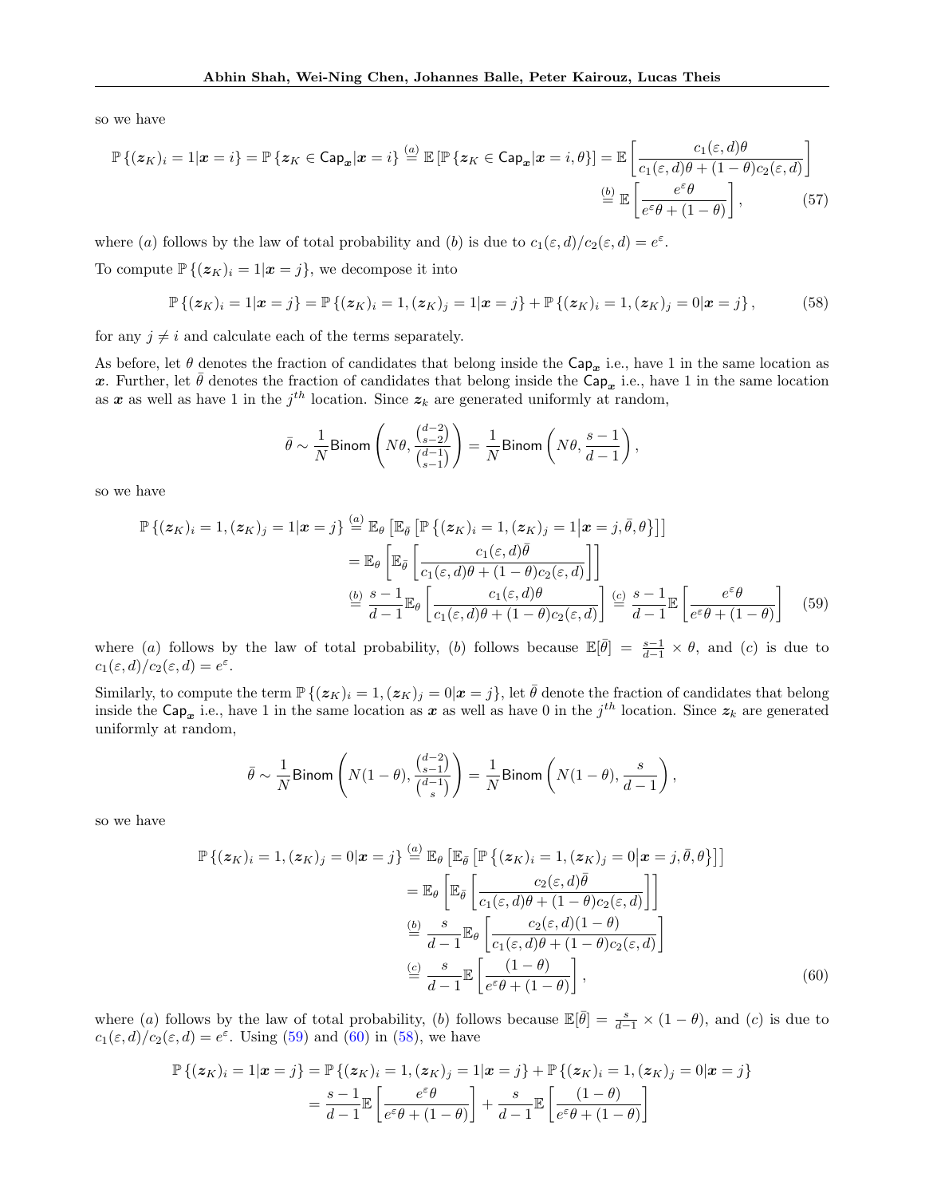so we have

$$\mathbb{P}\left\{(\boldsymbol{z}_K)_i = 1|\boldsymbol{x} = i\right\} = \mathbb{P}\left\{\boldsymbol{z}_K \in \mathsf{Cap}_{\boldsymbol{x}}|\boldsymbol{x} = i\right\} \overset{(a)}{=} \mathbb{E}\left[\mathbb{P}\left\{\boldsymbol{z}_K \in \mathsf{Cap}_{\boldsymbol{x}}|\boldsymbol{x} = i, \theta\right\}\right] = \mathbb{E}\left[\frac{c_1(\varepsilon, d)\theta}{c_1(\varepsilon, d)\theta + (1-\theta)c_2(\varepsilon, d)}\right]$$
$$\overset{(b)}{=} \mathbb{E}\left[\frac{e^{\varepsilon}\theta}{e^{\varepsilon}\theta + (1-\theta)}\right], \tag{57}$$

where $(a)$ follows by the law of total probability and $(b)$ is due to $c_1(\varepsilon, d)/c_2(\varepsilon, d) = e^{\varepsilon}$.

To compute $\mathbb{P}\left\{(\boldsymbol{z}_K)_i = 1|\boldsymbol{x} = j\right\}$, we decompose it into

$$\mathbb{P}\left\{(\boldsymbol{z}_K)_i = 1|\boldsymbol{x} = j\right\} = \mathbb{P}\left\{(\boldsymbol{z}_K)_i = 1, (\boldsymbol{z}_K)_j = 1|\boldsymbol{x} = j\right\} + \mathbb{P}\left\{(\boldsymbol{z}_K)_i = 1, (\boldsymbol{z}_K)_j = 0|\boldsymbol{x} = j\right\}, \tag{58}$$

for any $j \neq i$ and calculate each of the terms separately.

As before, let $\theta$ denotes the fraction of candidates that belong inside the $\mathsf{Cap}_{\boldsymbol{x}}$ i.e., have 1 in the same location as $\boldsymbol{x}$. Further, let $\bar{\theta}$ denotes the fraction of candidates that belong inside the $\mathsf{Cap}_{\boldsymbol{x}}$ i.e., have 1 in the same location as $\boldsymbol{x}$ as well as have 1 in the $j^{th}$ location. Since $\boldsymbol{z}_k$ are generated uniformly at random,

$$\bar{\theta} \sim \frac{1}{N}\mathsf{Binom}\left(N\theta, \frac{\binom{d-2}{s-2}}{\binom{d-1}{s-1}}\right) = \frac{1}{N}\mathsf{Binom}\left(N\theta, \frac{s-1}{d-1}\right),$$

so we have

$$\mathbb{P}\left\{(\boldsymbol{z}_K)_i = 1, (\boldsymbol{z}_K)_j = 1|\boldsymbol{x} = j\right\} \overset{(a)}{=} \mathbb{E}_{\theta}\left[\mathbb{E}_{\bar{\theta}}\left[\mathbb{P}\left\{(\boldsymbol{z}_K)_i = 1, (\boldsymbol{z}_K)_j = 1\middle|\boldsymbol{x} = j, \bar{\theta}, \theta\right\}\right]\right]$$
$$= \mathbb{E}_{\theta}\left[\mathbb{E}_{\bar{\theta}}\left[\frac{c_1(\varepsilon, d)\bar{\theta}}{c_1(\varepsilon, d)\theta + (1-\theta)c_2(\varepsilon, d)}\right]\right]$$
$$\overset{(b)}{=} \frac{s-1}{d-1}\mathbb{E}_{\theta}\left[\frac{c_1(\varepsilon, d)\theta}{c_1(\varepsilon, d)\theta + (1-\theta)c_2(\varepsilon, d)}\right] \overset{(c)}{=} \frac{s-1}{d-1}\mathbb{E}\left[\frac{e^{\varepsilon}\theta}{e^{\varepsilon}\theta + (1-\theta)}\right] \tag{59}$$

where $(a)$ follows by the law of total probability, $(b)$ follows because $\mathbb{E}[\bar{\theta}] = \frac{s-1}{d-1} \times \theta$, and $(c)$ is due to $c_1(\varepsilon, d)/c_2(\varepsilon, d) = e^{\varepsilon}$.

Similarly, to compute the term $\mathbb{P}\left\{(\boldsymbol{z}_K)_i = 1, (\boldsymbol{z}_K)_j = 0|\boldsymbol{x} = j\right\}$, let $\bar{\theta}$ denote the fraction of candidates that belong inside the $\mathsf{Cap}_{\boldsymbol{x}}$ i.e., have 1 in the same location as $\boldsymbol{x}$ as well as have 0 in the $j^{th}$ location. Since $\boldsymbol{z}_k$ are generated uniformly at random,

$$\bar{\theta} \sim \frac{1}{N}\mathsf{Binom}\left(N(1-\theta), \frac{\binom{d-2}{s-1}}{\binom{d-1}{s}}\right) = \frac{1}{N}\mathsf{Binom}\left(N(1-\theta), \frac{s}{d-1}\right),$$

so we have

$$\mathbb{P}\left\{(\boldsymbol{z}_K)_i = 1, (\boldsymbol{z}_K)_j = 0|\boldsymbol{x} = j\right\} \overset{(a)}{=} \mathbb{E}_{\theta}\left[\mathbb{E}_{\bar{\theta}}\left[\mathbb{P}\left\{(\boldsymbol{z}_K)_i = 1, (\boldsymbol{z}_K)_j = 0\middle|\boldsymbol{x} = j, \bar{\theta}, \theta\right\}\right]\right]$$
$$= \mathbb{E}_{\theta}\left[\mathbb{E}_{\bar{\theta}}\left[\frac{c_2(\varepsilon, d)\bar{\theta}}{c_1(\varepsilon, d)\theta + (1-\theta)c_2(\varepsilon, d)}\right]\right]$$
$$\overset{(b)}{=} \frac{s}{d-1}\mathbb{E}_{\theta}\left[\frac{c_2(\varepsilon, d)(1-\theta)}{c_1(\varepsilon, d)\theta + (1-\theta)c_2(\varepsilon, d)}\right]$$
$$\overset{(c)}{=} \frac{s}{d-1}\mathbb{E}\left[\frac{(1-\theta)}{e^{\varepsilon}\theta + (1-\theta)}\right], \tag{60}$$

where $(a)$ follows by the law of total probability, $(b)$ follows because $\mathbb{E}[\bar{\theta}] = \frac{s}{d-1} \times (1-\theta)$, and $(c)$ is due to $c_1(\varepsilon, d)/c_2(\varepsilon, d) = e^{\varepsilon}$. Using (59) and (60) in (58), we have

$$\mathbb{P}\left\{(\boldsymbol{z}_K)_i = 1|\boldsymbol{x} = j\right\} = \mathbb{P}\left\{(\boldsymbol{z}_K)_i = 1, (\boldsymbol{z}_K)_j = 1|\boldsymbol{x} = j\right\} + \mathbb{P}\left\{(\boldsymbol{z}_K)_i = 1, (\boldsymbol{z}_K)_j = 0|\boldsymbol{x} = j\right\}$$
$$= \frac{s-1}{d-1}\mathbb{E}\left[\frac{e^{\varepsilon}\theta}{e^{\varepsilon}\theta + (1-\theta)}\right] + \frac{s}{d-1}\mathbb{E}\left[\frac{(1-\theta)}{e^{\varepsilon}\theta + (1-\theta)}\right]$$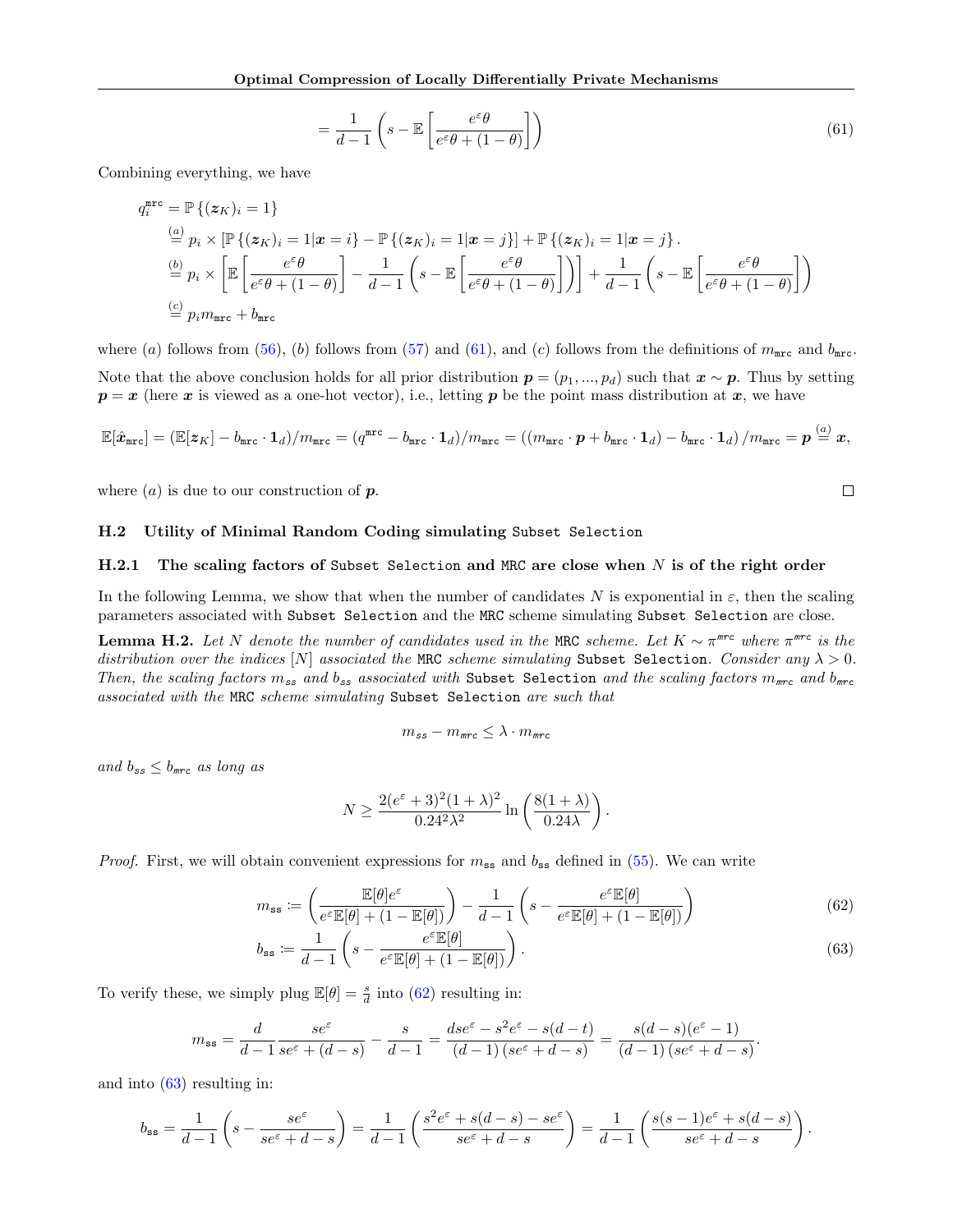$$= \frac{1}{d-1}\left(s - \mathbb{E}\left[\frac{e^{\varepsilon}\theta}{e^{\varepsilon}\theta + (1-\theta)}\right]\right) \tag{61}$$

Combining everything, we have

$$\begin{aligned}
q_i^{\texttt{mrc}} &= \mathbb{P}\left\{(\boldsymbol{z}_K)_i = 1\right\} \\
&\overset{(a)}{=} p_i \times \left[\mathbb{P}\left\{(\boldsymbol{z}_K)_i = 1 | \boldsymbol{x} = i\right\} - \mathbb{P}\left\{(\boldsymbol{z}_K)_i = 1 | \boldsymbol{x} = j\right\}\right] + \mathbb{P}\left\{(\boldsymbol{z}_K)_i = 1 | \boldsymbol{x} = j\right\}. \\
&\overset{(b)}{=} p_i \times \left[\mathbb{E}\left[\frac{e^{\varepsilon}\theta}{e^{\varepsilon}\theta + (1-\theta)}\right] - \frac{1}{d-1}\left(s - \mathbb{E}\left[\frac{e^{\varepsilon}\theta}{e^{\varepsilon}\theta + (1-\theta)}\right]\right)\right] + \frac{1}{d-1}\left(s - \mathbb{E}\left[\frac{e^{\varepsilon}\theta}{e^{\varepsilon}\theta + (1-\theta)}\right]\right) \\
&\overset{(c)}{=} p_i m_{\texttt{mrc}} + b_{\texttt{mrc}}
\end{aligned}$$

where $(a)$ follows from (56), $(b)$ follows from (57) and (61), and $(c)$ follows from the definitions of $m_{\texttt{mrc}}$ and $b_{\texttt{mrc}}$. Note that the above conclusion holds for all prior distribution $\boldsymbol{p} = (p_1, ..., p_d)$ such that $\boldsymbol{x} \sim \boldsymbol{p}$. Thus by setting $\boldsymbol{p} = \boldsymbol{x}$ (here $\boldsymbol{x}$ is viewed as a one-hot vector), i.e., letting $\boldsymbol{p}$ be the point mass distribution at $\boldsymbol{x}$, we have

$$\mathbb{E}[\hat{\boldsymbol{x}}_{\texttt{mrc}}] = (\mathbb{E}[\boldsymbol{z}_K] - b_{\texttt{mrc}} \cdot \mathbf{1}_d)/m_{\texttt{mrc}} = (q^{\texttt{mrc}} - b_{\texttt{mrc}} \cdot \mathbf{1}_d)/m_{\texttt{mrc}} = \left((m_{\texttt{mrc}} \cdot \boldsymbol{p} + b_{\texttt{mrc}} \cdot \mathbf{1}_d) - b_{\texttt{mrc}} \cdot \mathbf{1}_d\right)/m_{\texttt{mrc}} = \boldsymbol{p} \overset{(a)}{=} \boldsymbol{x},$$

where $(a)$ is due to our construction of $\boldsymbol{p}$. ◻

### H.2 Utility of Minimal Random Coding simulating `Subset Selection`

#### H.2.1 The scaling factors of `Subset Selection` and `MRC` are close when $N$ is of the right order

In the following Lemma, we show that when the number of candidates $N$ is exponential in $\varepsilon$, then the scaling parameters associated with `Subset Selection` and the `MRC` scheme simulating `Subset Selection` are close.

**Lemma H.2.** *Let $N$ denote the number of candidates used in the `MRC` scheme. Let $K \sim \pi^{\texttt{mrc}}$ where $\pi^{\texttt{mrc}}$ is the distribution over the indices $[N]$ associated the `MRC` scheme simulating `Subset Selection`. Consider any $\lambda > 0$. Then, the scaling factors $m_{ss}$ and $b_{ss}$ associated with `Subset Selection` and the scaling factors $m_{\texttt{mrc}}$ and $b_{\texttt{mrc}}$ associated with the `MRC` scheme simulating `Subset Selection` are such that*

$$m_{ss} - m_{\texttt{mrc}} \leq \lambda \cdot m_{\texttt{mrc}}$$

*and $b_{ss} \leq b_{\texttt{mrc}}$ as long as*

$$N \geq \frac{2(e^{\varepsilon}+3)^2(1+\lambda)^2}{0.24^2\lambda^2}\ln\left(\frac{8(1+\lambda)}{0.24\lambda}\right).$$

*Proof.* First, we will obtain convenient expressions for $m_{\texttt{ss}}$ and $b_{\texttt{ss}}$ defined in (55). We can write

$$m_{\texttt{ss}} \coloneqq \left(\frac{\mathbb{E}[\theta]e^{\varepsilon}}{e^{\varepsilon}\mathbb{E}[\theta] + (1-\mathbb{E}[\theta])}\right) - \frac{1}{d-1}\left(s - \frac{e^{\varepsilon}\mathbb{E}[\theta]}{e^{\varepsilon}\mathbb{E}[\theta] + (1-\mathbb{E}[\theta])}\right) \tag{62}$$

$$b_{\texttt{ss}} \coloneqq \frac{1}{d-1}\left(s - \frac{e^{\varepsilon}\mathbb{E}[\theta]}{e^{\varepsilon}\mathbb{E}[\theta] + (1-\mathbb{E}[\theta])}\right). \tag{63}$$

To verify these, we simply plug $\mathbb{E}[\theta] = \frac{s}{d}$ into (62) resulting in:

$$m_{\texttt{ss}} = \frac{d}{d-1}\frac{se^{\varepsilon}}{se^{\varepsilon} + (d-s)} - \frac{s}{d-1} = \frac{dse^{\varepsilon} - s^2e^{\varepsilon} - s(d-t)}{(d-1)\left(se^{\varepsilon} + d - s\right)} = \frac{s(d-s)(e^{\varepsilon}-1)}{(d-1)\left(se^{\varepsilon} + d - s\right)}.$$

and into (63) resulting in:

$$b_{\texttt{ss}} = \frac{1}{d-1}\left(s - \frac{se^{\varepsilon}}{se^{\varepsilon} + d - s}\right) = \frac{1}{d-1}\left(\frac{s^2e^{\varepsilon} + s(d-s) - se^{\varepsilon}}{se^{\varepsilon} + d - s}\right) = \frac{1}{d-1}\left(\frac{s(s-1)e^{\varepsilon} + s(d-s)}{se^{\varepsilon} + d - s}\right).$$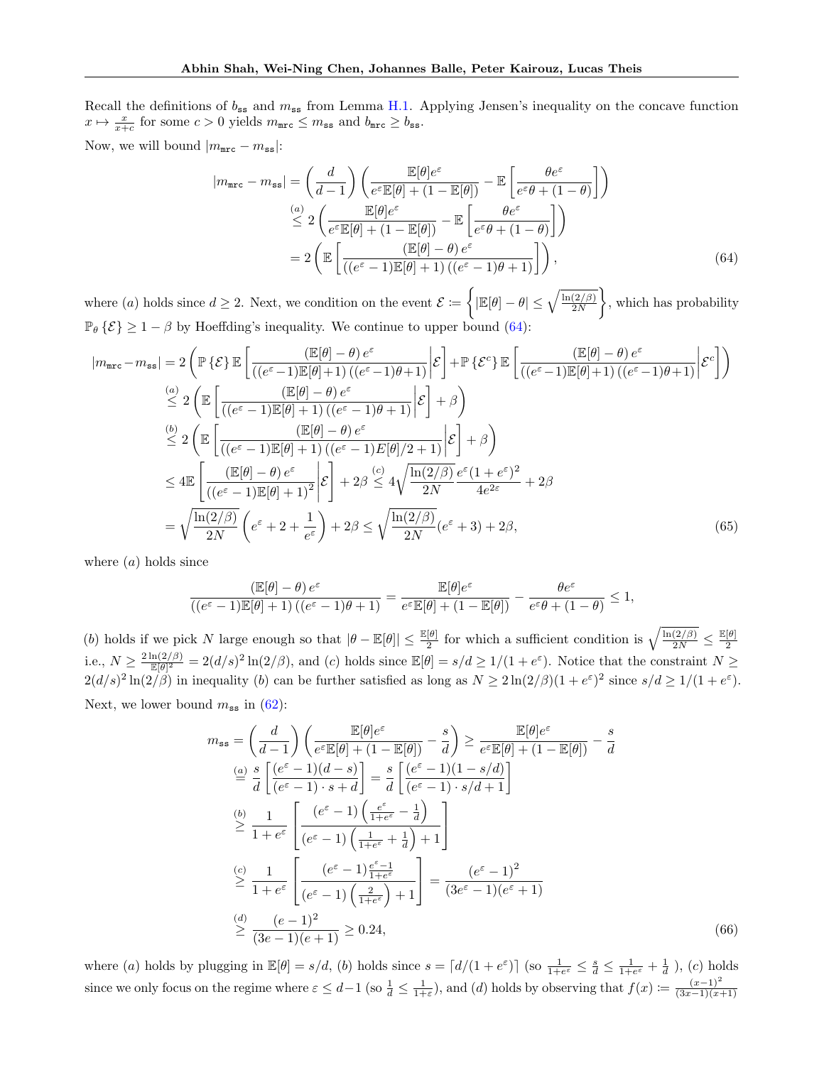Recall the definitions of $b_{\mathtt{ss}}$ and $m_{\mathtt{ss}}$ from Lemma H.1. Applying Jensen's inequality on the concave function $x \mapsto \frac{x}{x+c}$ for some $c > 0$ yields $m_{\mathtt{mrc}} \leq m_{\mathtt{ss}}$ and $b_{\mathtt{mrc}} \geq b_{\mathtt{ss}}$.

Now, we will bound $|m_{\mathtt{mrc}} - m_{\mathtt{ss}}|$:

$$
\begin{aligned}
|m_{\mathtt{mrc}} - m_{\mathtt{ss}}| &= \left(\frac{d}{d-1}\right)\left(\frac{\mathbb{E}[\theta]e^{\varepsilon}}{e^{\varepsilon}\mathbb{E}[\theta] + (1-\mathbb{E}[\theta])} - \mathbb{E}\left[\frac{\theta e^{\varepsilon}}{e^{\varepsilon}\theta + (1-\theta)}\right]\right) \\
&\overset{(a)}{\leq} 2\left(\frac{\mathbb{E}[\theta]e^{\varepsilon}}{e^{\varepsilon}\mathbb{E}[\theta] + (1-\mathbb{E}[\theta])} - \mathbb{E}\left[\frac{\theta e^{\varepsilon}}{e^{\varepsilon}\theta + (1-\theta)}\right]\right) \\
&= 2\left(\mathbb{E}\left[\frac{(\mathbb{E}[\theta]-\theta)\, e^{\varepsilon}}{((e^{\varepsilon}-1)\mathbb{E}[\theta]+1)\,((e^{\varepsilon}-1)\theta+1)}\right]\right),
\end{aligned}
\tag{64}
$$

where $(a)$ holds since $d \geq 2$. Next, we condition on the event $\mathcal{E} := \left\{|\mathbb{E}[\theta] - \theta| \leq \sqrt{\frac{\ln(2/\beta)}{2N}}\right\}$, which has probability $\mathbb{P}_{\theta}\{\mathcal{E}\} \geq 1-\beta$ by Hoeffding's inequality. We continue to upper bound (64):

$$
\begin{aligned}
|m_{\mathtt{mrc}} - m_{\mathtt{ss}}| &= 2\left(\mathbb{P}\{\mathcal{E}\}\,\mathbb{E}\left[\frac{(\mathbb{E}[\theta]-\theta)\, e^{\varepsilon}}{((e^{\varepsilon}-1)\mathbb{E}[\theta]+1)\,((e^{\varepsilon}-1)\theta+1)}\middle|\mathcal{E}\right] + \mathbb{P}\{\mathcal{E}^c\}\,\mathbb{E}\left[\frac{(\mathbb{E}[\theta]-\theta)\, e^{\varepsilon}}{((e^{\varepsilon}-1)\mathbb{E}[\theta]+1)\,((e^{\varepsilon}-1)\theta+1)}\middle|\mathcal{E}^c\right]\right) \\
&\overset{(a)}{\leq} 2\left(\mathbb{E}\left[\frac{(\mathbb{E}[\theta]-\theta)\, e^{\varepsilon}}{((e^{\varepsilon}-1)\mathbb{E}[\theta]+1)\,((e^{\varepsilon}-1)\theta+1)}\middle|\mathcal{E}\right] + \beta\right) \\
&\overset{(b)}{\leq} 2\left(\mathbb{E}\left[\frac{(\mathbb{E}[\theta]-\theta)\, e^{\varepsilon}}{((e^{\varepsilon}-1)\mathbb{E}[\theta]+1)\,((e^{\varepsilon}-1)E[\theta]/2+1)}\middle|\mathcal{E}\right] + \beta\right) \\
&\leq 4\mathbb{E}\left[\frac{(\mathbb{E}[\theta]-\theta)\, e^{\varepsilon}}{((e^{\varepsilon}-1)\mathbb{E}[\theta]+1)^2}\middle|\mathcal{E}\right] + 2\beta \overset{(c)}{\leq} 4\sqrt{\frac{\ln(2/\beta)}{2N}}\frac{e^{\varepsilon}(1+e^{\varepsilon})^2}{4e^{2\varepsilon}} + 2\beta \\
&= \sqrt{\frac{\ln(2/\beta)}{2N}}\left(e^{\varepsilon} + 2 + \frac{1}{e^{\varepsilon}}\right) + 2\beta \leq \sqrt{\frac{\ln(2/\beta)}{2N}}(e^{\varepsilon}+3) + 2\beta,
\end{aligned}
\tag{65}
$$

where $(a)$ holds since

$$
\frac{(\mathbb{E}[\theta]-\theta)\, e^{\varepsilon}}{((e^{\varepsilon}-1)\mathbb{E}[\theta]+1)\,((e^{\varepsilon}-1)\theta+1)} = \frac{\mathbb{E}[\theta]e^{\varepsilon}}{e^{\varepsilon}\mathbb{E}[\theta] + (1-\mathbb{E}[\theta])} - \frac{\theta e^{\varepsilon}}{e^{\varepsilon}\theta + (1-\theta)} \leq 1,
$$

$(b)$ holds if we pick $N$ large enough so that $|\theta - \mathbb{E}[\theta]| \leq \frac{\mathbb{E}[\theta]}{2}$ for which a sufficient condition is $\sqrt{\frac{\ln(2/\beta)}{2N}} \leq \frac{\mathbb{E}[\theta]}{2}$ i.e., $N \geq \frac{2\ln(2/\beta)}{\mathbb{E}[\theta]^2} = 2(d/s)^2\ln(2/\beta)$, and $(c)$ holds since $\mathbb{E}[\theta] = s/d \geq 1/(1+e^{\varepsilon})$. Notice that the constraint $N \geq 2(d/s)^2\ln(2/\beta)$ in inequality $(b)$ can be further satisfied as long as $N \geq 2\ln(2/\beta)(1+e^{\varepsilon})^2$ since $s/d \geq 1/(1+e^{\varepsilon})$.

Next, we lower bound $m_{\mathtt{ss}}$ in (62):

$$
\begin{aligned}
m_{\mathtt{ss}} &= \left(\frac{d}{d-1}\right)\left(\frac{\mathbb{E}[\theta]e^{\varepsilon}}{e^{\varepsilon}\mathbb{E}[\theta] + (1-\mathbb{E}[\theta])} - \frac{s}{d}\right) \geq \frac{\mathbb{E}[\theta]e^{\varepsilon}}{e^{\varepsilon}\mathbb{E}[\theta] + (1-\mathbb{E}[\theta])} - \frac{s}{d} \\
&\overset{(a)}{=} \frac{s}{d}\left[\frac{(e^{\varepsilon}-1)(d-s)}{(e^{\varepsilon}-1)\cdot s + d}\right] = \frac{s}{d}\left[\frac{(e^{\varepsilon}-1)(1-s/d)}{(e^{\varepsilon}-1)\cdot s/d + 1}\right] \\
&\overset{(b)}{\geq} \frac{1}{1+e^{\varepsilon}}\left[\frac{(e^{\varepsilon}-1)\left(\frac{e^{\varepsilon}}{1+e^{\varepsilon}} - \frac{1}{d}\right)}{(e^{\varepsilon}-1)\left(\frac{1}{1+e^{\varepsilon}} + \frac{1}{d}\right) + 1}\right] \\
&\overset{(c)}{\geq} \frac{1}{1+e^{\varepsilon}}\left[\frac{(e^{\varepsilon}-1)\frac{e^{\varepsilon}-1}{1+e^{\varepsilon}}}{(e^{\varepsilon}-1)\left(\frac{2}{1+e^{\varepsilon}}\right) + 1}\right] = \frac{(e^{\varepsilon}-1)^2}{(3e^{\varepsilon}-1)(e^{\varepsilon}+1)} \\
&\overset{(d)}{\geq} \frac{(e-1)^2}{(3e-1)(e+1)} \geq 0.24,
\end{aligned}
\tag{66}
$$

where $(a)$ holds by plugging in $\mathbb{E}[\theta] = s/d$, $(b)$ holds since $s = \lceil d/(1+e^{\varepsilon})\rceil$ (so $\frac{1}{1+e^{\varepsilon}} \leq \frac{s}{d} \leq \frac{1}{1+e^{\varepsilon}} + \frac{1}{d}$ ), $(c)$ holds since we only focus on the regime where $\varepsilon \leq d-1$ (so $\frac{1}{d} \leq \frac{1}{1+\varepsilon}$), and $(d)$ holds by observing that $f(x) := \frac{(x-1)^2}{(3x-1)(x+1)}$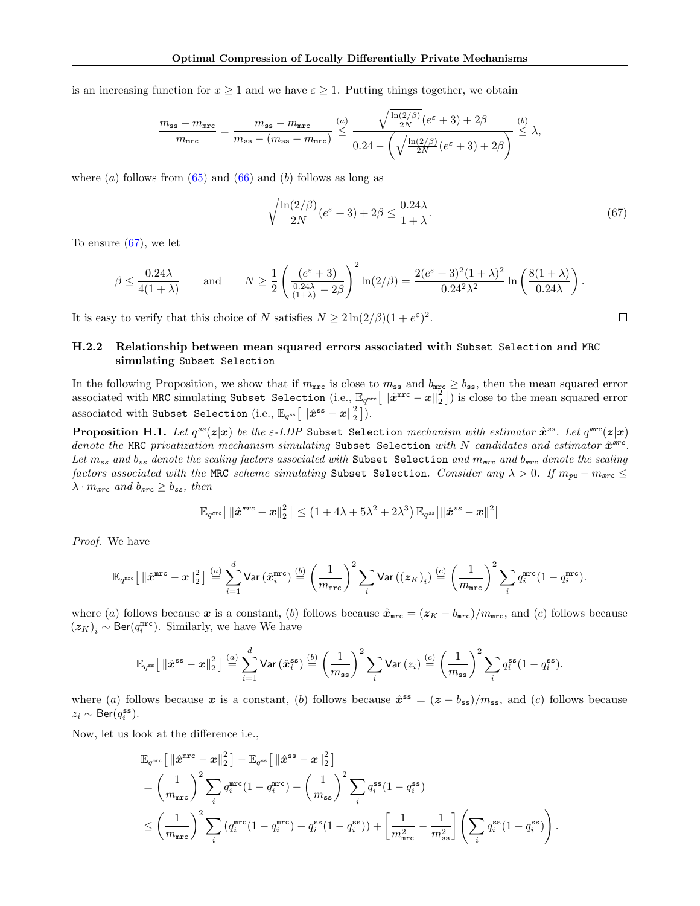is an increasing function for $x \geq 1$ and we have $\varepsilon \geq 1$. Putting things together, we obtain

$$\frac{m_{\texttt{ss}} - m_{\texttt{mrc}}}{m_{\texttt{mrc}}} = \frac{m_{\texttt{ss}} - m_{\texttt{mrc}}}{m_{\texttt{ss}} - (m_{\texttt{ss}} - m_{\texttt{mrc}})} \overset{(a)}{\leq} \frac{\sqrt{\frac{\ln(2/\beta)}{2N}}(e^\varepsilon + 3) + 2\beta}{0.24 - \left(\sqrt{\frac{\ln(2/\beta)}{2N}}(e^\varepsilon + 3) + 2\beta\right)} \overset{(b)}{\leq} \lambda,$$

where $(a)$ follows from (65) and (66) and $(b)$ follows as long as

$$\sqrt{\frac{\ln(2/\beta)}{2N}}(e^\varepsilon + 3) + 2\beta \leq \frac{0.24\lambda}{1+\lambda}. \tag{67}$$

To ensure (67), we let

$$\beta \leq \frac{0.24\lambda}{4(1+\lambda)} \qquad \text{and} \qquad N \geq \frac{1}{2}\left(\frac{(e^\varepsilon + 3)}{\frac{0.24\lambda}{(1+\lambda)} - 2\beta}\right)^2 \ln(2/\beta) = \frac{2(e^\varepsilon + 3)^2(1+\lambda)^2}{0.24^2\lambda^2} \ln\left(\frac{8(1+\lambda)}{0.24\lambda}\right).$$

It is easy to verify that this choice of $N$ satisfies $N \geq 2\ln(2/\beta)(1+e^\varepsilon)^2$. □

#### H.2.2 Relationship between mean squared errors associated with `Subset Selection` and `MRC` simulating `Subset Selection`

In the following Proposition, we show that if $m_{\texttt{mrc}}$ is close to $m_{\texttt{ss}}$ and $b_{\texttt{mrc}} \geq b_{\texttt{ss}}$, then the mean squared error associated with `MRC` simulating `Subset Selection` (i.e., $\mathbb{E}_{q^{\texttt{mrc}}}\big[\, \|\hat{\boldsymbol{x}}^{\texttt{mrc}} - \boldsymbol{x}\|_2^2\,\big]$) is close to the mean squared error associated with `Subset Selection` (i.e., $\mathbb{E}_{q^{\texttt{ss}}}\big[\, \|\hat{\boldsymbol{x}}^{\texttt{ss}} - \boldsymbol{x}\|_2^2\,\big]$).

**Proposition H.1.** *Let $q^{ss}(\boldsymbol{z}|\boldsymbol{x})$ be the $\varepsilon$-LDP `Subset Selection` mechanism with estimator $\hat{\boldsymbol{x}}^{ss}$. Let $q^{mrc}(\boldsymbol{z}|\boldsymbol{x})$ denote the `MRC` privatization mechanism simulating `Subset Selection` with $N$ candidates and estimator $\hat{\boldsymbol{x}}^{mrc}$. Let $m_{ss}$ and $b_{ss}$ denote the scaling factors associated with `Subset Selection` and $m_{mrc}$ and $b_{mrc}$ denote the scaling factors associated with the `MRC` scheme simulating `Subset Selection`. Consider any $\lambda > 0$. If $m_{pu} - m_{mrc} \leq \lambda \cdot m_{mrc}$ and $b_{mrc} \geq b_{ss}$, then*

$$\mathbb{E}_{q^{mrc}}\big[\, \|\hat{\boldsymbol{x}}^{mrc} - \boldsymbol{x}\|_2^2\,\big] \leq \left(1 + 4\lambda + 5\lambda^2 + 2\lambda^3\right) \mathbb{E}_{q^{ss}}\big[\|\hat{\boldsymbol{x}}^{ss} - \boldsymbol{x}\|^2\big]$$

*Proof.* We have

$$\mathbb{E}_{q^{\texttt{mrc}}}\big[\, \|\hat{\boldsymbol{x}}^{\texttt{mrc}} - \boldsymbol{x}\|_2^2\,\big] \overset{(a)}{=} \sum_{i=1}^{d} \mathsf{Var}\left(\hat{\boldsymbol{x}}_i^{\texttt{mrc}}\right) \overset{(b)}{=} \left(\frac{1}{m_{\texttt{mrc}}}\right)^2 \sum_i \mathsf{Var}\left((\boldsymbol{z}_K)_i\right) \overset{(c)}{=} \left(\frac{1}{m_{\texttt{mrc}}}\right)^2 \sum_i q_i^{\texttt{mrc}}(1 - q_i^{\texttt{mrc}}).$$

where $(a)$ follows because $\boldsymbol{x}$ is a constant, $(b)$ follows because $\hat{\boldsymbol{x}}_{\texttt{mrc}} = (\boldsymbol{z}_K - b_{\texttt{mrc}})/m_{\texttt{mrc}}$, and $(c)$ follows because $(\boldsymbol{z}_K)_i \sim \mathsf{Ber}(q_i^{\texttt{mrc}})$. Similarly, we have We have

$$\mathbb{E}_{q^{\texttt{ss}}}\big[\, \|\hat{\boldsymbol{x}}^{\texttt{ss}} - \boldsymbol{x}\|_2^2\,\big] \overset{(a)}{=} \sum_{i=1}^{d} \mathsf{Var}\left(\hat{\boldsymbol{x}}_i^{\texttt{ss}}\right) \overset{(b)}{=} \left(\frac{1}{m_{\texttt{ss}}}\right)^2 \sum_i \mathsf{Var}\left(z_i\right) \overset{(c)}{=} \left(\frac{1}{m_{\texttt{ss}}}\right)^2 \sum_i q_i^{\texttt{ss}}(1 - q_i^{\texttt{ss}}).$$

where $(a)$ follows because $\boldsymbol{x}$ is a constant, $(b)$ follows because $\hat{\boldsymbol{x}}^{\texttt{ss}} = (\boldsymbol{z} - b_{\texttt{ss}})/m_{\texttt{ss}}$, and $(c)$ follows because $z_i \sim \mathsf{Ber}(q_i^{\texttt{ss}})$.

Now, let us look at the difference i.e.,

$$\begin{aligned}
&\mathbb{E}_{q^{\texttt{mrc}}}\big[\, \|\hat{\boldsymbol{x}}^{\texttt{mrc}} - \boldsymbol{x}\|_2^2\,\big] - \mathbb{E}_{q^{\texttt{ss}}}\big[\, \|\hat{\boldsymbol{x}}^{\texttt{ss}} - \boldsymbol{x}\|_2^2\,\big] \\
&= \left(\frac{1}{m_{\texttt{mrc}}}\right)^2 \sum_i q_i^{\texttt{mrc}}(1 - q_i^{\texttt{mrc}}) - \left(\frac{1}{m_{\texttt{ss}}}\right)^2 \sum_i q_i^{\texttt{ss}}(1 - q_i^{\texttt{ss}}) \\
&\leq \left(\frac{1}{m_{\texttt{mrc}}}\right)^2 \sum_i \left(q_i^{\texttt{mrc}}(1 - q_i^{\texttt{mrc}}) - q_i^{\texttt{ss}}(1 - q_i^{\texttt{ss}})\right) + \left[\frac{1}{m_{\texttt{mrc}}^2} - \frac{1}{m_{\texttt{ss}}^2}\right] \left(\sum_i q_i^{\texttt{ss}}(1 - q_i^{\texttt{ss}})\right).
\end{aligned}$$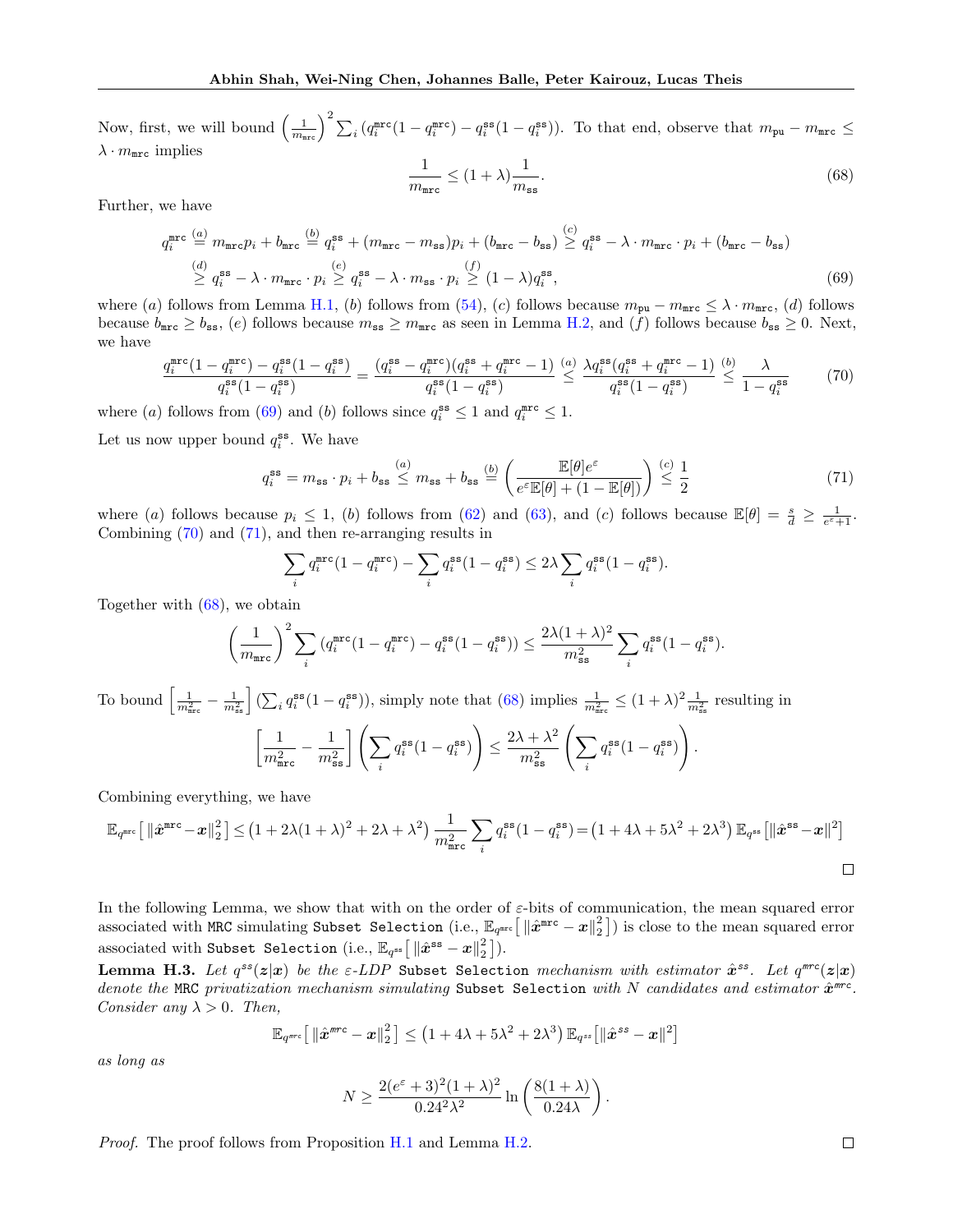Now, first, we will bound $\left(\frac{1}{m_{\texttt{mrc}}}\right)^2 \sum_i (q_i^{\texttt{mrc}}(1-q_i^{\texttt{mrc}}) - q_i^{\texttt{ss}}(1-q_i^{\texttt{ss}}))$. To that end, observe that $m_{\texttt{pu}} - m_{\texttt{mrc}} \leq \lambda \cdot m_{\texttt{mrc}}$ implies

$$\frac{1}{m_{\texttt{mrc}}} \leq (1+\lambda)\frac{1}{m_{\texttt{ss}}}. \tag{68}$$

Further, we have

$$q_i^{\texttt{mrc}} \overset{(a)}{=} m_{\texttt{mrc}} p_i + b_{\texttt{mrc}} \overset{(b)}{=} q_i^{\texttt{ss}} + (m_{\texttt{mrc}} - m_{\texttt{ss}})p_i + (b_{\texttt{mrc}} - b_{\texttt{ss}}) \overset{(c)}{\geq} q_i^{\texttt{ss}} - \lambda \cdot m_{\texttt{mrc}} \cdot p_i + (b_{\texttt{mrc}} - b_{\texttt{ss}})$$
$$\overset{(d)}{\geq} q_i^{\texttt{ss}} - \lambda \cdot m_{\texttt{mrc}} \cdot p_i \overset{(e)}{\geq} q_i^{\texttt{ss}} - \lambda \cdot m_{\texttt{ss}} \cdot p_i \overset{(f)}{\geq} (1-\lambda) q_i^{\texttt{ss}}, \tag{69}$$

where $(a)$ follows from Lemma H.1, $(b)$ follows from (54), $(c)$ follows because $m_{\texttt{pu}} - m_{\texttt{mrc}} \leq \lambda \cdot m_{\texttt{mrc}}$, $(d)$ follows because $b_{\texttt{mrc}} \geq b_{\texttt{ss}}$, $(e)$ follows because $m_{\texttt{ss}} \geq m_{\texttt{mrc}}$ as seen in Lemma H.2, and $(f)$ follows because $b_{\texttt{ss}} \geq 0$. Next, we have

$$\frac{q_i^{\texttt{mrc}}(1-q_i^{\texttt{mrc}}) - q_i^{\texttt{ss}}(1-q_i^{\texttt{ss}})}{q_i^{\texttt{ss}}(1-q_i^{\texttt{ss}})} = \frac{(q_i^{\texttt{ss}} - q_i^{\texttt{mrc}})(q_i^{\texttt{ss}} + q_i^{\texttt{mrc}} - 1)}{q_i^{\texttt{ss}}(1-q_i^{\texttt{ss}})} \overset{(a)}{\leq} \frac{\lambda q_i^{\texttt{ss}}(q_i^{\texttt{ss}} + q_i^{\texttt{mrc}} - 1)}{q_i^{\texttt{ss}}(1-q_i^{\texttt{ss}})} \overset{(b)}{\leq} \frac{\lambda}{1-q_i^{\texttt{ss}}} \tag{70}$$

where $(a)$ follows from (69) and $(b)$ follows since $q_i^{\texttt{ss}} \leq 1$ and $q_i^{\texttt{mrc}} \leq 1$.

Let us now upper bound $q_i^{\texttt{ss}}$. We have

$$q_i^{\texttt{ss}} = m_{\texttt{ss}} \cdot p_i + b_{\texttt{ss}} \overset{(a)}{\leq} m_{\texttt{ss}} + b_{\texttt{ss}} \overset{(b)}{=} \left(\frac{\mathbb{E}[\theta]e^{\varepsilon}}{e^{\varepsilon}\mathbb{E}[\theta] + (1-\mathbb{E}[\theta])}\right) \overset{(c)}{\leq} \frac{1}{2} \tag{71}$$

where $(a)$ follows because $p_i \leq 1$, $(b)$ follows from (62) and (63), and $(c)$ follows because $\mathbb{E}[\theta] = \frac{s}{d} \geq \frac{1}{e^{\varepsilon}+1}$. Combining (70) and (71), and then re-arranging results in

$$\sum_i q_i^{\texttt{mrc}}(1-q_i^{\texttt{mrc}}) - \sum_i q_i^{\texttt{ss}}(1-q_i^{\texttt{ss}}) \leq 2\lambda \sum_i q_i^{\texttt{ss}}(1-q_i^{\texttt{ss}}).$$

Together with (68), we obtain

$$\left(\frac{1}{m_{\texttt{mrc}}}\right)^2 \sum_i (q_i^{\texttt{mrc}}(1-q_i^{\texttt{mrc}}) - q_i^{\texttt{ss}}(1-q_i^{\texttt{ss}})) \leq \frac{2\lambda(1+\lambda)^2}{m_{\texttt{ss}}^2} \sum_i q_i^{\texttt{ss}}(1-q_i^{\texttt{ss}}).$$

To bound $\left[\frac{1}{m_{\texttt{mrc}}^2} - \frac{1}{m_{\texttt{ss}}^2}\right](\sum_i q_i^{\texttt{ss}}(1-q_i^{\texttt{ss}}))$, simply note that (68) implies $\frac{1}{m_{\texttt{mrc}}^2} \leq (1+\lambda)^2 \frac{1}{m_{\texttt{ss}}^2}$ resulting in

$$\left[\frac{1}{m_{\texttt{mrc}}^2} - \frac{1}{m_{\texttt{ss}}^2}\right]\left(\sum_i q_i^{\texttt{ss}}(1-q_i^{\texttt{ss}})\right) \leq \frac{2\lambda + \lambda^2}{m_{\texttt{ss}}^2}\left(\sum_i q_i^{\texttt{ss}}(1-q_i^{\texttt{ss}})\right).$$

Combining everything, we have

$$\mathbb{E}_{q^{\texttt{mrc}}}\left[\|\hat{\boldsymbol{x}}^{\texttt{mrc}} - \boldsymbol{x}\|_2^2\right] \leq \left(1 + 2\lambda(1+\lambda)^2 + 2\lambda + \lambda^2\right)\frac{1}{m_{\texttt{mrc}}^2}\sum_i q_i^{\texttt{ss}}(1-q_i^{\texttt{ss}}) = \left(1 + 4\lambda + 5\lambda^2 + 2\lambda^3\right)\mathbb{E}_{q^{\texttt{ss}}}\left[\|\hat{\boldsymbol{x}}^{\texttt{ss}} - \boldsymbol{x}\|^2\right]$$

□

In the following Lemma, we show that with on the order of $\varepsilon$-bits of communication, the mean squared error associated with MRC simulating Subset Selection (i.e., $\mathbb{E}_{q^{\texttt{mrc}}}\left[\|\hat{\boldsymbol{x}}^{\texttt{mrc}} - \boldsymbol{x}\|_2^2\right]$) is close to the mean squared error associated with Subset Selection (i.e., $\mathbb{E}_{q^{ss}}\left[\|\hat{\boldsymbol{x}}^{\texttt{ss}} - \boldsymbol{x}\|_2^2\right]$).

**Lemma H.3.** *Let $q^{ss}(\boldsymbol{z}|\boldsymbol{x})$ be the $\varepsilon$-LDP* Subset Selection *mechanism with estimator $\hat{\boldsymbol{x}}^{ss}$. Let $q^{mrc}(\boldsymbol{z}|\boldsymbol{x})$ denote the* MRC *privatization mechanism simulating* Subset Selection *with $N$ candidates and estimator $\hat{\boldsymbol{x}}^{mrc}$. Consider any $\lambda > 0$. Then,*

$$\mathbb{E}_{q^{mrc}}\left[\|\hat{\boldsymbol{x}}^{mrc} - \boldsymbol{x}\|_2^2\right] \leq \left(1 + 4\lambda + 5\lambda^2 + 2\lambda^3\right)\mathbb{E}_{q^{ss}}\left[\|\hat{\boldsymbol{x}}^{ss} - \boldsymbol{x}\|^2\right]$$

*as long as*

$$N \geq \frac{2(e^{\varepsilon}+3)^2(1+\lambda)^2}{0.24^2\lambda^2}\ln\left(\frac{8(1+\lambda)}{0.24\lambda}\right).$$

*Proof.* The proof follows from Proposition H.1 and Lemma H.2. □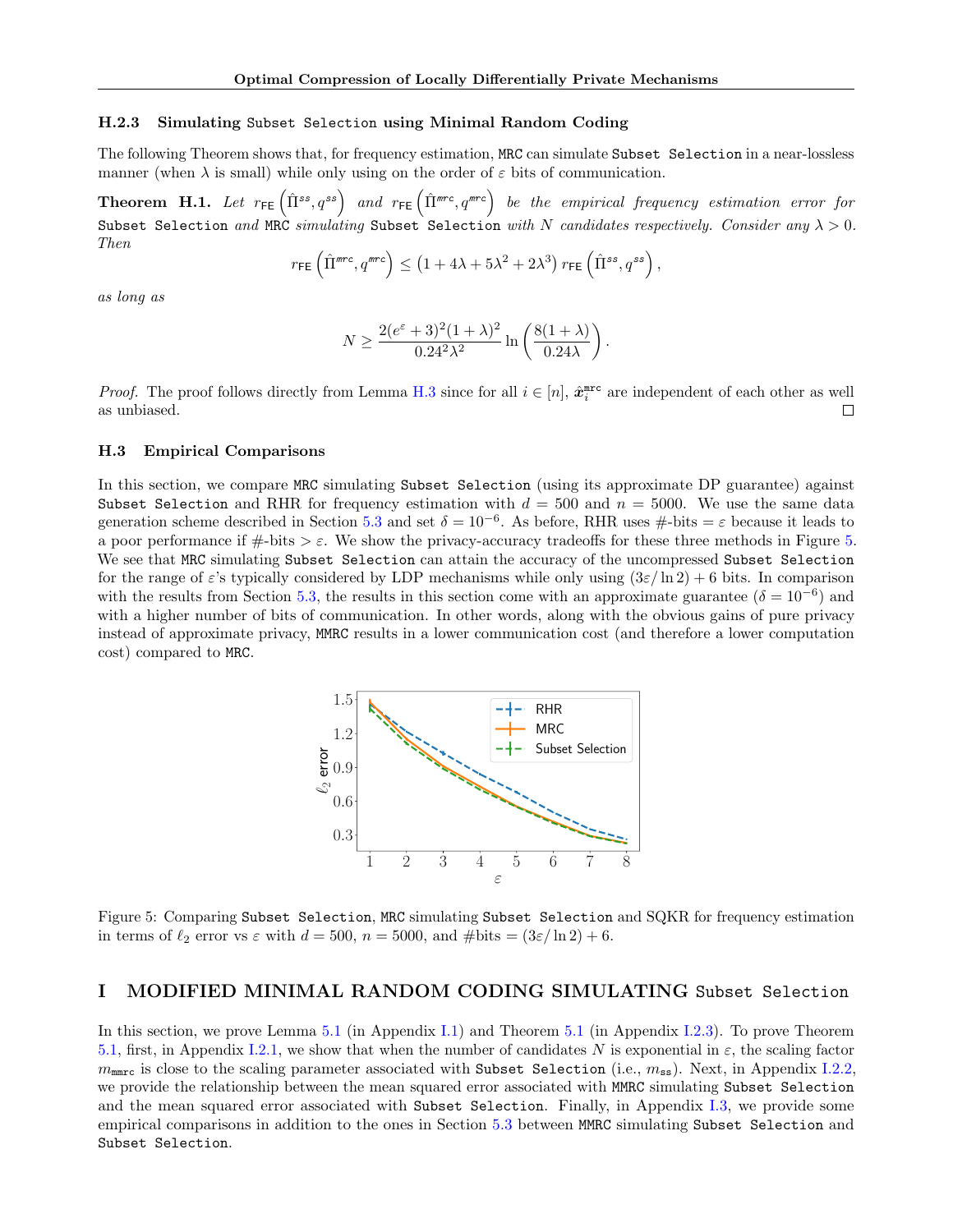### H.2.3 Simulating Subset Selection using Minimal Random Coding

The following Theorem shows that, for frequency estimation, MRC can simulate Subset Selection in a near-lossless manner (when $\lambda$ is small) while only using on the order of $\varepsilon$ bits of communication.

**Theorem H.1.** *Let $r_{\mathsf{FE}}\left(\hat{\Pi}^{ss}, q^{ss}\right)$ and $r_{\mathsf{FE}}\left(\hat{\Pi}^{mrc}, q^{mrc}\right)$ be the empirical frequency estimation error for* Subset Selection *and* MRC *simulating* Subset Selection *with $N$ candidates respectively. Consider any $\lambda > 0$. Then*

$$r_{\mathsf{FE}}\left(\hat{\Pi}^{mrc}, q^{mrc}\right) \leq \left(1 + 4\lambda + 5\lambda^2 + 2\lambda^3\right) r_{\mathsf{FE}}\left(\hat{\Pi}^{ss}, q^{ss}\right),$$

*as long as*

$$N \geq \frac{2(e^{\varepsilon}+3)^2(1+\lambda)^2}{0.24^2\lambda^2} \ln\left(\frac{8(1+\lambda)}{0.24\lambda}\right).$$

*Proof.* The proof follows directly from Lemma H.3 since for all $i \in [n]$, $\hat{\boldsymbol{x}}_i^{\mathtt{mrc}}$ are independent of each other as well as unbiased. ∎

### H.3 Empirical Comparisons

In this section, we compare MRC simulating Subset Selection (using its approximate DP guarantee) against Subset Selection and RHR for frequency estimation with $d = 500$ and $n = 5000$. We use the same data generation scheme described in Section 5.3 and set $\delta = 10^{-6}$. As before, RHR uses #-bits $= \varepsilon$ because it leads to a poor performance if #-bits $> \varepsilon$. We show the privacy-accuracy tradeoffs for these three methods in Figure 5. We see that MRC simulating Subset Selection can attain the accuracy of the uncompressed Subset Selection for the range of $\varepsilon$'s typically considered by LDP mechanisms while only using $(3\varepsilon/\ln 2) + 6$ bits. In comparison with the results from Section 5.3, the results in this section come with an approximate guarantee ($\delta = 10^{-6}$) and with a higher number of bits of communication. In other words, along with the obvious gains of pure privacy instead of approximate privacy, MMRC results in a lower communication cost (and therefore a lower computation cost) compared to MRC.

RHR
MRC
Subset Selection
$\ell_2$ error
1.5
1.2
0.9
0.6
0.3
1 2 3 4 5 6 7 8
$\varepsilon$

Figure 5: Comparing Subset Selection, MRC simulating Subset Selection and SQKR for frequency estimation in terms of $\ell_2$ error vs $\varepsilon$ with $d = 500$, $n = 5000$, and #bits $= (3\varepsilon/\ln 2) + 6$.

## I MODIFIED MINIMAL RANDOM CODING SIMULATING Subset Selection

In this section, we prove Lemma 5.1 (in Appendix I.1) and Theorem 5.1 (in Appendix I.2.3). To prove Theorem 5.1, first, in Appendix I.2.1, we show that when the number of candidates $N$ is exponential in $\varepsilon$, the scaling factor $m_{\mathtt{mmrc}}$ is close to the scaling parameter associated with Subset Selection (i.e., $m_{\mathtt{ss}}$). Next, in Appendix I.2.2, we provide the relationship between the mean squared error associated with MMRC simulating Subset Selection and the mean squared error associated with Subset Selection. Finally, in Appendix I.3, we provide some empirical comparisons in addition to the ones in Section 5.3 between MMRC simulating Subset Selection and Subset Selection.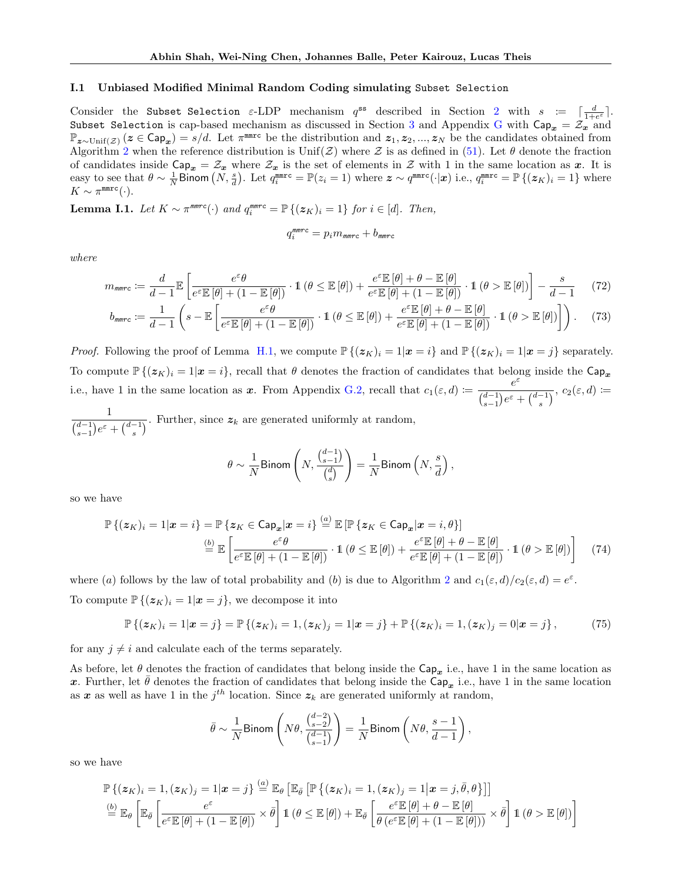### I.1 Unbiased Modified Minimal Random Coding simulating `Subset Selection`

Consider the `Subset Selection` $\varepsilon$-LDP mechanism $q^{\texttt{ss}}$ described in Section 2 with $s := \lceil \frac{d}{1+e^{\varepsilon}} \rceil$. `Subset Selection` is cap-based mechanism as discussed in Section 3 and Appendix G with $\mathsf{Cap}_{\boldsymbol{x}} = \mathcal{Z}_{\boldsymbol{x}}$ and $\mathbb{P}_{\boldsymbol{z} \sim \mathrm{Unif}(\mathcal{Z})}(\boldsymbol{z} \in \mathsf{Cap}_{\boldsymbol{x}}) = s/d$. Let $\pi^{\texttt{mmrc}}$ be the distribution and $\boldsymbol{z}_1, \boldsymbol{z}_2, ..., \boldsymbol{z}_N$ be the candidates obtained from Algorithm 2 when the reference distribution is $\mathrm{Unif}(\mathcal{Z})$ where $\mathcal{Z}$ is as defined in (51). Let $\theta$ denote the fraction of candidates inside $\mathsf{Cap}_{\boldsymbol{x}} = \mathcal{Z}_{\boldsymbol{x}}$ where $\mathcal{Z}_{\boldsymbol{x}}$ is the set of elements in $\mathcal{Z}$ with 1 in the same location as $\boldsymbol{x}$. It is easy to see that $\theta \sim \frac{1}{N}\mathsf{Binom}\left(N, \frac{s}{d}\right)$. Let $q_i^{\texttt{mmrc}} = \mathbb{P}(z_i = 1)$ where $\boldsymbol{z} \sim q^{\texttt{mmrc}}(\cdot|\boldsymbol{x})$ i.e., $q_i^{\texttt{mmrc}} = \mathbb{P}\left\{(\boldsymbol{z}_K)_i = 1\right\}$ where $K \sim \pi^{\texttt{mmrc}}(\cdot)$.

**Lemma I.1.** *Let $K \sim \pi^{\mathtt{mmrc}}(\cdot)$ and $q_i^{\mathtt{mmrc}} = \mathbb{P}\left\{(\boldsymbol{z}_K)_i = 1\right\}$ for $i \in [d]$. Then,*

$$q_i^{\mathtt{mmrc}} = p_i m_{\mathtt{mmrc}} + b_{\mathtt{mmrc}}$$

*where*

$$m_{\mathtt{mmrc}} := \frac{d}{d-1}\mathbb{E}\left[\frac{e^{\varepsilon}\theta}{e^{\varepsilon}\mathbb{E}[\theta] + (1-\mathbb{E}[\theta])} \cdot \mathbb{1}(\theta \leq \mathbb{E}[\theta]) + \frac{e^{\varepsilon}\mathbb{E}[\theta] + \theta - \mathbb{E}[\theta]}{e^{\varepsilon}\mathbb{E}[\theta] + (1-\mathbb{E}[\theta])} \cdot \mathbb{1}(\theta > \mathbb{E}[\theta])\right] - \frac{s}{d-1} \tag{72}$$

$$b_{\mathtt{mmrc}} := \frac{1}{d-1}\left(s - \mathbb{E}\left[\frac{e^{\varepsilon}\theta}{e^{\varepsilon}\mathbb{E}[\theta] + (1-\mathbb{E}[\theta])} \cdot \mathbb{1}(\theta \leq \mathbb{E}[\theta]) + \frac{e^{\varepsilon}\mathbb{E}[\theta] + \theta - \mathbb{E}[\theta]}{e^{\varepsilon}\mathbb{E}[\theta] + (1-\mathbb{E}[\theta])} \cdot \mathbb{1}(\theta > \mathbb{E}[\theta])\right]\right). \tag{73}$$

*Proof.* Following the proof of Lemma H.1, we compute $\mathbb{P}\left\{(\boldsymbol{z}_K)_i = 1 | \boldsymbol{x} = i\right\}$ and $\mathbb{P}\left\{(\boldsymbol{z}_K)_i = 1 | \boldsymbol{x} = j\right\}$ separately.

To compute $\mathbb{P}\left\{(\boldsymbol{z}_K)_i = 1 | \boldsymbol{x} = i\right\}$, recall that $\theta$ denotes the fraction of candidates that belong inside the $\mathsf{Cap}_{\boldsymbol{x}}$ i.e., have 1 in the same location as $\boldsymbol{x}$. From Appendix G.2, recall that $c_1(\varepsilon, d) := \frac{e^{\varepsilon}}{\binom{d-1}{s-1}e^{\varepsilon} + \binom{d-1}{s}}$, $c_2(\varepsilon, d) := \frac{1}{\binom{d-1}{s-1}e^{\varepsilon} + \binom{d-1}{s}}$. Further, since $\boldsymbol{z}_k$ are generated uniformly at random,

$$\theta \sim \frac{1}{N}\mathsf{Binom}\left(N, \frac{\binom{d-1}{s-1}}{\binom{d}{s}}\right) = \frac{1}{N}\mathsf{Binom}\left(N, \frac{s}{d}\right),$$

so we have

$$\mathbb{P}\left\{(\boldsymbol{z}_K)_i = 1 | \boldsymbol{x} = i\right\} = \mathbb{P}\left\{\boldsymbol{z}_K \in \mathsf{Cap}_{\boldsymbol{x}} | \boldsymbol{x} = i\right\} \overset{(a)}{=} \mathbb{E}\left[\mathbb{P}\left\{\boldsymbol{z}_K \in \mathsf{Cap}_{\boldsymbol{x}} | \boldsymbol{x} = i, \theta\right\}\right]$$
$$\overset{(b)}{=} \mathbb{E}\left[\frac{e^{\varepsilon}\theta}{e^{\varepsilon}\mathbb{E}[\theta] + (1-\mathbb{E}[\theta])} \cdot \mathbb{1}(\theta \leq \mathbb{E}[\theta]) + \frac{e^{\varepsilon}\mathbb{E}[\theta] + \theta - \mathbb{E}[\theta]}{e^{\varepsilon}\mathbb{E}[\theta] + (1-\mathbb{E}[\theta])} \cdot \mathbb{1}(\theta > \mathbb{E}[\theta])\right] \tag{74}$$

where $(a)$ follows by the law of total probability and $(b)$ is due to Algorithm 2 and $c_1(\varepsilon, d)/c_2(\varepsilon, d) = e^{\varepsilon}$.

To compute $\mathbb{P}\left\{(\boldsymbol{z}_K)_i = 1 | \boldsymbol{x} = j\right\}$, we decompose it into

$$\mathbb{P}\left\{(\boldsymbol{z}_K)_i = 1 | \boldsymbol{x} = j\right\} = \mathbb{P}\left\{(\boldsymbol{z}_K)_i = 1, (\boldsymbol{z}_K)_j = 1 | \boldsymbol{x} = j\right\} + \mathbb{P}\left\{(\boldsymbol{z}_K)_i = 1, (\boldsymbol{z}_K)_j = 0 | \boldsymbol{x} = j\right\}, \tag{75}$$

for any $j \neq i$ and calculate each of the terms separately.

As before, let $\theta$ denotes the fraction of candidates that belong inside the $\mathsf{Cap}_{\boldsymbol{x}}$ i.e., have 1 in the same location as $\boldsymbol{x}$. Further, let $\bar{\theta}$ denotes the fraction of candidates that belong inside the $\mathsf{Cap}_{\boldsymbol{x}}$ i.e., have 1 in the same location as $\boldsymbol{x}$ as well as have 1 in the $j^{th}$ location. Since $\boldsymbol{z}_k$ are generated uniformly at random,

$$\bar{\theta} \sim \frac{1}{N}\mathsf{Binom}\left(N\theta, \frac{\binom{d-2}{s-2}}{\binom{d-1}{s-1}}\right) = \frac{1}{N}\mathsf{Binom}\left(N\theta, \frac{s-1}{d-1}\right),$$

so we have

$$\mathbb{P}\left\{(\boldsymbol{z}_K)_i = 1, (\boldsymbol{z}_K)_j = 1 | \boldsymbol{x} = j\right\} \overset{(a)}{=} \mathbb{E}_{\theta}\left[\mathbb{E}_{\bar{\theta}}\left[\mathbb{P}\left\{(\boldsymbol{z}_K)_i = 1, (\boldsymbol{z}_K)_j = 1 \middle| \boldsymbol{x} = j, \bar{\theta}, \theta\right\}\right]\right]$$
$$\overset{(b)}{=} \mathbb{E}_{\theta}\left[\mathbb{E}_{\bar{\theta}}\left[\frac{e^{\varepsilon}}{e^{\varepsilon}\mathbb{E}[\theta] + (1-\mathbb{E}[\theta])} \times \bar{\theta}\right]\mathbb{1}(\theta \leq \mathbb{E}[\theta]) + \mathbb{E}_{\bar{\theta}}\left[\frac{e^{\varepsilon}\mathbb{E}[\theta] + \theta - \mathbb{E}[\theta]}{\theta\left(e^{\varepsilon}\mathbb{E}[\theta] + (1-\mathbb{E}[\theta])\right)} \times \bar{\theta}\right]\mathbb{1}(\theta > \mathbb{E}[\theta])\right]$$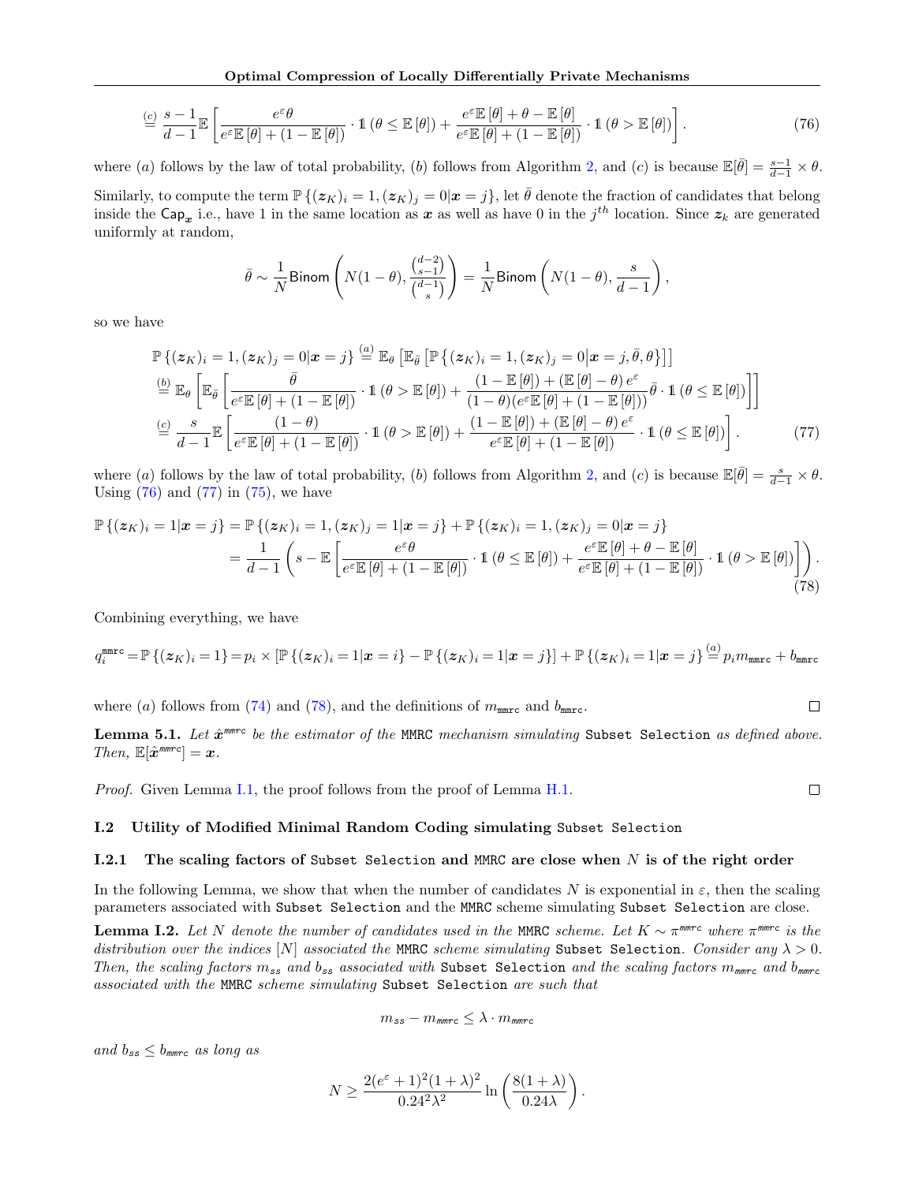$$\overset{(c)}{=} \frac{s-1}{d-1}\mathbb{E}\left[\frac{e^{\varepsilon}\theta}{e^{\varepsilon}\mathbb{E}[\theta]+(1-\mathbb{E}[\theta])}\cdot\mathbb{1}(\theta\le\mathbb{E}[\theta])+\frac{e^{\varepsilon}\mathbb{E}[\theta]+\theta-\mathbb{E}[\theta]}{e^{\varepsilon}\mathbb{E}[\theta]+(1-\mathbb{E}[\theta])}\cdot\mathbb{1}(\theta>\mathbb{E}[\theta])\right]. \tag{76}$$

where $(a)$ follows by the law of total probability, $(b)$ follows from Algorithm 2, and $(c)$ is because $\mathbb{E}[\bar{\theta}] = \frac{s-1}{d-1}\times\theta$.

Similarly, to compute the term $\mathbb{P}\{(\boldsymbol{z}_K)_i = 1, (\boldsymbol{z}_K)_j = 0|\boldsymbol{x}=j\}$, let $\bar{\theta}$ denote the fraction of candidates that belong inside the $\mathsf{Cap}_{\boldsymbol{x}}$ i.e., have 1 in the same location as $\boldsymbol{x}$ as well as have 0 in the $j^{th}$ location. Since $\boldsymbol{z}_k$ are generated uniformly at random,

$$\bar{\theta}\sim\frac{1}{N}\mathsf{Binom}\left(N(1-\theta),\frac{\binom{d-2}{s-1}}{\binom{d-1}{s}}\right)=\frac{1}{N}\mathsf{Binom}\left(N(1-\theta),\frac{s}{d-1}\right),$$

so we have

$$\begin{aligned}
\mathbb{P}\{(\boldsymbol{z}_K)_i = 1, (\boldsymbol{z}_K)_j = 0|\boldsymbol{x}=j\} &\overset{(a)}{=} \mathbb{E}_\theta\left[\mathbb{E}_{\bar{\theta}}\left[\mathbb{P}\left\{(\boldsymbol{z}_K)_i=1,(\boldsymbol{z}_K)_j=0\middle|\boldsymbol{x}=j,\bar{\theta},\theta\right\}\right]\right]\\
&\overset{(b)}{=} \mathbb{E}_\theta\left[\mathbb{E}_{\bar{\theta}}\left[\frac{\bar{\theta}}{e^{\varepsilon}\mathbb{E}[\theta]+(1-\mathbb{E}[\theta])}\cdot\mathbb{1}(\theta>\mathbb{E}[\theta])+\frac{(1-\mathbb{E}[\theta])+(\mathbb{E}[\theta]-\theta)e^{\varepsilon}}{(1-\theta)(e^{\varepsilon}\mathbb{E}[\theta]+(1-\mathbb{E}[\theta]))}\bar{\theta}\cdot\mathbb{1}(\theta\le\mathbb{E}[\theta])\right]\right]\\
&\overset{(c)}{=} \frac{s}{d-1}\mathbb{E}\left[\frac{(1-\theta)}{e^{\varepsilon}\mathbb{E}[\theta]+(1-\mathbb{E}[\theta])}\cdot\mathbb{1}(\theta>\mathbb{E}[\theta])+\frac{(1-\mathbb{E}[\theta])+(\mathbb{E}[\theta]-\theta)e^{\varepsilon}}{e^{\varepsilon}\mathbb{E}[\theta]+(1-\mathbb{E}[\theta])}\cdot\mathbb{1}(\theta\le\mathbb{E}[\theta])\right].
\end{aligned}\tag{77}$$

where $(a)$ follows by the law of total probability, $(b)$ follows from Algorithm 2, and $(c)$ is because $\mathbb{E}[\bar{\theta}] = \frac{s}{d-1}\times\theta$. Using (76) and (77) in (75), we have

$$\begin{aligned}
\mathbb{P}\{(\boldsymbol{z}_K)_i = 1|\boldsymbol{x}=j\} &= \mathbb{P}\{(\boldsymbol{z}_K)_i = 1, (\boldsymbol{z}_K)_j = 1|\boldsymbol{x}=j\}+\mathbb{P}\{(\boldsymbol{z}_K)_i = 1, (\boldsymbol{z}_K)_j = 0|\boldsymbol{x}=j\}\\
&= \frac{1}{d-1}\left(s-\mathbb{E}\left[\frac{e^{\varepsilon}\theta}{e^{\varepsilon}\mathbb{E}[\theta]+(1-\mathbb{E}[\theta])}\cdot\mathbb{1}(\theta\le\mathbb{E}[\theta])+\frac{e^{\varepsilon}\mathbb{E}[\theta]+\theta-\mathbb{E}[\theta]}{e^{\varepsilon}\mathbb{E}[\theta]+(1-\mathbb{E}[\theta])}\cdot\mathbb{1}(\theta>\mathbb{E}[\theta])\right]\right).
\end{aligned}\tag{78}$$

Combining everything, we have

$$q_i^{\texttt{mmrc}} = \mathbb{P}\{(\boldsymbol{z}_K)_i = 1\} = p_i\times[\mathbb{P}\{(\boldsymbol{z}_K)_i = 1|\boldsymbol{x}=i\}-\mathbb{P}\{(\boldsymbol{z}_K)_i = 1|\boldsymbol{x}=j\}]+\mathbb{P}\{(\boldsymbol{z}_K)_i = 1|\boldsymbol{x}=j\}\overset{(a)}{=}p_i m_{\texttt{mmrc}}+b_{\texttt{mmrc}}$$

where $(a)$ follows from (74) and (78), and the definitions of $m_{\texttt{mmrc}}$ and $b_{\texttt{mmrc}}$. □

**Lemma 5.1.** *Let $\hat{\boldsymbol{x}}^{\texttt{mmrc}}$ be the estimator of the* `MMRC` *mechanism simulating* `Subset Selection` *as defined above. Then, $\mathbb{E}[\hat{\boldsymbol{x}}^{\texttt{mmrc}}] = \boldsymbol{x}$.*

*Proof.* Given Lemma I.1, the proof follows from the proof of Lemma H.1. □

### I.2 Utility of Modified Minimal Random Coding simulating `Subset Selection`

#### I.2.1 The scaling factors of `Subset Selection` and `MMRC` are close when $N$ is of the right order

In the following Lemma, we show that when the number of candidates $N$ is exponential in $\varepsilon$, then the scaling parameters associated with `Subset Selection` and the `MMRC` scheme simulating `Subset Selection` are close.

**Lemma I.2.** *Let $N$ denote the number of candidates used in the* `MMRC` *scheme. Let $K\sim\pi^{\texttt{mmrc}}$ where $\pi^{\texttt{mmrc}}$ is the distribution over the indices $[N]$ associated the* `MMRC` *scheme simulating* `Subset Selection`*. Consider any $\lambda>0$. Then, the scaling factors $m_{ss}$ and $b_{ss}$ associated with* `Subset Selection` *and the scaling factors $m_{\texttt{mmrc}}$ and $b_{\texttt{mmrc}}$ associated with the* `MMRC` *scheme simulating* `Subset Selection` *are such that*

$$m_{ss}-m_{\texttt{mmrc}}\le\lambda\cdot m_{\texttt{mmrc}}$$

*and $b_{ss}\le b_{\texttt{mmrc}}$ as long as*

$$N\ge\frac{2(e^{\varepsilon}+1)^2(1+\lambda)^2}{0.24^2\lambda^2}\ln\left(\frac{8(1+\lambda)}{0.24\lambda}\right).$$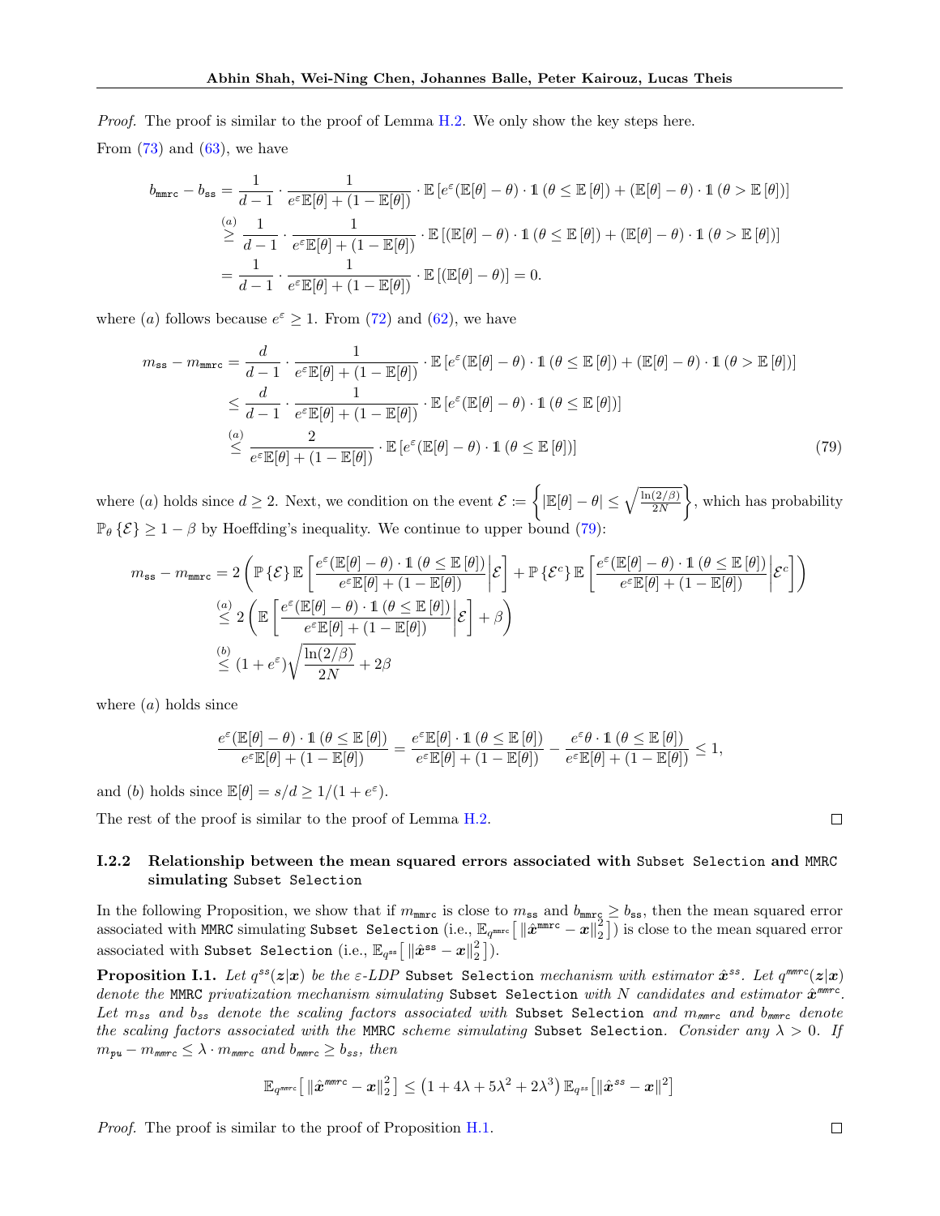*Proof.* The proof is similar to the proof of Lemma H.2. We only show the key steps here.

From (73) and (63), we have

$$
\begin{aligned}
b_{\texttt{mmrc}} - b_{\texttt{ss}} &= \frac{1}{d-1} \cdot \frac{1}{e^{\varepsilon}\mathbb{E}[\theta] + (1-\mathbb{E}[\theta])} \cdot \mathbb{E}\left[e^{\varepsilon}(\mathbb{E}[\theta]-\theta)\cdot \mathbb{1}\left(\theta \leq \mathbb{E}\left[\theta\right]\right) + (\mathbb{E}[\theta]-\theta)\cdot \mathbb{1}\left(\theta > \mathbb{E}\left[\theta\right]\right)\right] \\
&\overset{(a)}{\geq} \frac{1}{d-1} \cdot \frac{1}{e^{\varepsilon}\mathbb{E}[\theta] + (1-\mathbb{E}[\theta])} \cdot \mathbb{E}\left[(\mathbb{E}[\theta]-\theta)\cdot \mathbb{1}\left(\theta \leq \mathbb{E}\left[\theta\right]\right) + (\mathbb{E}[\theta]-\theta)\cdot \mathbb{1}\left(\theta > \mathbb{E}\left[\theta\right]\right)\right] \\
&= \frac{1}{d-1} \cdot \frac{1}{e^{\varepsilon}\mathbb{E}[\theta] + (1-\mathbb{E}[\theta])} \cdot \mathbb{E}\left[(\mathbb{E}[\theta]-\theta)\right] = 0.
\end{aligned}
$$

where $(a)$ follows because $e^{\varepsilon} \geq 1$. From (72) and (62), we have

$$
\begin{aligned}
m_{\texttt{ss}} - m_{\texttt{mmrc}} &= \frac{d}{d-1} \cdot \frac{1}{e^{\varepsilon}\mathbb{E}[\theta] + (1-\mathbb{E}[\theta])} \cdot \mathbb{E}\left[e^{\varepsilon}(\mathbb{E}[\theta]-\theta)\cdot \mathbb{1}\left(\theta \leq \mathbb{E}\left[\theta\right]\right) + (\mathbb{E}[\theta]-\theta)\cdot \mathbb{1}\left(\theta > \mathbb{E}\left[\theta\right]\right)\right] \\
&\leq \frac{d}{d-1} \cdot \frac{1}{e^{\varepsilon}\mathbb{E}[\theta] + (1-\mathbb{E}[\theta])} \cdot \mathbb{E}\left[e^{\varepsilon}(\mathbb{E}[\theta]-\theta)\cdot \mathbb{1}\left(\theta \leq \mathbb{E}\left[\theta\right]\right)\right] \\
&\overset{(a)}{\leq} \frac{2}{e^{\varepsilon}\mathbb{E}[\theta] + (1-\mathbb{E}[\theta])} \cdot \mathbb{E}\left[e^{\varepsilon}(\mathbb{E}[\theta]-\theta)\cdot \mathbb{1}\left(\theta \leq \mathbb{E}\left[\theta\right]\right)\right] \qquad (79)
\end{aligned}
$$

where $(a)$ holds since $d \geq 2$. Next, we condition on the event $\mathcal{E} := \left\{|\mathbb{E}[\theta]-\theta| \leq \sqrt{\frac{\ln(2/\beta)}{2N}}\right\}$, which has probability $\mathbb{P}_{\theta}\left\{\mathcal{E}\right\} \geq 1-\beta$ by Hoeffding's inequality. We continue to upper bound (79):

$$
\begin{aligned}
m_{\texttt{ss}} - m_{\texttt{mmrc}} &= 2\left(\mathbb{P}\left\{\mathcal{E}\right\}\mathbb{E}\left[\frac{e^{\varepsilon}(\mathbb{E}[\theta]-\theta)\cdot \mathbb{1}\left(\theta \leq \mathbb{E}\left[\theta\right]\right)}{e^{\varepsilon}\mathbb{E}[\theta] + (1-\mathbb{E}[\theta])}\middle|\mathcal{E}\right] + \mathbb{P}\left\{\mathcal{E}^c\right\}\mathbb{E}\left[\frac{e^{\varepsilon}(\mathbb{E}[\theta]-\theta)\cdot \mathbb{1}\left(\theta \leq \mathbb{E}\left[\theta\right]\right)}{e^{\varepsilon}\mathbb{E}[\theta] + (1-\mathbb{E}[\theta])}\middle|\mathcal{E}^c\right]\right) \\
&\overset{(a)}{\leq} 2\left(\mathbb{E}\left[\frac{e^{\varepsilon}(\mathbb{E}[\theta]-\theta)\cdot \mathbb{1}\left(\theta \leq \mathbb{E}\left[\theta\right]\right)}{e^{\varepsilon}\mathbb{E}[\theta] + (1-\mathbb{E}[\theta])}\middle|\mathcal{E}\right] + \beta\right) \\
&\overset{(b)}{\leq} (1+e^{\varepsilon})\sqrt{\frac{\ln(2/\beta)}{2N}} + 2\beta
\end{aligned}
$$

where $(a)$ holds since

$$
\frac{e^{\varepsilon}(\mathbb{E}[\theta]-\theta)\cdot \mathbb{1}\left(\theta \leq \mathbb{E}\left[\theta\right]\right)}{e^{\varepsilon}\mathbb{E}[\theta] + (1-\mathbb{E}[\theta])} = \frac{e^{\varepsilon}\mathbb{E}[\theta]\cdot \mathbb{1}\left(\theta \leq \mathbb{E}\left[\theta\right]\right)}{e^{\varepsilon}\mathbb{E}[\theta] + (1-\mathbb{E}[\theta])} - \frac{e^{\varepsilon}\theta\cdot \mathbb{1}\left(\theta \leq \mathbb{E}\left[\theta\right]\right)}{e^{\varepsilon}\mathbb{E}[\theta] + (1-\mathbb{E}[\theta])} \leq 1,
$$

and $(b)$ holds since $\mathbb{E}[\theta] = s/d \geq 1/(1+e^{\varepsilon})$.

The rest of the proof is similar to the proof of Lemma H.2. ∎

#### I.2.2 Relationship between the mean squared errors associated with `Subset Selection` and `MMRC` simulating `Subset Selection`

In the following Proposition, we show that if $m_{\texttt{mmrc}}$ is close to $m_{\texttt{ss}}$ and $b_{\texttt{mmrc}} \geq b_{\texttt{ss}}$, then the mean squared error associated with `MMRC` simulating `Subset Selection` (i.e., $\mathbb{E}_{q^{\texttt{mmrc}}}\left[\|\hat{\boldsymbol{x}}^{\texttt{mmrc}} - \boldsymbol{x}\|_2^2\right]$) is close to the mean squared error associated with `Subset Selection` (i.e., $\mathbb{E}_{q^{\texttt{ss}}}\left[\|\hat{\boldsymbol{x}}^{\texttt{ss}} - \boldsymbol{x}\|_2^2\right]$).

**Proposition I.1.** *Let $q^{ss}(\boldsymbol{z}|\boldsymbol{x})$ be the $\varepsilon$-LDP `Subset Selection` mechanism with estimator $\hat{\boldsymbol{x}}^{ss}$. Let $q^{mmrc}(\boldsymbol{z}|\boldsymbol{x})$ denote the `MMRC` privatization mechanism simulating `Subset Selection` with $N$ candidates and estimator $\hat{\boldsymbol{x}}^{mmrc}$. Let $m_{ss}$ and $b_{ss}$ denote the scaling factors associated with `Subset Selection` and $m_{mmrc}$ and $b_{mmrc}$ denote the scaling factors associated with the `MMRC` scheme simulating `Subset Selection`. Consider any $\lambda > 0$. If $m_{pu} - m_{mmrc} \leq \lambda \cdot m_{mmrc}$ and $b_{mmrc} \geq b_{ss}$, then*

$$
\mathbb{E}_{q^{mmrc}}\left[\|\hat{\boldsymbol{x}}^{mmrc} - \boldsymbol{x}\|_2^2\right] \leq \left(1 + 4\lambda + 5\lambda^2 + 2\lambda^3\right)\mathbb{E}_{q^{ss}}\left[\|\hat{\boldsymbol{x}}^{ss} - \boldsymbol{x}\|^2\right]
$$

*Proof.* The proof is similar to the proof of Proposition H.1. ∎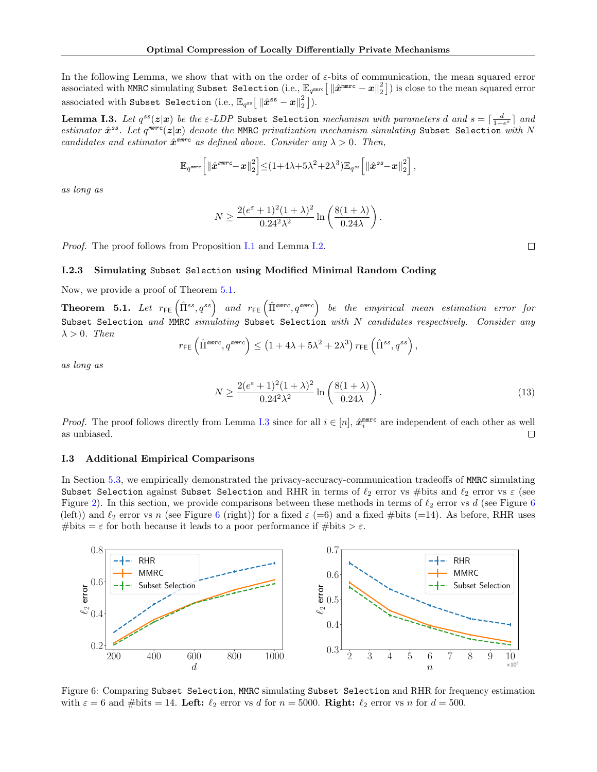In the following Lemma, we show that with on the order of $\varepsilon$-bits of communication, the mean squared error associated with MMRC simulating Subset Selection (i.e., $\mathbb{E}_{q^{\text{mmrc}}}\big[\,\|\hat{\boldsymbol{x}}^{\text{mmrc}}-\boldsymbol{x}\|_2^2\,\big]$) is close to the mean squared error associated with Subset Selection (i.e., $\mathbb{E}_{q^{ss}}\big[\,\|\hat{\boldsymbol{x}}^{\text{ss}}-\boldsymbol{x}\|_2^2\,\big]$).

**Lemma I.3.** *Let $q^{ss}(\boldsymbol{z}|\boldsymbol{x})$ be the $\varepsilon$-LDP* Subset Selection *mechanism with parameters $d$ and $s = \lceil \frac{d}{1+e^{\varepsilon}} \rceil$ and estimator $\hat{\boldsymbol{x}}^{ss}$. Let $q^{mmrc}(\boldsymbol{z}|\boldsymbol{x})$ denote the* MMRC *privatization mechanism simulating* Subset Selection *with $N$ candidates and estimator $\hat{\boldsymbol{x}}^{mmrc}$ as defined above. Consider any $\lambda > 0$. Then,*

$$\mathbb{E}_{q^{mmrc}}\Big[\|\hat{\boldsymbol{x}}^{mmrc}-\boldsymbol{x}\|_2^2\Big]\leq(1+4\lambda+5\lambda^2+2\lambda^3)\mathbb{E}_{q^{ss}}\Big[\|\hat{\boldsymbol{x}}^{ss}-\boldsymbol{x}\|_2^2\Big],$$

*as long as*

$$N \geq \frac{2(e^{\varepsilon}+1)^2(1+\lambda)^2}{0.24^2\lambda^2}\ln\left(\frac{8(1+\lambda)}{0.24\lambda}\right).$$

*Proof.* The proof follows from Proposition I.1 and Lemma I.2. ∎

#### I.2.3 Simulating Subset Selection using Modified Minimal Random Coding

Now, we provide a proof of Theorem 5.1.

**Theorem 5.1.** *Let $r_{\mathsf{FE}}\left(\hat{\Pi}^{ss}, q^{ss}\right)$ and $r_{\mathsf{FE}}\left(\hat{\Pi}^{mmrc}, q^{mmrc}\right)$ be the empirical mean estimation error for* Subset Selection *and* MMRC *simulating* Subset Selection *with $N$ candidates respectively. Consider any $\lambda > 0$. Then*

$$r_{\mathsf{FE}}\left(\hat{\Pi}^{mmrc}, q^{mmrc}\right) \leq \left(1+4\lambda+5\lambda^2+2\lambda^3\right) r_{\mathsf{FE}}\left(\hat{\Pi}^{ss}, q^{ss}\right),$$

*as long as*

$$N \geq \frac{2(e^{\varepsilon}+1)^2(1+\lambda)^2}{0.24^2\lambda^2}\ln\left(\frac{8(1+\lambda)}{0.24\lambda}\right). \tag{13}$$

*Proof.* The proof follows directly from Lemma I.3 since for all $i \in [n]$, $\hat{\boldsymbol{x}}_i^{\text{mmrc}}$ are independent of each other as well as unbiased. ∎

### I.3 Additional Empirical Comparisons

In Section 5.3, we empirically demonstrated the privacy-accuracy-communication tradeoffs of MMRC simulating Subset Selection against Subset Selection and RHR in terms of $\ell_2$ error vs #bits and $\ell_2$ error vs $\varepsilon$ (see Figure 2). In this section, we provide comparisons between these methods in terms of $\ell_2$ error vs $d$ (see Figure 6 (left)) and $\ell_2$ error vs $n$ (see Figure 6 (right)) for a fixed $\varepsilon$ (=6) and a fixed #bits (=14). As before, RHR uses #bits = $\varepsilon$ for both because it leads to a poor performance if #bits > $\varepsilon$.

RHR
MMRC
Subset Selection
$\ell_2$ error
$d$
0.8
0.6
0.4
0.2
200 400 600 800 1000

RHR
MMRC
Subset Selection
$\ell_2$ error
$n$
0.7
0.6
0.5
0.4
0.3
2 3 4 5 6 7 8 9 10
$\times 10^3$

Figure 6: Comparing Subset Selection, MMRC simulating Subset Selection and RHR for frequency estimation with $\varepsilon = 6$ and #bits = 14. **Left:** $\ell_2$ error vs $d$ for $n = 5000$. **Right:** $\ell_2$ error vs $n$ for $d = 500$.